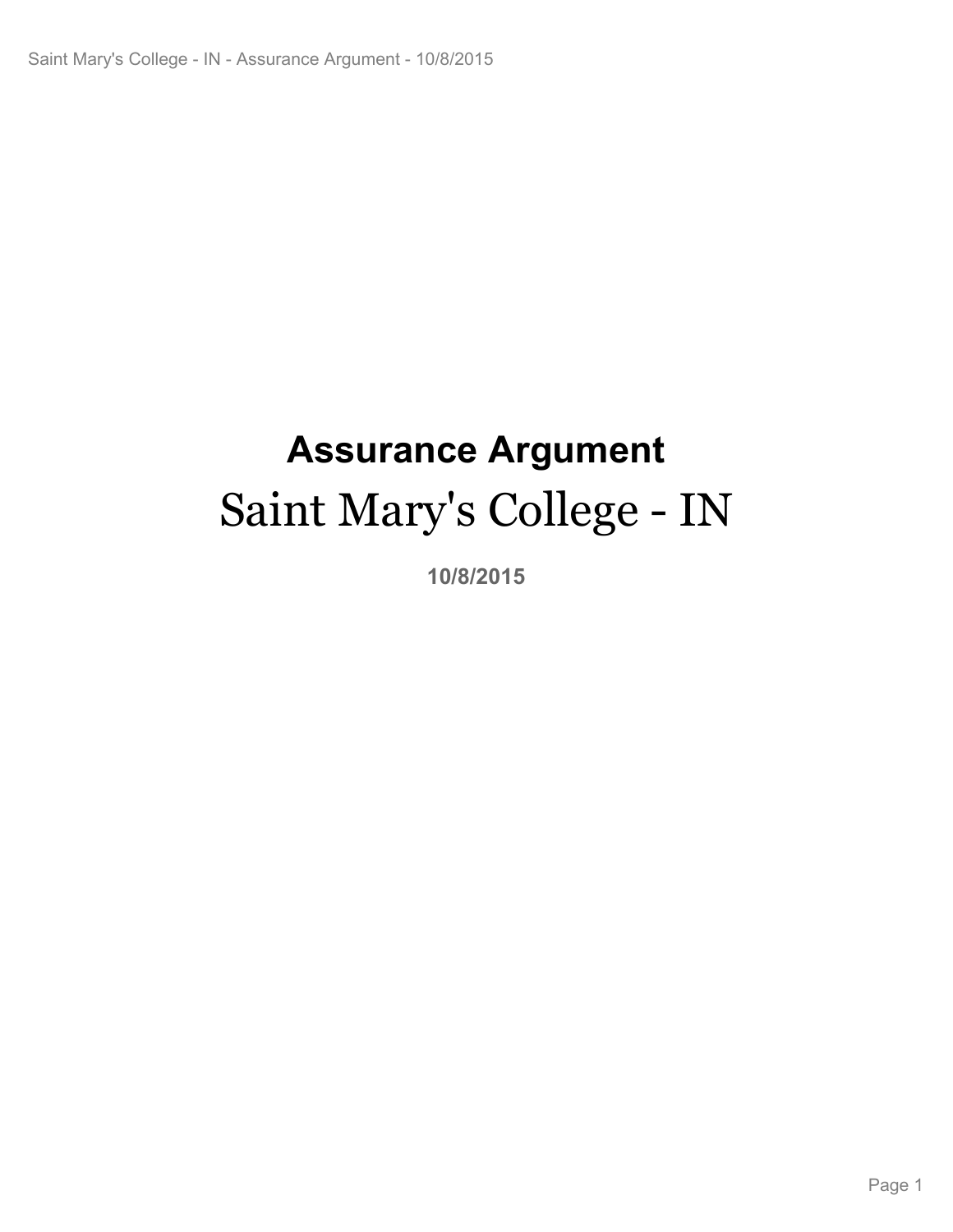# Assurance Argument

# Saint Mary's College - IN

**10/8/2015**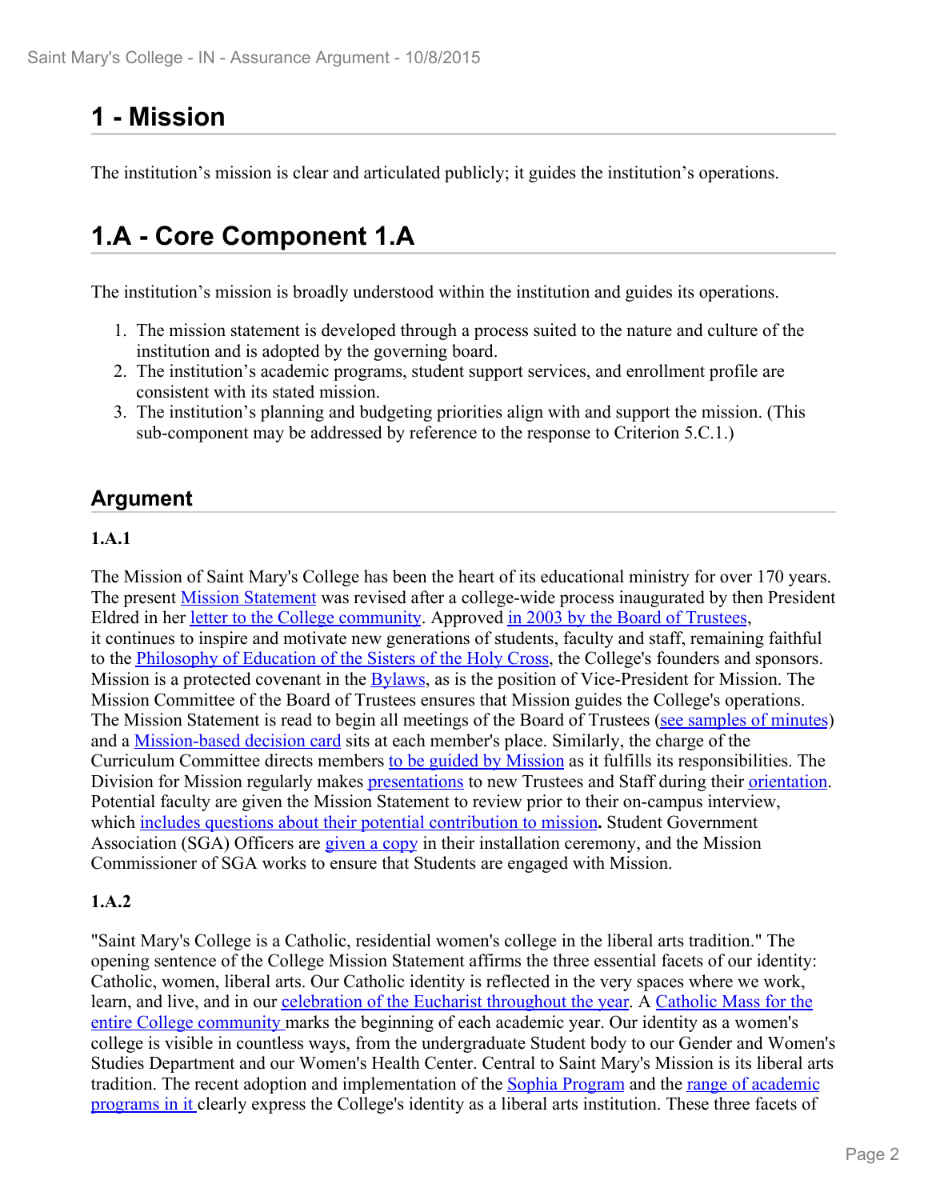# 1 - Mission

The institution's mission is clear and articulated publicly; it guides the institution's operations.

# 1.A - Core Component 1.A

The institution's mission is broadly understood within the institution and guides its operations.

1. The mission statement is developed through a process suited to the nature and culture of the institution and is adopted by the governing board.
2. The institution's academic programs, student support services, and enrollment profile are consistent with its stated mission.
3. The institution's planning and budgeting priorities align with and support the mission. (This sub-component may be addressed by reference to the response to Criterion 5.C.1.)

## Argument

### 1.A.1

The Mission of Saint Mary's College has been the heart of its educational ministry for over 170 years. The present Mission Statement was revised after a college-wide process inaugurated by then President Eldred in her letter to the College community. Approved in 2003 by the Board of Trustees, it continues to inspire and motivate new generations of students, faculty and staff, remaining faithful to the Philosophy of Education of the Sisters of the Holy Cross, the College's founders and sponsors. Mission is a protected covenant in the Bylaws, as is the position of Vice-President for Mission. The Mission Committee of the Board of Trustees ensures that Mission guides the College's operations. The Mission Statement is read to begin all meetings of the Board of Trustees (see samples of minutes) and a Mission-based decision card sits at each member's place. Similarly, the charge of the Curriculum Committee directs members to be guided by Mission as it fulfills its responsibilities. The Division for Mission regularly makes presentations to new Trustees and Staff during their orientation. Potential faculty are given the Mission Statement to review prior to their on-campus interview, which includes questions about their potential contribution to mission**.** Student Government Association (SGA) Officers are given a copy in their installation ceremony, and the Mission Commissioner of SGA works to ensure that Students are engaged with Mission.

### 1.A.2

"Saint Mary's College is a Catholic, residential women's college in the liberal arts tradition." The opening sentence of the College Mission Statement affirms the three essential facets of our identity: Catholic, women, liberal arts. Our Catholic identity is reflected in the very spaces where we work, learn, and live, and in our celebration of the Eucharist throughout the year. A Catholic Mass for the entire College community marks the beginning of each academic year. Our identity as a women's college is visible in countless ways, from the undergraduate Student body to our Gender and Women's Studies Department and our Women's Health Center. Central to Saint Mary's Mission is its liberal arts tradition. The recent adoption and implementation of the Sophia Program and the range of academic programs in it clearly express the College's identity as a liberal arts institution. These three facets of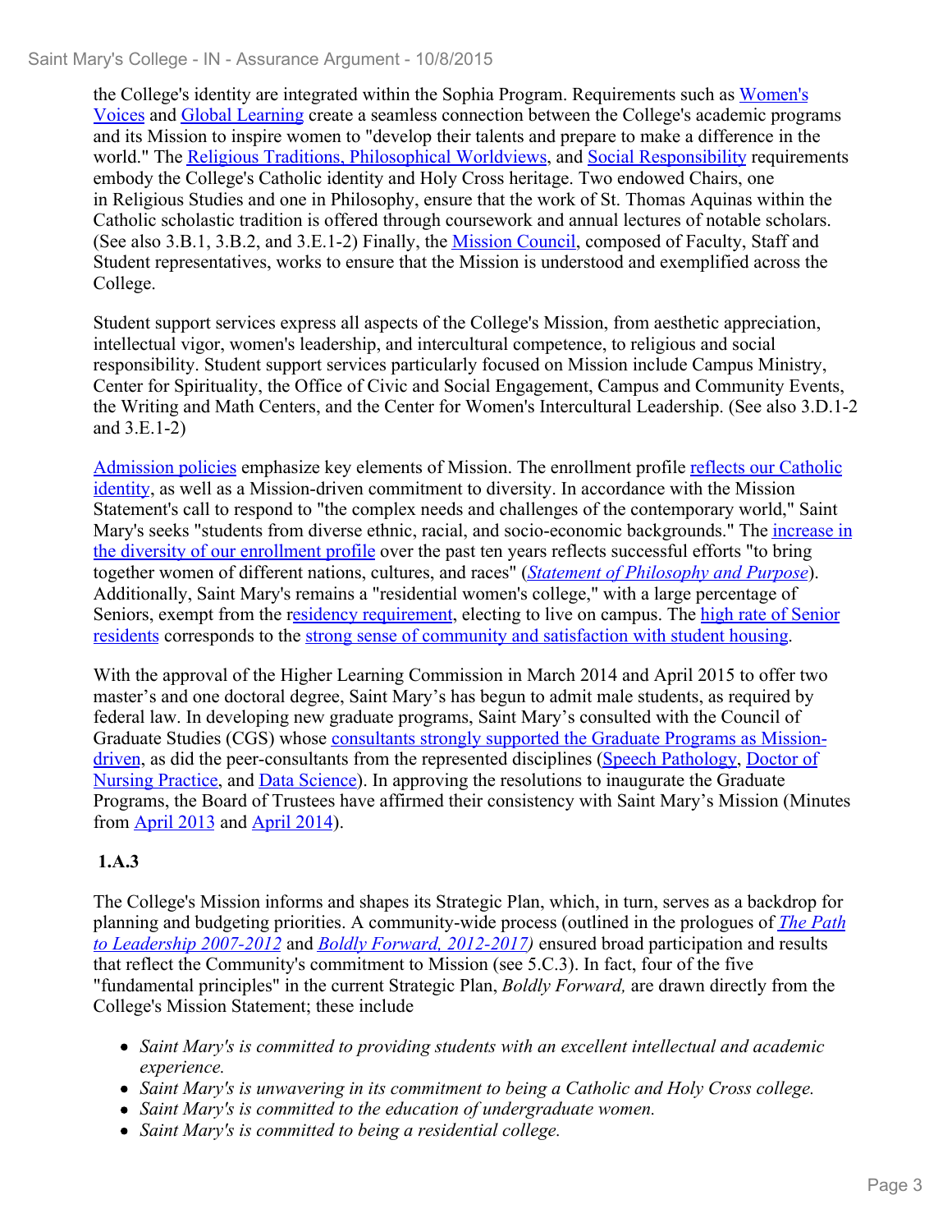the College's identity are integrated within the Sophia Program. Requirements such as Women's Voices and Global Learning create a seamless connection between the College's academic programs and its Mission to inspire women to "develop their talents and prepare to make a difference in the world." The Religious Traditions, Philosophical Worldviews, and Social Responsibility requirements embody the College's Catholic identity and Holy Cross heritage. Two endowed Chairs, one in Religious Studies and one in Philosophy, ensure that the work of St. Thomas Aquinas within the Catholic scholastic tradition is offered through coursework and annual lectures of notable scholars. (See also 3.B.1, 3.B.2, and 3.E.1-2) Finally, the Mission Council, composed of Faculty, Staff and Student representatives, works to ensure that the Mission is understood and exemplified across the College.

Student support services express all aspects of the College's Mission, from aesthetic appreciation, intellectual vigor, women's leadership, and intercultural competence, to religious and social responsibility. Student support services particularly focused on Mission include Campus Ministry, Center for Spirituality, the Office of Civic and Social Engagement, Campus and Community Events, the Writing and Math Centers, and the Center for Women's Intercultural Leadership. (See also 3.D.1-2 and 3.E.1-2)

Admission policies emphasize key elements of Mission. The enrollment profile reflects our Catholic identity, as well as a Mission-driven commitment to diversity. In accordance with the Mission Statement's call to respond to "the complex needs and challenges of the contemporary world," Saint Mary's seeks "students from diverse ethnic, racial, and socio-economic backgrounds." The increase in the diversity of our enrollment profile over the past ten years reflects successful efforts "to bring together women of different nations, cultures, and races" (*Statement of Philosophy and Purpose*). Additionally, Saint Mary's remains a "residential women's college," with a large percentage of Seniors, exempt from the residency requirement, electing to live on campus. The high rate of Senior residents corresponds to the strong sense of community and satisfaction with student housing.

With the approval of the Higher Learning Commission in March 2014 and April 2015 to offer two master's and one doctoral degree, Saint Mary's has begun to admit male students, as required by federal law. In developing new graduate programs, Saint Mary's consulted with the Council of Graduate Studies (CGS) whose consultants strongly supported the Graduate Programs as Mission-driven, as did the peer-consultants from the represented disciplines (Speech Pathology, Doctor of Nursing Practice, and Data Science). In approving the resolutions to inaugurate the Graduate Programs, the Board of Trustees have affirmed their consistency with Saint Mary's Mission (Minutes from April 2013 and April 2014).

**1.A.3**

The College's Mission informs and shapes its Strategic Plan, which, in turn, serves as a backdrop for planning and budgeting priorities. A community-wide process (outlined in the prologues of *The Path to Leadership 2007-2012* and *Boldly Forward, 2012-2017*) ensured broad participation and results that reflect the Community's commitment to Mission (see 5.C.3). In fact, four of the five "fundamental principles" in the current Strategic Plan, *Boldly Forward,* are drawn directly from the College's Mission Statement; these include

- *Saint Mary's is committed to providing students with an excellent intellectual and academic experience.*
- *Saint Mary's is unwavering in its commitment to being a Catholic and Holy Cross college.*
- *Saint Mary's is committed to the education of undergraduate women.*
- *Saint Mary's is committed to being a residential college.*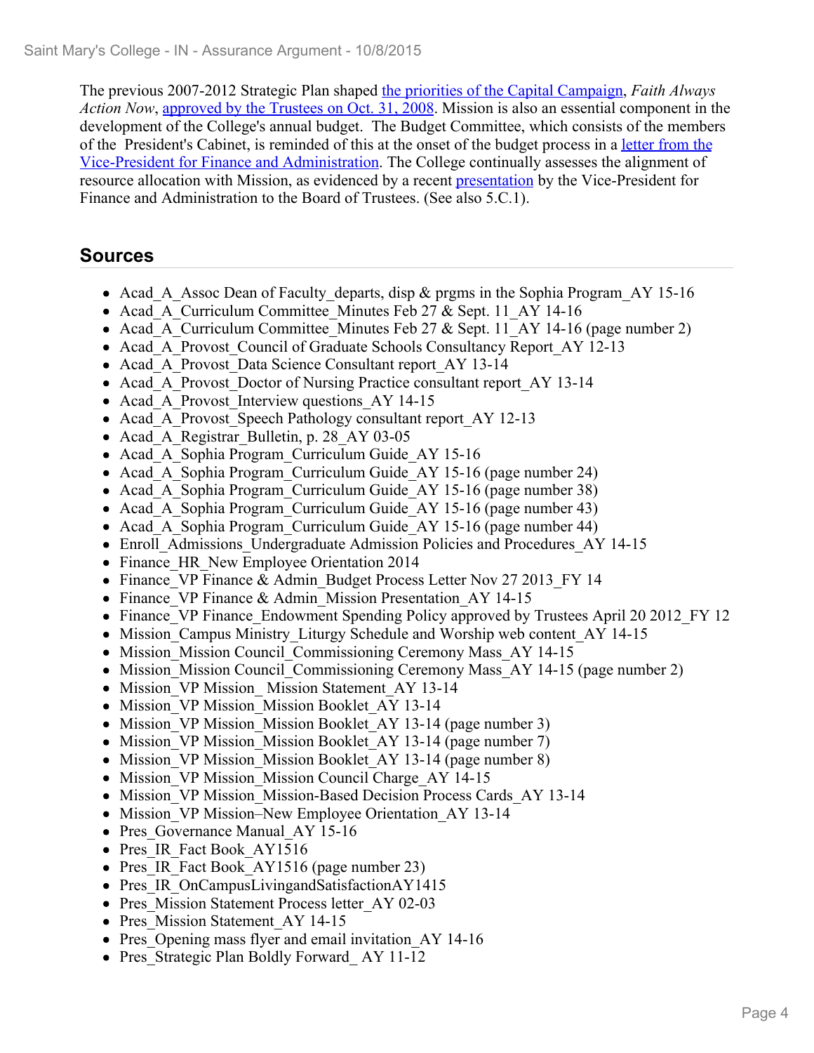The previous 2007-2012 Strategic Plan shaped the priorities of the Capital Campaign, *Faith Always Action Now*, approved by the Trustees on Oct. 31, 2008. Mission is also an essential component in the development of the College's annual budget. The Budget Committee, which consists of the members of the President's Cabinet, is reminded of this at the onset of the budget process in a letter from the Vice-President for Finance and Administration. The College continually assesses the alignment of resource allocation with Mission, as evidenced by a recent presentation by the Vice-President for Finance and Administration to the Board of Trustees. (See also 5.C.1).

## Sources

- Acad_A_Assoc Dean of Faculty_departs, disp & prgms in the Sophia Program_AY 15-16
- Acad_A_Curriculum Committee_Minutes Feb 27 & Sept. 11_AY 14-16
- Acad_A_Curriculum Committee_Minutes Feb 27 & Sept. 11_AY 14-16 (page number 2)
- Acad_A_Provost_Council of Graduate Schools Consultancy Report_AY 12-13
- Acad_A_Provost_Data Science Consultant report_AY 13-14
- Acad_A_Provost_Doctor of Nursing Practice consultant report_AY 13-14
- Acad_A_Provost_Interview questions_AY 14-15
- Acad_A_Provost_Speech Pathology consultant report_AY 12-13
- Acad_A_Registrar_Bulletin, p. 28_AY 03-05
- Acad_A_Sophia Program_Curriculum Guide_AY 15-16
- Acad_A_Sophia Program_Curriculum Guide_AY 15-16 (page number 24)
- Acad_A_Sophia Program_Curriculum Guide_AY 15-16 (page number 38)
- Acad_A_Sophia Program_Curriculum Guide_AY 15-16 (page number 43)
- Acad_A_Sophia Program_Curriculum Guide_AY 15-16 (page number 44)
- Enroll_Admissions_Undergraduate Admission Policies and Procedures_AY 14-15
- Finance_HR_New Employee Orientation 2014
- Finance_VP Finance & Admin_Budget Process Letter Nov 27 2013_FY 14
- Finance_VP Finance & Admin_Mission Presentation_AY 14-15
- Finance_VP Finance_Endowment Spending Policy approved by Trustees April 20 2012_FY 12
- Mission_Campus Ministry_Liturgy Schedule and Worship web content_AY 14-15
- Mission_Mission Council_Commissioning Ceremony Mass_AY 14-15
- Mission_Mission Council_Commissioning Ceremony Mass_AY 14-15 (page number 2)
- Mission_VP Mission_ Mission Statement_AY 13-14
- Mission_VP Mission_Mission Booklet_AY 13-14
- Mission_VP Mission_Mission Booklet_AY 13-14 (page number 3)
- Mission_VP Mission_Mission Booklet_AY 13-14 (page number 7)
- Mission_VP Mission_Mission Booklet_AY 13-14 (page number 8)
- Mission_VP Mission_Mission Council Charge_AY 14-15
- Mission_VP Mission_Mission-Based Decision Process Cards_AY 13-14
- Mission_VP Mission–New Employee Orientation_AY 13-14
- Pres_Governance Manual_AY 15-16
- Pres_IR_Fact Book_AY1516
- Pres_IR_Fact Book_AY1516 (page number 23)
- Pres_IR_OnCampusLivingandSatisfactionAY1415
- Pres_Mission Statement Process letter_AY 02-03
- Pres_Mission Statement_AY 14-15
- Pres_Opening mass flyer and email invitation_AY 14-16
- Pres_Strategic Plan Boldly Forward_ AY 11-12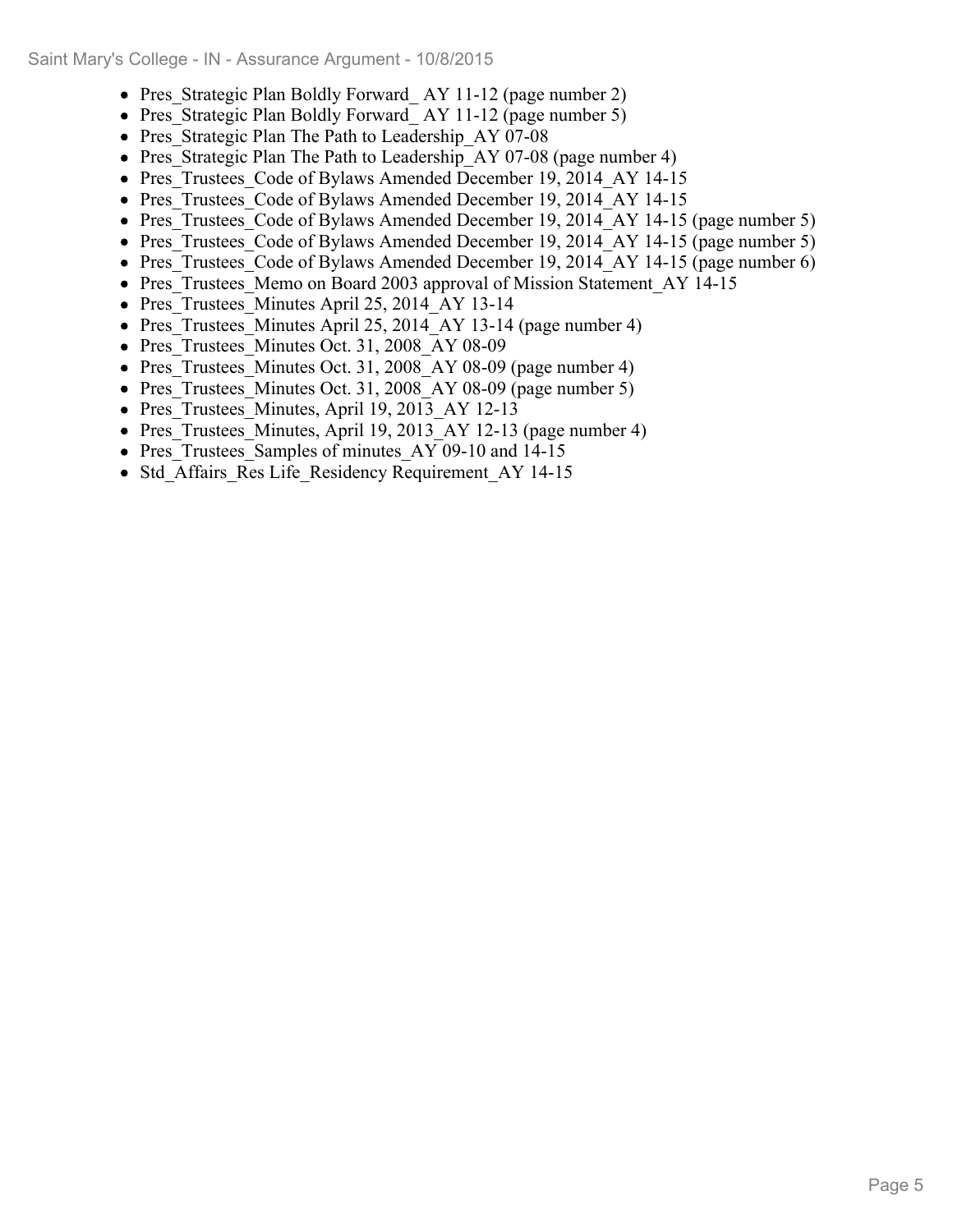- Pres_Strategic Plan Boldly Forward_ AY 11-12 (page number 2)
- Pres_Strategic Plan Boldly Forward_ AY 11-12 (page number 5)
- Pres_Strategic Plan The Path to Leadership_AY 07-08
- Pres_Strategic Plan The Path to Leadership_AY 07-08 (page number 4)
- Pres_Trustees_Code of Bylaws Amended December 19, 2014_AY 14-15
- Pres_Trustees_Code of Bylaws Amended December 19, 2014_AY 14-15
- Pres_Trustees_Code of Bylaws Amended December 19, 2014_AY 14-15 (page number 5)
- Pres_Trustees_Code of Bylaws Amended December 19, 2014_AY 14-15 (page number 5)
- Pres_Trustees_Code of Bylaws Amended December 19, 2014_AY 14-15 (page number 6)
- Pres_Trustees_Memo on Board 2003 approval of Mission Statement_AY 14-15
- Pres_Trustees_Minutes April 25, 2014_AY 13-14
- Pres_Trustees_Minutes April 25, 2014_AY 13-14 (page number 4)
- Pres_Trustees_Minutes Oct. 31, 2008_AY 08-09
- Pres_Trustees_Minutes Oct. 31, 2008_AY 08-09 (page number 4)
- Pres_Trustees_Minutes Oct. 31, 2008_AY 08-09 (page number 5)
- Pres_Trustees_Minutes, April 19, 2013_AY 12-13
- Pres_Trustees_Minutes, April 19, 2013_AY 12-13 (page number 4)
- Pres_Trustees_Samples of minutes_AY 09-10 and 14-15
- Std_Affairs_Res Life_Residency Requirement_AY 14-15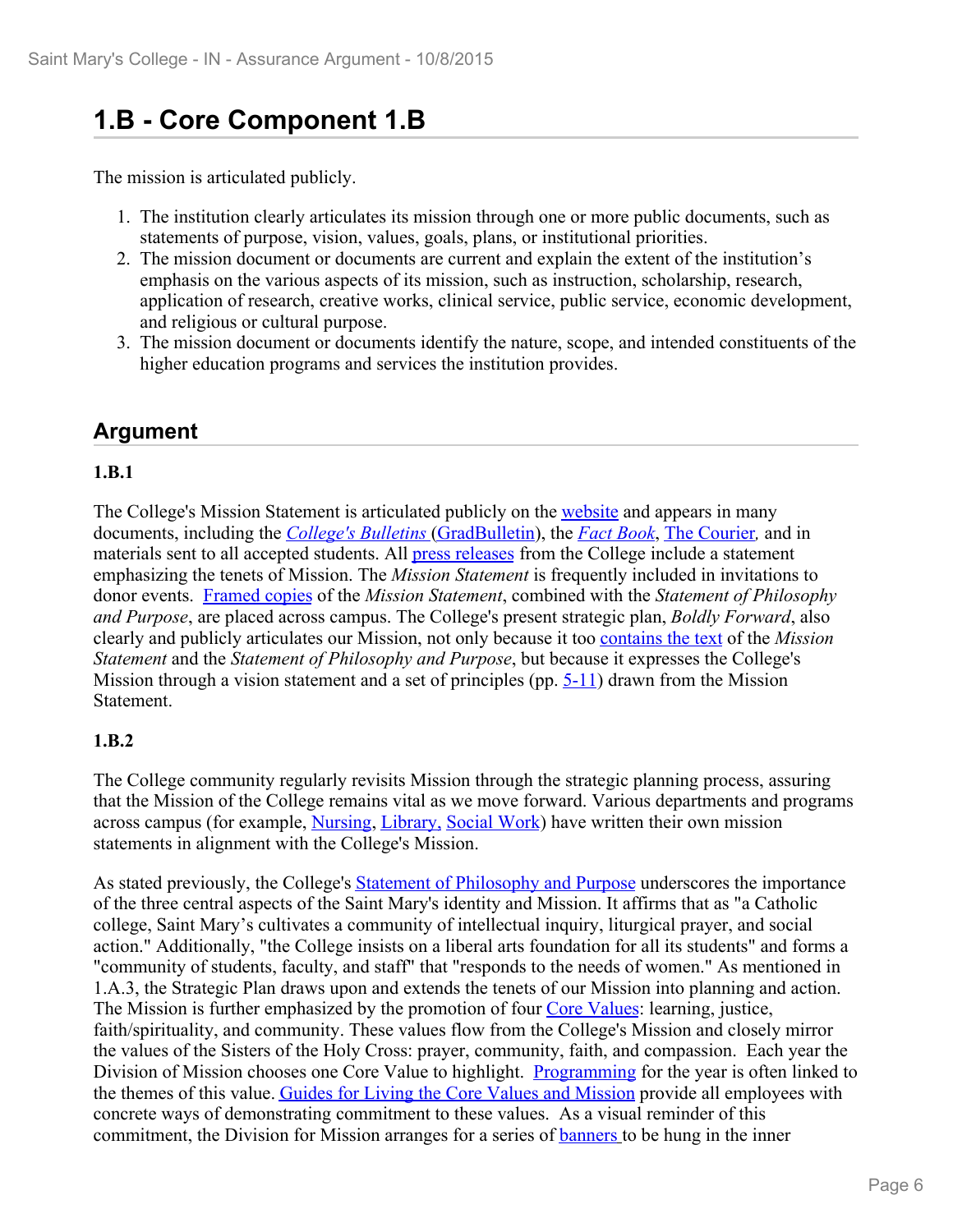# 1.B - Core Component 1.B

The mission is articulated publicly.

1. The institution clearly articulates its mission through one or more public documents, such as statements of purpose, vision, values, goals, plans, or institutional priorities.
2. The mission document or documents are current and explain the extent of the institution's emphasis on the various aspects of its mission, such as instruction, scholarship, research, application of research, creative works, clinical service, public service, economic development, and religious or cultural purpose.
3. The mission document or documents identify the nature, scope, and intended constituents of the higher education programs and services the institution provides.

## Argument

### 1.B.1

The College's Mission Statement is articulated publicly on the website and appears in many documents, including the *College's Bulletins* (GradBulletin), the *Fact Book*, The Courier*,* and in materials sent to all accepted students. All press releases from the College include a statement emphasizing the tenets of Mission. The *Mission Statement* is frequently included in invitations to donor events. Framed copies of the *Mission Statement*, combined with the *Statement of Philosophy and Purpose*, are placed across campus. The College's present strategic plan, *Boldly Forward*, also clearly and publicly articulates our Mission, not only because it too contains the text of the *Mission Statement* and the *Statement of Philosophy and Purpose*, but because it expresses the College's Mission through a vision statement and a set of principles (pp. 5-11) drawn from the Mission Statement.

### 1.B.2

The College community regularly revisits Mission through the strategic planning process, assuring that the Mission of the College remains vital as we move forward. Various departments and programs across campus (for example, Nursing, Library, Social Work) have written their own mission statements in alignment with the College's Mission.

As stated previously, the College's Statement of Philosophy and Purpose underscores the importance of the three central aspects of the Saint Mary's identity and Mission. It affirms that as "a Catholic college, Saint Mary's cultivates a community of intellectual inquiry, liturgical prayer, and social action." Additionally, "the College insists on a liberal arts foundation for all its students" and forms a "community of students, faculty, and staff" that "responds to the needs of women." As mentioned in 1.A.3, the Strategic Plan draws upon and extends the tenets of our Mission into planning and action. The Mission is further emphasized by the promotion of four Core Values: learning, justice, faith/spirituality, and community. These values flow from the College's Mission and closely mirror the values of the Sisters of the Holy Cross: prayer, community, faith, and compassion. Each year the Division of Mission chooses one Core Value to highlight. Programming for the year is often linked to the themes of this value. Guides for Living the Core Values and Mission provide all employees with concrete ways of demonstrating commitment to these values. As a visual reminder of this commitment, the Division for Mission arranges for a series of banners to be hung in the inner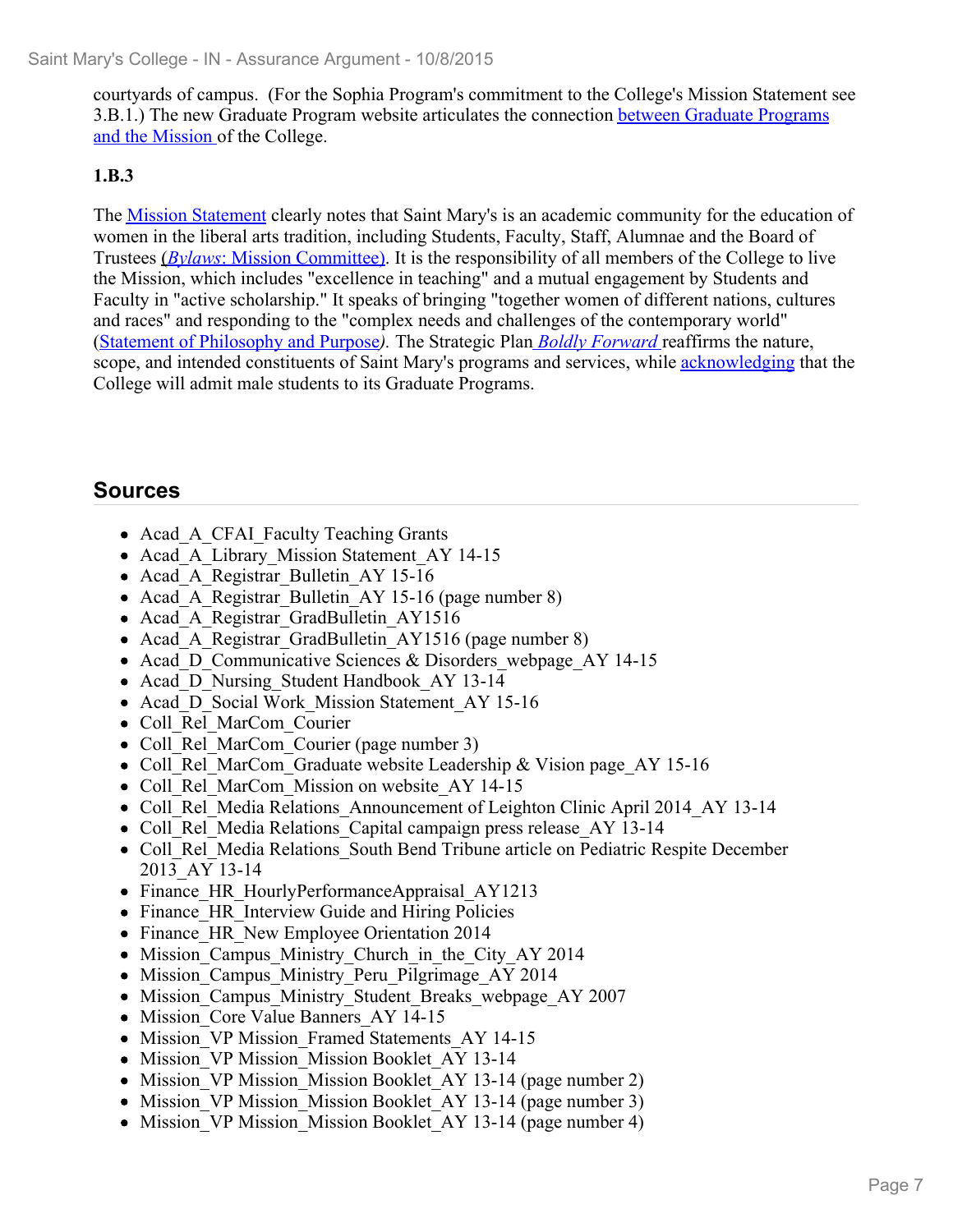courtyards of campus. (For the Sophia Program's commitment to the College's Mission Statement see 3.B.1.) The new Graduate Program website articulates the connection between Graduate Programs and the Mission of the College.

**1.B.3**

The Mission Statement clearly notes that Saint Mary's is an academic community for the education of women in the liberal arts tradition, including Students, Faculty, Staff, Alumnae and the Board of Trustees (*Bylaws*: Mission Committee). It is the responsibility of all members of the College to live the Mission, which includes "excellence in teaching" and a mutual engagement by Students and Faculty in "active scholarship." It speaks of bringing "together women of different nations, cultures and races" and responding to the "complex needs and challenges of the contemporary world" (Statement of Philosophy and Purpose*)*. The Strategic Plan *Boldly Forward* reaffirms the nature, scope, and intended constituents of Saint Mary's programs and services, while acknowledging that the College will admit male students to its Graduate Programs.

## Sources

- Acad_A_CFAI_Faculty Teaching Grants
- Acad_A_Library_Mission Statement_AY 14-15
- Acad_A_Registrar_Bulletin_AY 15-16
- Acad_A_Registrar_Bulletin_AY 15-16 (page number 8)
- Acad_A_Registrar_GradBulletin_AY1516
- Acad_A_Registrar_GradBulletin_AY1516 (page number 8)
- Acad_D_Communicative Sciences & Disorders_webpage_AY 14-15
- Acad_D_Nursing_Student Handbook_AY 13-14
- Acad_D_Social Work_Mission Statement_AY 15-16
- Coll_Rel_MarCom_Courier
- Coll_Rel_MarCom_Courier (page number 3)
- Coll_Rel_MarCom_Graduate website Leadership & Vision page_AY 15-16
- Coll_Rel_MarCom_Mission on website_AY 14-15
- Coll_Rel_Media Relations_Announcement of Leighton Clinic April 2014_AY 13-14
- Coll_Rel_Media Relations_Capital campaign press release_AY 13-14
- Coll_Rel_Media Relations_South Bend Tribune article on Pediatric Respite December 2013_AY 13-14
- Finance_HR_HourlyPerformanceAppraisal_AY1213
- Finance_HR_Interview Guide and Hiring Policies
- Finance_HR_New Employee Orientation 2014
- Mission_Campus_Ministry_Church_in_the_City_AY 2014
- Mission_Campus_Ministry_Peru_Pilgrimage_AY 2014
- Mission_Campus_Ministry_Student_Breaks_webpage_AY 2007
- Mission_Core Value Banners_AY 14-15
- Mission_VP Mission_Framed Statements_AY 14-15
- Mission_VP Mission_Mission Booklet_AY 13-14
- Mission_VP Mission_Mission Booklet_AY 13-14 (page number 2)
- Mission_VP Mission_Mission Booklet_AY 13-14 (page number 3)
- Mission_VP Mission_Mission Booklet_AY 13-14 (page number 4)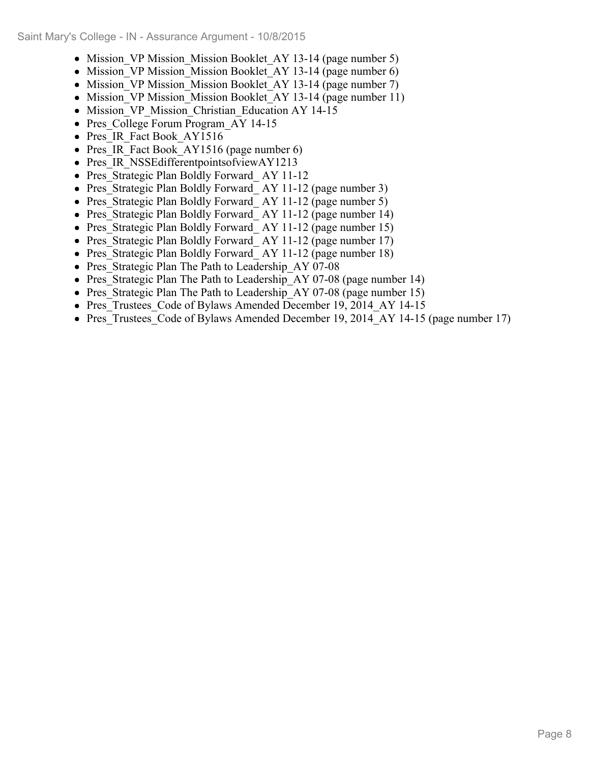- Mission_VP Mission_Mission Booklet_AY 13-14 (page number 5)
- Mission_VP Mission_Mission Booklet_AY 13-14 (page number 6)
- Mission_VP Mission_Mission Booklet_AY 13-14 (page number 7)
- Mission_VP Mission_Mission Booklet_AY 13-14 (page number 11)
- Mission_VP_Mission_Christian_Education AY 14-15
- Pres_College Forum Program_AY 14-15
- Pres_IR_Fact Book_AY1516
- Pres_IR_Fact Book_AY1516 (page number 6)
- Pres_IR_NSSEdifferentpointsofviewAY1213
- Pres_Strategic Plan Boldly Forward_ AY 11-12
- Pres_Strategic Plan Boldly Forward_ AY 11-12 (page number 3)
- Pres_Strategic Plan Boldly Forward_ AY 11-12 (page number 5)
- Pres_Strategic Plan Boldly Forward_ AY 11-12 (page number 14)
- Pres_Strategic Plan Boldly Forward_ AY 11-12 (page number 15)
- Pres_Strategic Plan Boldly Forward_ AY 11-12 (page number 17)
- Pres_Strategic Plan Boldly Forward_ AY 11-12 (page number 18)
- Pres_Strategic Plan The Path to Leadership_AY 07-08
- Pres_Strategic Plan The Path to Leadership_AY 07-08 (page number 14)
- Pres_Strategic Plan The Path to Leadership_AY 07-08 (page number 15)
- Pres_Trustees_Code of Bylaws Amended December 19, 2014_AY 14-15
- Pres_Trustees_Code of Bylaws Amended December 19, 2014_AY 14-15 (page number 17)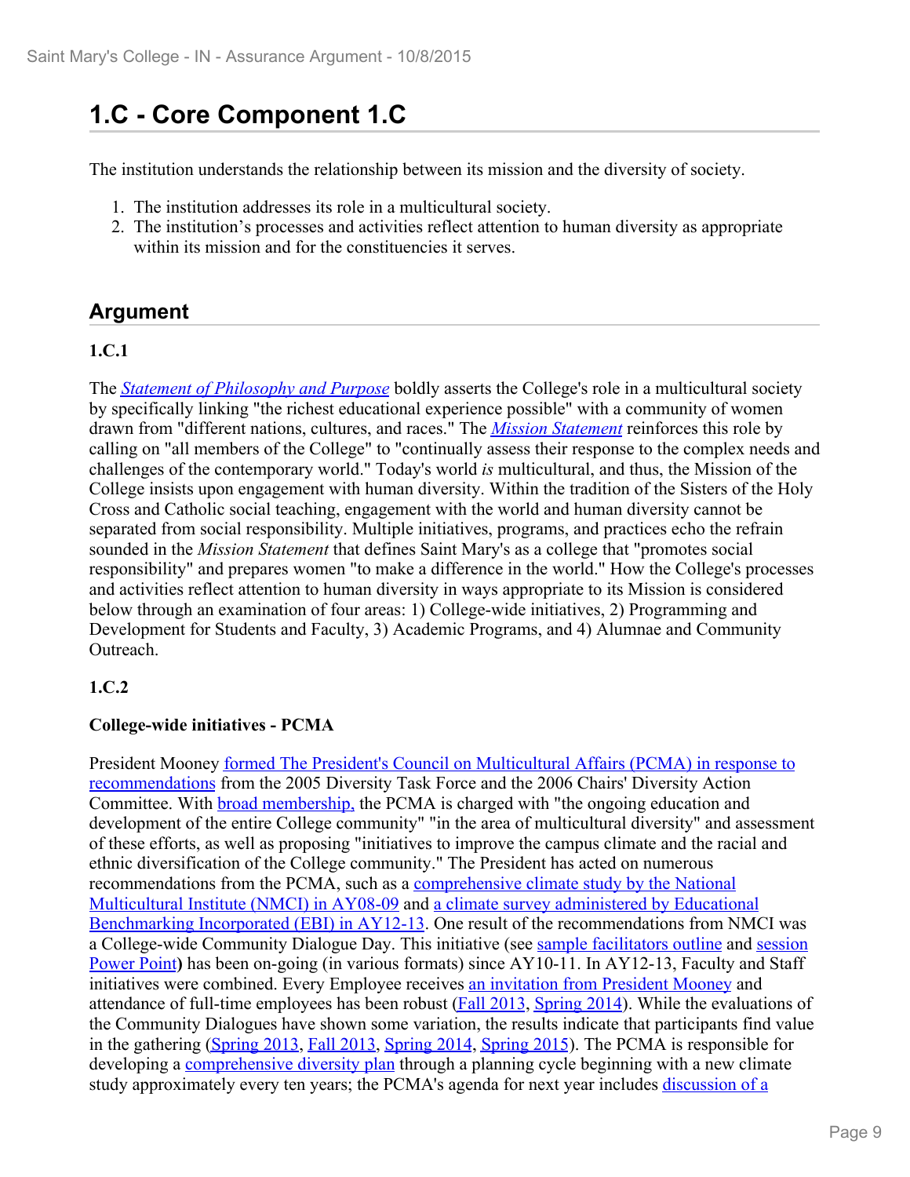# 1.C - Core Component 1.C

The institution understands the relationship between its mission and the diversity of society.

1. The institution addresses its role in a multicultural society.
2. The institution's processes and activities reflect attention to human diversity as appropriate within its mission and for the constituencies it serves.

## Argument

### 1.C.1

The *Statement of Philosophy and Purpose* boldly asserts the College's role in a multicultural society by specifically linking "the richest educational experience possible" with a community of women drawn from "different nations, cultures, and races." The *Mission Statement* reinforces this role by calling on "all members of the College" to "continually assess their response to the complex needs and challenges of the contemporary world." Today's world *is* multicultural, and thus, the Mission of the College insists upon engagement with human diversity. Within the tradition of the Sisters of the Holy Cross and Catholic social teaching, engagement with the world and human diversity cannot be separated from social responsibility. Multiple initiatives, programs, and practices echo the refrain sounded in the *Mission Statement* that defines Saint Mary's as a college that "promotes social responsibility" and prepares women "to make a difference in the world." How the College's processes and activities reflect attention to human diversity in ways appropriate to its Mission is considered below through an examination of four areas: 1) College-wide initiatives, 2) Programming and Development for Students and Faculty, 3) Academic Programs, and 4) Alumnae and Community Outreach.

### 1.C.2

**College-wide initiatives - PCMA**

President Mooney formed The President's Council on Multicultural Affairs (PCMA) in response to recommendations from the 2005 Diversity Task Force and the 2006 Chairs' Diversity Action Committee. With broad membership, the PCMA is charged with "the ongoing education and development of the entire College community" "in the area of multicultural diversity" and assessment of these efforts, as well as proposing "initiatives to improve the campus climate and the racial and ethnic diversification of the College community." The President has acted on numerous recommendations from the PCMA, such as a comprehensive climate study by the National Multicultural Institute (NMCI) in AY08-09 and a climate survey administered by Educational Benchmarking Incorporated (EBI) in AY12-13. One result of the recommendations from NMCI was a College-wide Community Dialogue Day. This initiative (see sample facilitators outline and session Power Point**)** has been on-going (in various formats) since AY10-11. In AY12-13, Faculty and Staff initiatives were combined. Every Employee receives an invitation from President Mooney and attendance of full-time employees has been robust (Fall 2013, Spring 2014). While the evaluations of the Community Dialogues have shown some variation, the results indicate that participants find value in the gathering (Spring 2013, Fall 2013, Spring 2014, Spring 2015). The PCMA is responsible for developing a comprehensive diversity plan through a planning cycle beginning with a new climate study approximately every ten years; the PCMA's agenda for next year includes discussion of a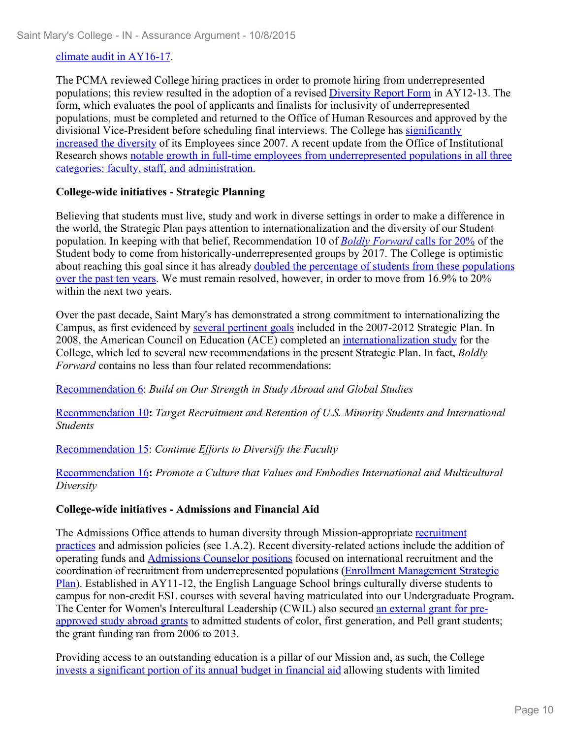climate audit in AY16-17.

The PCMA reviewed College hiring practices in order to promote hiring from underrepresented populations; this review resulted in the adoption of a revised Diversity Report Form in AY12-13. The form, which evaluates the pool of applicants and finalists for inclusivity of underrepresented populations, must be completed and returned to the Office of Human Resources and approved by the divisional Vice-President before scheduling final interviews. The College has significantly increased the diversity of its Employees since 2007. A recent update from the Office of Institutional Research shows notable growth in full-time employees from underrepresented populations in all three categories: faculty, staff, and administration.

**College-wide initiatives - Strategic Planning**

Believing that students must live, study and work in diverse settings in order to make a difference in the world, the Strategic Plan pays attention to internationalization and the diversity of our Student population. In keeping with that belief, Recommendation 10 of *Boldly Forward* calls for 20% of the Student body to come from historically-underrepresented groups by 2017. The College is optimistic about reaching this goal since it has already doubled the percentage of students from these populations over the past ten years. We must remain resolved, however, in order to move from 16.9% to 20% within the next two years.

Over the past decade, Saint Mary's has demonstrated a strong commitment to internationalizing the Campus, as first evidenced by several pertinent goals included in the 2007-2012 Strategic Plan. In 2008, the American Council on Education (ACE) completed an internationalization study for the College, which led to several new recommendations in the present Strategic Plan. In fact, *Boldly Forward* contains no less than four related recommendations:

Recommendation 6: *Build on Our Strength in Study Abroad and Global Studies*

Recommendation 10**:** *Target Recruitment and Retention of U.S. Minority Students and International Students*

Recommendation 15: *Continue Efforts to Diversify the Faculty*

Recommendation 16**:** *Promote a Culture that Values and Embodies International and Multicultural Diversity*

**College-wide initiatives - Admissions and Financial Aid**

The Admissions Office attends to human diversity through Mission-appropriate recruitment practices and admission policies (see 1.A.2). Recent diversity-related actions include the addition of operating funds and Admissions Counselor positions focused on international recruitment and the coordination of recruitment from underrepresented populations (Enrollment Management Strategic Plan). Established in AY11-12, the English Language School brings culturally diverse students to campus for non-credit ESL courses with several having matriculated into our Undergraduate Program**.** The Center for Women's Intercultural Leadership (CWIL) also secured an external grant for pre-approved study abroad grants to admitted students of color, first generation, and Pell grant students; the grant funding ran from 2006 to 2013.

Providing access to an outstanding education is a pillar of our Mission and, as such, the College invests a significant portion of its annual budget in financial aid allowing students with limited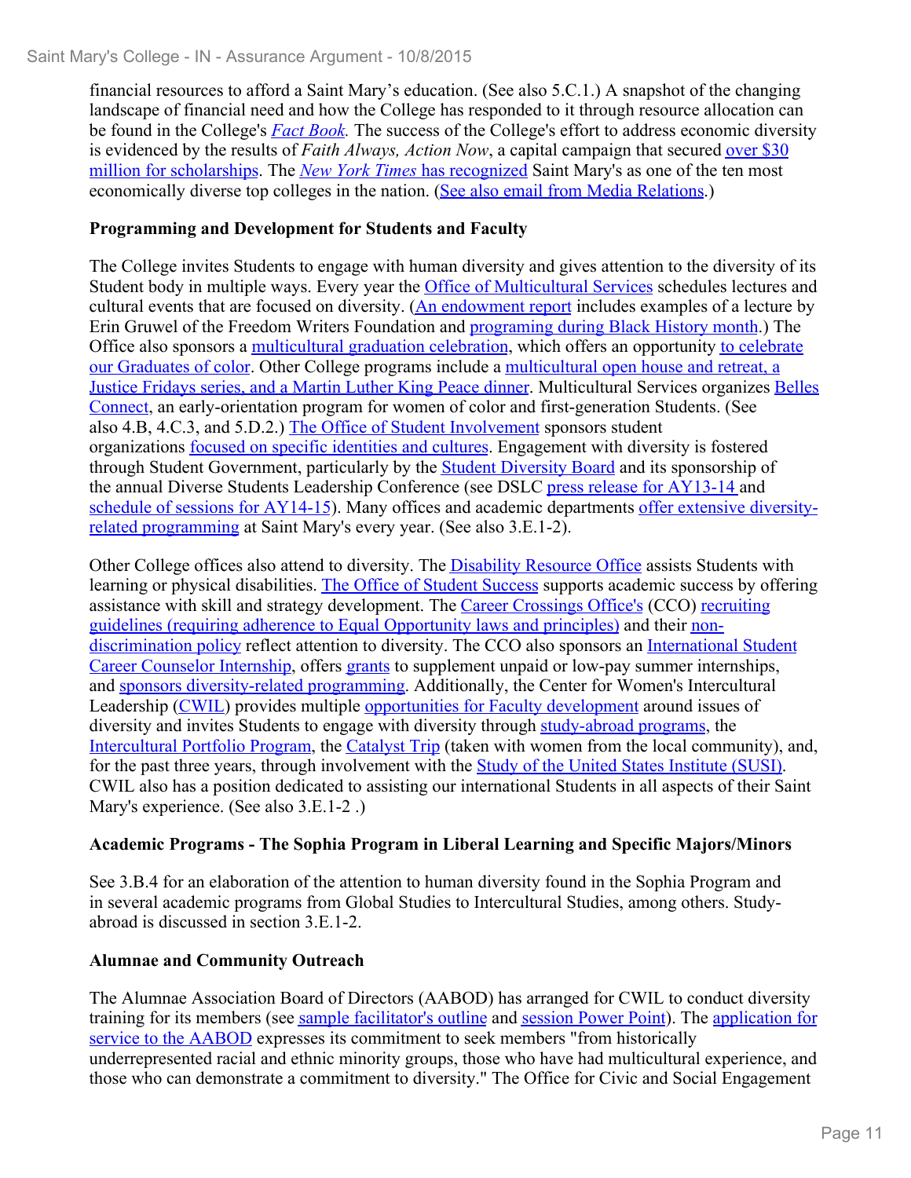financial resources to afford a Saint Mary's education. (See also 5.C.1.) A snapshot of the changing landscape of financial need and how the College has responded to it through resource allocation can be found in the College's *Fact Book.* The success of the College's effort to address economic diversity is evidenced by the results of *Faith Always, Action Now*, a capital campaign that secured over $30 million for scholarships. The *New York Times* has recognized Saint Mary's as one of the ten most economically diverse top colleges in the nation. (See also email from Media Relations.)

**Programming and Development for Students and Faculty**

The College invites Students to engage with human diversity and gives attention to the diversity of its Student body in multiple ways. Every year the Office of Multicultural Services schedules lectures and cultural events that are focused on diversity. (An endowment report includes examples of a lecture by Erin Gruwel of the Freedom Writers Foundation and programing during Black History month.) The Office also sponsors a multicultural graduation celebration, which offers an opportunity to celebrate our Graduates of color. Other College programs include a multicultural open house and retreat, a Justice Fridays series, and a Martin Luther King Peace dinner. Multicultural Services organizes Belles Connect, an early-orientation program for women of color and first-generation Students. (See also 4.B, 4.C.3, and 5.D.2.) The Office of Student Involvement sponsors student organizations focused on specific identities and cultures. Engagement with diversity is fostered through Student Government, particularly by the Student Diversity Board and its sponsorship of the annual Diverse Students Leadership Conference (see DSLC press release for AY13-14 and schedule of sessions for AY14-15). Many offices and academic departments offer extensive diversity-related programming at Saint Mary's every year. (See also 3.E.1-2).

Other College offices also attend to diversity. The Disability Resource Office assists Students with learning or physical disabilities. The Office of Student Success supports academic success by offering assistance with skill and strategy development. The Career Crossings Office's (CCO) recruiting guidelines (requiring adherence to Equal Opportunity laws and principles) and their non-discrimination policy reflect attention to diversity. The CCO also sponsors an International Student Career Counselor Internship, offers grants to supplement unpaid or low-pay summer internships, and sponsors diversity-related programming. Additionally, the Center for Women's Intercultural Leadership (CWIL) provides multiple opportunities for Faculty development around issues of diversity and invites Students to engage with diversity through study-abroad programs, the Intercultural Portfolio Program, the Catalyst Trip (taken with women from the local community), and, for the past three years, through involvement with the Study of the United States Institute (SUSI). CWIL also has a position dedicated to assisting our international Students in all aspects of their Saint Mary's experience. (See also 3.E.1-2 .)

**Academic Programs - The Sophia Program in Liberal Learning and Specific Majors/Minors**

See 3.B.4 for an elaboration of the attention to human diversity found in the Sophia Program and in several academic programs from Global Studies to Intercultural Studies, among others. Study-abroad is discussed in section 3.E.1-2.

**Alumnae and Community Outreach**

The Alumnae Association Board of Directors (AABOD) has arranged for CWIL to conduct diversity training for its members (see sample facilitator's outline and session Power Point). The application for service to the AABOD expresses its commitment to seek members "from historically underrepresented racial and ethnic minority groups, those who have had multicultural experience, and those who can demonstrate a commitment to diversity." The Office for Civic and Social Engagement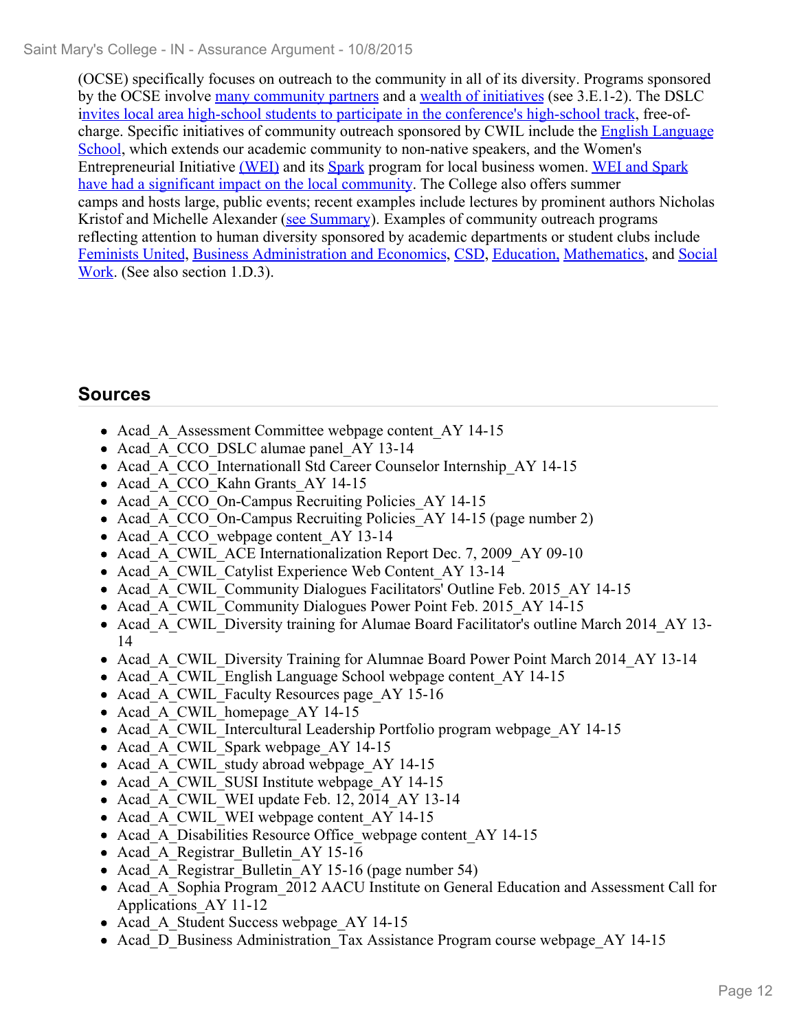(OCSE) specifically focuses on outreach to the community in all of its diversity. Programs sponsored by the OCSE involve many community partners and a wealth of initiatives (see 3.E.1-2). The DSLC invites local area high-school students to participate in the conference's high-school track, free-of-charge. Specific initiatives of community outreach sponsored by CWIL include the English Language School, which extends our academic community to non-native speakers, and the Women's Entrepreneurial Initiative (WEI) and its Spark program for local business women. WEI and Spark have had a significant impact on the local community. The College also offers summer camps and hosts large, public events; recent examples include lectures by prominent authors Nicholas Kristof and Michelle Alexander (see Summary). Examples of community outreach programs reflecting attention to human diversity sponsored by academic departments or student clubs include Feminists United, Business Administration and Economics, CSD, Education, Mathematics, and Social Work. (See also section 1.D.3).

## Sources

- Acad_A_Assessment Committee webpage content_AY 14-15
- Acad_A_CCO_DSLC alumae panel_AY 13-14
- Acad_A_CCO_Internationall Std Career Counselor Internship_AY 14-15
- Acad_A_CCO_Kahn Grants_AY 14-15
- Acad_A_CCO_On-Campus Recruiting Policies_AY 14-15
- Acad_A_CCO_On-Campus Recruiting Policies_AY 14-15 (page number 2)
- Acad_A_CCO_webpage content_AY 13-14
- Acad_A_CWIL_ACE Internationalization Report Dec. 7, 2009_AY 09-10
- Acad_A_CWIL_Catylist Experience Web Content_AY 13-14
- Acad_A_CWIL_Community Dialogues Facilitators' Outline Feb. 2015_AY 14-15
- Acad_A_CWIL_Community Dialogues Power Point Feb. 2015_AY 14-15
- Acad_A_CWIL_Diversity training for Alumae Board Facilitator's outline March 2014_AY 13-14
- Acad_A_CWIL_Diversity Training for Alumnae Board Power Point March 2014_AY 13-14
- Acad_A_CWIL_English Language School webpage content_AY 14-15
- Acad_A_CWIL_Faculty Resources page_AY 15-16
- Acad_A_CWIL_homepage_AY 14-15
- Acad_A_CWIL_Intercultural Leadership Portfolio program webpage_AY 14-15
- Acad_A_CWIL_Spark webpage_AY 14-15
- Acad_A_CWIL_study abroad webpage_AY 14-15
- Acad_A_CWIL_SUSI Institute webpage_AY 14-15
- Acad_A_CWIL_WEI update Feb. 12, 2014_AY 13-14
- Acad_A_CWIL_WEI webpage content_AY 14-15
- Acad_A_Disabilities Resource Office_webpage content_AY 14-15
- Acad_A_Registrar_Bulletin_AY 15-16
- Acad_A_Registrar_Bulletin_AY 15-16 (page number 54)
- Acad_A_Sophia Program_2012 AACU Institute on General Education and Assessment Call for Applications_AY 11-12
- Acad_A_Student Success webpage_AY 14-15
- Acad_D_Business Administration_Tax Assistance Program course webpage_AY 14-15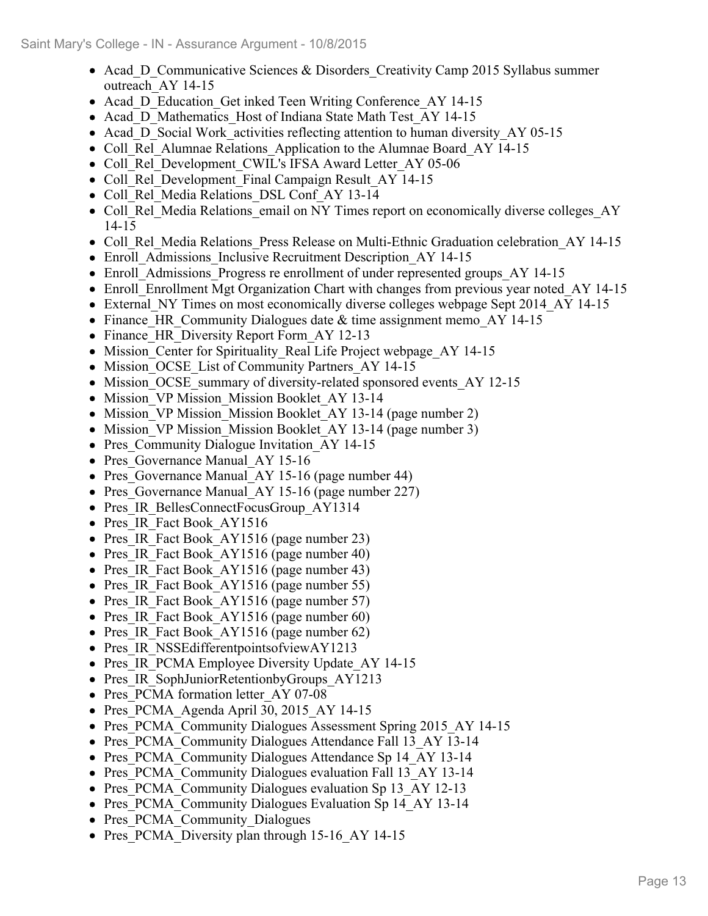- Acad_D_Communicative Sciences & Disorders_Creativity Camp 2015 Syllabus summer outreach_AY 14-15
- Acad_D_Education_Get inked Teen Writing Conference_AY 14-15
- Acad_D_Mathematics_Host of Indiana State Math Test_AY 14-15
- Acad_D_Social Work_activities reflecting attention to human diversity_AY 05-15
- Coll_Rel_Alumnae Relations_Application to the Alumnae Board_AY 14-15
- Coll_Rel_Development_CWIL's IFSA Award Letter_AY 05-06
- Coll_Rel_Development_Final Campaign Result_AY 14-15
- Coll_Rel_Media Relations_DSL Conf_AY 13-14
- Coll_Rel_Media Relations_email on NY Times report on economically diverse colleges_AY 14-15
- Coll_Rel_Media Relations_Press Release on Multi-Ethnic Graduation celebration_AY 14-15
- Enroll_Admissions_Inclusive Recruitment Description_AY 14-15
- Enroll_Admissions_Progress re enrollment of under represented groups_AY 14-15
- Enroll_Enrollment Mgt Organization Chart with changes from previous year noted_AY 14-15
- External_NY Times on most economically diverse colleges webpage Sept 2014_AY 14-15
- Finance_HR_Community Dialogues date & time assignment memo_AY 14-15
- Finance_HR_Diversity Report Form_AY 12-13
- Mission_Center for Spirituality_Real Life Project webpage_AY 14-15
- Mission_OCSE_List of Community Partners_AY 14-15
- Mission_OCSE_summary of diversity-related sponsored events_AY 12-15
- Mission_VP Mission_Mission Booklet_AY 13-14
- Mission_VP Mission_Mission Booklet_AY 13-14 (page number 2)
- Mission_VP Mission_Mission Booklet_AY 13-14 (page number 3)
- Pres_Community Dialogue Invitation_AY 14-15
- Pres_Governance Manual_AY 15-16
- Pres_Governance Manual_AY 15-16 (page number 44)
- Pres_Governance Manual_AY 15-16 (page number 227)
- Pres_IR_BellesConnectFocusGroup_AY1314
- Pres_IR_Fact Book_AY1516
- Pres_IR_Fact Book_AY1516 (page number 23)
- Pres_IR_Fact Book_AY1516 (page number 40)
- Pres_IR_Fact Book_AY1516 (page number 43)
- Pres_IR_Fact Book_AY1516 (page number 55)
- Pres_IR_Fact Book_AY1516 (page number 57)
- Pres_IR_Fact Book_AY1516 (page number 60)
- Pres_IR_Fact Book_AY1516 (page number 62)
- Pres_IR_NSSEdifferentpointsofviewAY1213
- Pres_IR_PCMA Employee Diversity Update_AY 14-15
- Pres_IR_SophJuniorRetentionbyGroups_AY1213
- Pres_PCMA formation letter_AY 07-08
- Pres_PCMA_Agenda April 30, 2015_AY 14-15
- Pres_PCMA_Community Dialogues Assessment Spring 2015_AY 14-15
- Pres_PCMA_Community Dialogues Attendance Fall 13_AY 13-14
- Pres_PCMA_Community Dialogues Attendance Sp 14_AY 13-14
- Pres_PCMA_Community Dialogues evaluation Fall 13_AY 13-14
- Pres_PCMA_Community Dialogues evaluation Sp 13_AY 12-13
- Pres_PCMA_Community Dialogues Evaluation Sp 14_AY 13-14
- Pres_PCMA_Community_Dialogues
- Pres_PCMA_Diversity plan through 15-16_AY 14-15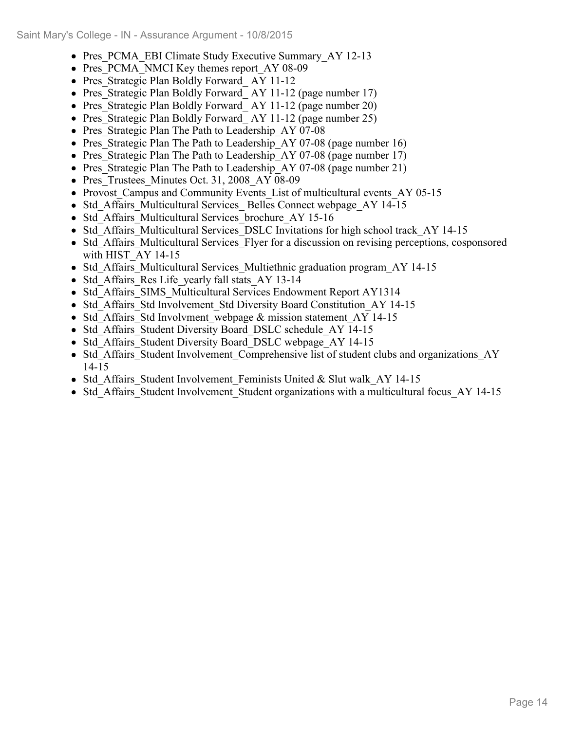- Pres_PCMA_EBI Climate Study Executive Summary_AY 12-13
- Pres_PCMA_NMCI Key themes report_AY 08-09
- Pres_Strategic Plan Boldly Forward_ AY 11-12
- Pres_Strategic Plan Boldly Forward_ AY 11-12 (page number 17)
- Pres_Strategic Plan Boldly Forward_ AY 11-12 (page number 20)
- Pres_Strategic Plan Boldly Forward_ AY 11-12 (page number 25)
- Pres_Strategic Plan The Path to Leadership_AY 07-08
- Pres_Strategic Plan The Path to Leadership_AY 07-08 (page number 16)
- Pres_Strategic Plan The Path to Leadership_AY 07-08 (page number 17)
- Pres_Strategic Plan The Path to Leadership_AY 07-08 (page number 21)
- Pres_Trustees_Minutes Oct. 31, 2008_AY 08-09
- Provost_Campus and Community Events_List of multicultural events_AY 05-15
- Std_Affairs_Multicultural Services_ Belles Connect webpage_AY 14-15
- Std_Affairs_Multicultural Services_brochure_AY 15-16
- Std_Affairs_Multicultural Services_DSLC Invitations for high school track_AY 14-15
- Std_Affairs_Multicultural Services_Flyer for a discussion on revising perceptions, cosponsored with HIST_AY 14-15
- Std_Affairs_Multicultural Services_Multiethnic graduation program_AY 14-15
- Std_Affairs_Res Life_yearly fall stats_AY 13-14
- Std_Affairs_SIMS_Multicultural Services Endowment Report AY1314
- Std_Affairs_Std Involvement_Std Diversity Board Constitution_AY 14-15
- Std_Affairs_Std Involvment_webpage & mission statement_AY 14-15
- Std_Affairs_Student Diversity Board_DSLC schedule_AY 14-15
- Std_Affairs_Student Diversity Board_DSLC webpage_AY 14-15
- Std_Affairs_Student Involvement_Comprehensive list of student clubs and organizations_AY 14-15
- Std_Affairs_Student Involvement_Feminists United & Slut walk_AY 14-15
- Std_Affairs_Student Involvement_Student organizations with a multicultural focus_AY 14-15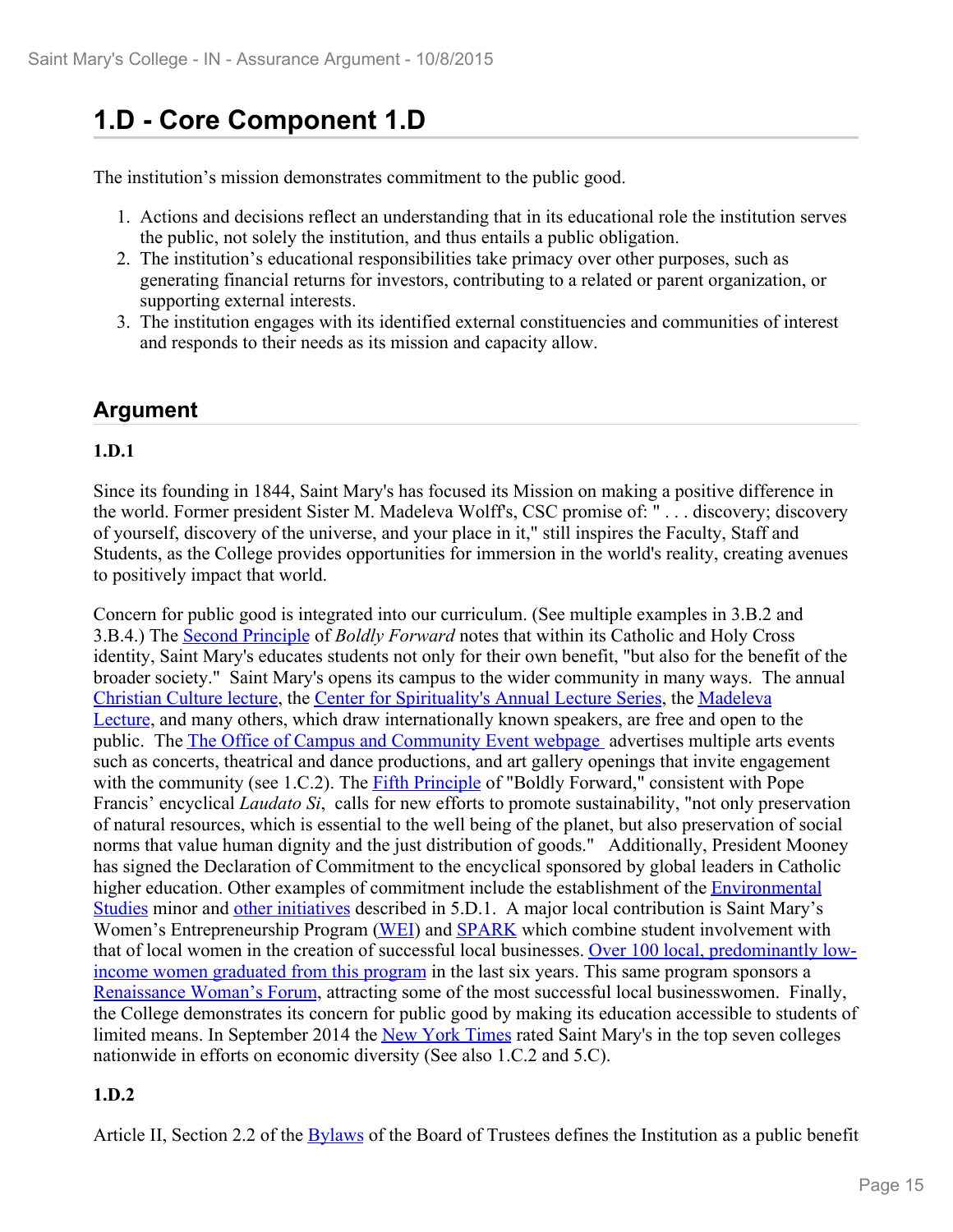# 1.D - Core Component 1.D

The institution's mission demonstrates commitment to the public good.

1. Actions and decisions reflect an understanding that in its educational role the institution serves the public, not solely the institution, and thus entails a public obligation.
2. The institution's educational responsibilities take primacy over other purposes, such as generating financial returns for investors, contributing to a related or parent organization, or supporting external interests.
3. The institution engages with its identified external constituencies and communities of interest and responds to their needs as its mission and capacity allow.

## Argument

### 1.D.1

Since its founding in 1844, Saint Mary's has focused its Mission on making a positive difference in the world. Former president Sister M. Madeleva Wolff's, CSC promise of: " . . . discovery; discovery of yourself, discovery of the universe, and your place in it," still inspires the Faculty, Staff and Students, as the College provides opportunities for immersion in the world's reality, creating avenues to positively impact that world.

Concern for public good is integrated into our curriculum. (See multiple examples in 3.B.2 and 3.B.4.) The Second Principle of *Boldly Forward* notes that within its Catholic and Holy Cross identity, Saint Mary's educates students not only for their own benefit, "but also for the benefit of the broader society." Saint Mary's opens its campus to the wider community in many ways. The annual Christian Culture lecture, the Center for Spirituality's Annual Lecture Series, the Madeleva Lecture, and many others, which draw internationally known speakers, are free and open to the public. The The Office of Campus and Community Event webpage advertises multiple arts events such as concerts, theatrical and dance productions, and art gallery openings that invite engagement with the community (see 1.C.2). The Fifth Principle of "Boldly Forward," consistent with Pope Francis' encyclical *Laudato Si*, calls for new efforts to promote sustainability, "not only preservation of natural resources, which is essential to the well being of the planet, but also preservation of social norms that value human dignity and the just distribution of goods." Additionally, President Mooney has signed the Declaration of Commitment to the encyclical sponsored by global leaders in Catholic higher education. Other examples of commitment include the establishment of the Environmental Studies minor and other initiatives described in 5.D.1. A major local contribution is Saint Mary's Women's Entrepreneurship Program (WEI) and SPARK which combine student involvement with that of local women in the creation of successful local businesses. Over 100 local, predominantly low-income women graduated from this program in the last six years. This same program sponsors a Renaissance Woman's Forum, attracting some of the most successful local businesswomen. Finally, the College demonstrates its concern for public good by making its education accessible to students of limited means. In September 2014 the New York Times rated Saint Mary's in the top seven colleges nationwide in efforts on economic diversity (See also 1.C.2 and 5.C).

### 1.D.2

Article II, Section 2.2 of the Bylaws of the Board of Trustees defines the Institution as a public benefit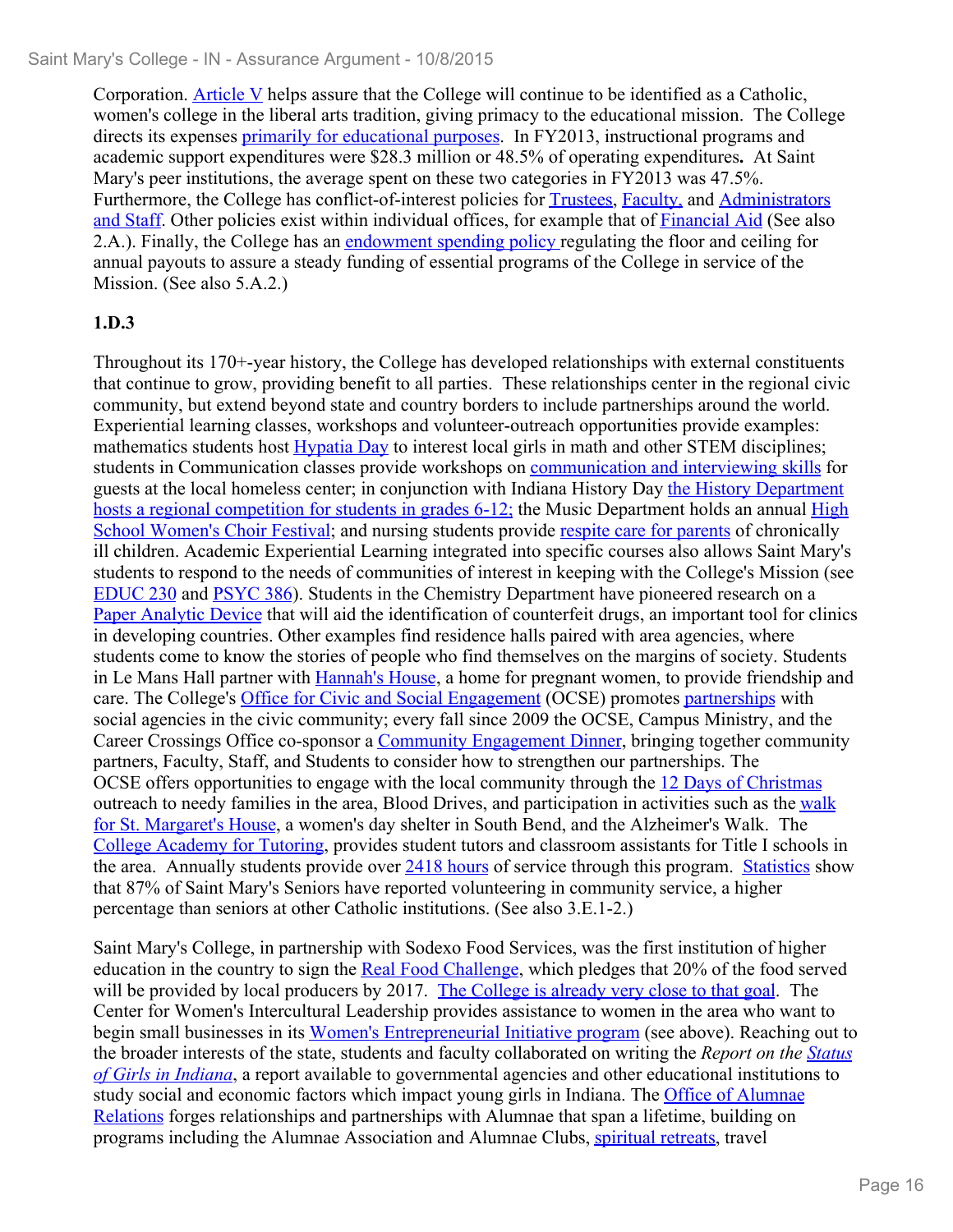Corporation. Article V helps assure that the College will continue to be identified as a Catholic, women's college in the liberal arts tradition, giving primacy to the educational mission. The College directs its expenses primarily for educational purposes. In FY2013, instructional programs and academic support expenditures were $28.3 million or 48.5% of operating expenditures**.** At Saint Mary's peer institutions, the average spent on these two categories in FY2013 was 47.5%. Furthermore, the College has conflict-of-interest policies for Trustees, Faculty, and Administrators and Staff. Other policies exist within individual offices, for example that of Financial Aid (See also 2.A.). Finally, the College has an endowment spending policy regulating the floor and ceiling for annual payouts to assure a steady funding of essential programs of the College in service of the Mission. (See also 5.A.2.)

**1.D.3**

Throughout its 170+-year history, the College has developed relationships with external constituents that continue to grow, providing benefit to all parties. These relationships center in the regional civic community, but extend beyond state and country borders to include partnerships around the world. Experiential learning classes, workshops and volunteer-outreach opportunities provide examples: mathematics students host Hypatia Day to interest local girls in math and other STEM disciplines; students in Communication classes provide workshops on communication and interviewing skills for guests at the local homeless center; in conjunction with Indiana History Day the History Department hosts a regional competition for students in grades 6-12; the Music Department holds an annual High School Women's Choir Festival; and nursing students provide respite care for parents of chronically ill children. Academic Experiential Learning integrated into specific courses also allows Saint Mary's students to respond to the needs of communities of interest in keeping with the College's Mission (see EDUC 230 and PSYC 386). Students in the Chemistry Department have pioneered research on a Paper Analytic Device that will aid the identification of counterfeit drugs, an important tool for clinics in developing countries. Other examples find residence halls paired with area agencies, where students come to know the stories of people who find themselves on the margins of society. Students in Le Mans Hall partner with Hannah's House, a home for pregnant women, to provide friendship and care. The College's Office for Civic and Social Engagement (OCSE) promotes partnerships with social agencies in the civic community; every fall since 2009 the OCSE, Campus Ministry, and the Career Crossings Office co-sponsor a Community Engagement Dinner, bringing together community partners, Faculty, Staff, and Students to consider how to strengthen our partnerships. The OCSE offers opportunities to engage with the local community through the 12 Days of Christmas outreach to needy families in the area, Blood Drives, and participation in activities such as the walk for St. Margaret's House, a women's day shelter in South Bend, and the Alzheimer's Walk. The College Academy for Tutoring, provides student tutors and classroom assistants for Title I schools in the area. Annually students provide over 2418 hours of service through this program. Statistics show that 87% of Saint Mary's Seniors have reported volunteering in community service, a higher percentage than seniors at other Catholic institutions. (See also 3.E.1-2.)

Saint Mary's College, in partnership with Sodexo Food Services, was the first institution of higher education in the country to sign the Real Food Challenge, which pledges that 20% of the food served will be provided by local producers by 2017. The College is already very close to that goal. The Center for Women's Intercultural Leadership provides assistance to women in the area who want to begin small businesses in its Women's Entrepreneurial Initiative program (see above). Reaching out to the broader interests of the state, students and faculty collaborated on writing the *Report on the Status of Girls in Indiana*, a report available to governmental agencies and other educational institutions to study social and economic factors which impact young girls in Indiana. The Office of Alumnae Relations forges relationships and partnerships with Alumnae that span a lifetime, building on programs including the Alumnae Association and Alumnae Clubs, spiritual retreats, travel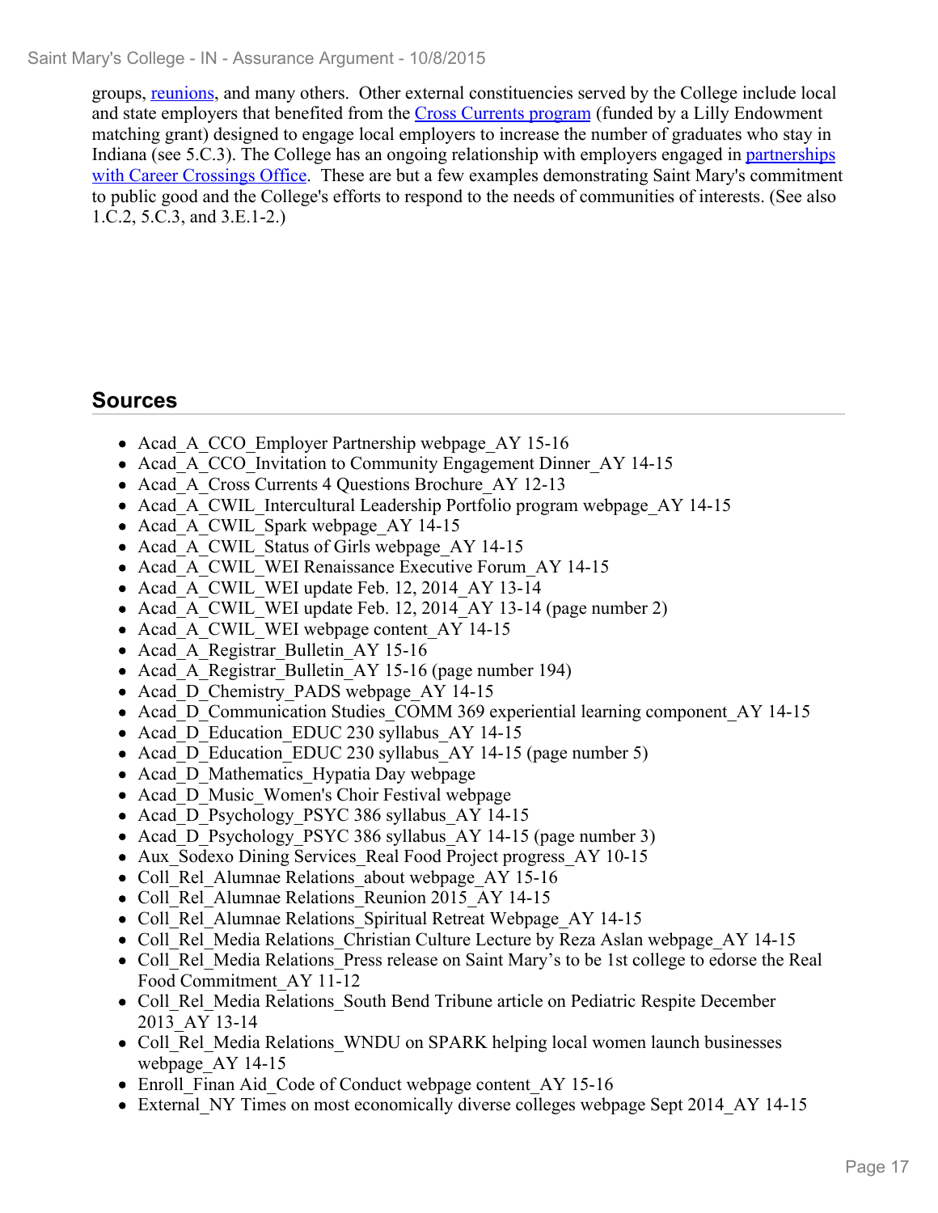groups, reunions, and many others. Other external constituencies served by the College include local and state employers that benefited from the Cross Currents program (funded by a Lilly Endowment matching grant) designed to engage local employers to increase the number of graduates who stay in Indiana (see 5.C.3). The College has an ongoing relationship with employers engaged in partnerships with Career Crossings Office. These are but a few examples demonstrating Saint Mary's commitment to public good and the College's efforts to respond to the needs of communities of interests. (See also 1.C.2, 5.C.3, and 3.E.1-2.)

## Sources

- Acad_A_CCO_Employer Partnership webpage_AY 15-16
- Acad_A_CCO_Invitation to Community Engagement Dinner_AY 14-15
- Acad_A_Cross Currents 4 Questions Brochure_AY 12-13
- Acad_A_CWIL_Intercultural Leadership Portfolio program webpage_AY 14-15
- Acad_A_CWIL_Spark webpage_AY 14-15
- Acad_A_CWIL_Status of Girls webpage_AY 14-15
- Acad_A_CWIL_WEI Renaissance Executive Forum_AY 14-15
- Acad_A_CWIL_WEI update Feb. 12, 2014_AY 13-14
- Acad_A_CWIL_WEI update Feb. 12, 2014_AY 13-14 (page number 2)
- Acad_A_CWIL_WEI webpage content_AY 14-15
- Acad_A_Registrar_Bulletin_AY 15-16
- Acad_A_Registrar_Bulletin_AY 15-16 (page number 194)
- Acad_D_Chemistry_PADS webpage_AY 14-15
- Acad_D_Communication Studies_COMM 369 experiential learning component_AY 14-15
- Acad_D_Education_EDUC 230 syllabus_AY 14-15
- Acad_D_Education_EDUC 230 syllabus_AY 14-15 (page number 5)
- Acad_D_Mathematics_Hypatia Day webpage
- Acad_D_Music_Women's Choir Festival webpage
- Acad_D_Psychology_PSYC 386 syllabus_AY 14-15
- Acad_D_Psychology_PSYC 386 syllabus_AY 14-15 (page number 3)
- Aux_Sodexo Dining Services_Real Food Project progress_AY 10-15
- Coll_Rel_Alumnae Relations_about webpage_AY 15-16
- Coll_Rel_Alumnae Relations_Reunion 2015_AY 14-15
- Coll_Rel_Alumnae Relations_Spiritual Retreat Webpage_AY 14-15
- Coll_Rel_Media Relations_Christian Culture Lecture by Reza Aslan webpage_AY 14-15
- Coll_Rel_Media Relations_Press release on Saint Mary's to be 1st college to edorse the Real Food Commitment_AY 11-12
- Coll_Rel_Media Relations_South Bend Tribune article on Pediatric Respite December 2013_AY 13-14
- Coll_Rel_Media Relations_WNDU on SPARK helping local women launch businesses webpage_AY 14-15
- Enroll_Finan Aid_Code of Conduct webpage content_AY 15-16
- External_NY Times on most economically diverse colleges webpage Sept 2014_AY 14-15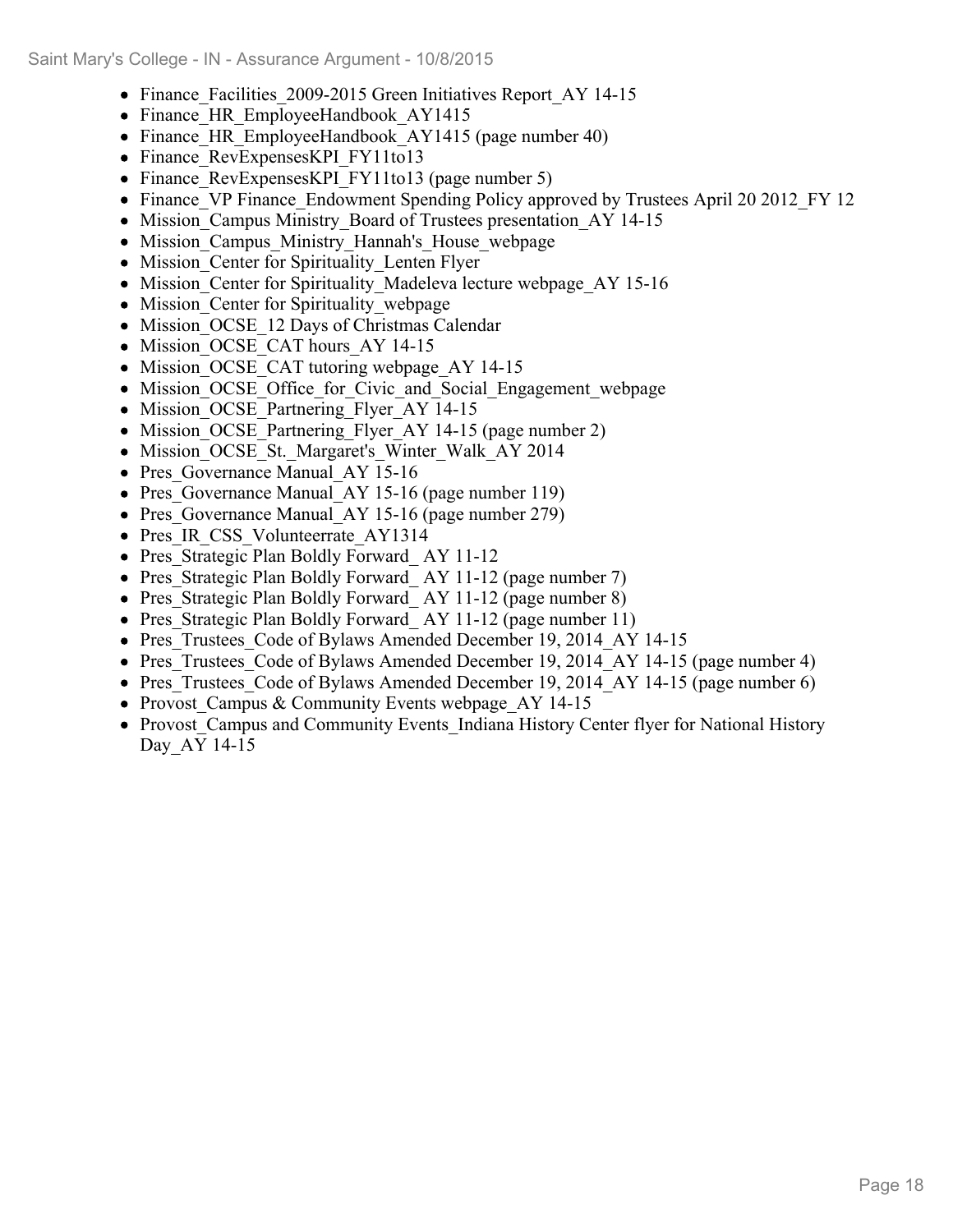- Finance_Facilities_2009-2015 Green Initiatives Report_AY 14-15
- Finance_HR_EmployeeHandbook_AY1415
- Finance_HR_EmployeeHandbook_AY1415 (page number 40)
- Finance_RevExpensesKPI_FY11to13
- Finance_RevExpensesKPI_FY11to13 (page number 5)
- Finance_VP Finance_Endowment Spending Policy approved by Trustees April 20 2012_FY 12
- Mission_Campus Ministry_Board of Trustees presentation_AY 14-15
- Mission_Campus_Ministry_Hannah's_House_webpage
- Mission_Center for Spirituality_Lenten Flyer
- Mission_Center for Spirituality_Madeleva lecture webpage_AY 15-16
- Mission_Center for Spirituality_webpage
- Mission_OCSE_12 Days of Christmas Calendar
- Mission_OCSE_CAT hours_AY 14-15
- Mission_OCSE_CAT tutoring webpage_AY 14-15
- Mission_OCSE_Office_for_Civic_and_Social_Engagement_webpage
- Mission_OCSE_Partnering_Flyer_AY 14-15
- Mission_OCSE_Partnering_Flyer_AY 14-15 (page number 2)
- Mission_OCSE_St._Margaret's_Winter_Walk_AY 2014
- Pres_Governance Manual_AY 15-16
- Pres_Governance Manual_AY 15-16 (page number 119)
- Pres_Governance Manual_AY 15-16 (page number 279)
- Pres_IR_CSS_Volunteerrate_AY1314
- Pres_Strategic Plan Boldly Forward_ AY 11-12
- Pres_Strategic Plan Boldly Forward_ AY 11-12 (page number 7)
- Pres_Strategic Plan Boldly Forward_ AY 11-12 (page number 8)
- Pres_Strategic Plan Boldly Forward_ AY 11-12 (page number 11)
- Pres_Trustees_Code of Bylaws Amended December 19, 2014_AY 14-15
- Pres_Trustees_Code of Bylaws Amended December 19, 2014_AY 14-15 (page number 4)
- Pres_Trustees_Code of Bylaws Amended December 19, 2014_AY 14-15 (page number 6)
- Provost_Campus & Community Events webpage_AY 14-15
- Provost_Campus and Community Events_Indiana History Center flyer for National History Day_AY 14-15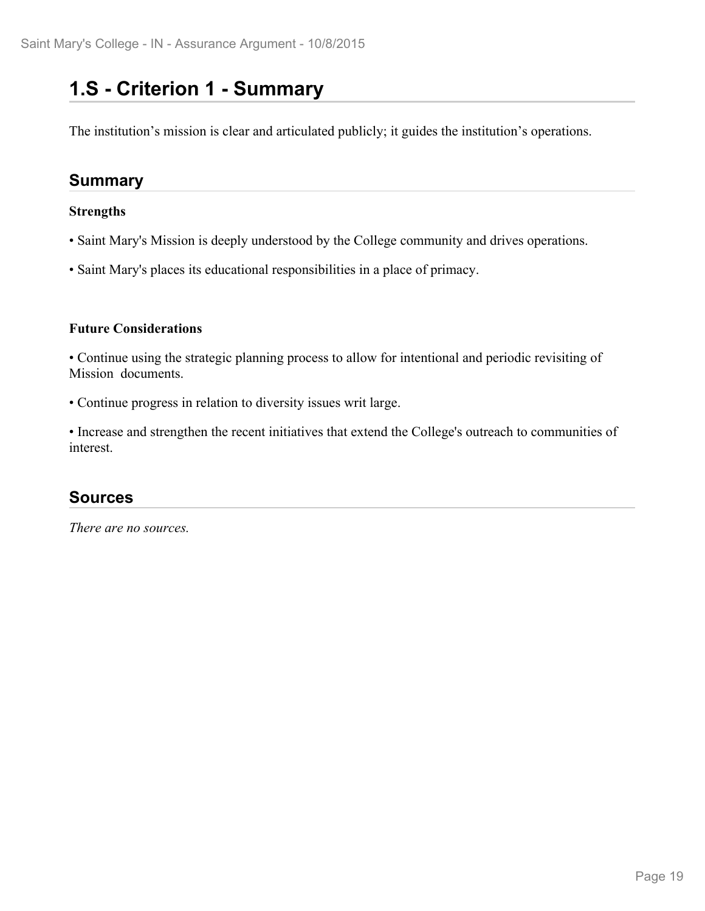# 1.S - Criterion 1 - Summary

The institution's mission is clear and articulated publicly; it guides the institution's operations.

## Summary

**Strengths**

- Saint Mary's Mission is deeply understood by the College community and drives operations.
- Saint Mary's places its educational responsibilities in a place of primacy.

**Future Considerations**

- Continue using the strategic planning process to allow for intentional and periodic revisiting of Mission documents.
- Continue progress in relation to diversity issues writ large.
- Increase and strengthen the recent initiatives that extend the College's outreach to communities of interest.

## Sources

*There are no sources.*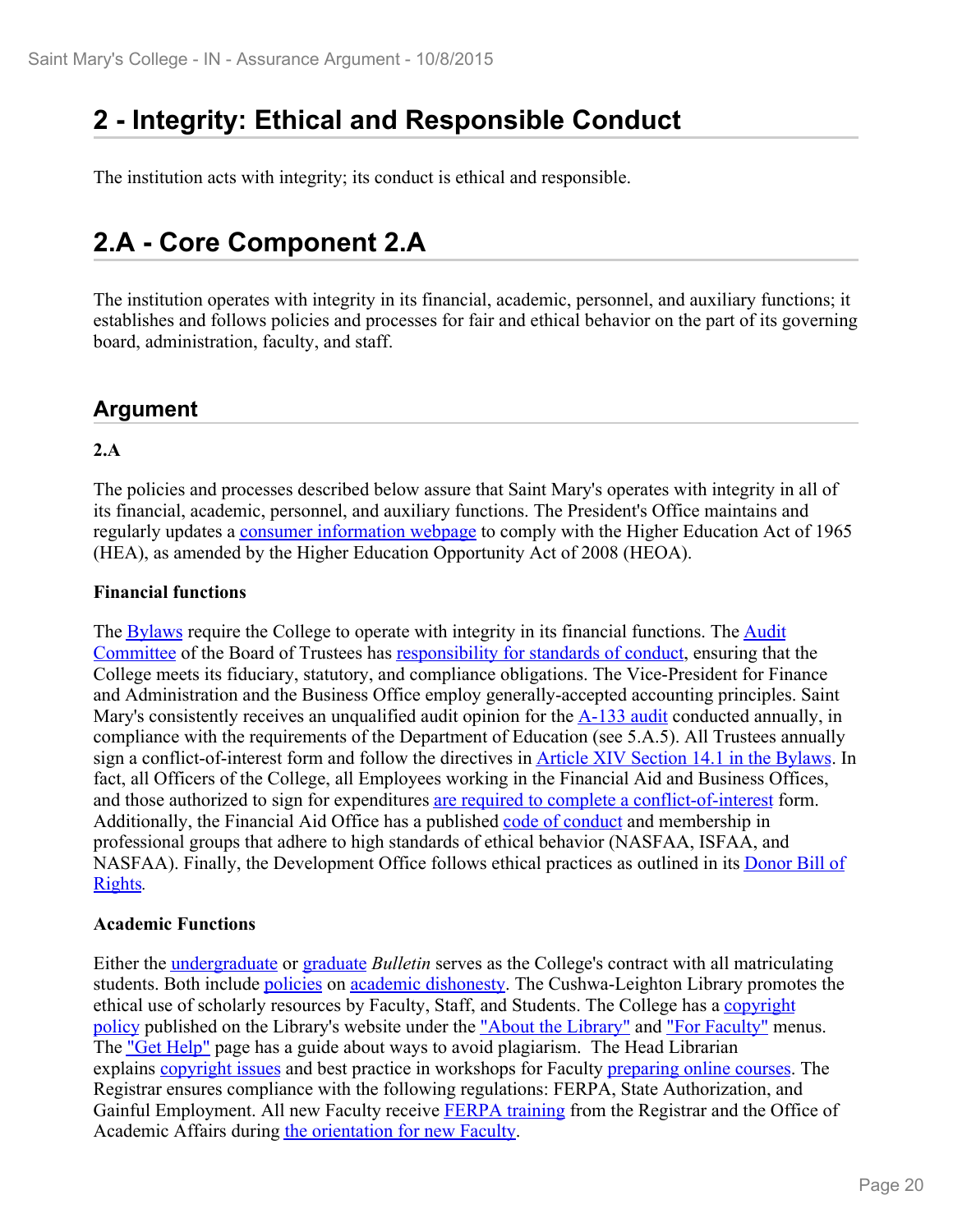# 2 - Integrity: Ethical and Responsible Conduct

The institution acts with integrity; its conduct is ethical and responsible.

# 2.A - Core Component 2.A

The institution operates with integrity in its financial, academic, personnel, and auxiliary functions; it establishes and follows policies and processes for fair and ethical behavior on the part of its governing board, administration, faculty, and staff.

## Argument

### 2.A

The policies and processes described below assure that Saint Mary's operates with integrity in all of its financial, academic, personnel, and auxiliary functions. The President's Office maintains and regularly updates a consumer information webpage to comply with the Higher Education Act of 1965 (HEA), as amended by the Higher Education Opportunity Act of 2008 (HEOA).

**Financial functions**

The Bylaws require the College to operate with integrity in its financial functions. The Audit Committee of the Board of Trustees has responsibility for standards of conduct, ensuring that the College meets its fiduciary, statutory, and compliance obligations. The Vice-President for Finance and Administration and the Business Office employ generally-accepted accounting principles. Saint Mary's consistently receives an unqualified audit opinion for the A-133 audit conducted annually, in compliance with the requirements of the Department of Education (see 5.A.5). All Trustees annually sign a conflict-of-interest form and follow the directives in Article XIV Section 14.1 in the Bylaws. In fact, all Officers of the College, all Employees working in the Financial Aid and Business Offices, and those authorized to sign for expenditures are required to complete a conflict-of-interest form. Additionally, the Financial Aid Office has a published code of conduct and membership in professional groups that adhere to high standards of ethical behavior (NASFAA, ISFAA, and NASFAA). Finally, the Development Office follows ethical practices as outlined in its Donor Bill of Rights.

**Academic Functions**

Either the undergraduate or graduate *Bulletin* serves as the College's contract with all matriculating students. Both include policies on academic dishonesty. The Cushwa-Leighton Library promotes the ethical use of scholarly resources by Faculty, Staff, and Students. The College has a copyright policy published on the Library's website under the "About the Library" and "For Faculty" menus. The "Get Help" page has a guide about ways to avoid plagiarism. The Head Librarian explains copyright issues and best practice in workshops for Faculty preparing online courses. The Registrar ensures compliance with the following regulations: FERPA, State Authorization, and Gainful Employment. All new Faculty receive FERPA training from the Registrar and the Office of Academic Affairs during the orientation for new Faculty.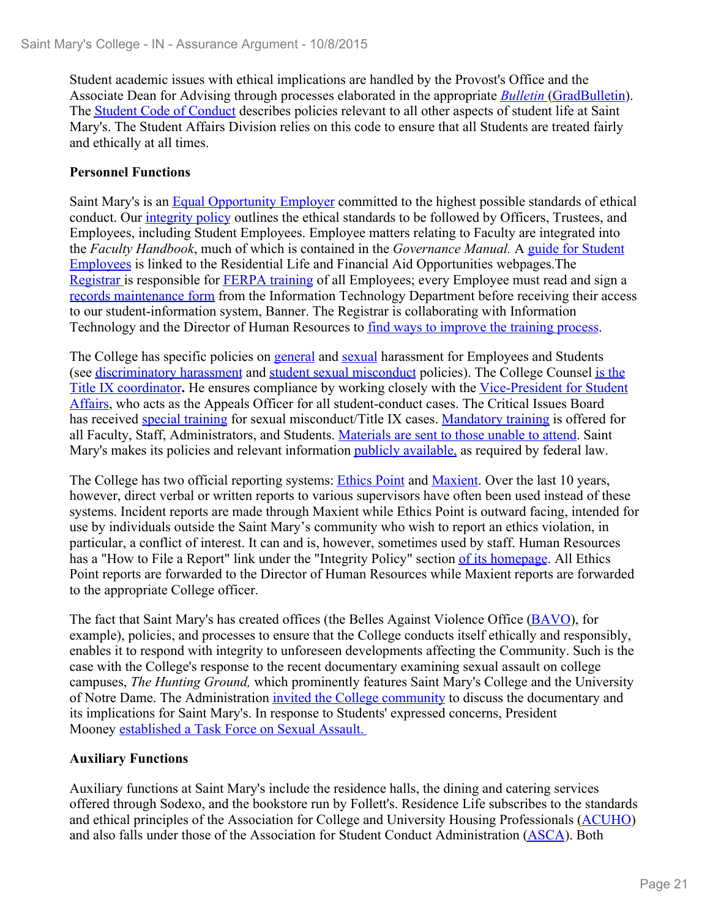Student academic issues with ethical implications are handled by the Provost's Office and the Associate Dean for Advising through processes elaborated in the appropriate *Bulletin* (GradBulletin). The Student Code of Conduct describes policies relevant to all other aspects of student life at Saint Mary's. The Student Affairs Division relies on this code to ensure that all Students are treated fairly and ethically at all times.

**Personnel Functions**

Saint Mary's is an Equal Opportunity Employer committed to the highest possible standards of ethical conduct. Our integrity policy outlines the ethical standards to be followed by Officers, Trustees, and Employees, including Student Employees. Employee matters relating to Faculty are integrated into the *Faculty Handbook*, much of which is contained in the *Governance Manual.* A guide for Student Employees is linked to the Residential Life and Financial Aid Opportunities webpages.The Registrar is responsible for FERPA training of all Employees; every Employee must read and sign a records maintenance form from the Information Technology Department before receiving their access to our student-information system, Banner. The Registrar is collaborating with Information Technology and the Director of Human Resources to find ways to improve the training process.

The College has specific policies on general and sexual harassment for Employees and Students (see discriminatory harassment and student sexual misconduct policies). The College Counsel is the Title IX coordinator**.** He ensures compliance by working closely with the Vice-President for Student Affairs, who acts as the Appeals Officer for all student-conduct cases. The Critical Issues Board has received special training for sexual misconduct/Title IX cases. Mandatory training is offered for all Faculty, Staff, Administrators, and Students. Materials are sent to those unable to attend. Saint Mary's makes its policies and relevant information publicly available, as required by federal law.

The College has two official reporting systems: Ethics Point and Maxient. Over the last 10 years, however, direct verbal or written reports to various supervisors have often been used instead of these systems. Incident reports are made through Maxient while Ethics Point is outward facing, intended for use by individuals outside the Saint Mary's community who wish to report an ethics violation, in particular, a conflict of interest. It can and is, however, sometimes used by staff. Human Resources has a "How to File a Report" link under the "Integrity Policy" section of its homepage. All Ethics Point reports are forwarded to the Director of Human Resources while Maxient reports are forwarded to the appropriate College officer.

The fact that Saint Mary's has created offices (the Belles Against Violence Office (BAVO), for example), policies, and processes to ensure that the College conducts itself ethically and responsibly, enables it to respond with integrity to unforeseen developments affecting the Community. Such is the case with the College's response to the recent documentary examining sexual assault on college campuses, *The Hunting Ground,* which prominently features Saint Mary's College and the University of Notre Dame. The Administration invited the College community to discuss the documentary and its implications for Saint Mary's. In response to Students' expressed concerns, President Mooney established a Task Force on Sexual Assault.

**Auxiliary Functions**

Auxiliary functions at Saint Mary's include the residence halls, the dining and catering services offered through Sodexo, and the bookstore run by Follett's. Residence Life subscribes to the standards and ethical principles of the Association for College and University Housing Professionals (ACUHO) and also falls under those of the Association for Student Conduct Administration (ASCA). Both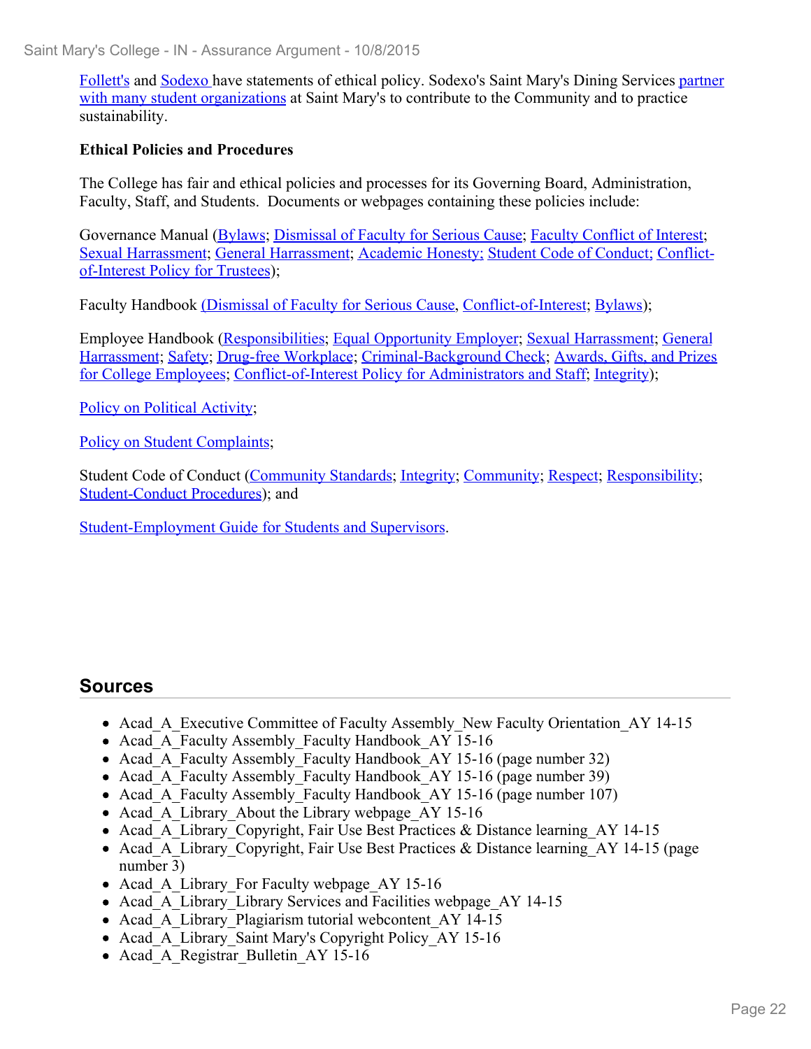Follett's and Sodexo have statements of ethical policy. Sodexo's Saint Mary's Dining Services partner with many student organizations at Saint Mary's to contribute to the Community and to practice sustainability.

**Ethical Policies and Procedures**

The College has fair and ethical policies and processes for its Governing Board, Administration, Faculty, Staff, and Students.  Documents or webpages containing these policies include:

Governance Manual (Bylaws; Dismissal of Faculty for Serious Cause; Faculty Conflict of Interest; Sexual Harrassment; General Harrassment; Academic Honesty; Student Code of Conduct; Conflict-of-Interest Policy for Trustees);

Faculty Handbook (Dismissal of Faculty for Serious Cause, Conflict-of-Interest; Bylaws);

Employee Handbook (Responsibilities; Equal Opportunity Employer; Sexual Harrassment; General Harrassment; Safety; Drug-free Workplace; Criminal-Background Check; Awards, Gifts, and Prizes for College Employees; Conflict-of-Interest Policy for Administrators and Staff; Integrity);

Policy on Political Activity;

Policy on Student Complaints;

Student Code of Conduct (Community Standards; Integrity; Community; Respect; Responsibility; Student-Conduct Procedures); and

Student-Employment Guide for Students and Supervisors.

## Sources

- Acad_A_Executive Committee of Faculty Assembly_New Faculty Orientation_AY 14-15
- Acad_A_Faculty Assembly_Faculty Handbook_AY 15-16
- Acad_A_Faculty Assembly_Faculty Handbook_AY 15-16 (page number 32)
- Acad_A_Faculty Assembly_Faculty Handbook_AY 15-16 (page number 39)
- Acad_A_Faculty Assembly_Faculty Handbook_AY 15-16 (page number 107)
- Acad_A_Library_About the Library webpage_AY 15-16
- Acad_A_Library_Copyright, Fair Use Best Practices & Distance learning_AY 14-15
- Acad_A_Library_Copyright, Fair Use Best Practices & Distance learning_AY 14-15 (page number 3)
- Acad_A_Library_For Faculty webpage_AY 15-16
- Acad_A_Library_Library Services and Facilities webpage_AY 14-15
- Acad_A_Library_Plagiarism tutorial webcontent_AY 14-15
- Acad_A_Library_Saint Mary's Copyright Policy_AY 15-16
- Acad_A_Registrar_Bulletin_AY 15-16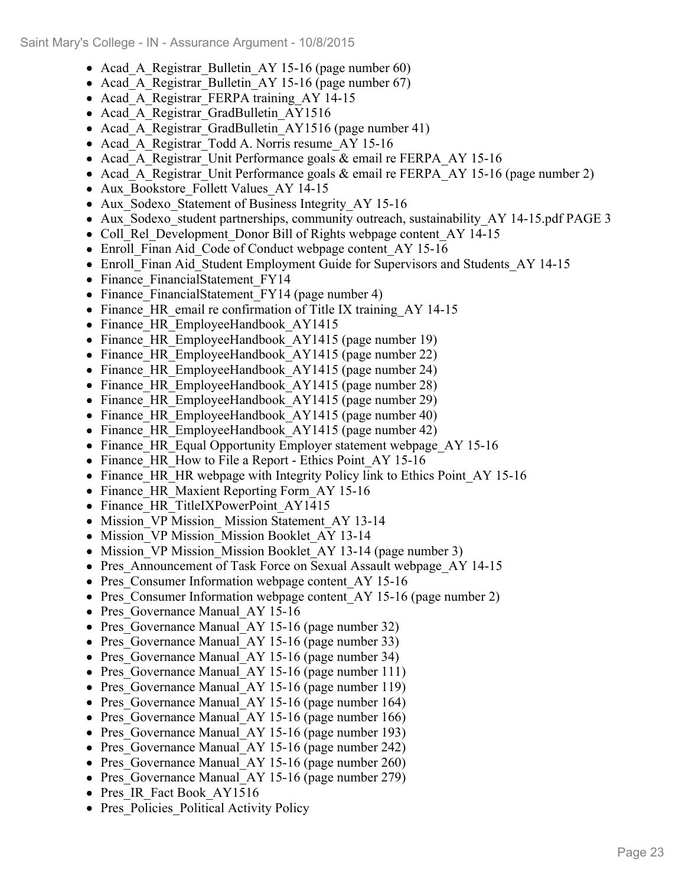- Acad_A_Registrar_Bulletin_AY 15-16 (page number 60)
- Acad_A_Registrar_Bulletin_AY 15-16 (page number 67)
- Acad_A_Registrar_FERPA training_AY 14-15
- Acad_A_Registrar_GradBulletin_AY1516
- Acad_A_Registrar_GradBulletin_AY1516 (page number 41)
- Acad_A_Registrar_Todd A. Norris resume_AY 15-16
- Acad_A_Registrar_Unit Performance goals & email re FERPA_AY 15-16
- Acad_A_Registrar_Unit Performance goals & email re FERPA_AY 15-16 (page number 2)
- Aux_Bookstore_Follett Values_AY 14-15
- Aux_Sodexo_Statement of Business Integrity_AY 15-16
- Aux_Sodexo_student partnerships, community outreach, sustainability_AY 14-15.pdf PAGE 3
- Coll_Rel_Development_Donor Bill of Rights webpage content_AY 14-15
- Enroll_Finan Aid_Code of Conduct webpage content_AY 15-16
- Enroll_Finan Aid_Student Employment Guide for Supervisors and Students_AY 14-15
- Finance_FinancialStatement_FY14
- Finance_FinancialStatement_FY14 (page number 4)
- Finance_HR_email re confirmation of Title IX training_AY 14-15
- Finance_HR_EmployeeHandbook_AY1415
- Finance_HR_EmployeeHandbook_AY1415 (page number 19)
- Finance_HR_EmployeeHandbook_AY1415 (page number 22)
- Finance_HR_EmployeeHandbook_AY1415 (page number 24)
- Finance_HR_EmployeeHandbook_AY1415 (page number 28)
- Finance_HR_EmployeeHandbook_AY1415 (page number 29)
- Finance_HR_EmployeeHandbook_AY1415 (page number 40)
- Finance_HR_EmployeeHandbook_AY1415 (page number 42)
- Finance_HR_Equal Opportunity Employer statement webpage_AY 15-16
- Finance_HR_How to File a Report - Ethics Point_AY 15-16
- Finance_HR_HR webpage with Integrity Policy link to Ethics Point_AY 15-16
- Finance_HR_Maxient Reporting Form_AY 15-16
- Finance_HR_TitleIXPowerPoint_AY1415
- Mission_VP Mission_ Mission Statement_AY 13-14
- Mission_VP Mission_Mission Booklet_AY 13-14
- Mission_VP Mission_Mission Booklet_AY 13-14 (page number 3)
- Pres_Announcement of Task Force on Sexual Assault webpage_AY 14-15
- Pres_Consumer Information webpage content_AY 15-16
- Pres_Consumer Information webpage content_AY 15-16 (page number 2)
- Pres_Governance Manual_AY 15-16
- Pres_Governance Manual_AY 15-16 (page number 32)
- Pres_Governance Manual_AY 15-16 (page number 33)
- Pres_Governance Manual_AY 15-16 (page number 34)
- Pres_Governance Manual_AY 15-16 (page number 111)
- Pres_Governance Manual_AY 15-16 (page number 119)
- Pres_Governance Manual_AY 15-16 (page number 164)
- Pres_Governance Manual_AY 15-16 (page number 166)
- Pres_Governance Manual_AY 15-16 (page number 193)
- Pres_Governance Manual_AY 15-16 (page number 242)
- Pres_Governance Manual_AY 15-16 (page number 260)
- Pres_Governance Manual_AY 15-16 (page number 279)
- Pres_IR_Fact Book_AY1516
- Pres_Policies_Political Activity Policy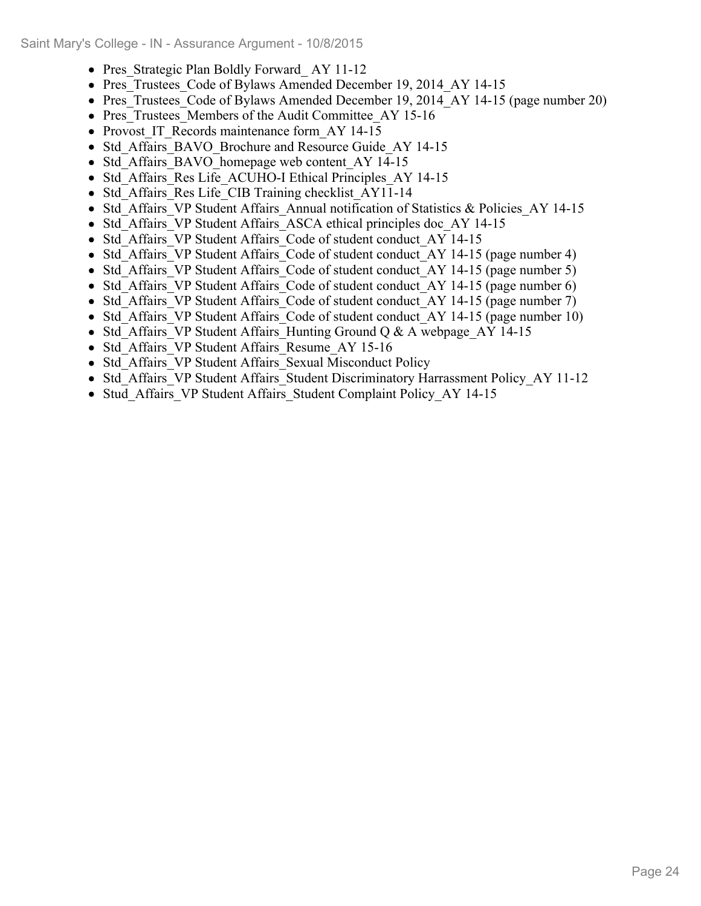- Pres_Strategic Plan Boldly Forward_ AY 11-12
- Pres_Trustees_Code of Bylaws Amended December 19, 2014_AY 14-15
- Pres_Trustees_Code of Bylaws Amended December 19, 2014_AY 14-15 (page number 20)
- Pres_Trustees_Members of the Audit Committee_AY 15-16
- Provost_IT_Records maintenance form_AY 14-15
- Std_Affairs_BAVO_Brochure and Resource Guide_AY 14-15
- Std_Affairs_BAVO_homepage web content_AY 14-15
- Std_Affairs_Res Life_ACUHO-I Ethical Principles_AY 14-15
- Std_Affairs_Res Life_CIB Training checklist_AY11-14
- Std_Affairs_VP Student Affairs_Annual notification of Statistics & Policies_AY 14-15
- Std_Affairs_VP Student Affairs_ASCA ethical principles doc_AY 14-15
- Std_Affairs_VP Student Affairs_Code of student conduct_AY 14-15
- Std_Affairs_VP Student Affairs_Code of student conduct_AY 14-15 (page number 4)
- Std_Affairs_VP Student Affairs_Code of student conduct_AY 14-15 (page number 5)
- Std_Affairs_VP Student Affairs_Code of student conduct_AY 14-15 (page number 6)
- Std_Affairs_VP Student Affairs_Code of student conduct_AY 14-15 (page number 7)
- Std_Affairs_VP Student Affairs_Code of student conduct_AY 14-15 (page number 10)
- Std_Affairs_VP Student Affairs_Hunting Ground Q & A webpage_AY 14-15
- Std_Affairs_VP Student Affairs_Resume_AY 15-16
- Std_Affairs_VP Student Affairs_Sexual Misconduct Policy
- Std_Affairs_VP Student Affairs_Student Discriminatory Harrassment Policy_AY 11-12
- Stud_Affairs_VP Student Affairs_Student Complaint Policy_AY 14-15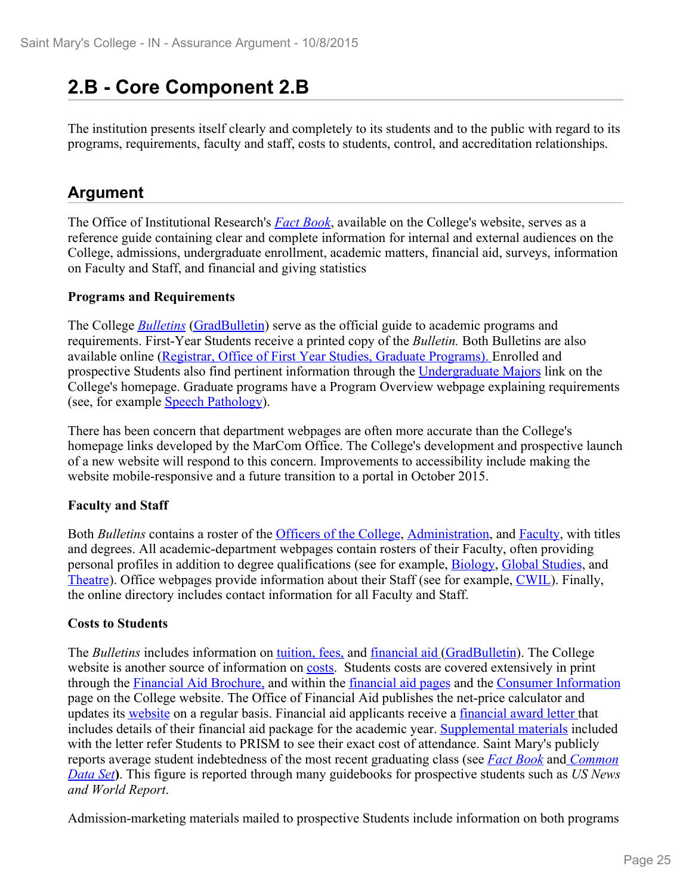## 2.B - Core Component 2.B

The institution presents itself clearly and completely to its students and to the public with regard to its programs, requirements, faculty and staff, costs to students, control, and accreditation relationships.

## Argument

The Office of Institutional Research's *Fact Book*, available on the College's website, serves as a reference guide containing clear and complete information for internal and external audiences on the College, admissions, undergraduate enrollment, academic matters, financial aid, surveys, information on Faculty and Staff, and financial and giving statistics

**Programs and Requirements**

The College *Bulletins* (GradBulletin) serve as the official guide to academic programs and requirements. First-Year Students receive a printed copy of the *Bulletin.* Both Bulletins are also available online (Registrar, Office of First Year Studies, Graduate Programs). Enrolled and prospective Students also find pertinent information through the Undergraduate Majors link on the College's homepage. Graduate programs have a Program Overview webpage explaining requirements (see, for example Speech Pathology).

There has been concern that department webpages are often more accurate than the College's homepage links developed by the MarCom Office. The College's development and prospective launch of a new website will respond to this concern. Improvements to accessibility include making the website mobile-responsive and a future transition to a portal in October 2015.

**Faculty and Staff**

Both *Bulletins* contains a roster of the Officers of the College, Administration, and Faculty, with titles and degrees. All academic-department webpages contain rosters of their Faculty, often providing personal profiles in addition to degree qualifications (see for example, Biology, Global Studies, and Theatre). Office webpages provide information about their Staff (see for example, CWIL). Finally, the online directory includes contact information for all Faculty and Staff.

**Costs to Students**

The *Bulletins* includes information on tuition, fees, and financial aid (GradBulletin). The College website is another source of information on costs. Students costs are covered extensively in print through the Financial Aid Brochure, and within the financial aid pages and the Consumer Information page on the College website. The Office of Financial Aid publishes the net-price calculator and updates its website on a regular basis. Financial aid applicants receive a financial award letter that includes details of their financial aid package for the academic year. Supplemental materials included with the letter refer Students to PRISM to see their exact cost of attendance. Saint Mary's publicly reports average student indebtedness of the most recent graduating class (see *Fact Book* and *Common Data Set*). This figure is reported through many guidebooks for prospective students such as *US News and World Report*.

Admission-marketing materials mailed to prospective Students include information on both programs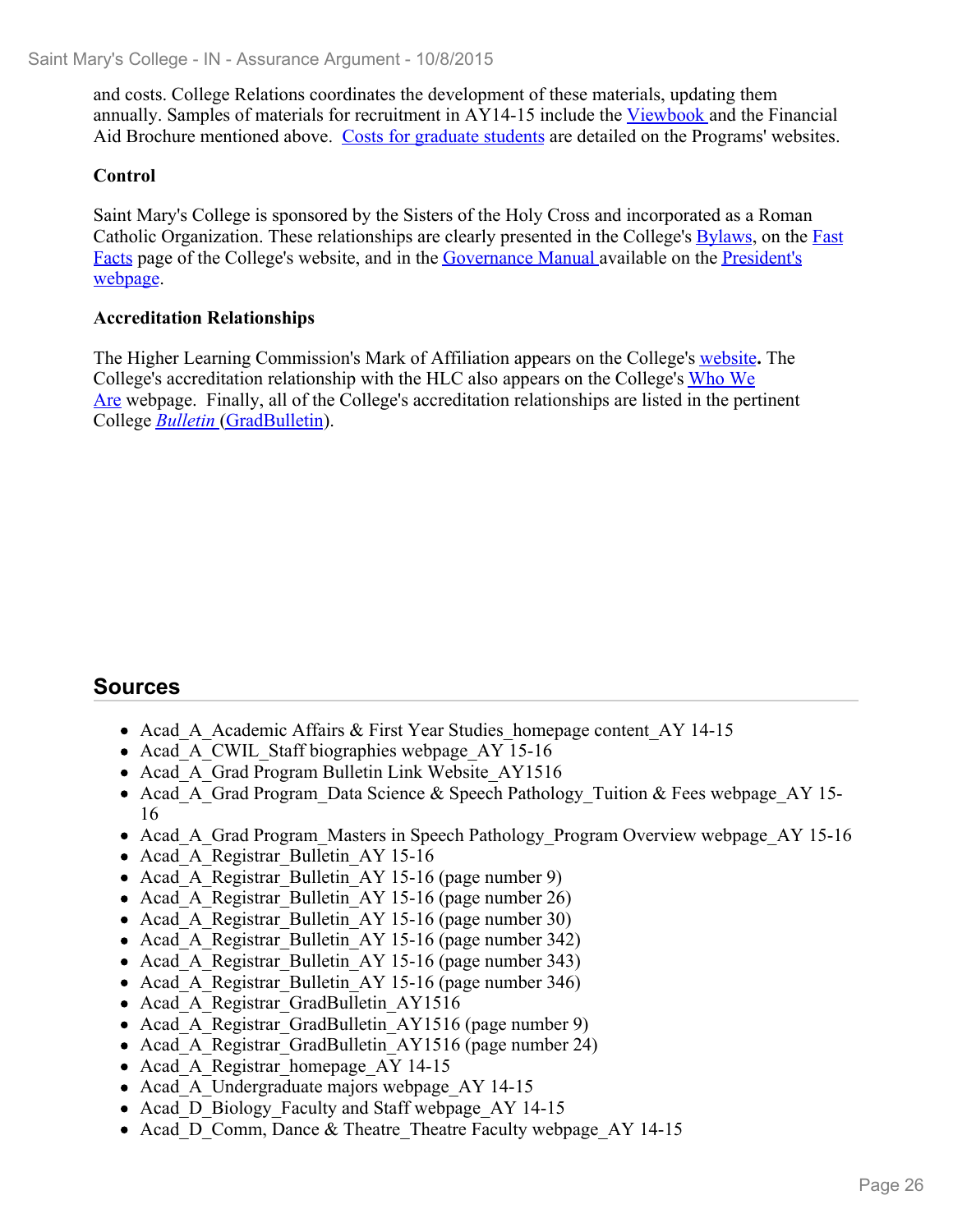and costs. College Relations coordinates the development of these materials, updating them annually. Samples of materials for recruitment in AY14-15 include the Viewbook and the Financial Aid Brochure mentioned above. Costs for graduate students are detailed on the Programs' websites.

**Control**

Saint Mary's College is sponsored by the Sisters of the Holy Cross and incorporated as a Roman Catholic Organization. These relationships are clearly presented in the College's Bylaws, on the Fast Facts page of the College's website, and in the Governance Manual available on the President's webpage.

**Accreditation Relationships**

The Higher Learning Commission's Mark of Affiliation appears on the College's website**.** The College's accreditation relationship with the HLC also appears on the College's Who We Are webpage. Finally, all of the College's accreditation relationships are listed in the pertinent College *Bulletin* (GradBulletin).

## Sources

- Acad_A_Academic Affairs & First Year Studies_homepage content_AY 14-15
- Acad_A_CWIL_Staff biographies webpage_AY 15-16
- Acad_A_Grad Program Bulletin Link Website_AY1516
- Acad_A_Grad Program_Data Science & Speech Pathology_Tuition & Fees webpage_AY 15-16
- Acad_A_Grad Program_Masters in Speech Pathology_Program Overview webpage_AY 15-16
- Acad_A_Registrar_Bulletin_AY 15-16
- Acad_A_Registrar_Bulletin_AY 15-16 (page number 9)
- Acad_A_Registrar_Bulletin_AY 15-16 (page number 26)
- Acad_A_Registrar_Bulletin_AY 15-16 (page number 30)
- Acad_A_Registrar_Bulletin_AY 15-16 (page number 342)
- Acad_A_Registrar_Bulletin_AY 15-16 (page number 343)
- Acad_A_Registrar_Bulletin_AY 15-16 (page number 346)
- Acad_A_Registrar_GradBulletin_AY1516
- Acad_A_Registrar_GradBulletin_AY1516 (page number 9)
- Acad_A_Registrar_GradBulletin_AY1516 (page number 24)
- Acad_A_Registrar_homepage_AY 14-15
- Acad_A_Undergraduate majors webpage_AY 14-15
- Acad_D_Biology_Faculty and Staff webpage_AY 14-15
- Acad_D_Comm, Dance & Theatre_Theatre Faculty webpage_AY 14-15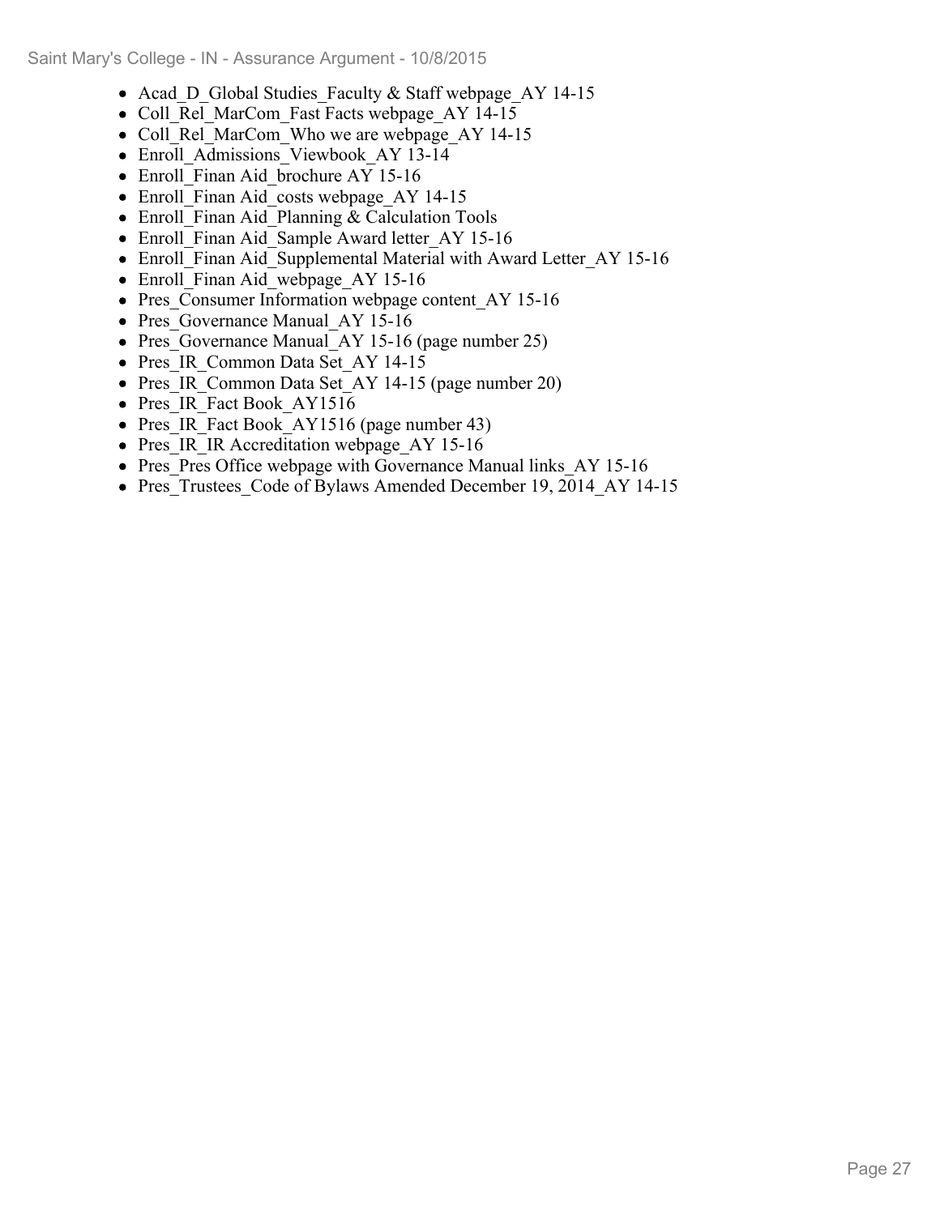- Acad_D_Global Studies_Faculty & Staff webpage_AY 14-15
- Coll_Rel_MarCom_Fast Facts webpage_AY 14-15
- Coll_Rel_MarCom_Who we are webpage_AY 14-15
- Enroll_Admissions_Viewbook_AY 13-14
- Enroll_Finan Aid_brochure AY 15-16
- Enroll_Finan Aid_costs webpage_AY 14-15
- Enroll_Finan Aid_Planning & Calculation Tools
- Enroll_Finan Aid_Sample Award letter_AY 15-16
- Enroll_Finan Aid_Supplemental Material with Award Letter_AY 15-16
- Enroll_Finan Aid_webpage_AY 15-16
- Pres_Consumer Information webpage content_AY 15-16
- Pres_Governance Manual_AY 15-16
- Pres_Governance Manual_AY 15-16 (page number 25)
- Pres_IR_Common Data Set_AY 14-15
- Pres_IR_Common Data Set_AY 14-15 (page number 20)
- Pres_IR_Fact Book_AY1516
- Pres_IR_Fact Book_AY1516 (page number 43)
- Pres_IR_IR Accreditation webpage_AY 15-16
- Pres_Pres Office webpage with Governance Manual links_AY 15-16
- Pres_Trustees_Code of Bylaws Amended December 19, 2014_AY 14-15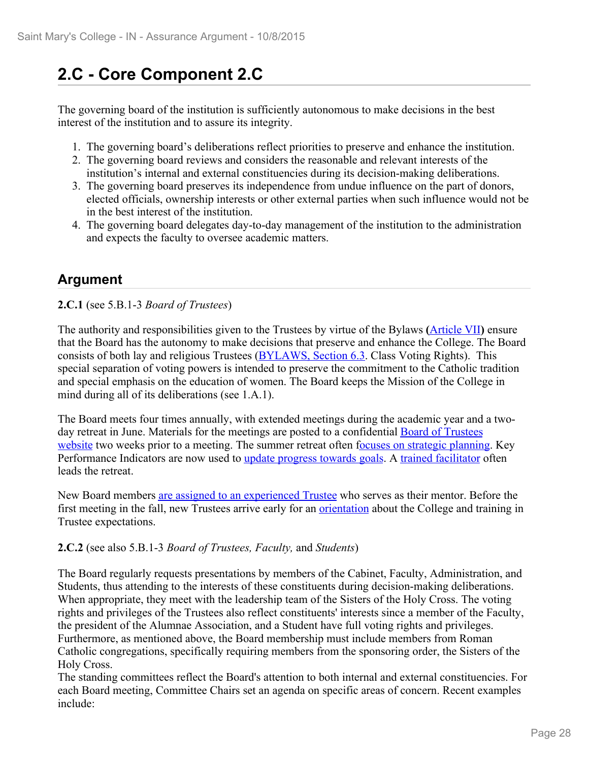# 2.C - Core Component 2.C

The governing board of the institution is sufficiently autonomous to make decisions in the best interest of the institution and to assure its integrity.

1. The governing board's deliberations reflect priorities to preserve and enhance the institution.
2. The governing board reviews and considers the reasonable and relevant interests of the institution's internal and external constituencies during its decision-making deliberations.
3. The governing board preserves its independence from undue influence on the part of donors, elected officials, ownership interests or other external parties when such influence would not be in the best interest of the institution.
4. The governing board delegates day-to-day management of the institution to the administration and expects the faculty to oversee academic matters.

## Argument

**2.C.1** (see 5.B.1-3 *Board of Trustees*)

The authority and responsibilities given to the Trustees by virtue of the Bylaws **(**Article VII**)** ensure that the Board has the autonomy to make decisions that preserve and enhance the College. The Board consists of both lay and religious Trustees (BYLAWS, Section 6.3. Class Voting Rights). This special separation of voting powers is intended to preserve the commitment to the Catholic tradition and special emphasis on the education of women. The Board keeps the Mission of the College in mind during all of its deliberations (see 1.A.1).

The Board meets four times annually, with extended meetings during the academic year and a two-day retreat in June. Materials for the meetings are posted to a confidential Board of Trustees website two weeks prior to a meeting. The summer retreat often focuses on strategic planning. Key Performance Indicators are now used to update progress towards goals. A trained facilitator often leads the retreat.

New Board members are assigned to an experienced Trustee who serves as their mentor. Before the first meeting in the fall, new Trustees arrive early for an orientation about the College and training in Trustee expectations.

**2.C.2** (see also 5.B.1-3 *Board of Trustees, Faculty,* and *Students*)

The Board regularly requests presentations by members of the Cabinet, Faculty, Administration, and Students, thus attending to the interests of these constituents during decision-making deliberations. When appropriate, they meet with the leadership team of the Sisters of the Holy Cross. The voting rights and privileges of the Trustees also reflect constituents' interests since a member of the Faculty, the president of the Alumnae Association, and a Student have full voting rights and privileges. Furthermore, as mentioned above, the Board membership must include members from Roman Catholic congregations, specifically requiring members from the sponsoring order, the Sisters of the Holy Cross.

The standing committees reflect the Board's attention to both internal and external constituencies. For each Board meeting, Committee Chairs set an agenda on specific areas of concern. Recent examples include: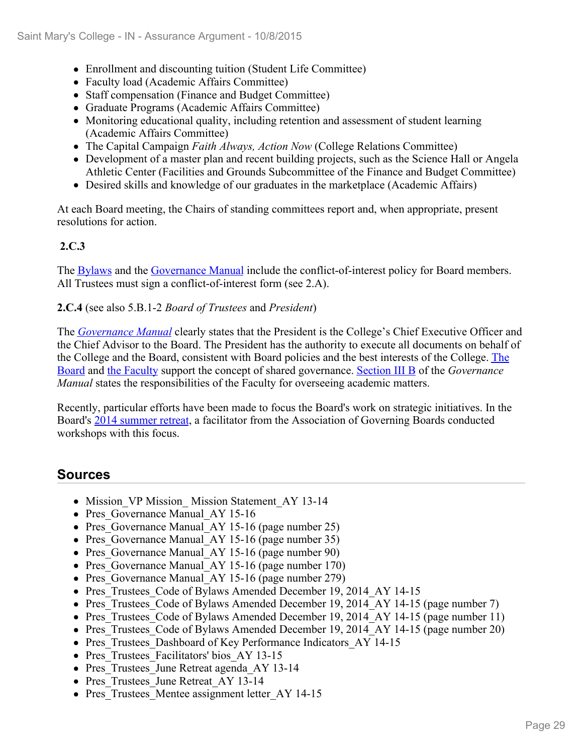- Enrollment and discounting tuition (Student Life Committee)
- Faculty load (Academic Affairs Committee)
- Staff compensation (Finance and Budget Committee)
- Graduate Programs (Academic Affairs Committee)
- Monitoring educational quality, including retention and assessment of student learning (Academic Affairs Committee)
- The Capital Campaign *Faith Always, Action Now* (College Relations Committee)
- Development of a master plan and recent building projects, such as the Science Hall or Angela Athletic Center (Facilities and Grounds Subcommittee of the Finance and Budget Committee)
- Desired skills and knowledge of our graduates in the marketplace (Academic Affairs)

At each Board meeting, the Chairs of standing committees report and, when appropriate, present resolutions for action.

**2.C.3**

The Bylaws and the Governance Manual include the conflict-of-interest policy for Board members. All Trustees must sign a conflict-of-interest form (see 2.A).

**2.C.4** (see also 5.B.1-2 *Board of Trustees* and *President*)

The *Governance Manual* clearly states that the President is the College's Chief Executive Officer and the Chief Advisor to the Board. The President has the authority to execute all documents on behalf of the College and the Board, consistent with Board policies and the best interests of the College. The Board and the Faculty support the concept of shared governance. Section III B of the *Governance Manual* states the responsibilities of the Faculty for overseeing academic matters.

Recently, particular efforts have been made to focus the Board's work on strategic initiatives. In the Board's 2014 summer retreat, a facilitator from the Association of Governing Boards conducted workshops with this focus.

## Sources

- Mission_VP Mission_ Mission Statement_AY 13-14
- Pres_Governance Manual_AY 15-16
- Pres_Governance Manual_AY 15-16 (page number 25)
- Pres_Governance Manual_AY 15-16 (page number 35)
- Pres_Governance Manual_AY 15-16 (page number 90)
- Pres_Governance Manual_AY 15-16 (page number 170)
- Pres_Governance Manual_AY 15-16 (page number 279)
- Pres_Trustees_Code of Bylaws Amended December 19, 2014_AY 14-15
- Pres_Trustees_Code of Bylaws Amended December 19, 2014_AY 14-15 (page number 7)
- Pres_Trustees_Code of Bylaws Amended December 19, 2014_AY 14-15 (page number 11)
- Pres_Trustees_Code of Bylaws Amended December 19, 2014_AY 14-15 (page number 20)
- Pres_Trustees_Dashboard of Key Performance Indicators_AY 14-15
- Pres_Trustees_Facilitators' bios_AY 13-15
- Pres_Trustees_June Retreat agenda_AY 13-14
- Pres_Trustees_June Retreat_AY 13-14
- Pres_Trustees_Mentee assignment letter_AY 14-15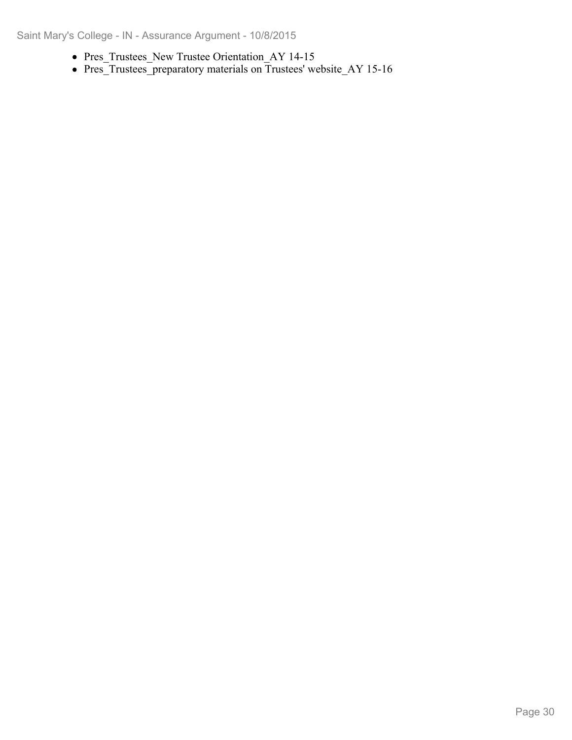- Pres_Trustees_New Trustee Orientation_AY 14-15
- Pres_Trustees_preparatory materials on Trustees' website_AY 15-16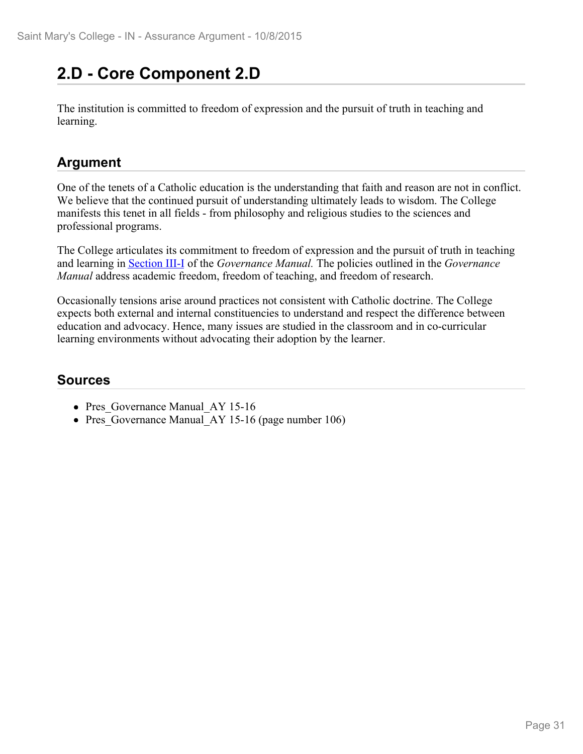# 2.D - Core Component 2.D

The institution is committed to freedom of expression and the pursuit of truth in teaching and learning.

## Argument

One of the tenets of a Catholic education is the understanding that faith and reason are not in conflict. We believe that the continued pursuit of understanding ultimately leads to wisdom. The College manifests this tenet in all fields - from philosophy and religious studies to the sciences and professional programs.

The College articulates its commitment to freedom of expression and the pursuit of truth in teaching and learning in Section III-I of the *Governance Manual.* The policies outlined in the *Governance Manual* address academic freedom, freedom of teaching, and freedom of research.

Occasionally tensions arise around practices not consistent with Catholic doctrine. The College expects both external and internal constituencies to understand and respect the difference between education and advocacy. Hence, many issues are studied in the classroom and in co-curricular learning environments without advocating their adoption by the learner.

## Sources

- Pres_Governance Manual_AY 15-16
- Pres_Governance Manual_AY 15-16 (page number 106)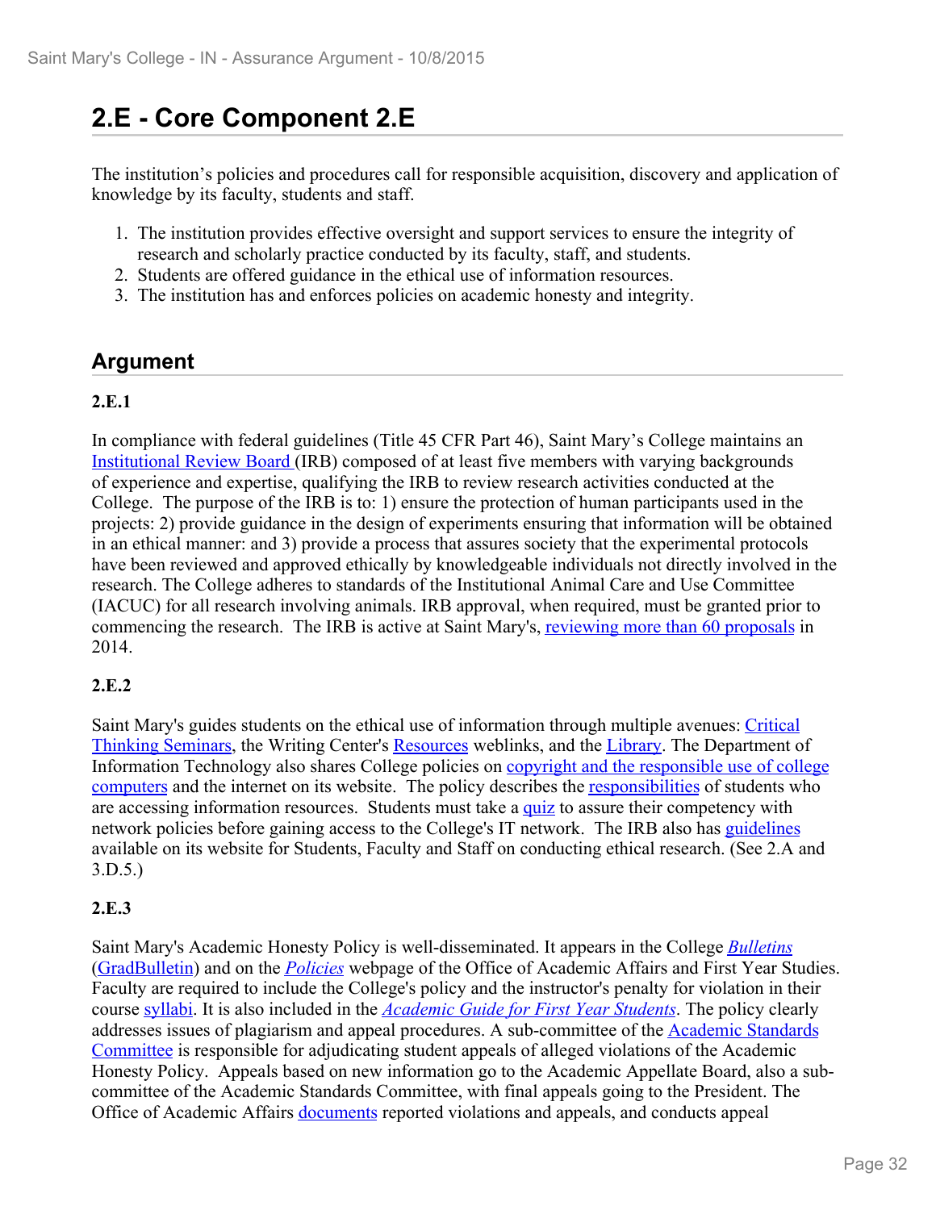# 2.E - Core Component 2.E

The institution's policies and procedures call for responsible acquisition, discovery and application of knowledge by its faculty, students and staff.

1. The institution provides effective oversight and support services to ensure the integrity of research and scholarly practice conducted by its faculty, staff, and students.
2. Students are offered guidance in the ethical use of information resources.
3. The institution has and enforces policies on academic honesty and integrity.

## Argument

**2.E.1**

In compliance with federal guidelines (Title 45 CFR Part 46), Saint Mary's College maintains an Institutional Review Board (IRB) composed of at least five members with varying backgrounds of experience and expertise, qualifying the IRB to review research activities conducted at the College. The purpose of the IRB is to: 1) ensure the protection of human participants used in the projects: 2) provide guidance in the design of experiments ensuring that information will be obtained in an ethical manner: and 3) provide a process that assures society that the experimental protocols have been reviewed and approved ethically by knowledgeable individuals not directly involved in the research. The College adheres to standards of the Institutional Animal Care and Use Committee (IACUC) for all research involving animals. IRB approval, when required, must be granted prior to commencing the research. The IRB is active at Saint Mary's, reviewing more than 60 proposals in 2014.

**2.E.2**

Saint Mary's guides students on the ethical use of information through multiple avenues: Critical Thinking Seminars, the Writing Center's Resources weblinks, and the Library. The Department of Information Technology also shares College policies on copyright and the responsible use of college computers and the internet on its website. The policy describes the responsibilities of students who are accessing information resources. Students must take a quiz to assure their competency with network policies before gaining access to the College's IT network. The IRB also has guidelines available on its website for Students, Faculty and Staff on conducting ethical research. (See 2.A and 3.D.5.)

**2.E.3**

Saint Mary's Academic Honesty Policy is well-disseminated. It appears in the College *Bulletins* (GradBulletin) and on the *Policies* webpage of the Office of Academic Affairs and First Year Studies. Faculty are required to include the College's policy and the instructor's penalty for violation in their course syllabi. It is also included in the *Academic Guide for First Year Students*. The policy clearly addresses issues of plagiarism and appeal procedures. A sub-committee of the Academic Standards Committee is responsible for adjudicating student appeals of alleged violations of the Academic Honesty Policy. Appeals based on new information go to the Academic Appellate Board, also a sub-committee of the Academic Standards Committee, with final appeals going to the President. The Office of Academic Affairs documents reported violations and appeals, and conducts appeal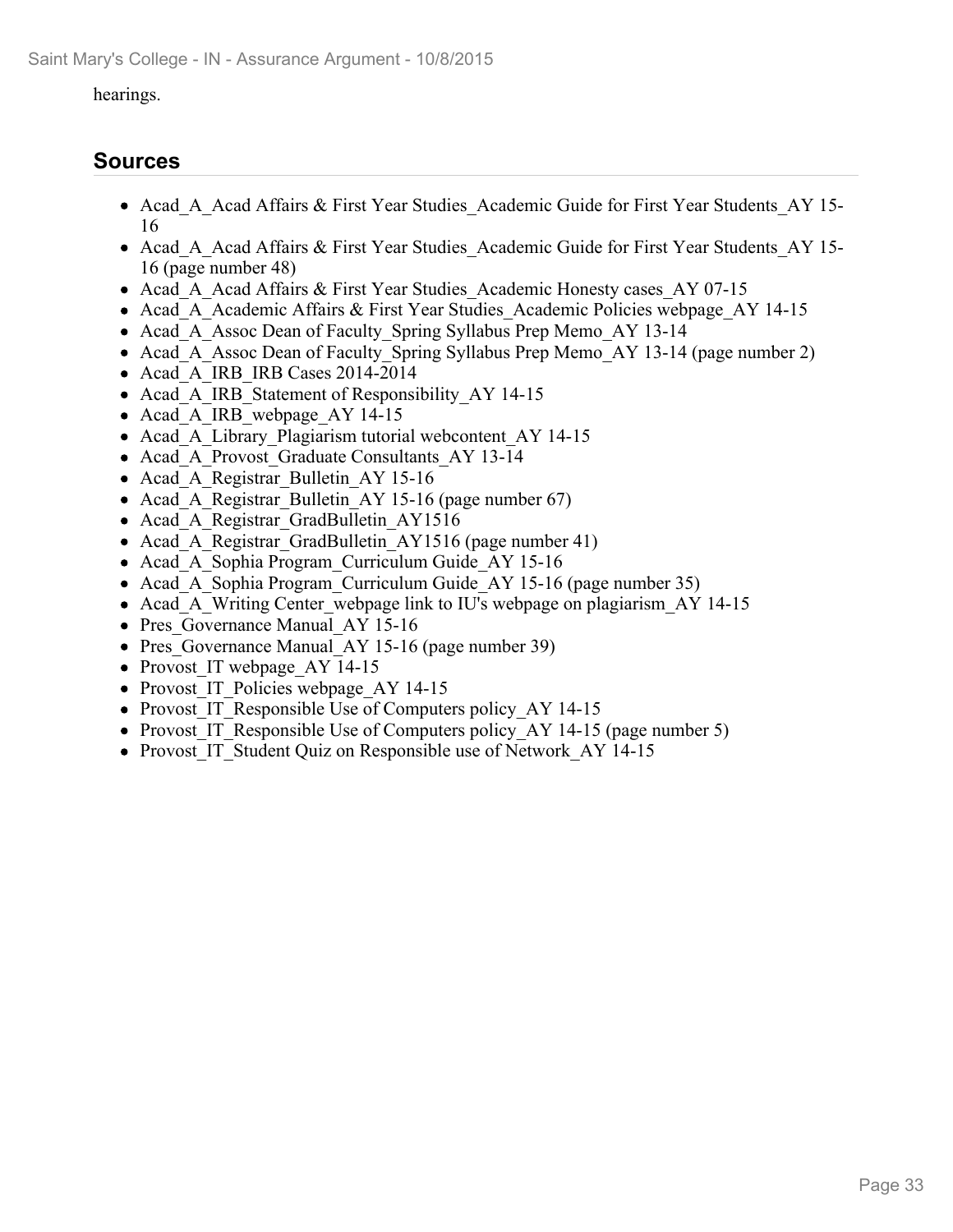hearings.

## Sources

- Acad_A_Acad Affairs & First Year Studies_Academic Guide for First Year Students_AY 15-16
- Acad_A_Acad Affairs & First Year Studies_Academic Guide for First Year Students_AY 15-16 (page number 48)
- Acad_A_Acad Affairs & First Year Studies_Academic Honesty cases_AY 07-15
- Acad_A_Academic Affairs & First Year Studies_Academic Policies webpage_AY 14-15
- Acad_A_Assoc Dean of Faculty_Spring Syllabus Prep Memo_AY 13-14
- Acad_A_Assoc Dean of Faculty_Spring Syllabus Prep Memo_AY 13-14 (page number 2)
- Acad_A_IRB_IRB Cases 2014-2014
- Acad_A_IRB_Statement of Responsibility_AY 14-15
- Acad_A_IRB_webpage_AY 14-15
- Acad_A_Library_Plagiarism tutorial webcontent_AY 14-15
- Acad_A_Provost_Graduate Consultants_AY 13-14
- Acad_A_Registrar_Bulletin_AY 15-16
- Acad_A_Registrar_Bulletin_AY 15-16 (page number 67)
- Acad_A_Registrar_GradBulletin_AY1516
- Acad_A_Registrar_GradBulletin_AY1516 (page number 41)
- Acad_A_Sophia Program_Curriculum Guide_AY 15-16
- Acad_A_Sophia Program_Curriculum Guide_AY 15-16 (page number 35)
- Acad_A_Writing Center_webpage link to IU's webpage on plagiarism_AY 14-15
- Pres_Governance Manual_AY 15-16
- Pres_Governance Manual_AY 15-16 (page number 39)
- Provost_IT webpage_AY 14-15
- Provost_IT_Policies webpage_AY 14-15
- Provost_IT_Responsible Use of Computers policy_AY 14-15
- Provost_IT_Responsible Use of Computers policy_AY 14-15 (page number 5)
- Provost_IT_Student Quiz on Responsible use of Network_AY 14-15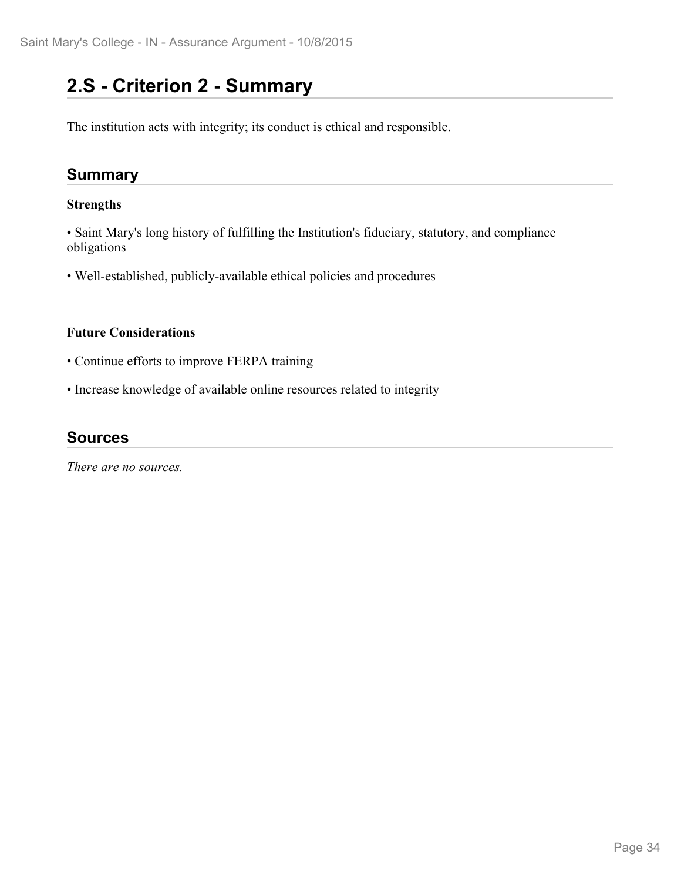## 2.S - Criterion 2 - Summary

The institution acts with integrity; its conduct is ethical and responsible.

### Summary

**Strengths**

- Saint Mary's long history of fulfilling the Institution's fiduciary, statutory, and compliance obligations
- Well-established, publicly-available ethical policies and procedures

**Future Considerations**

- Continue efforts to improve FERPA training
- Increase knowledge of available online resources related to integrity

### Sources

*There are no sources.*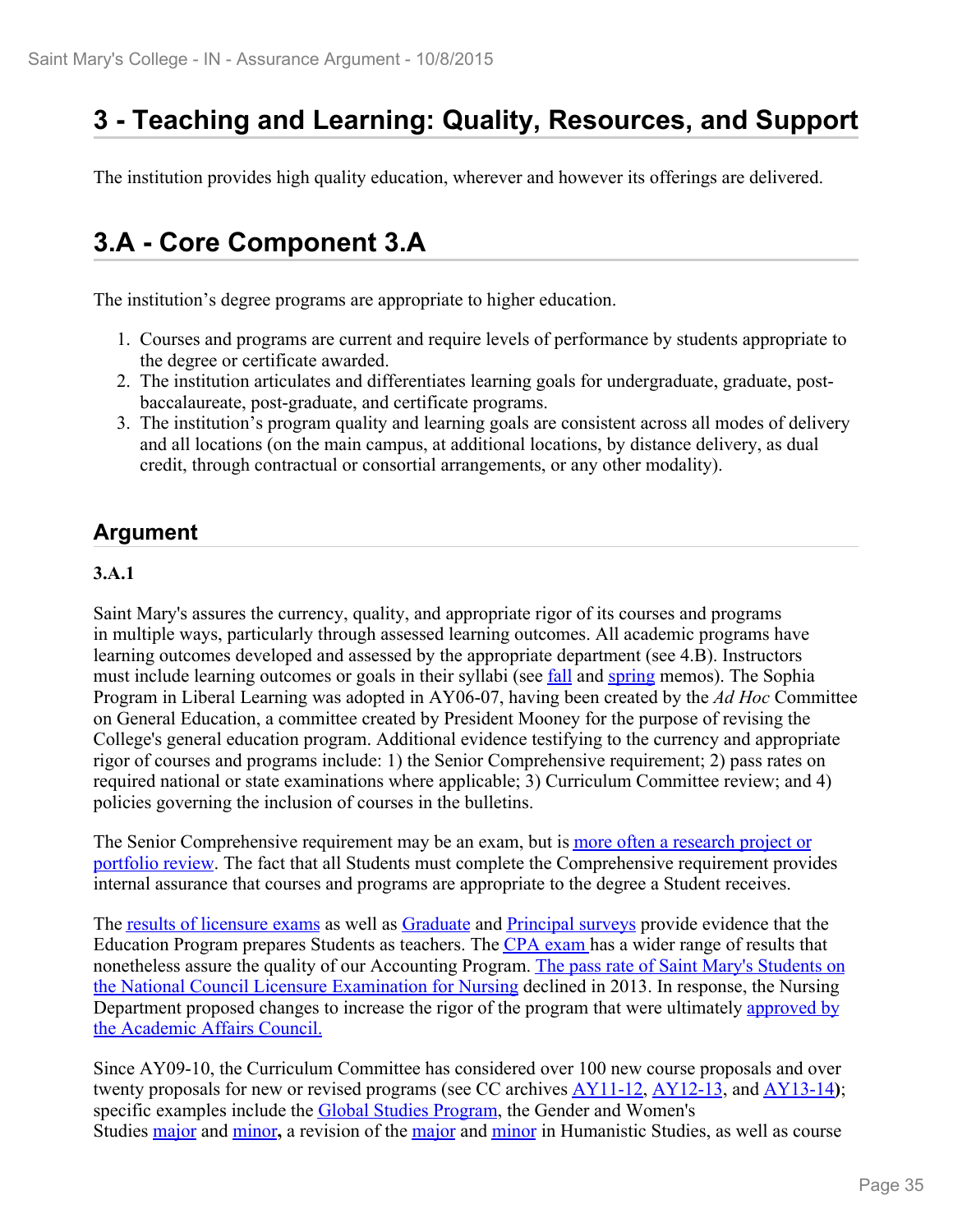# 3 - Teaching and Learning: Quality, Resources, and Support

The institution provides high quality education, wherever and however its offerings are delivered.

# 3.A - Core Component 3.A

The institution's degree programs are appropriate to higher education.

1. Courses and programs are current and require levels of performance by students appropriate to the degree or certificate awarded.
2. The institution articulates and differentiates learning goals for undergraduate, graduate, post-baccalaureate, post-graduate, and certificate programs.
3. The institution's program quality and learning goals are consistent across all modes of delivery and all locations (on the main campus, at additional locations, by distance delivery, as dual credit, through contractual or consortial arrangements, or any other modality).

## Argument

**3.A.1**

Saint Mary's assures the currency, quality, and appropriate rigor of its courses and programs in multiple ways, particularly through assessed learning outcomes. All academic programs have learning outcomes developed and assessed by the appropriate department (see 4.B). Instructors must include learning outcomes or goals in their syllabi (see fall and spring memos). The Sophia Program in Liberal Learning was adopted in AY06-07, having been created by the *Ad Hoc* Committee on General Education, a committee created by President Mooney for the purpose of revising the College's general education program. Additional evidence testifying to the currency and appropriate rigor of courses and programs include: 1) the Senior Comprehensive requirement; 2) pass rates on required national or state examinations where applicable; 3) Curriculum Committee review; and 4) policies governing the inclusion of courses in the bulletins.

The Senior Comprehensive requirement may be an exam, but is more often a research project or portfolio review. The fact that all Students must complete the Comprehensive requirement provides internal assurance that courses and programs are appropriate to the degree a Student receives.

The results of licensure exams as well as Graduate and Principal surveys provide evidence that the Education Program prepares Students as teachers. The CPA exam has a wider range of results that nonetheless assure the quality of our Accounting Program. The pass rate of Saint Mary's Students on the National Council Licensure Examination for Nursing declined in 2013. In response, the Nursing Department proposed changes to increase the rigor of the program that were ultimately approved by the Academic Affairs Council.

Since AY09-10, the Curriculum Committee has considered over 100 new course proposals and over twenty proposals for new or revised programs (see CC archives AY11-12, AY12-13, and AY13-14**)**; specific examples include the Global Studies Program, the Gender and Women's Studies major and minor**,** a revision of the major and minor in Humanistic Studies, as well as course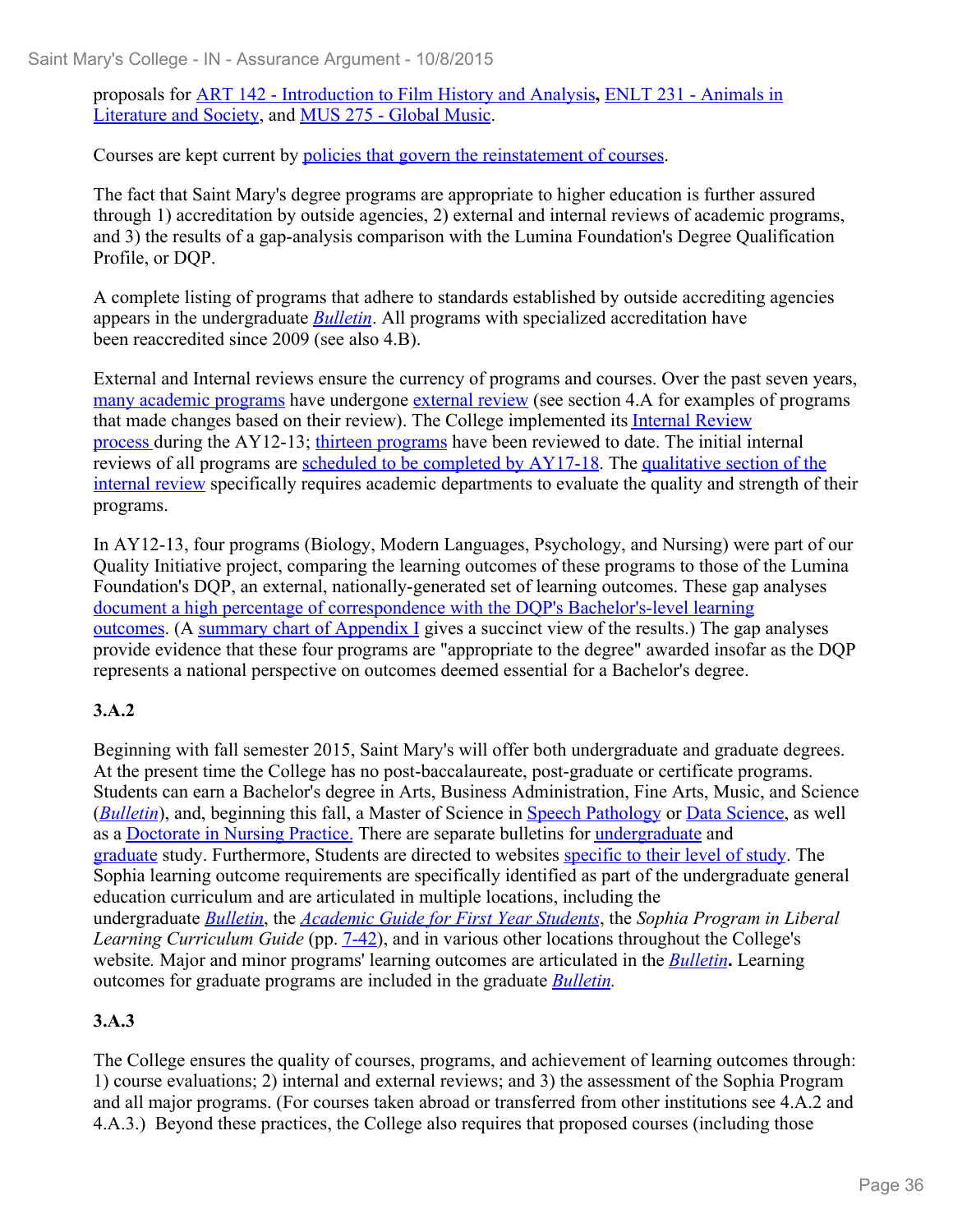proposals for ART 142 - Introduction to Film History and Analysis**,** ENLT 231 - Animals in Literature and Society, and MUS 275 - Global Music.

Courses are kept current by policies that govern the reinstatement of courses.

The fact that Saint Mary's degree programs are appropriate to higher education is further assured through 1) accreditation by outside agencies, 2) external and internal reviews of academic programs, and 3) the results of a gap-analysis comparison with the Lumina Foundation's Degree Qualification Profile, or DQP.

A complete listing of programs that adhere to standards established by outside accrediting agencies appears in the undergraduate *Bulletin*. All programs with specialized accreditation have been reaccredited since 2009 (see also 4.B).

External and Internal reviews ensure the currency of programs and courses. Over the past seven years, many academic programs have undergone external review (see section 4.A for examples of programs that made changes based on their review). The College implemented its Internal Review process during the AY12-13; thirteen programs have been reviewed to date. The initial internal reviews of all programs are scheduled to be completed by AY17-18. The qualitative section of the internal review specifically requires academic departments to evaluate the quality and strength of their programs.

In AY12-13, four programs (Biology, Modern Languages, Psychology, and Nursing) were part of our Quality Initiative project, comparing the learning outcomes of these programs to those of the Lumina Foundation's DQP, an external, nationally-generated set of learning outcomes. These gap analyses document a high percentage of correspondence with the DQP's Bachelor's-level learning outcomes. (A summary chart of Appendix I gives a succinct view of the results.) The gap analyses provide evidence that these four programs are "appropriate to the degree" awarded insofar as the DQP represents a national perspective on outcomes deemed essential for a Bachelor's degree.

**3.A.2**

Beginning with fall semester 2015, Saint Mary's will offer both undergraduate and graduate degrees. At the present time the College has no post-baccalaureate, post-graduate or certificate programs. Students can earn a Bachelor's degree in Arts, Business Administration, Fine Arts, Music, and Science (*Bulletin*), and, beginning this fall, a Master of Science in Speech Pathology or Data Science, as well as a Doctorate in Nursing Practice. There are separate bulletins for undergraduate and graduate study. Furthermore, Students are directed to websites specific to their level of study. The Sophia learning outcome requirements are specifically identified as part of the undergraduate general education curriculum and are articulated in multiple locations, including the undergraduate *Bulletin*, the *Academic Guide for First Year Students*, the *Sophia Program in Liberal Learning Curriculum Guide* (pp. 7-42), and in various other locations throughout the College's website. Major and minor programs' learning outcomes are articulated in the *Bulletin***.** Learning outcomes for graduate programs are included in the graduate *Bulletin.*

**3.A.3**

The College ensures the quality of courses, programs, and achievement of learning outcomes through: 1) course evaluations; 2) internal and external reviews; and 3) the assessment of the Sophia Program and all major programs. (For courses taken abroad or transferred from other institutions see 4.A.2 and 4.A.3.) Beyond these practices, the College also requires that proposed courses (including those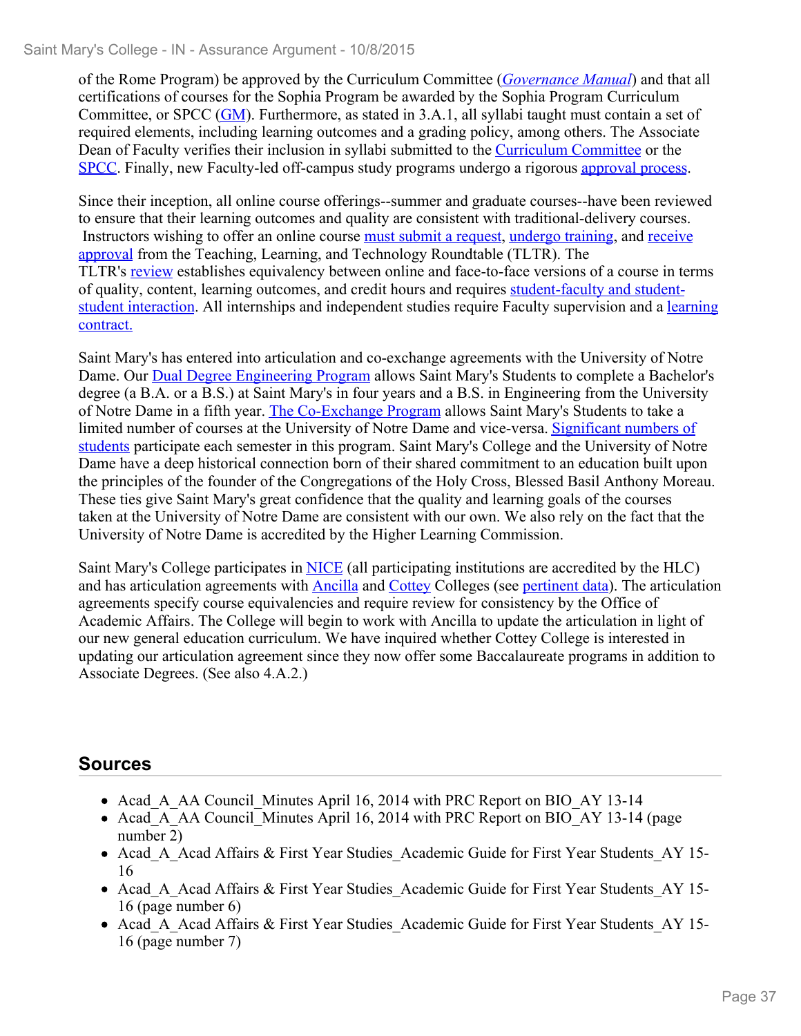of the Rome Program) be approved by the Curriculum Committee (*Governance Manual*) and that all certifications of courses for the Sophia Program be awarded by the Sophia Program Curriculum Committee, or SPCC (GM). Furthermore, as stated in 3.A.1, all syllabi taught must contain a set of required elements, including learning outcomes and a grading policy, among others. The Associate Dean of Faculty verifies their inclusion in syllabi submitted to the Curriculum Committee or the SPCC. Finally, new Faculty-led off-campus study programs undergo a rigorous approval process.

Since their inception, all online course offerings--summer and graduate courses--have been reviewed to ensure that their learning outcomes and quality are consistent with traditional-delivery courses. Instructors wishing to offer an online course must submit a request, undergo training, and receive approval from the Teaching, Learning, and Technology Roundtable (TLTR). The TLTR's review establishes equivalency between online and face-to-face versions of a course in terms of quality, content, learning outcomes, and credit hours and requires student-faculty and student-student interaction. All internships and independent studies require Faculty supervision and a learning contract.

Saint Mary's has entered into articulation and co-exchange agreements with the University of Notre Dame. Our Dual Degree Engineering Program allows Saint Mary's Students to complete a Bachelor's degree (a B.A. or a B.S.) at Saint Mary's in four years and a B.S. in Engineering from the University of Notre Dame in a fifth year. The Co-Exchange Program allows Saint Mary's Students to take a limited number of courses at the University of Notre Dame and vice-versa. Significant numbers of students participate each semester in this program. Saint Mary's College and the University of Notre Dame have a deep historical connection born of their shared commitment to an education built upon the principles of the founder of the Congregations of the Holy Cross, Blessed Basil Anthony Moreau. These ties give Saint Mary's great confidence that the quality and learning goals of the courses taken at the University of Notre Dame are consistent with our own. We also rely on the fact that the University of Notre Dame is accredited by the Higher Learning Commission.

Saint Mary's College participates in NICE (all participating institutions are accredited by the HLC) and has articulation agreements with Ancilla and Cottey Colleges (see pertinent data). The articulation agreements specify course equivalencies and require review for consistency by the Office of Academic Affairs. The College will begin to work with Ancilla to update the articulation in light of our new general education curriculum. We have inquired whether Cottey College is interested in updating our articulation agreement since they now offer some Baccalaureate programs in addition to Associate Degrees. (See also 4.A.2.)

## Sources

- Acad_A_AA Council_Minutes April 16, 2014 with PRC Report on BIO_AY 13-14
- Acad_A_AA Council_Minutes April 16, 2014 with PRC Report on BIO_AY 13-14 (page number 2)
- Acad_A_Acad Affairs & First Year Studies_Academic Guide for First Year Students_AY 15-16
- Acad_A_Acad Affairs & First Year Studies_Academic Guide for First Year Students_AY 15-16 (page number 6)
- Acad_A_Acad Affairs & First Year Studies_Academic Guide for First Year Students_AY 15-16 (page number 7)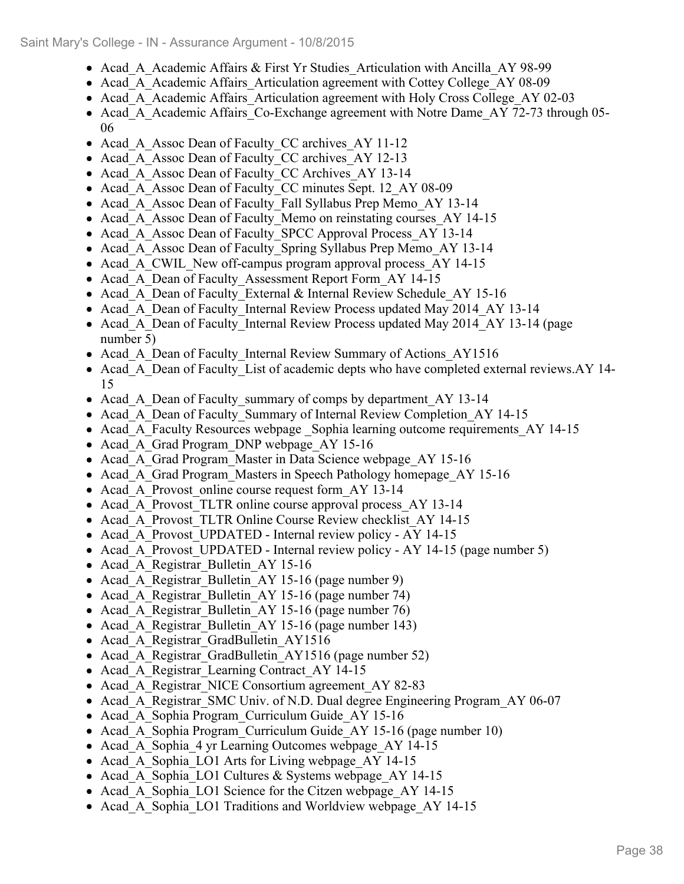- Acad_A_Academic Affairs & First Yr Studies_Articulation with Ancilla_AY 98-99
- Acad_A_Academic Affairs_Articulation agreement with Cottey College_AY 08-09
- Acad_A_Academic Affairs_Articulation agreement with Holy Cross College_AY 02-03
- Acad_A_Academic Affairs_Co-Exchange agreement with Notre Dame_AY 72-73 through 05-06
- Acad_A_Assoc Dean of Faculty_CC archives_AY 11-12
- Acad_A_Assoc Dean of Faculty_CC archives_AY 12-13
- Acad_A_Assoc Dean of Faculty_CC Archives_AY 13-14
- Acad_A_Assoc Dean of Faculty_CC minutes Sept. 12_AY 08-09
- Acad_A_Assoc Dean of Faculty_Fall Syllabus Prep Memo_AY 13-14
- Acad_A_Assoc Dean of Faculty_Memo on reinstating courses_AY 14-15
- Acad_A_Assoc Dean of Faculty_SPCC Approval Process_AY 13-14
- Acad_A_Assoc Dean of Faculty_Spring Syllabus Prep Memo_AY 13-14
- Acad_A_CWIL_New off-campus program approval process_AY 14-15
- Acad_A_Dean of Faculty_Assessment Report Form_AY 14-15
- Acad_A_Dean of Faculty_External & Internal Review Schedule_AY 15-16
- Acad_A_Dean of Faculty_Internal Review Process updated May 2014_AY 13-14
- Acad_A_Dean of Faculty_Internal Review Process updated May 2014_AY 13-14 (page number 5)
- Acad_A_Dean of Faculty_Internal Review Summary of Actions_AY1516
- Acad_A_Dean of Faculty_List of academic depts who have completed external reviews.AY 14-15
- Acad_A_Dean of Faculty_summary of comps by department_AY 13-14
- Acad_A_Dean of Faculty_Summary of Internal Review Completion_AY 14-15
- Acad_A_Faculty Resources webpage _Sophia learning outcome requirements_AY 14-15
- Acad_A_Grad Program_DNP webpage_AY 15-16
- Acad_A_Grad Program_Master in Data Science webpage_AY 15-16
- Acad_A_Grad Program_Masters in Speech Pathology homepage_AY 15-16
- Acad_A_Provost_online course request form_AY 13-14
- Acad_A_Provost_TLTR online course approval process_AY 13-14
- Acad_A_Provost_TLTR Online Course Review checklist_AY 14-15
- Acad_A_Provost_UPDATED - Internal review policy - AY 14-15
- Acad_A_Provost_UPDATED - Internal review policy - AY 14-15 (page number 5)
- Acad_A_Registrar_Bulletin_AY 15-16
- Acad_A_Registrar_Bulletin_AY 15-16 (page number 9)
- Acad_A_Registrar_Bulletin_AY 15-16 (page number 74)
- Acad_A_Registrar_Bulletin_AY 15-16 (page number 76)
- Acad_A_Registrar_Bulletin_AY 15-16 (page number 143)
- Acad_A_Registrar_GradBulletin_AY1516
- Acad_A_Registrar_GradBulletin_AY1516 (page number 52)
- Acad_A_Registrar_Learning Contract_AY 14-15
- Acad_A_Registrar_NICE Consortium agreement_AY 82-83
- Acad_A_Registrar_SMC Univ. of N.D. Dual degree Engineering Program_AY 06-07
- Acad_A_Sophia Program_Curriculum Guide_AY 15-16
- Acad_A_Sophia Program_Curriculum Guide_AY 15-16 (page number 10)
- Acad_A_Sophia_4 yr Learning Outcomes webpage_AY 14-15
- Acad_A_Sophia_LO1 Arts for Living webpage_AY 14-15
- Acad_A_Sophia_LO1 Cultures & Systems webpage_AY 14-15
- Acad_A_Sophia_LO1 Science for the Citzen webpage_AY 14-15
- Acad_A_Sophia_LO1 Traditions and Worldview webpage_AY 14-15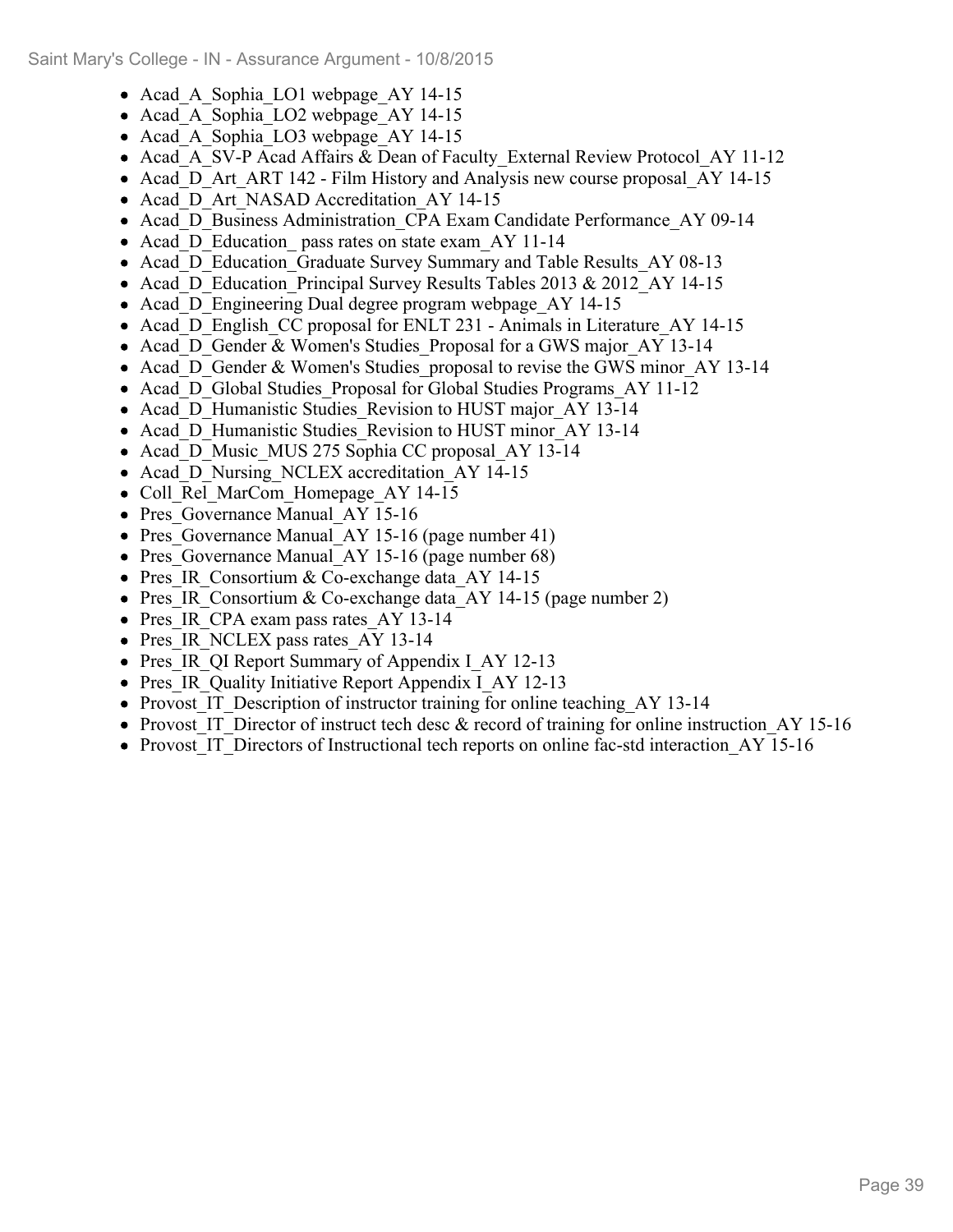- Acad_A_Sophia_LO1 webpage_AY 14-15
- Acad_A_Sophia_LO2 webpage_AY 14-15
- Acad_A_Sophia_LO3 webpage_AY 14-15
- Acad_A_SV-P Acad Affairs & Dean of Faculty_External Review Protocol_AY 11-12
- Acad_D_Art_ART 142 - Film History and Analysis new course proposal_AY 14-15
- Acad_D_Art_NASAD Accreditation_AY 14-15
- Acad_D_Business Administration_CPA Exam Candidate Performance_AY 09-14
- Acad_D_Education_ pass rates on state exam_AY 11-14
- Acad_D_Education_Graduate Survey Summary and Table Results_AY 08-13
- Acad_D_Education_Principal Survey Results Tables 2013 & 2012_AY 14-15
- Acad_D_Engineering Dual degree program webpage_AY 14-15
- Acad_D_English_CC proposal for ENLT 231 - Animals in Literature_AY 14-15
- Acad_D_Gender & Women's Studies_Proposal for a GWS major_AY 13-14
- Acad_D_Gender & Women's Studies_proposal to revise the GWS minor_AY 13-14
- Acad_D_Global Studies_Proposal for Global Studies Programs_AY 11-12
- Acad_D_Humanistic Studies_Revision to HUST major_AY 13-14
- Acad_D_Humanistic Studies_Revision to HUST minor_AY 13-14
- Acad_D_Music_MUS 275 Sophia CC proposal_AY 13-14
- Acad_D_Nursing_NCLEX accreditation_AY 14-15
- Coll_Rel_MarCom_Homepage_AY 14-15
- Pres_Governance Manual_AY 15-16
- Pres_Governance Manual_AY 15-16 (page number 41)
- Pres_Governance Manual_AY 15-16 (page number 68)
- Pres_IR_Consortium & Co-exchange data_AY 14-15
- Pres_IR_Consortium & Co-exchange data_AY 14-15 (page number 2)
- Pres_IR_CPA exam pass rates_AY 13-14
- Pres_IR_NCLEX pass rates_AY 13-14
- Pres_IR_QI Report Summary of Appendix I_AY 12-13
- Pres_IR_Quality Initiative Report Appendix I_AY 12-13
- Provost_IT_Description of instructor training for online teaching_AY 13-14
- Provost_IT_Director of instruct tech desc & record of training for online instruction_AY 15-16
- Provost_IT_Directors of Instructional tech reports on online fac-std interaction_AY 15-16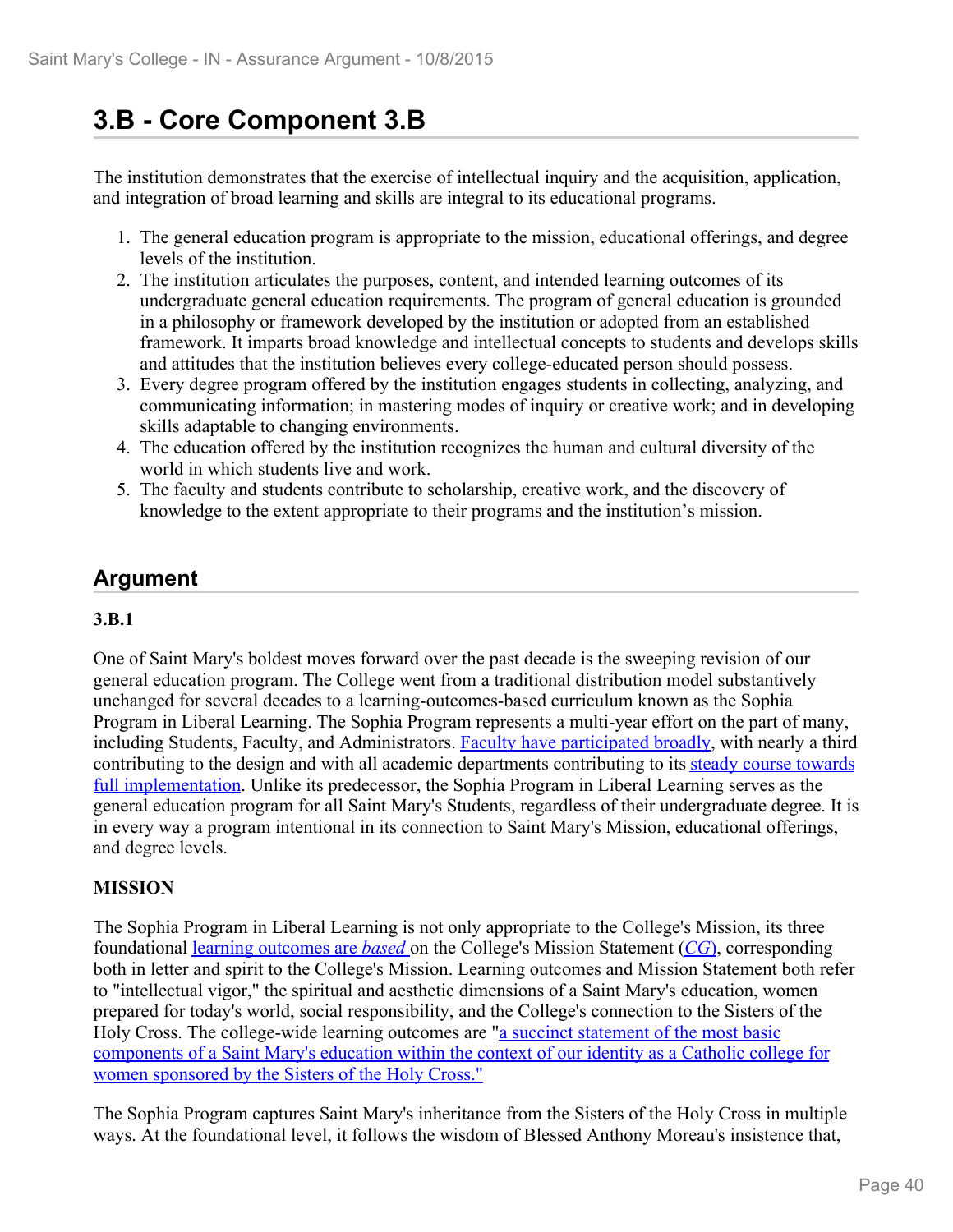# 3.B - Core Component 3.B

The institution demonstrates that the exercise of intellectual inquiry and the acquisition, application, and integration of broad learning and skills are integral to its educational programs.

1. The general education program is appropriate to the mission, educational offerings, and degree levels of the institution.
2. The institution articulates the purposes, content, and intended learning outcomes of its undergraduate general education requirements. The program of general education is grounded in a philosophy or framework developed by the institution or adopted from an established framework. It imparts broad knowledge and intellectual concepts to students and develops skills and attitudes that the institution believes every college-educated person should possess.
3. Every degree program offered by the institution engages students in collecting, analyzing, and communicating information; in mastering modes of inquiry or creative work; and in developing skills adaptable to changing environments.
4. The education offered by the institution recognizes the human and cultural diversity of the world in which students live and work.
5. The faculty and students contribute to scholarship, creative work, and the discovery of knowledge to the extent appropriate to their programs and the institution's mission.

## Argument

### 3.B.1

One of Saint Mary's boldest moves forward over the past decade is the sweeping revision of our general education program. The College went from a traditional distribution model substantively unchanged for several decades to a learning-outcomes-based curriculum known as the Sophia Program in Liberal Learning. The Sophia Program represents a multi-year effort on the part of many, including Students, Faculty, and Administrators. Faculty have participated broadly, with nearly a third contributing to the design and with all academic departments contributing to its steady course towards full implementation. Unlike its predecessor, the Sophia Program in Liberal Learning serves as the general education program for all Saint Mary's Students, regardless of their undergraduate degree. It is in every way a program intentional in its connection to Saint Mary's Mission, educational offerings, and degree levels.

**MISSION**

The Sophia Program in Liberal Learning is not only appropriate to the College's Mission, its three foundational learning outcomes are *based* on the College's Mission Statement (*CG*), corresponding both in letter and spirit to the College's Mission. Learning outcomes and Mission Statement both refer to "intellectual vigor," the spiritual and aesthetic dimensions of a Saint Mary's education, women prepared for today's world, social responsibility, and the College's connection to the Sisters of the Holy Cross. The college-wide learning outcomes are "a succinct statement of the most basic components of a Saint Mary's education within the context of our identity as a Catholic college for women sponsored by the Sisters of the Holy Cross."

The Sophia Program captures Saint Mary's inheritance from the Sisters of the Holy Cross in multiple ways. At the foundational level, it follows the wisdom of Blessed Anthony Moreau's insistence that,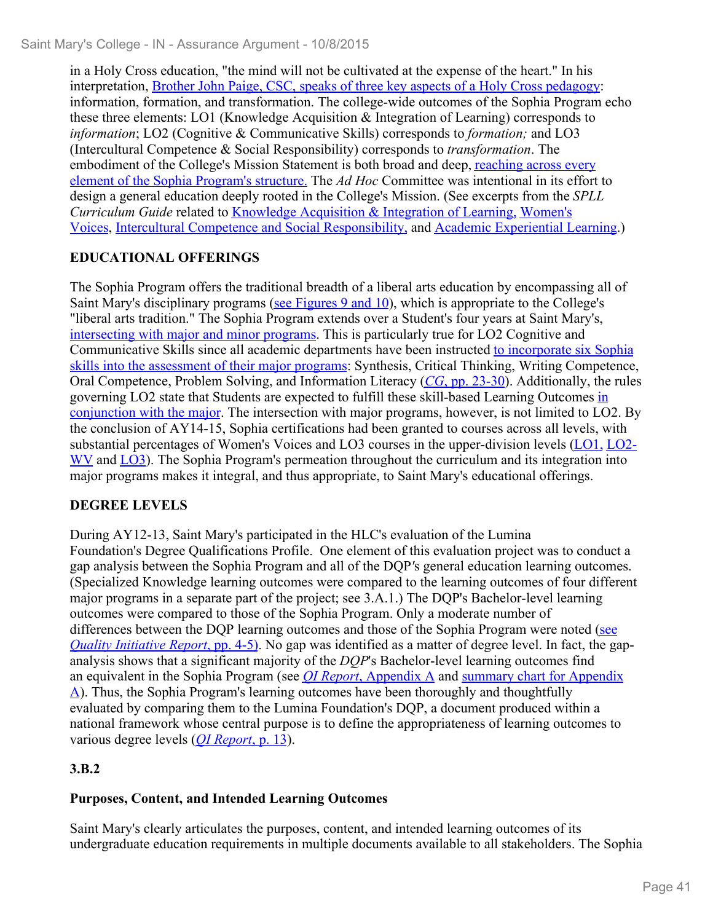in a Holy Cross education, "the mind will not be cultivated at the expense of the heart." In his interpretation, Brother John Paige, CSC, speaks of three key aspects of a Holy Cross pedagogy: information, formation, and transformation. The college-wide outcomes of the Sophia Program echo these three elements: LO1 (Knowledge Acquisition & Integration of Learning) corresponds to *information*; LO2 (Cognitive & Communicative Skills) corresponds to *formation;* and LO3 (Intercultural Competence & Social Responsibility) corresponds to *transformation*. The embodiment of the College's Mission Statement is both broad and deep, reaching across every element of the Sophia Program's structure. The *Ad Hoc* Committee was intentional in its effort to design a general education deeply rooted in the College's Mission. (See excerpts from the *SPLL Curriculum Guide* related to Knowledge Acquisition & Integration of Learning, Women's Voices, Intercultural Competence and Social Responsibility, and Academic Experiential Learning.)

**EDUCATIONAL OFFERINGS**

The Sophia Program offers the traditional breadth of a liberal arts education by encompassing all of Saint Mary's disciplinary programs (see Figures 9 and 10), which is appropriate to the College's "liberal arts tradition." The Sophia Program extends over a Student's four years at Saint Mary's, intersecting with major and minor programs. This is particularly true for LO2 Cognitive and Communicative Skills since all academic departments have been instructed to incorporate six Sophia skills into the assessment of their major programs: Synthesis, Critical Thinking, Writing Competence, Oral Competence, Problem Solving, and Information Literacy (*CG*, pp. 23-30). Additionally, the rules governing LO2 state that Students are expected to fulfill these skill-based Learning Outcomes in conjunction with the major. The intersection with major programs, however, is not limited to LO2. By the conclusion of AY14-15, Sophia certifications had been granted to courses across all levels, with substantial percentages of Women's Voices and LO3 courses in the upper-division levels (LO1, LO2-WV and LO3). The Sophia Program's permeation throughout the curriculum and its integration into major programs makes it integral, and thus appropriate, to Saint Mary's educational offerings.

**DEGREE LEVELS**

During AY12-13, Saint Mary's participated in the HLC's evaluation of the Lumina Foundation's Degree Qualifications Profile. One element of this evaluation project was to conduct a gap analysis between the Sophia Program and all of the DQP's general education learning outcomes. (Specialized Knowledge learning outcomes were compared to the learning outcomes of four different major programs in a separate part of the project; see 3.A.1.) The DQP's Bachelor-level learning outcomes were compared to those of the Sophia Program. Only a moderate number of differences between the DQP learning outcomes and those of the Sophia Program were noted (see *Quality Initiative Report*, pp. 4-5). No gap was identified as a matter of degree level. In fact, the gap-analysis shows that a significant majority of the *DQP*'s Bachelor-level learning outcomes find an equivalent in the Sophia Program (see *QI Report*, Appendix A and summary chart for Appendix A). Thus, the Sophia Program's learning outcomes have been thoroughly and thoughtfully evaluated by comparing them to the Lumina Foundation's DQP, a document produced within a national framework whose central purpose is to define the appropriateness of learning outcomes to various degree levels (*QI Report*, p. 13).

**3.B.2**

**Purposes, Content, and Intended Learning Outcomes**

Saint Mary's clearly articulates the purposes, content, and intended learning outcomes of its undergraduate education requirements in multiple documents available to all stakeholders. The Sophia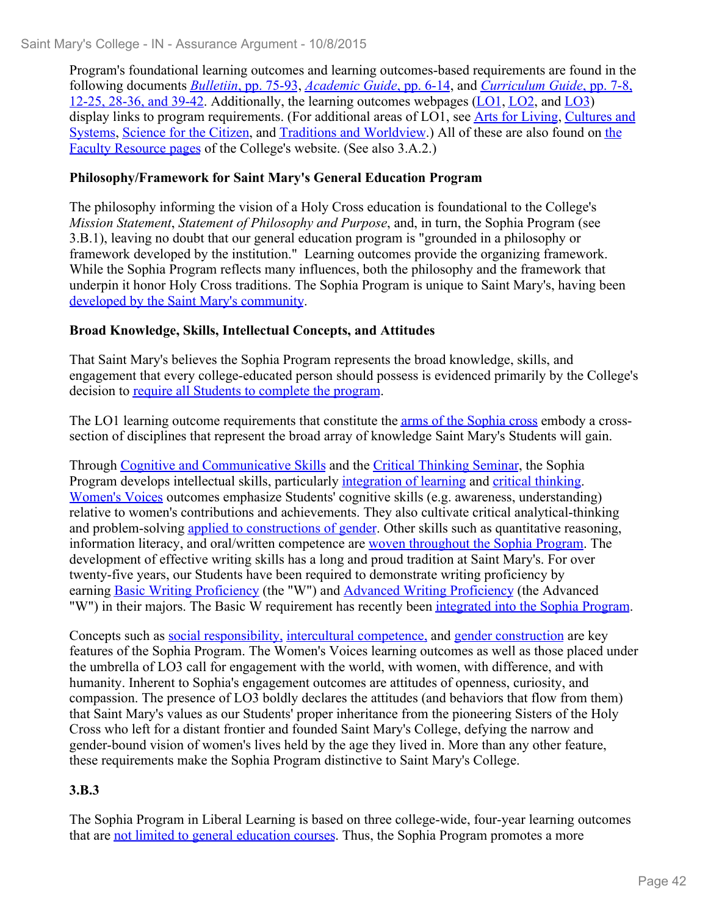Program's foundational learning outcomes and learning outcomes-based requirements are found in the following documents *Bulletiin*, pp. 75-93, *Academic Guide*, pp. 6-14, and *Curriculum Guide*, pp. 7-8, 12-25, 28-36, and 39-42. Additionally, the learning outcomes webpages (LO1, LO2, and LO3) display links to program requirements. (For additional areas of LO1, see Arts for Living, Cultures and Systems, Science for the Citizen, and Traditions and Worldview.) All of these are also found on the Faculty Resource pages of the College's website. (See also 3.A.2.)

**Philosophy/Framework for Saint Mary's General Education Program**

The philosophy informing the vision of a Holy Cross education is foundational to the College's *Mission Statement*, *Statement of Philosophy and Purpose*, and, in turn, the Sophia Program (see 3.B.1), leaving no doubt that our general education program is "grounded in a philosophy or framework developed by the institution." Learning outcomes provide the organizing framework. While the Sophia Program reflects many influences, both the philosophy and the framework that underpin it honor Holy Cross traditions. The Sophia Program is unique to Saint Mary's, having been developed by the Saint Mary's community.

**Broad Knowledge, Skills, Intellectual Concepts, and Attitudes**

That Saint Mary's believes the Sophia Program represents the broad knowledge, skills, and engagement that every college-educated person should possess is evidenced primarily by the College's decision to require all Students to complete the program.

The LO1 learning outcome requirements that constitute the arms of the Sophia cross embody a cross-section of disciplines that represent the broad array of knowledge Saint Mary's Students will gain.

Through Cognitive and Communicative Skills and the Critical Thinking Seminar, the Sophia Program develops intellectual skills, particularly integration of learning and critical thinking. Women's Voices outcomes emphasize Students' cognitive skills (e.g. awareness, understanding) relative to women's contributions and achievements. They also cultivate critical analytical-thinking and problem-solving applied to constructions of gender. Other skills such as quantitative reasoning, information literacy, and oral/written competence are woven throughout the Sophia Program. The development of effective writing skills has a long and proud tradition at Saint Mary's. For over twenty-five years, our Students have been required to demonstrate writing proficiency by earning Basic Writing Proficiency (the "W") and Advanced Writing Proficiency (the Advanced "W") in their majors. The Basic W requirement has recently been integrated into the Sophia Program.

Concepts such as social responsibility, intercultural competence, and gender construction are key features of the Sophia Program. The Women's Voices learning outcomes as well as those placed under the umbrella of LO3 call for engagement with the world, with women, with difference, and with humanity. Inherent to Sophia's engagement outcomes are attitudes of openness, curiosity, and compassion. The presence of LO3 boldly declares the attitudes (and behaviors that flow from them) that Saint Mary's values as our Students' proper inheritance from the pioneering Sisters of the Holy Cross who left for a distant frontier and founded Saint Mary's College, defying the narrow and gender-bound vision of women's lives held by the age they lived in. More than any other feature, these requirements make the Sophia Program distinctive to Saint Mary's College.

**3.B.3**

The Sophia Program in Liberal Learning is based on three college-wide, four-year learning outcomes that are not limited to general education courses. Thus, the Sophia Program promotes a more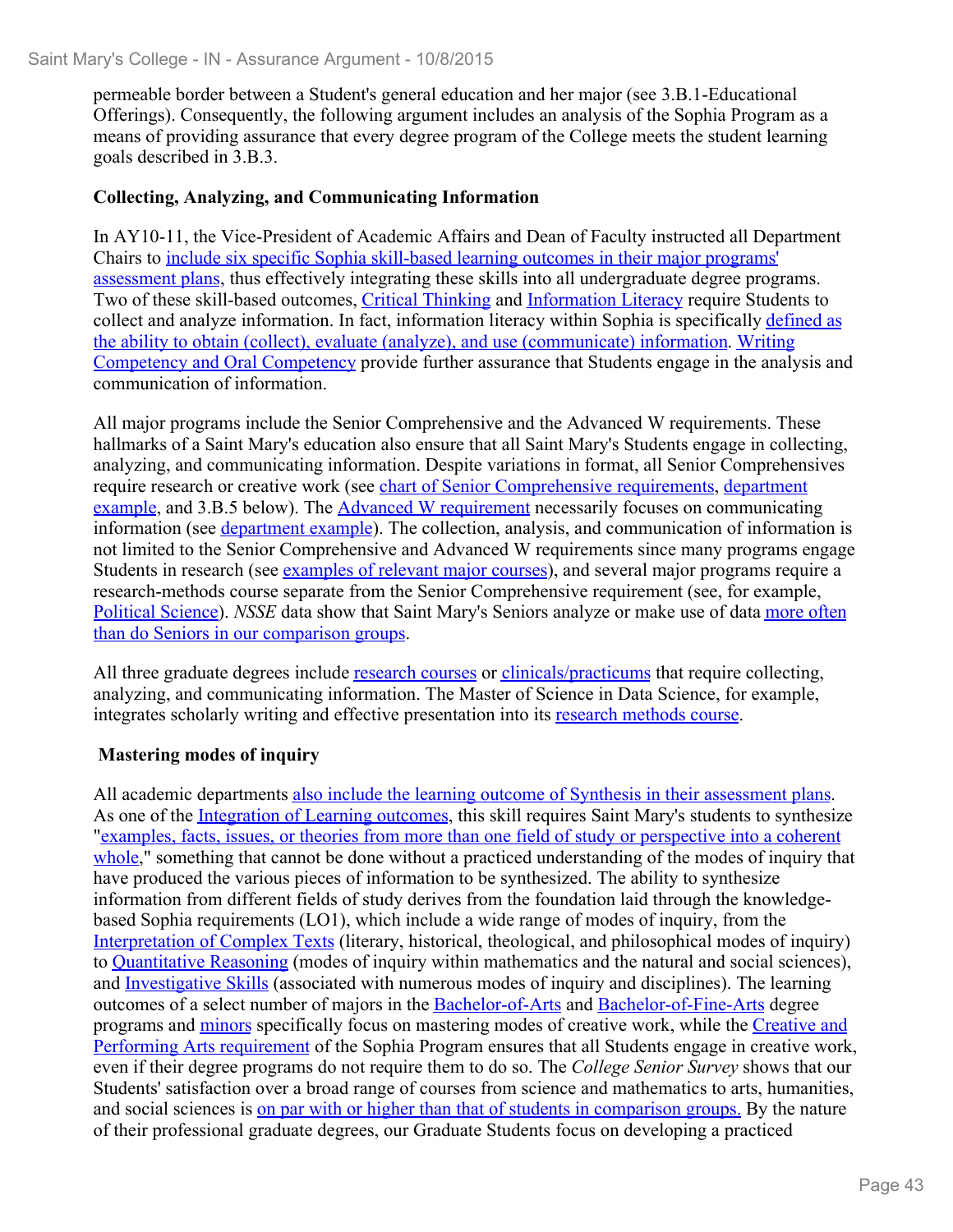permeable border between a Student's general education and her major (see 3.B.1-Educational Offerings). Consequently, the following argument includes an analysis of the Sophia Program as a means of providing assurance that every degree program of the College meets the student learning goals described in 3.B.3.

**Collecting, Analyzing, and Communicating Information**

In AY10-11, the Vice-President of Academic Affairs and Dean of Faculty instructed all Department Chairs to include six specific Sophia skill-based learning outcomes in their major programs' assessment plans, thus effectively integrating these skills into all undergraduate degree programs. Two of these skill-based outcomes, Critical Thinking and Information Literacy require Students to collect and analyze information. In fact, information literacy within Sophia is specifically defined as the ability to obtain (collect), evaluate (analyze), and use (communicate) information. Writing Competency and Oral Competency provide further assurance that Students engage in the analysis and communication of information.

All major programs include the Senior Comprehensive and the Advanced W requirements. These hallmarks of a Saint Mary's education also ensure that all Saint Mary's Students engage in collecting, analyzing, and communicating information. Despite variations in format, all Senior Comprehensives require research or creative work (see chart of Senior Comprehensive requirements, department example, and 3.B.5 below). The Advanced W requirement necessarily focuses on communicating information (see department example). The collection, analysis, and communication of information is not limited to the Senior Comprehensive and Advanced W requirements since many programs engage Students in research (see examples of relevant major courses), and several major programs require a research-methods course separate from the Senior Comprehensive requirement (see, for example, Political Science). *NSSE* data show that Saint Mary's Seniors analyze or make use of data more often than do Seniors in our comparison groups.

All three graduate degrees include research courses or clinicals/practicums that require collecting, analyzing, and communicating information. The Master of Science in Data Science, for example, integrates scholarly writing and effective presentation into its research methods course.

**Mastering modes of inquiry**

All academic departments also include the learning outcome of Synthesis in their assessment plans. As one of the Integration of Learning outcomes, this skill requires Saint Mary's students to synthesize "examples, facts, issues, or theories from more than one field of study or perspective into a coherent whole," something that cannot be done without a practiced understanding of the modes of inquiry that have produced the various pieces of information to be synthesized. The ability to synthesize information from different fields of study derives from the foundation laid through the knowledge-based Sophia requirements (LO1), which include a wide range of modes of inquiry, from the Interpretation of Complex Texts (literary, historical, theological, and philosophical modes of inquiry) to Quantitative Reasoning (modes of inquiry within mathematics and the natural and social sciences), and Investigative Skills (associated with numerous modes of inquiry and disciplines). The learning outcomes of a select number of majors in the Bachelor-of-Arts and Bachelor-of-Fine-Arts degree programs and minors specifically focus on mastering modes of creative work, while the Creative and Performing Arts requirement of the Sophia Program ensures that all Students engage in creative work, even if their degree programs do not require them to do so. The *College Senior Survey* shows that our Students' satisfaction over a broad range of courses from science and mathematics to arts, humanities, and social sciences is on par with or higher than that of students in comparison groups. By the nature of their professional graduate degrees, our Graduate Students focus on developing a practiced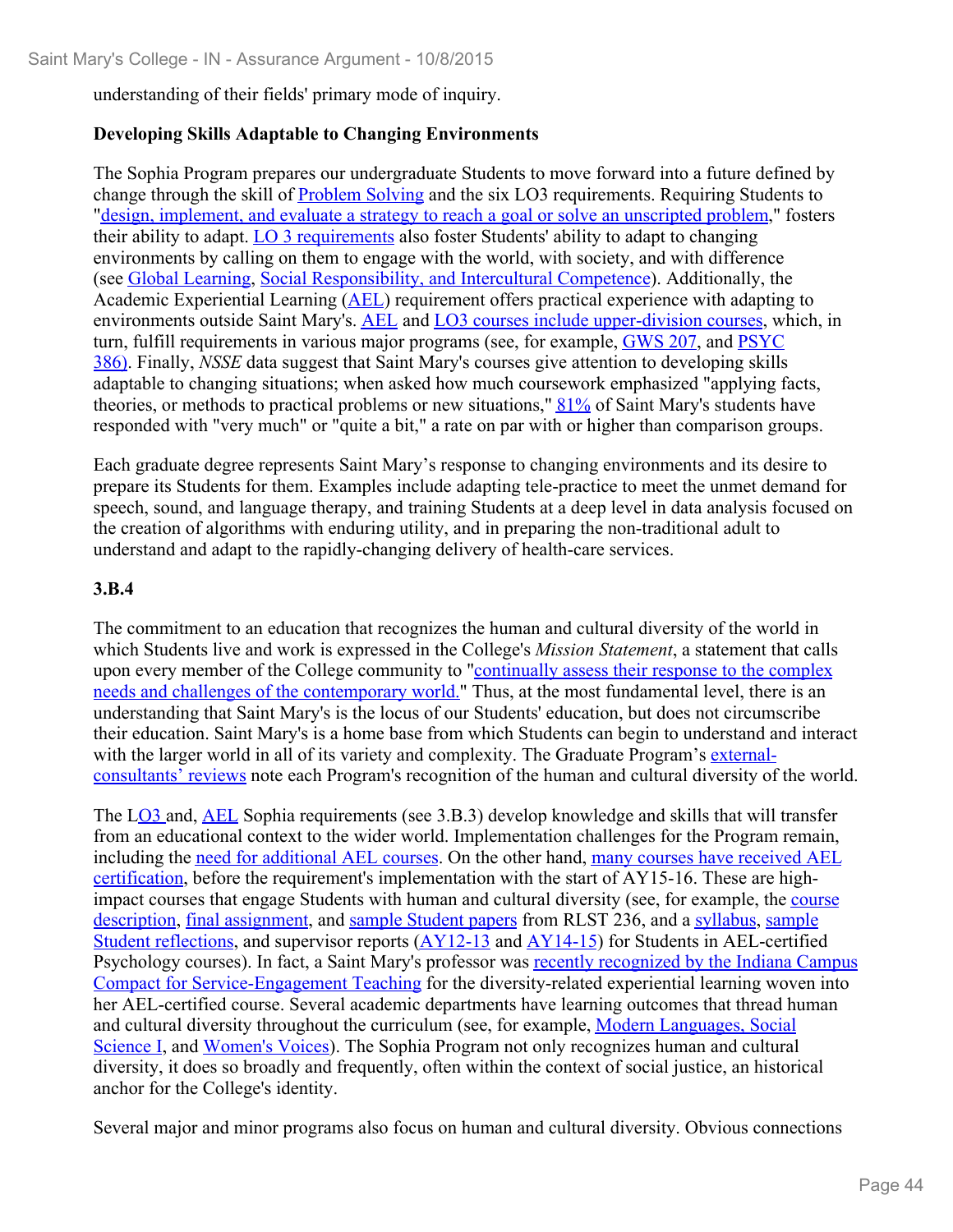understanding of their fields' primary mode of inquiry.

**Developing Skills Adaptable to Changing Environments**

The Sophia Program prepares our undergraduate Students to move forward into a future defined by change through the skill of Problem Solving and the six LO3 requirements. Requiring Students to "design, implement, and evaluate a strategy to reach a goal or solve an unscripted problem," fosters their ability to adapt. LO 3 requirements also foster Students' ability to adapt to changing environments by calling on them to engage with the world, with society, and with difference (see Global Learning, Social Responsibility, and Intercultural Competence). Additionally, the Academic Experiential Learning (AEL) requirement offers practical experience with adapting to environments outside Saint Mary's. AEL and LO3 courses include upper-division courses, which, in turn, fulfill requirements in various major programs (see, for example, GWS 207, and PSYC 386). Finally, *NSSE* data suggest that Saint Mary's courses give attention to developing skills adaptable to changing situations; when asked how much coursework emphasized "applying facts, theories, or methods to practical problems or new situations," 81% of Saint Mary's students have responded with "very much" or "quite a bit," a rate on par with or higher than comparison groups.

Each graduate degree represents Saint Mary's response to changing environments and its desire to prepare its Students for them. Examples include adapting tele-practice to meet the unmet demand for speech, sound, and language therapy, and training Students at a deep level in data analysis focused on the creation of algorithms with enduring utility, and in preparing the non-traditional adult to understand and adapt to the rapidly-changing delivery of health-care services.

**3.B.4**

The commitment to an education that recognizes the human and cultural diversity of the world in which Students live and work is expressed in the College's *Mission Statement*, a statement that calls upon every member of the College community to "continually assess their response to the complex needs and challenges of the contemporary world." Thus, at the most fundamental level, there is an understanding that Saint Mary's is the locus of our Students' education, but does not circumscribe their education. Saint Mary's is a home base from which Students can begin to understand and interact with the larger world in all of its variety and complexity. The Graduate Program's external-consultants' reviews note each Program's recognition of the human and cultural diversity of the world.

The LO3 and, AEL Sophia requirements (see 3.B.3) develop knowledge and skills that will transfer from an educational context to the wider world. Implementation challenges for the Program remain, including the need for additional AEL courses. On the other hand, many courses have received AEL certification, before the requirement's implementation with the start of AY15-16. These are high-impact courses that engage Students with human and cultural diversity (see, for example, the course description, final assignment, and sample Student papers from RLST 236, and a syllabus, sample Student reflections, and supervisor reports (AY12-13 and AY14-15) for Students in AEL-certified Psychology courses). In fact, a Saint Mary's professor was recently recognized by the Indiana Campus Compact for Service-Engagement Teaching for the diversity-related experiential learning woven into her AEL-certified course. Several academic departments have learning outcomes that thread human and cultural diversity throughout the curriculum (see, for example, Modern Languages, Social Science I, and Women's Voices). The Sophia Program not only recognizes human and cultural diversity, it does so broadly and frequently, often within the context of social justice, an historical anchor for the College's identity.

Several major and minor programs also focus on human and cultural diversity. Obvious connections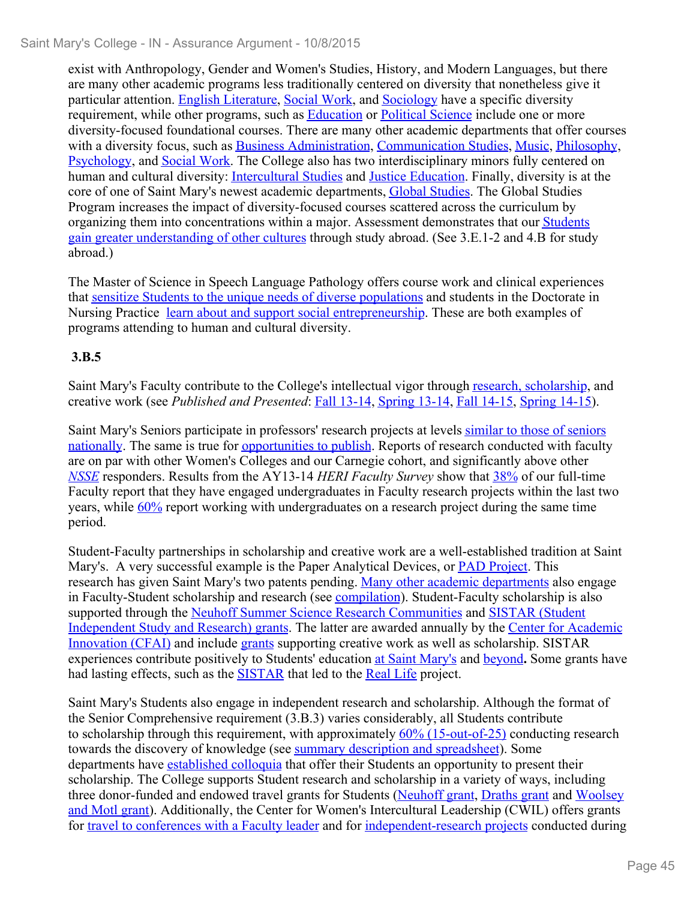exist with Anthropology, Gender and Women's Studies, History, and Modern Languages, but there are many other academic programs less traditionally centered on diversity that nonetheless give it particular attention. English Literature, Social Work, and Sociology have a specific diversity requirement, while other programs, such as Education or Political Science include one or more diversity-focused foundational courses. There are many other academic departments that offer courses with a diversity focus, such as Business Administration, Communication Studies, Music, Philosophy, Psychology, and Social Work. The College also has two interdisciplinary minors fully centered on human and cultural diversity: Intercultural Studies and Justice Education. Finally, diversity is at the core of one of Saint Mary's newest academic departments, Global Studies. The Global Studies Program increases the impact of diversity-focused courses scattered across the curriculum by organizing them into concentrations within a major. Assessment demonstrates that our Students gain greater understanding of other cultures through study abroad. (See 3.E.1-2 and 4.B for study abroad.)

The Master of Science in Speech Language Pathology offers course work and clinical experiences that sensitize Students to the unique needs of diverse populations and students in the Doctorate in Nursing Practice learn about and support social entrepreneurship. These are both examples of programs attending to human and cultural diversity.

**3.B.5**

Saint Mary's Faculty contribute to the College's intellectual vigor through research, scholarship, and creative work (see *Published and Presented*: Fall 13-14, Spring 13-14, Fall 14-15, Spring 14-15).

Saint Mary's Seniors participate in professors' research projects at levels similar to those of seniors nationally. The same is true for opportunities to publish. Reports of research conducted with faculty are on par with other Women's Colleges and our Carnegie cohort, and significantly above other *NSSE* responders. Results from the AY13-14 *HERI Faculty Survey* show that 38% of our full-time Faculty report that they have engaged undergraduates in Faculty research projects within the last two years, while 60% report working with undergraduates on a research project during the same time period.

Student-Faculty partnerships in scholarship and creative work are a well-established tradition at Saint Mary's. A very successful example is the Paper Analytical Devices, or PAD Project. This research has given Saint Mary's two patents pending. Many other academic departments also engage in Faculty-Student scholarship and research (see compilation). Student-Faculty scholarship is also supported through the Neuhoff Summer Science Research Communities and SISTAR (Student Independent Study and Research) grants. The latter are awarded annually by the Center for Academic Innovation (CFAI) and include grants supporting creative work as well as scholarship. SISTAR experiences contribute positively to Students' education at Saint Mary's and beyond**.** Some grants have had lasting effects, such as the SISTAR that led to the Real Life project.

Saint Mary's Students also engage in independent research and scholarship. Although the format of the Senior Comprehensive requirement (3.B.3) varies considerably, all Students contribute to scholarship through this requirement, with approximately 60% (15-out-of-25) conducting research towards the discovery of knowledge (see summary description and spreadsheet). Some departments have established colloquia that offer their Students an opportunity to present their scholarship. The College supports Student research and scholarship in a variety of ways, including three donor-funded and endowed travel grants for Students (Neuhoff grant, Draths grant and Woolsey and Motl grant). Additionally, the Center for Women's Intercultural Leadership (CWIL) offers grants for travel to conferences with a Faculty leader and for independent-research projects conducted during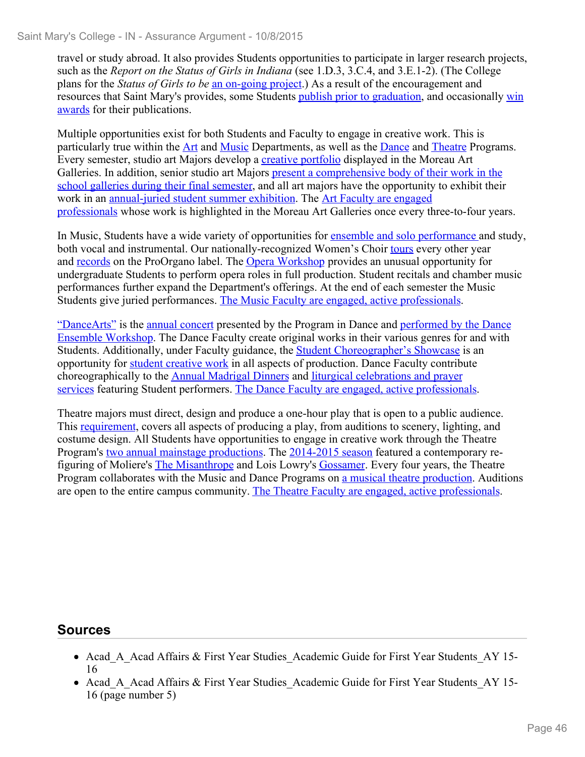travel or study abroad. It also provides Students opportunities to participate in larger research projects, such as the *Report on the Status of Girls in Indiana* (see 1.D.3, 3.C.4, and 3.E.1-2). (The College plans for the *Status of Girls to be* an on-going project.) As a result of the encouragement and resources that Saint Mary's provides, some Students publish prior to graduation, and occasionally win awards for their publications.

Multiple opportunities exist for both Students and Faculty to engage in creative work. This is particularly true within the Art and Music Departments, as well as the Dance and Theatre Programs. Every semester, studio art Majors develop a creative portfolio displayed in the Moreau Art Galleries. In addition, senior studio art Majors present a comprehensive body of their work in the school galleries during their final semester, and all art majors have the opportunity to exhibit their work in an annual-juried student summer exhibition. The Art Faculty are engaged professionals whose work is highlighted in the Moreau Art Galleries once every three-to-four years.

In Music, Students have a wide variety of opportunities for ensemble and solo performance and study, both vocal and instrumental. Our nationally-recognized Women's Choir tours every other year and records on the ProOrgano label. The Opera Workshop provides an unusual opportunity for undergraduate Students to perform opera roles in full production. Student recitals and chamber music performances further expand the Department's offerings. At the end of each semester the Music Students give juried performances. The Music Faculty are engaged, active professionals.

"DanceArts" is the annual concert presented by the Program in Dance and performed by the Dance Ensemble Workshop. The Dance Faculty create original works in their various genres for and with Students. Additionally, under Faculty guidance, the Student Choreographer's Showcase is an opportunity for student creative work in all aspects of production. Dance Faculty contribute choreographically to the Annual Madrigal Dinners and liturgical celebrations and prayer services featuring Student performers. The Dance Faculty are engaged, active professionals.

Theatre majors must direct, design and produce a one-hour play that is open to a public audience. This requirement, covers all aspects of producing a play, from auditions to scenery, lighting, and costume design. All Students have opportunities to engage in creative work through the Theatre Program's two annual mainstage productions. The 2014-2015 season featured a contemporary re-figuring of Moliere's The Misanthrope and Lois Lowry's Gossamer. Every four years, the Theatre Program collaborates with the Music and Dance Programs on a musical theatre production. Auditions are open to the entire campus community. The Theatre Faculty are engaged, active professionals.

## Sources

- Acad_A_Acad Affairs & First Year Studies_Academic Guide for First Year Students_AY 15-16
- Acad_A_Acad Affairs & First Year Studies_Academic Guide for First Year Students_AY 15-16 (page number 5)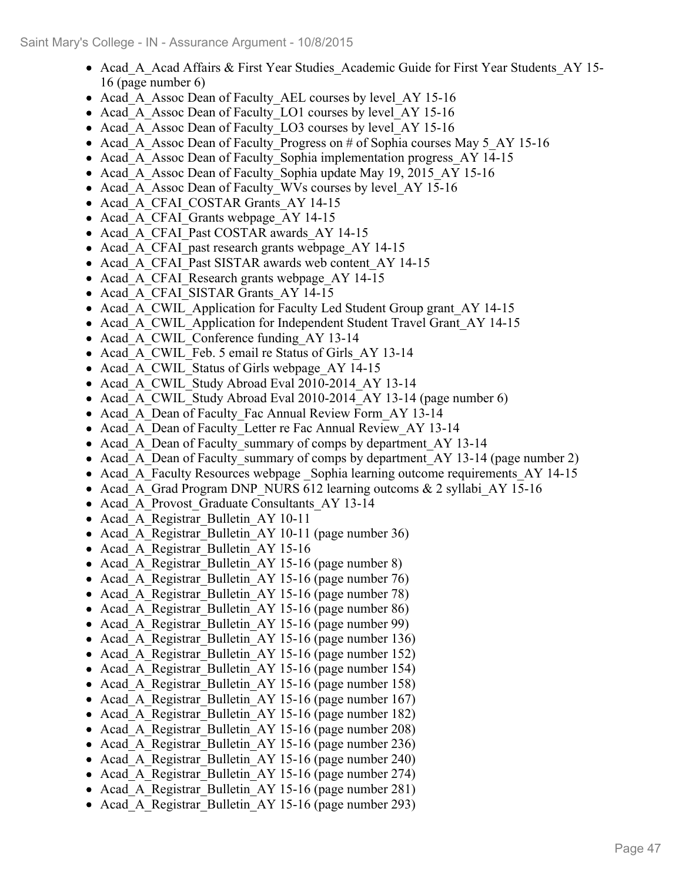- Acad_A_Acad Affairs & First Year Studies_Academic Guide for First Year Students_AY 15-16 (page number 6)
- Acad_A_Assoc Dean of Faculty_AEL courses by level_AY 15-16
- Acad_A_Assoc Dean of Faculty_LO1 courses by level_AY 15-16
- Acad_A_Assoc Dean of Faculty_LO3 courses by level_AY 15-16
- Acad_A_Assoc Dean of Faculty_Progress on # of Sophia courses May 5_AY 15-16
- Acad_A_Assoc Dean of Faculty_Sophia implementation progress_AY 14-15
- Acad_A_Assoc Dean of Faculty_Sophia update May 19, 2015_AY 15-16
- Acad_A_Assoc Dean of Faculty_WVs courses by level_AY 15-16
- Acad_A_CFAI_COSTAR Grants_AY 14-15
- Acad_A_CFAI_Grants webpage_AY 14-15
- Acad_A_CFAI_Past COSTAR awards_AY 14-15
- Acad_A_CFAI_past research grants webpage_AY 14-15
- Acad_A_CFAI_Past SISTAR awards web content_AY 14-15
- Acad_A_CFAI_Research grants webpage_AY 14-15
- Acad_A_CFAI_SISTAR Grants_AY 14-15
- Acad_A_CWIL_Application for Faculty Led Student Group grant_AY 14-15
- Acad_A_CWIL_Application for Independent Student Travel Grant_AY 14-15
- Acad_A_CWIL_Conference funding_AY 13-14
- Acad_A_CWIL_Feb. 5 email re Status of Girls_AY 13-14
- Acad_A_CWIL_Status of Girls webpage_AY 14-15
- Acad_A_CWIL_Study Abroad Eval 2010-2014_AY 13-14
- Acad_A_CWIL_Study Abroad Eval 2010-2014_AY 13-14 (page number 6)
- Acad_A_Dean of Faculty_Fac Annual Review Form_AY 13-14
- Acad_A_Dean of Faculty_Letter re Fac Annual Review_AY 13-14
- Acad_A_Dean of Faculty_summary of comps by department_AY 13-14
- Acad_A_Dean of Faculty_summary of comps by department_AY 13-14 (page number 2)
- Acad_A_Faculty Resources webpage _Sophia learning outcome requirements_AY 14-15
- Acad_A_Grad Program DNP_NURS 612 learning outcoms & 2 syllabi_AY 15-16
- Acad_A_Provost_Graduate Consultants_AY 13-14
- Acad_A_Registrar_Bulletin_AY 10-11
- Acad_A_Registrar_Bulletin_AY 10-11 (page number 36)
- Acad_A_Registrar_Bulletin_AY 15-16
- Acad_A_Registrar_Bulletin_AY 15-16 (page number 8)
- Acad_A_Registrar_Bulletin_AY 15-16 (page number 76)
- Acad_A_Registrar_Bulletin_AY 15-16 (page number 78)
- Acad_A_Registrar_Bulletin_AY 15-16 (page number 86)
- Acad_A_Registrar_Bulletin_AY 15-16 (page number 99)
- Acad_A_Registrar_Bulletin_AY 15-16 (page number 136)
- Acad_A_Registrar_Bulletin_AY 15-16 (page number 152)
- Acad_A_Registrar_Bulletin_AY 15-16 (page number 154)
- Acad_A_Registrar_Bulletin_AY 15-16 (page number 158)
- Acad_A_Registrar_Bulletin_AY 15-16 (page number 167)
- Acad_A_Registrar_Bulletin_AY 15-16 (page number 182)
- Acad_A_Registrar_Bulletin_AY 15-16 (page number 208)
- Acad_A_Registrar_Bulletin_AY 15-16 (page number 236)
- Acad_A_Registrar_Bulletin_AY 15-16 (page number 240)
- Acad_A_Registrar_Bulletin_AY 15-16 (page number 274)
- Acad_A_Registrar_Bulletin_AY 15-16 (page number 281)
- Acad_A_Registrar_Bulletin_AY 15-16 (page number 293)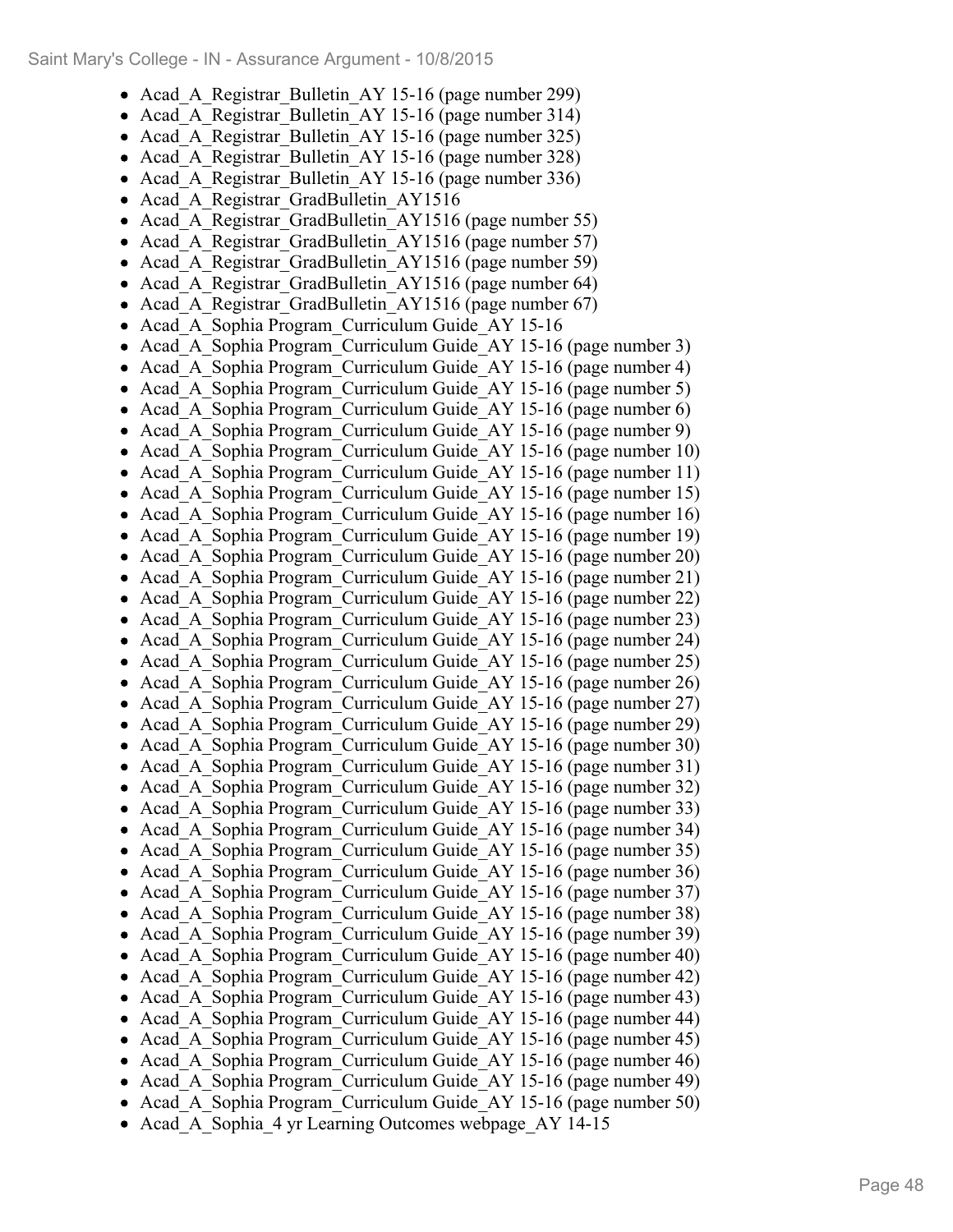- Acad_A_Registrar_Bulletin_AY 15-16 (page number 299)
- Acad_A_Registrar_Bulletin_AY 15-16 (page number 314)
- Acad_A_Registrar_Bulletin_AY 15-16 (page number 325)
- Acad_A_Registrar_Bulletin_AY 15-16 (page number 328)
- Acad_A_Registrar_Bulletin_AY 15-16 (page number 336)
- Acad_A_Registrar_GradBulletin_AY1516
- Acad_A_Registrar_GradBulletin_AY1516 (page number 55)
- Acad_A_Registrar_GradBulletin_AY1516 (page number 57)
- Acad_A_Registrar_GradBulletin_AY1516 (page number 59)
- Acad_A_Registrar_GradBulletin_AY1516 (page number 64)
- Acad_A_Registrar_GradBulletin_AY1516 (page number 67)
- Acad_A_Sophia Program_Curriculum Guide_AY 15-16
- Acad_A_Sophia Program_Curriculum Guide_AY 15-16 (page number 3)
- Acad_A_Sophia Program_Curriculum Guide_AY 15-16 (page number 4)
- Acad_A_Sophia Program_Curriculum Guide_AY 15-16 (page number 5)
- Acad_A_Sophia Program_Curriculum Guide_AY 15-16 (page number 6)
- Acad_A_Sophia Program_Curriculum Guide_AY 15-16 (page number 9)
- Acad_A_Sophia Program_Curriculum Guide_AY 15-16 (page number 10)
- Acad_A_Sophia Program_Curriculum Guide_AY 15-16 (page number 11)
- Acad_A_Sophia Program_Curriculum Guide_AY 15-16 (page number 15)
- Acad_A_Sophia Program_Curriculum Guide_AY 15-16 (page number 16)
- Acad_A_Sophia Program_Curriculum Guide_AY 15-16 (page number 19)
- Acad_A_Sophia Program_Curriculum Guide_AY 15-16 (page number 20)
- Acad_A_Sophia Program_Curriculum Guide_AY 15-16 (page number 21)
- Acad_A_Sophia Program_Curriculum Guide_AY 15-16 (page number 22)
- Acad_A_Sophia Program_Curriculum Guide_AY 15-16 (page number 23)
- Acad_A_Sophia Program_Curriculum Guide_AY 15-16 (page number 24)
- Acad_A_Sophia Program_Curriculum Guide_AY 15-16 (page number 25)
- Acad_A_Sophia Program_Curriculum Guide_AY 15-16 (page number 26)
- Acad_A_Sophia Program_Curriculum Guide_AY 15-16 (page number 27)
- Acad_A_Sophia Program_Curriculum Guide_AY 15-16 (page number 29)
- Acad_A_Sophia Program_Curriculum Guide_AY 15-16 (page number 30)
- Acad_A_Sophia Program_Curriculum Guide_AY 15-16 (page number 31)
- Acad_A_Sophia Program_Curriculum Guide_AY 15-16 (page number 32)
- Acad_A_Sophia Program_Curriculum Guide_AY 15-16 (page number 33)
- Acad_A_Sophia Program_Curriculum Guide_AY 15-16 (page number 34)
- Acad_A_Sophia Program_Curriculum Guide_AY 15-16 (page number 35)
- Acad_A_Sophia Program_Curriculum Guide_AY 15-16 (page number 36)
- Acad_A_Sophia Program_Curriculum Guide_AY 15-16 (page number 37)
- Acad_A_Sophia Program_Curriculum Guide_AY 15-16 (page number 38)
- Acad_A_Sophia Program_Curriculum Guide_AY 15-16 (page number 39)
- Acad_A_Sophia Program_Curriculum Guide_AY 15-16 (page number 40)
- Acad_A_Sophia Program_Curriculum Guide_AY 15-16 (page number 42)
- Acad_A_Sophia Program_Curriculum Guide_AY 15-16 (page number 43)
- Acad_A_Sophia Program_Curriculum Guide_AY 15-16 (page number 44)
- Acad_A_Sophia Program_Curriculum Guide_AY 15-16 (page number 45)
- Acad_A_Sophia Program_Curriculum Guide_AY 15-16 (page number 46)
- Acad_A_Sophia Program_Curriculum Guide_AY 15-16 (page number 49)
- Acad_A_Sophia Program_Curriculum Guide_AY 15-16 (page number 50)
- Acad_A_Sophia_4 yr Learning Outcomes webpage_AY 14-15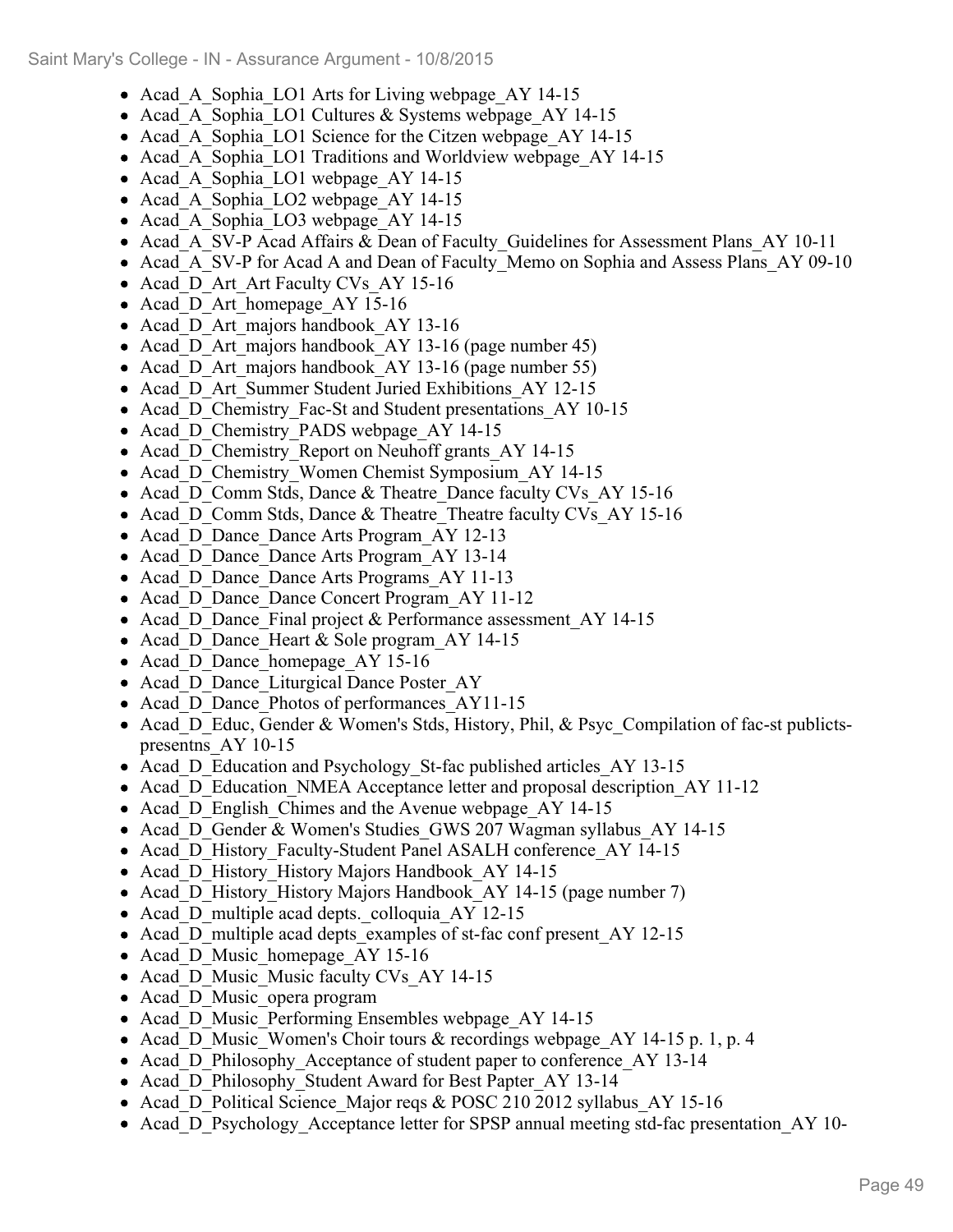- Acad_A_Sophia_LO1 Arts for Living webpage_AY 14-15
- Acad_A_Sophia_LO1 Cultures & Systems webpage_AY 14-15
- Acad_A_Sophia_LO1 Science for the Citzen webpage_AY 14-15
- Acad_A_Sophia_LO1 Traditions and Worldview webpage_AY 14-15
- Acad_A_Sophia_LO1 webpage_AY 14-15
- Acad_A_Sophia_LO2 webpage_AY 14-15
- Acad_A_Sophia_LO3 webpage_AY 14-15
- Acad_A_SV-P Acad Affairs & Dean of Faculty_Guidelines for Assessment Plans_AY 10-11
- Acad_A_SV-P for Acad A and Dean of Faculty_Memo on Sophia and Assess Plans_AY 09-10
- Acad_D_Art_Art Faculty CVs_AY 15-16
- Acad_D_Art_homepage_AY 15-16
- Acad_D_Art_majors handbook_AY 13-16
- Acad_D_Art_majors handbook_AY 13-16 (page number 45)
- Acad_D_Art_majors handbook_AY 13-16 (page number 55)
- Acad_D_Art_Summer Student Juried Exhibitions_AY 12-15
- Acad_D_Chemistry_Fac-St and Student presentations_AY 10-15
- Acad_D_Chemistry_PADS webpage_AY 14-15
- Acad_D_Chemistry_Report on Neuhoff grants_AY 14-15
- Acad_D_Chemistry_Women Chemist Symposium_AY 14-15
- Acad_D_Comm Stds, Dance & Theatre_Dance faculty CVs_AY 15-16
- Acad_D_Comm Stds, Dance & Theatre_Theatre faculty CVs_AY 15-16
- Acad_D_Dance_Dance Arts Program_AY 12-13
- Acad_D_Dance_Dance Arts Program_AY 13-14
- Acad_D_Dance_Dance Arts Programs_AY 11-13
- Acad_D_Dance_Dance Concert Program_AY 11-12
- Acad_D_Dance_Final project & Performance assessment_AY 14-15
- Acad_D_Dance_Heart & Sole program_AY 14-15
- Acad_D_Dance_homepage_AY 15-16
- Acad_D_Dance_Liturgical Dance Poster_AY
- Acad_D_Dance_Photos of performances_AY11-15
- Acad_D_Educ, Gender & Women's Stds, History, Phil, & Psyc_Compilation of fac-st publicts-presentns_AY 10-15
- Acad_D_Education and Psychology_St-fac published articles_AY 13-15
- Acad_D_Education_NMEA Acceptance letter and proposal description_AY 11-12
- Acad_D_English_Chimes and the Avenue webpage_AY 14-15
- Acad_D_Gender & Women's Studies_GWS 207 Wagman syllabus_AY 14-15
- Acad_D_History_Faculty-Student Panel ASALH conference_AY 14-15
- Acad_D_History_History Majors Handbook_AY 14-15
- Acad_D_History_History Majors Handbook_AY 14-15 (page number 7)
- Acad_D_multiple acad depts._colloquia_AY 12-15
- Acad_D_multiple acad depts_examples of st-fac conf present_AY 12-15
- Acad_D_Music_homepage_AY 15-16
- Acad_D_Music_Music faculty CVs_AY 14-15
- Acad_D_Music_opera program
- Acad_D_Music_Performing Ensembles webpage_AY 14-15
- Acad_D_Music_Women's Choir tours & recordings webpage_AY 14-15 p. 1, p. 4
- Acad_D_Philosophy_Acceptance of student paper to conference_AY 13-14
- Acad_D_Philosophy_Student Award for Best Papter_AY 13-14
- Acad_D_Political Science_Major reqs & POSC 210 2012 syllabus_AY 15-16
- Acad_D_Psychology_Acceptance letter for SPSP annual meeting std-fac presentation_AY 10-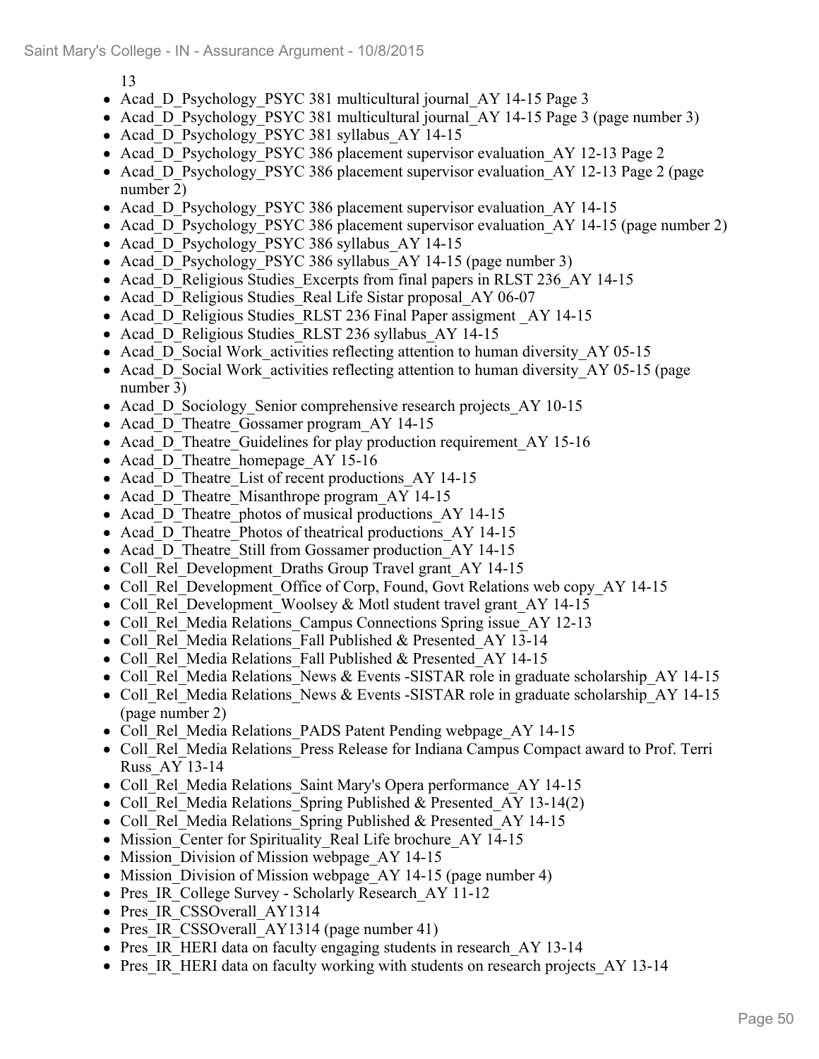13

- Acad_D_Psychology_PSYC 381 multicultural journal_AY 14-15 Page 3
- Acad_D_Psychology_PSYC 381 multicultural journal_AY 14-15 Page 3 (page number 3)
- Acad_D_Psychology_PSYC 381 syllabus_AY 14-15
- Acad_D_Psychology_PSYC 386 placement supervisor evaluation_AY 12-13 Page 2
- Acad_D_Psychology_PSYC 386 placement supervisor evaluation_AY 12-13 Page 2 (page number 2)
- Acad_D_Psychology_PSYC 386 placement supervisor evaluation_AY 14-15
- Acad_D_Psychology_PSYC 386 placement supervisor evaluation_AY 14-15 (page number 2)
- Acad_D_Psychology_PSYC 386 syllabus_AY 14-15
- Acad_D_Psychology_PSYC 386 syllabus_AY 14-15 (page number 3)
- Acad_D_Religious Studies_Excerpts from final papers in RLST 236_AY 14-15
- Acad_D_Religious Studies_Real Life Sistar proposal_AY 06-07
- Acad_D_Religious Studies_RLST 236 Final Paper assigment _AY 14-15
- Acad_D_Religious Studies_RLST 236 syllabus_AY 14-15
- Acad_D_Social Work_activities reflecting attention to human diversity_AY 05-15
- Acad_D_Social Work_activities reflecting attention to human diversity_AY 05-15 (page number 3)
- Acad_D_Sociology_Senior comprehensive research projects_AY 10-15
- Acad_D_Theatre_Gossamer program_AY 14-15
- Acad_D_Theatre_Guidelines for play production requirement_AY 15-16
- Acad_D_Theatre_homepage_AY 15-16
- Acad_D_Theatre_List of recent productions_AY 14-15
- Acad_D_Theatre_Misanthrope program_AY 14-15
- Acad_D_Theatre_photos of musical productions_AY 14-15
- Acad_D_Theatre_Photos of theatrical productions_AY 14-15
- Acad_D_Theatre_Still from Gossamer production_AY 14-15
- Coll_Rel_Development_Draths Group Travel grant_AY 14-15
- Coll_Rel_Development_Office of Corp, Found, Govt Relations web copy_AY 14-15
- Coll_Rel_Development_Woolsey & Motl student travel grant_AY 14-15
- Coll_Rel_Media Relations_Campus Connections Spring issue_AY 12-13
- Coll_Rel_Media Relations_Fall Published & Presented_AY 13-14
- Coll_Rel_Media Relations_Fall Published & Presented_AY 14-15
- Coll_Rel_Media Relations_News & Events -SISTAR role in graduate scholarship_AY 14-15
- Coll_Rel_Media Relations_News & Events -SISTAR role in graduate scholarship_AY 14-15 (page number 2)
- Coll_Rel_Media Relations_PADS Patent Pending webpage_AY 14-15
- Coll_Rel_Media Relations_Press Release for Indiana Campus Compact award to Prof. Terri Russ_AY 13-14
- Coll_Rel_Media Relations_Saint Mary's Opera performance_AY 14-15
- Coll_Rel_Media Relations_Spring Published & Presented_AY 13-14(2)
- Coll_Rel_Media Relations_Spring Published & Presented_AY 14-15
- Mission_Center for Spirituality_Real Life brochure_AY 14-15
- Mission_Division of Mission webpage_AY 14-15
- Mission_Division of Mission webpage_AY 14-15 (page number 4)
- Pres_IR_College Survey - Scholarly Research_AY 11-12
- Pres_IR_CSSOverall_AY1314
- Pres_IR_CSSOverall_AY1314 (page number 41)
- Pres_IR_HERI data on faculty engaging students in research_AY 13-14
- Pres_IR_HERI data on faculty working with students on research projects_AY 13-14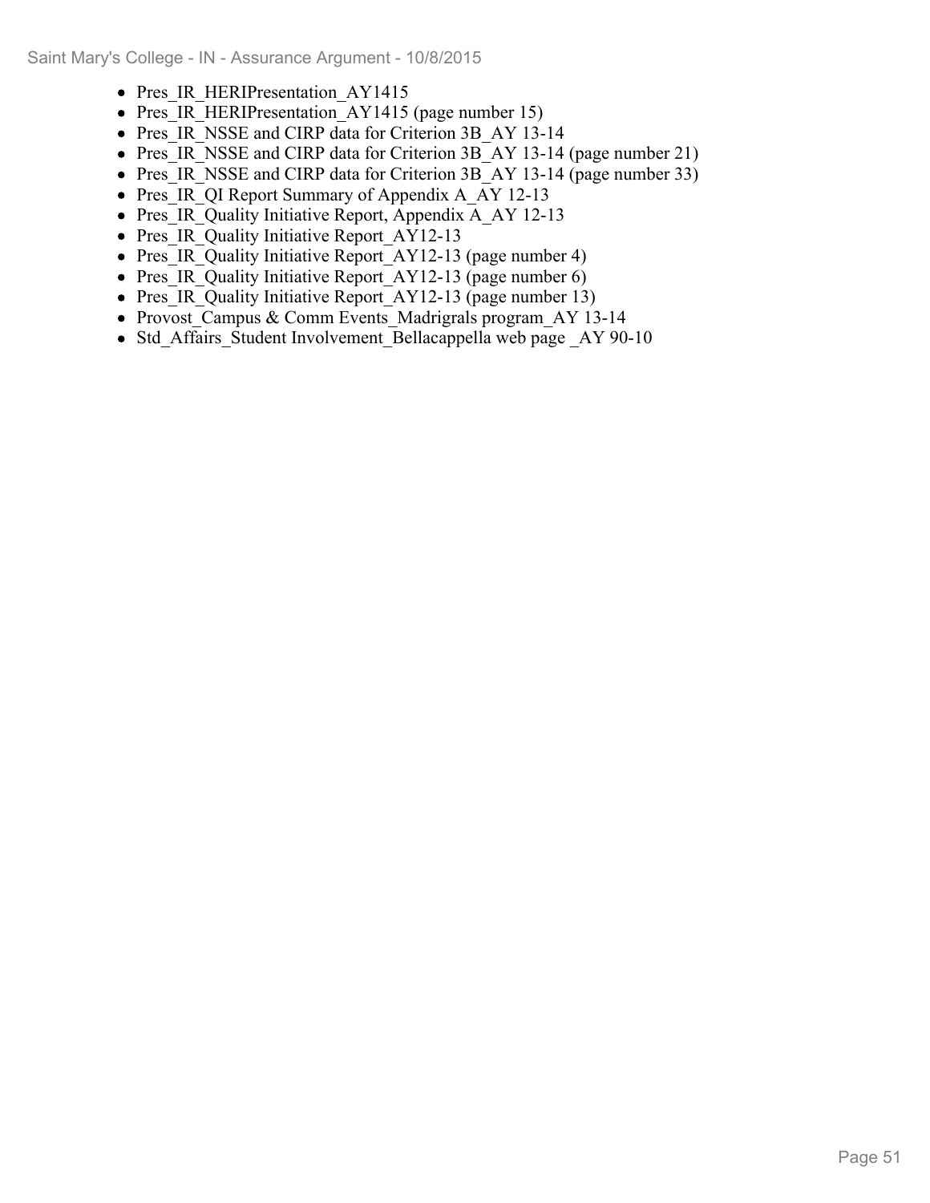- Pres_IR_HERIPresentation_AY1415
- Pres_IR_HERIPresentation_AY1415 (page number 15)
- Pres_IR_NSSE and CIRP data for Criterion 3B_AY 13-14
- Pres_IR_NSSE and CIRP data for Criterion 3B_AY 13-14 (page number 21)
- Pres_IR_NSSE and CIRP data for Criterion 3B_AY 13-14 (page number 33)
- Pres_IR_QI Report Summary of Appendix A_AY 12-13
- Pres_IR_Quality Initiative Report, Appendix A_AY 12-13
- Pres_IR_Quality Initiative Report_AY12-13
- Pres_IR_Quality Initiative Report_AY12-13 (page number 4)
- Pres_IR_Quality Initiative Report_AY12-13 (page number 6)
- Pres_IR_Quality Initiative Report_AY12-13 (page number 13)
- Provost_Campus & Comm Events_Madrigrals program_AY 13-14
- Std_Affairs_Student Involvement_Bellacappella web page _AY 90-10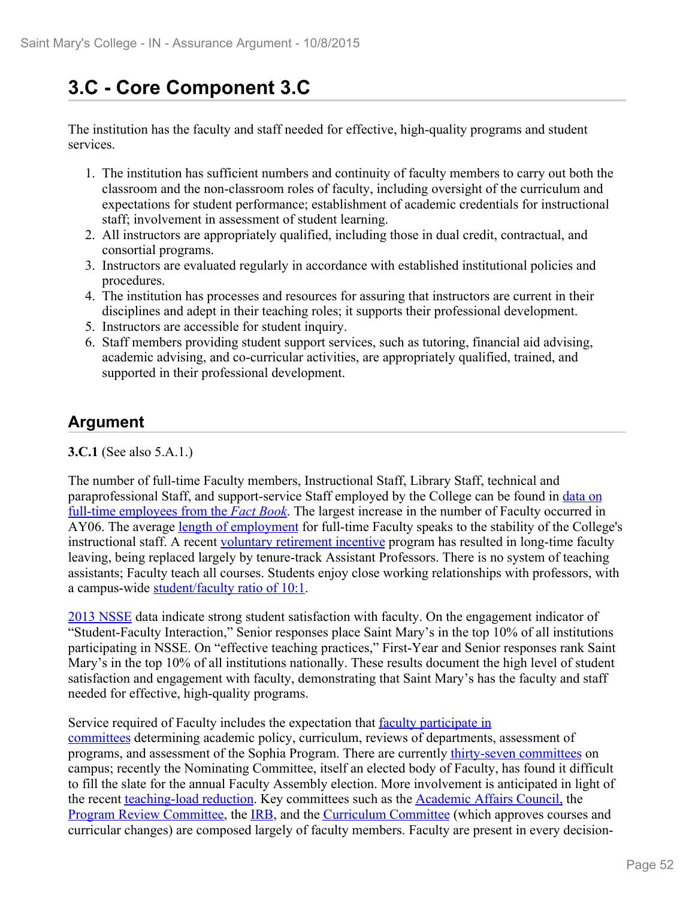## 3.C - Core Component 3.C

The institution has the faculty and staff needed for effective, high-quality programs and student services.

1. The institution has sufficient numbers and continuity of faculty members to carry out both the classroom and the non-classroom roles of faculty, including oversight of the curriculum and expectations for student performance; establishment of academic credentials for instructional staff; involvement in assessment of student learning.
2. All instructors are appropriately qualified, including those in dual credit, contractual, and consortial programs.
3. Instructors are evaluated regularly in accordance with established institutional policies and procedures.
4. The institution has processes and resources for assuring that instructors are current in their disciplines and adept in their teaching roles; it supports their professional development.
5. Instructors are accessible for student inquiry.
6. Staff members providing student support services, such as tutoring, financial aid advising, academic advising, and co-curricular activities, are appropriately qualified, trained, and supported in their professional development.

### Argument

**3.C.1** (See also 5.A.1.)

The number of full-time Faculty members, Instructional Staff, Library Staff, technical and paraprofessional Staff, and support-service Staff employed by the College can be found in data on full-time employees from the *Fact Book*. The largest increase in the number of Faculty occurred in AY06. The average length of employment for full-time Faculty speaks to the stability of the College's instructional staff. A recent voluntary retirement incentive program has resulted in long-time faculty leaving, being replaced largely by tenure-track Assistant Professors. There is no system of teaching assistants; Faculty teach all courses. Students enjoy close working relationships with professors, with a campus-wide student/faculty ratio of 10:1.

2013 NSSE data indicate strong student satisfaction with faculty. On the engagement indicator of "Student-Faculty Interaction," Senior responses place Saint Mary's in the top 10% of all institutions participating in NSSE. On "effective teaching practices," First-Year and Senior responses rank Saint Mary's in the top 10% of all institutions nationally. These results document the high level of student satisfaction and engagement with faculty, demonstrating that Saint Mary's has the faculty and staff needed for effective, high-quality programs.

Service required of Faculty includes the expectation that faculty participate in committees determining academic policy, curriculum, reviews of departments, assessment of programs, and assessment of the Sophia Program. There are currently thirty-seven committees on campus; recently the Nominating Committee, itself an elected body of Faculty, has found it difficult to fill the slate for the annual Faculty Assembly election. More involvement is anticipated in light of the recent teaching-load reduction. Key committees such as the Academic Affairs Council, the Program Review Committee, the IRB, and the Curriculum Committee (which approves courses and curricular changes) are composed largely of faculty members. Faculty are present in every decision-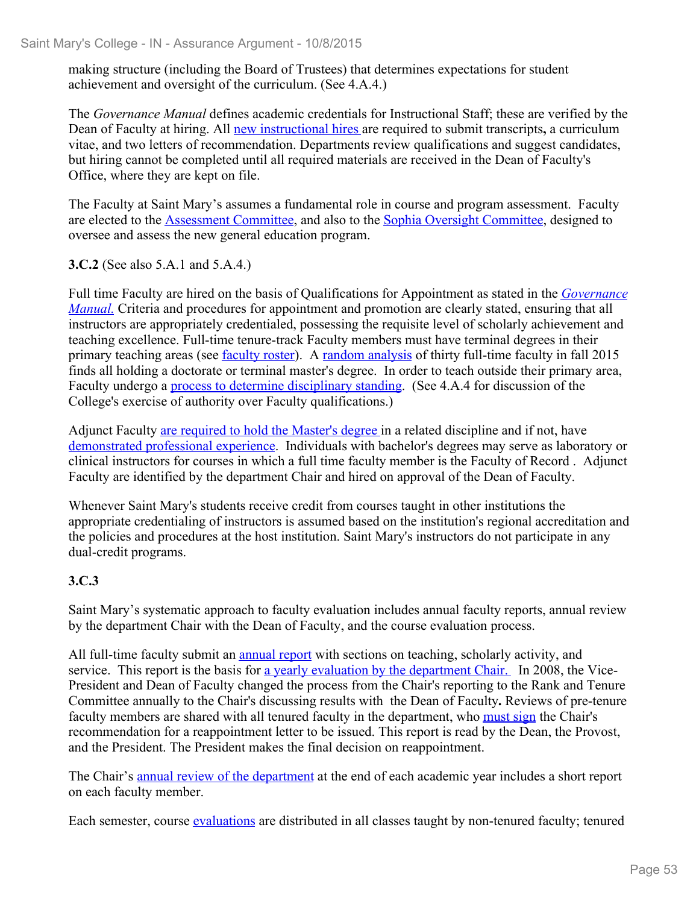making structure (including the Board of Trustees) that determines expectations for student achievement and oversight of the curriculum. (See 4.A.4.)

The *Governance Manual* defines academic credentials for Instructional Staff; these are verified by the Dean of Faculty at hiring. All new instructional hires are required to submit transcripts**,** a curriculum vitae, and two letters of recommendation. Departments review qualifications and suggest candidates, but hiring cannot be completed until all required materials are received in the Dean of Faculty's Office, where they are kept on file.

The Faculty at Saint Mary's assumes a fundamental role in course and program assessment. Faculty are elected to the Assessment Committee, and also to the Sophia Oversight Committee, designed to oversee and assess the new general education program.

**3.C.2** (See also 5.A.1 and 5.A.4.)

Full time Faculty are hired on the basis of Qualifications for Appointment as stated in the *Governance Manual.* Criteria and procedures for appointment and promotion are clearly stated, ensuring that all instructors are appropriately credentialed, possessing the requisite level of scholarly achievement and teaching excellence. Full-time tenure-track Faculty members must have terminal degrees in their primary teaching areas (see faculty roster). A random analysis of thirty full-time faculty in fall 2015 finds all holding a doctorate or terminal master's degree. In order to teach outside their primary area, Faculty undergo a process to determine disciplinary standing. (See 4.A.4 for discussion of the College's exercise of authority over Faculty qualifications.)

Adjunct Faculty are required to hold the Master's degree in a related discipline and if not, have demonstrated professional experience. Individuals with bachelor's degrees may serve as laboratory or clinical instructors for courses in which a full time faculty member is the Faculty of Record . Adjunct Faculty are identified by the department Chair and hired on approval of the Dean of Faculty.

Whenever Saint Mary's students receive credit from courses taught in other institutions the appropriate credentialing of instructors is assumed based on the institution's regional accreditation and the policies and procedures at the host institution. Saint Mary's instructors do not participate in any dual-credit programs.

**3.C.3**

Saint Mary's systematic approach to faculty evaluation includes annual faculty reports, annual review by the department Chair with the Dean of Faculty, and the course evaluation process.

All full-time faculty submit an annual report with sections on teaching, scholarly activity, and service. This report is the basis for a yearly evaluation by the department Chair. In 2008, the Vice-President and Dean of Faculty changed the process from the Chair's reporting to the Rank and Tenure Committee annually to the Chair's discussing results with the Dean of Faculty**.** Reviews of pre-tenure faculty members are shared with all tenured faculty in the department, who must sign the Chair's recommendation for a reappointment letter to be issued. This report is read by the Dean, the Provost, and the President. The President makes the final decision on reappointment.

The Chair's annual review of the department at the end of each academic year includes a short report on each faculty member.

Each semester, course evaluations are distributed in all classes taught by non-tenured faculty; tenured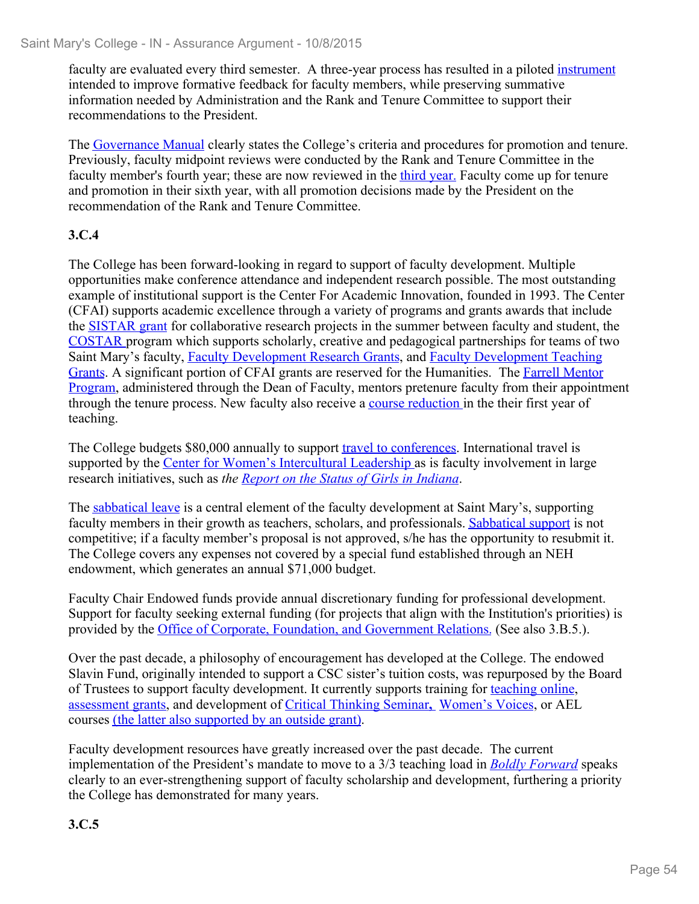faculty are evaluated every third semester. A three-year process has resulted in a piloted instrument intended to improve formative feedback for faculty members, while preserving summative information needed by Administration and the Rank and Tenure Committee to support their recommendations to the President.

The Governance Manual clearly states the College's criteria and procedures for promotion and tenure. Previously, faculty midpoint reviews were conducted by the Rank and Tenure Committee in the faculty member's fourth year; these are now reviewed in the third year. Faculty come up for tenure and promotion in their sixth year, with all promotion decisions made by the President on the recommendation of the Rank and Tenure Committee.

**3.C.4**

The College has been forward-looking in regard to support of faculty development. Multiple opportunities make conference attendance and independent research possible. The most outstanding example of institutional support is the Center For Academic Innovation, founded in 1993. The Center (CFAI) supports academic excellence through a variety of programs and grants awards that include the SISTAR grant for collaborative research projects in the summer between faculty and student, the COSTAR program which supports scholarly, creative and pedagogical partnerships for teams of two Saint Mary's faculty, Faculty Development Research Grants, and Faculty Development Teaching Grants. A significant portion of CFAI grants are reserved for the Humanities. The Farrell Mentor Program, administered through the Dean of Faculty, mentors pretenure faculty from their appointment through the tenure process. New faculty also receive a course reduction in the their first year of teaching.

The College budgets $80,000 annually to support travel to conferences. International travel is supported by the Center for Women's Intercultural Leadership as is faculty involvement in large research initiatives, such as *the Report on the Status of Girls in Indiana*.

The sabbatical leave is a central element of the faculty development at Saint Mary's, supporting faculty members in their growth as teachers, scholars, and professionals. Sabbatical support is not competitive; if a faculty member's proposal is not approved, s/he has the opportunity to resubmit it. The College covers any expenses not covered by a special fund established through an NEH endowment, which generates an annual $71,000 budget.

Faculty Chair Endowed funds provide annual discretionary funding for professional development. Support for faculty seeking external funding (for projects that align with the Institution's priorities) is provided by the Office of Corporate, Foundation, and Government Relations. (See also 3.B.5.).

Over the past decade, a philosophy of encouragement has developed at the College. The endowed Slavin Fund, originally intended to support a CSC sister's tuition costs, was repurposed by the Board of Trustees to support faculty development. It currently supports training for teaching online, assessment grants, and development of Critical Thinking Seminar, Women's Voices, or AEL courses (the latter also supported by an outside grant).

Faculty development resources have greatly increased over the past decade. The current implementation of the President's mandate to move to a 3/3 teaching load in *Boldly Forward* speaks clearly to an ever-strengthening support of faculty scholarship and development, furthering a priority the College has demonstrated for many years.

**3.C.5**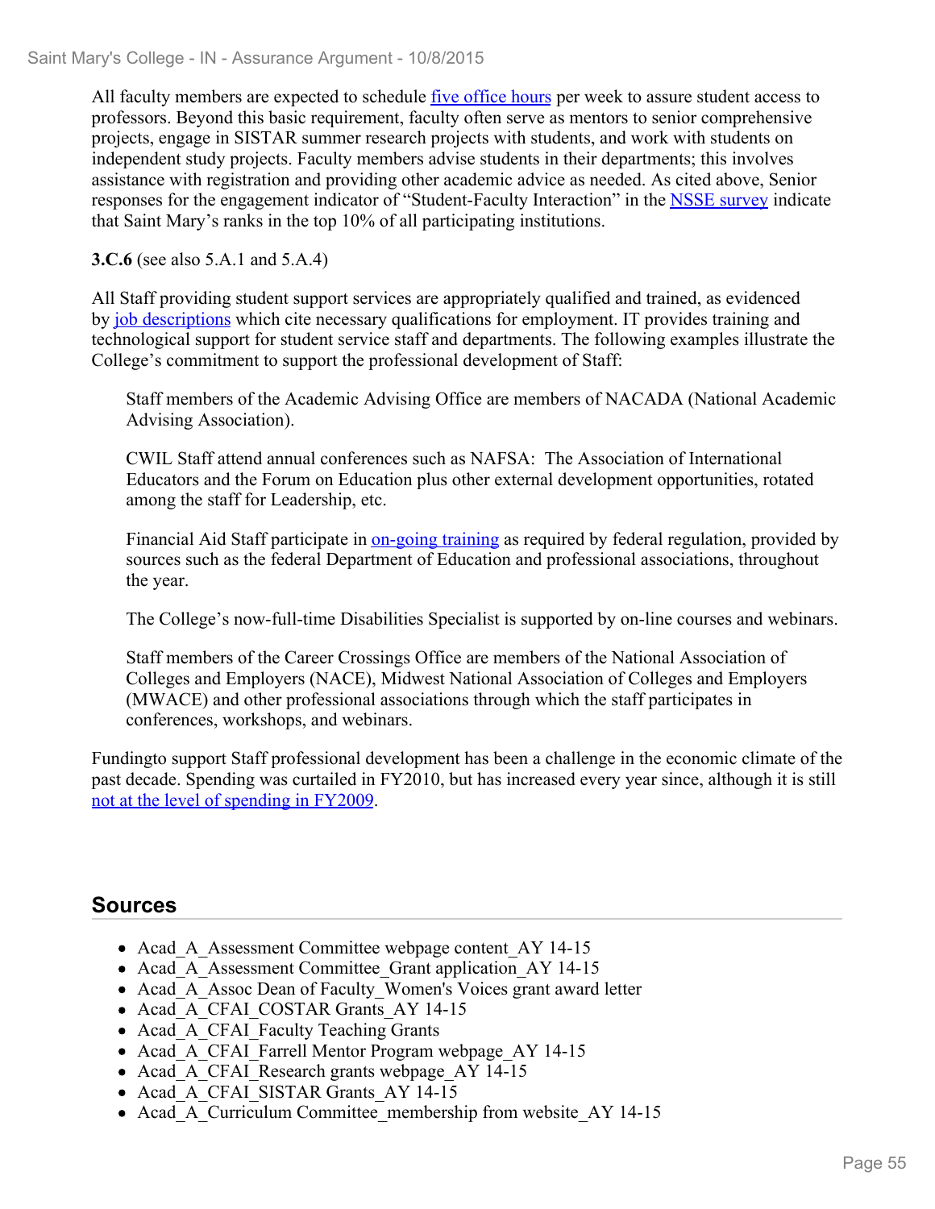All faculty members are expected to schedule five office hours per week to assure student access to professors. Beyond this basic requirement, faculty often serve as mentors to senior comprehensive projects, engage in SISTAR summer research projects with students, and work with students on independent study projects. Faculty members advise students in their departments; this involves assistance with registration and providing other academic advice as needed. As cited above, Senior responses for the engagement indicator of "Student-Faculty Interaction" in the NSSE survey indicate that Saint Mary's ranks in the top 10% of all participating institutions.

**3.C.6** (see also 5.A.1 and 5.A.4)

All Staff providing student support services are appropriately qualified and trained, as evidenced by job descriptions which cite necessary qualifications for employment. IT provides training and technological support for student service staff and departments. The following examples illustrate the College's commitment to support the professional development of Staff:

> Staff members of the Academic Advising Office are members of NACADA (National Academic Advising Association).
>
> CWIL Staff attend annual conferences such as NAFSA: The Association of International Educators and the Forum on Education plus other external development opportunities, rotated among the staff for Leadership, etc.
>
> Financial Aid Staff participate in on-going training as required by federal regulation, provided by sources such as the federal Department of Education and professional associations, throughout the year.
>
> The College's now-full-time Disabilities Specialist is supported by on-line courses and webinars.
>
> Staff members of the Career Crossings Office are members of the National Association of Colleges and Employers (NACE), Midwest National Association of Colleges and Employers (MWACE) and other professional associations through which the staff participates in conferences, workshops, and webinars.

Fundingto support Staff professional development has been a challenge in the economic climate of the past decade. Spending was curtailed in FY2010, but has increased every year since, although it is still not at the level of spending in FY2009.

## Sources

- Acad_A_Assessment Committee webpage content_AY 14-15
- Acad_A_Assessment Committee_Grant application_AY 14-15
- Acad_A_Assoc Dean of Faculty_Women's Voices grant award letter
- Acad_A_CFAI_COSTAR Grants_AY 14-15
- Acad_A_CFAI_Faculty Teaching Grants
- Acad_A_CFAI_Farrell Mentor Program webpage_AY 14-15
- Acad_A_CFAI_Research grants webpage_AY 14-15
- Acad_A_CFAI_SISTAR Grants_AY 14-15
- Acad_A_Curriculum Committee_membership from website_AY 14-15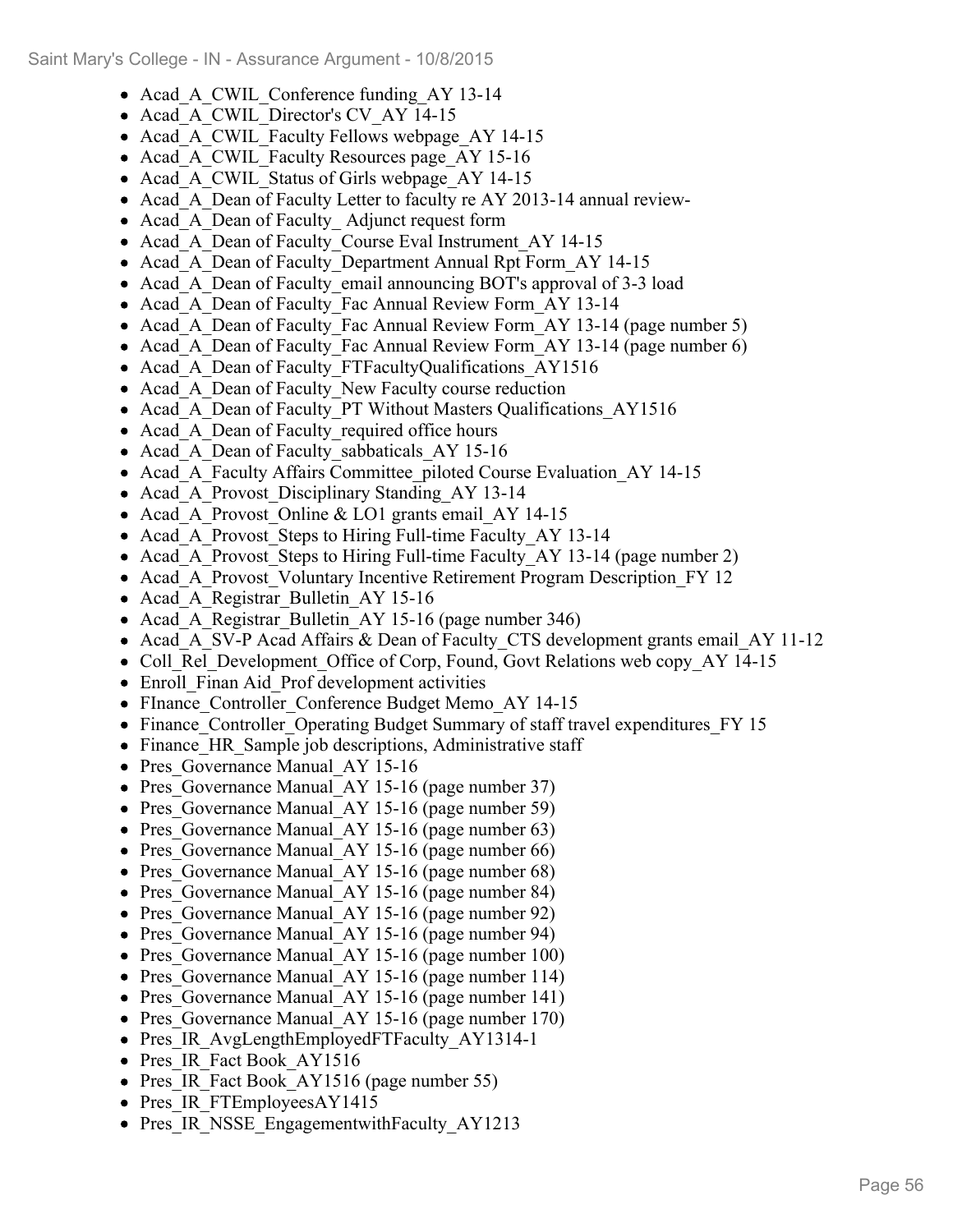- Acad_A_CWIL_Conference funding_AY 13-14
- Acad_A_CWIL_Director's CV_AY 14-15
- Acad_A_CWIL_Faculty Fellows webpage_AY 14-15
- Acad_A_CWIL_Faculty Resources page_AY 15-16
- Acad_A_CWIL_Status of Girls webpage_AY 14-15
- Acad_A_Dean of Faculty Letter to faculty re AY 2013-14 annual review-
- Acad_A_Dean of Faculty_ Adjunct request form
- Acad_A_Dean of Faculty_Course Eval Instrument_AY 14-15
- Acad_A_Dean of Faculty_Department Annual Rpt Form_AY 14-15
- Acad_A_Dean of Faculty_email announcing BOT's approval of 3-3 load
- Acad_A_Dean of Faculty_Fac Annual Review Form_AY 13-14
- Acad_A_Dean of Faculty_Fac Annual Review Form_AY 13-14 (page number 5)
- Acad_A_Dean of Faculty_Fac Annual Review Form_AY 13-14 (page number 6)
- Acad_A_Dean of Faculty_FTFacultyQualifications_AY1516
- Acad_A_Dean of Faculty_New Faculty course reduction
- Acad_A_Dean of Faculty_PT Without Masters Qualifications_AY1516
- Acad_A_Dean of Faculty_required office hours
- Acad_A_Dean of Faculty_sabbaticals_AY 15-16
- Acad_A_Faculty Affairs Committee_piloted Course Evaluation_AY 14-15
- Acad_A_Provost_Disciplinary Standing_AY 13-14
- Acad_A_Provost_Online & LO1 grants email_AY 14-15
- Acad_A_Provost_Steps to Hiring Full-time Faculty_AY 13-14
- Acad_A_Provost_Steps to Hiring Full-time Faculty_AY 13-14 (page number 2)
- Acad_A_Provost_Voluntary Incentive Retirement Program Description_FY 12
- Acad_A_Registrar_Bulletin_AY 15-16
- Acad_A_Registrar_Bulletin_AY 15-16 (page number 346)
- Acad_A_SV-P Acad Affairs & Dean of Faculty_CTS development grants email_AY 11-12
- Coll_Rel_Development_Office of Corp, Found, Govt Relations web copy_AY 14-15
- Enroll_Finan Aid_Prof development activities
- FInance_Controller_Conference Budget Memo_AY 14-15
- Finance_Controller_Operating Budget Summary of staff travel expenditures_FY 15
- Finance_HR_Sample job descriptions, Administrative staff
- Pres_Governance Manual_AY 15-16
- Pres_Governance Manual_AY 15-16 (page number 37)
- Pres_Governance Manual_AY 15-16 (page number 59)
- Pres_Governance Manual_AY 15-16 (page number 63)
- Pres_Governance Manual_AY 15-16 (page number 66)
- Pres_Governance Manual_AY 15-16 (page number 68)
- Pres_Governance Manual_AY 15-16 (page number 84)
- Pres_Governance Manual_AY 15-16 (page number 92)
- Pres_Governance Manual_AY 15-16 (page number 94)
- Pres_Governance Manual_AY 15-16 (page number 100)
- Pres_Governance Manual_AY 15-16 (page number 114)
- Pres_Governance Manual_AY 15-16 (page number 141)
- Pres_Governance Manual_AY 15-16 (page number 170)
- Pres_IR_AvgLengthEmployedFTFaculty_AY1314-1
- Pres_IR_Fact Book_AY1516
- Pres_IR_Fact Book_AY1516 (page number 55)
- Pres_IR_FTEmployeesAY1415
- Pres_IR_NSSE_EngagementwithFaculty_AY1213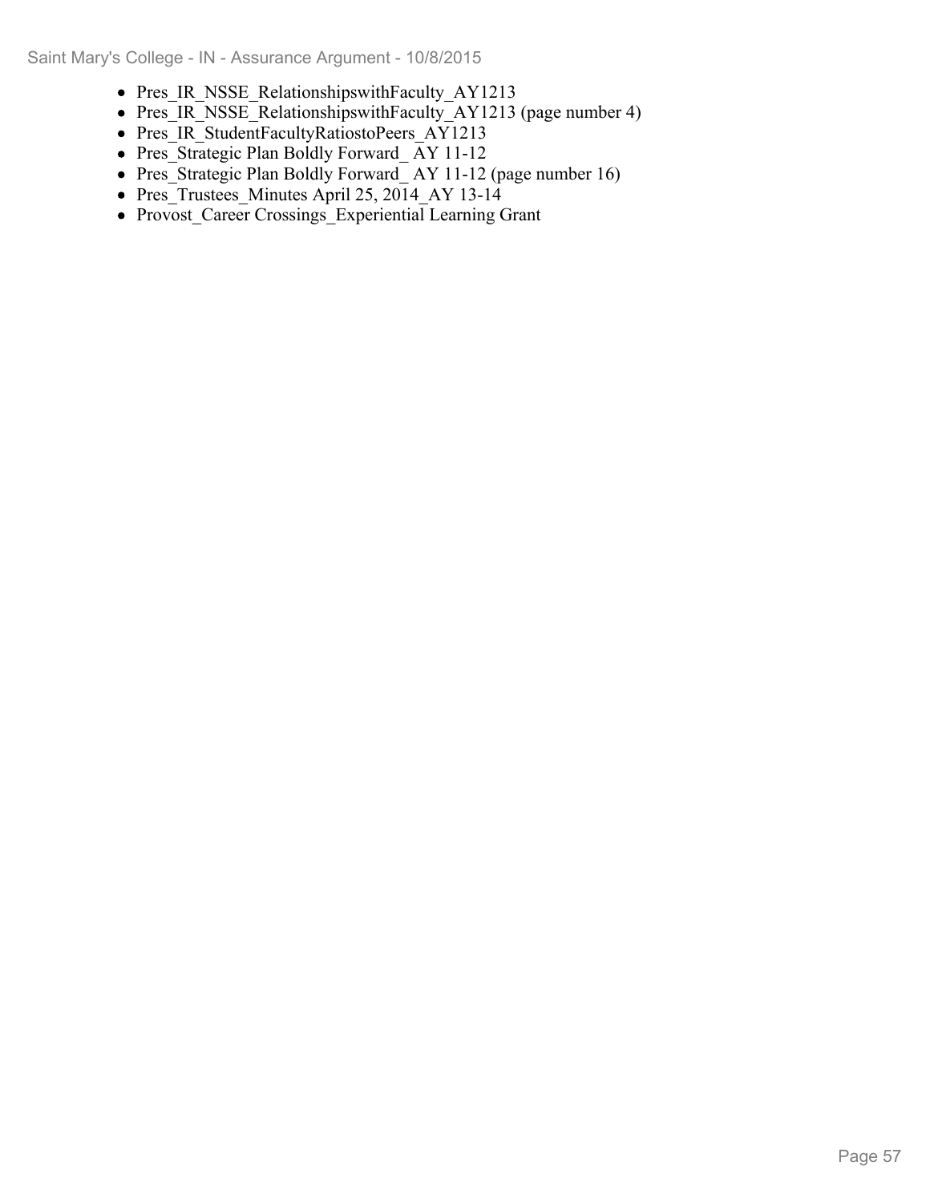- Pres_IR_NSSE_RelationshipswithFaculty_AY1213
- Pres_IR_NSSE_RelationshipswithFaculty_AY1213 (page number 4)
- Pres_IR_StudentFacultyRatiostoPeers_AY1213
- Pres_Strategic Plan Boldly Forward_ AY 11-12
- Pres_Strategic Plan Boldly Forward_ AY 11-12 (page number 16)
- Pres_Trustees_Minutes April 25, 2014_AY 13-14
- Provost_Career Crossings_Experiential Learning Grant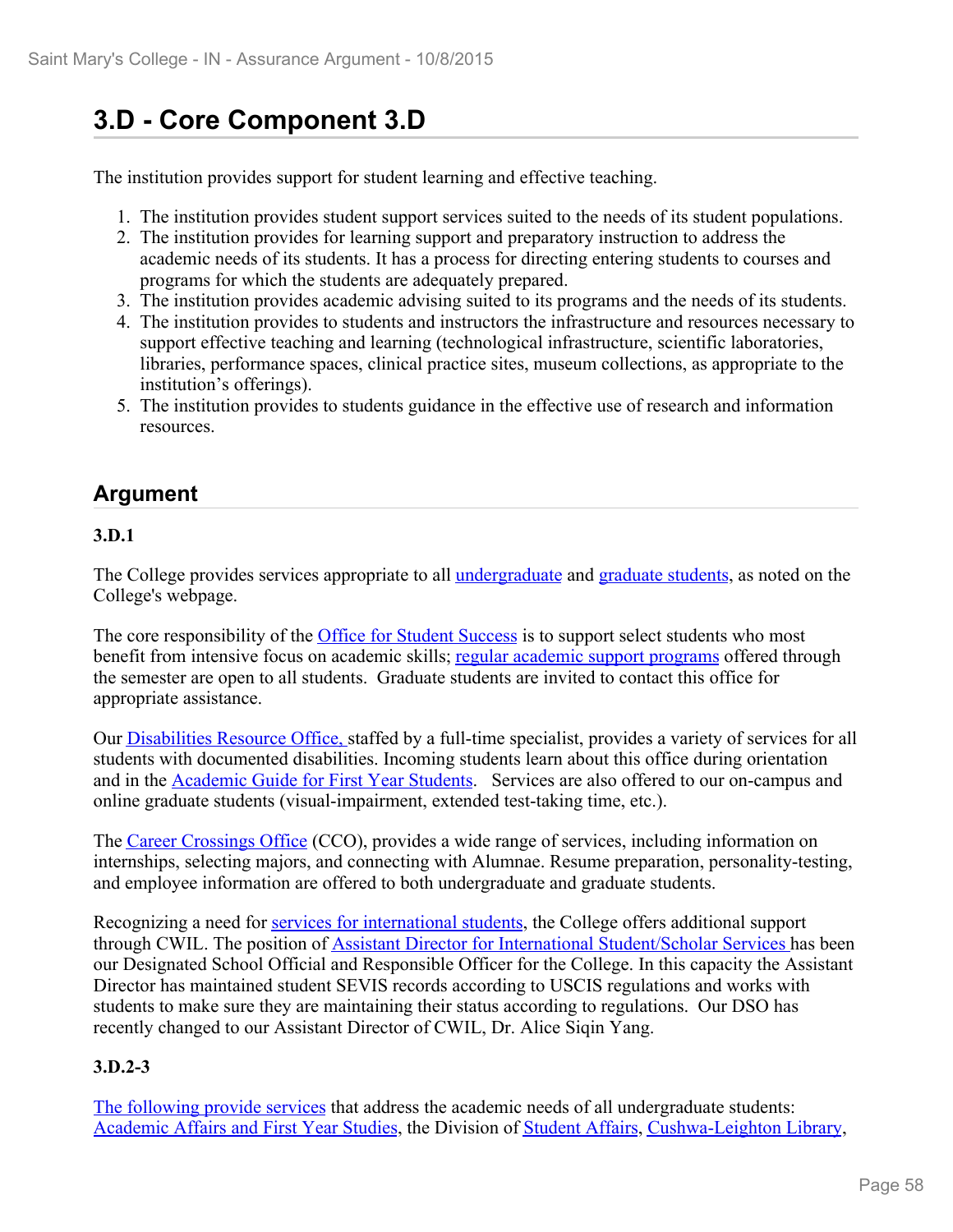# 3.D - Core Component 3.D

The institution provides support for student learning and effective teaching.

1. The institution provides student support services suited to the needs of its student populations.
2. The institution provides for learning support and preparatory instruction to address the academic needs of its students. It has a process for directing entering students to courses and programs for which the students are adequately prepared.
3. The institution provides academic advising suited to its programs and the needs of its students.
4. The institution provides to students and instructors the infrastructure and resources necessary to support effective teaching and learning (technological infrastructure, scientific laboratories, libraries, performance spaces, clinical practice sites, museum collections, as appropriate to the institution's offerings).
5. The institution provides to students guidance in the effective use of research and information resources.

## Argument

### 3.D.1

The College provides services appropriate to all undergraduate and graduate students, as noted on the College's webpage.

The core responsibility of the Office for Student Success is to support select students who most benefit from intensive focus on academic skills; regular academic support programs offered through the semester are open to all students. Graduate students are invited to contact this office for appropriate assistance.

Our Disabilities Resource Office, staffed by a full-time specialist, provides a variety of services for all students with documented disabilities. Incoming students learn about this office during orientation and in the Academic Guide for First Year Students. Services are also offered to our on-campus and online graduate students (visual-impairment, extended test-taking time, etc.).

The Career Crossings Office (CCO), provides a wide range of services, including information on internships, selecting majors, and connecting with Alumnae. Resume preparation, personality-testing, and employee information are offered to both undergraduate and graduate students.

Recognizing a need for services for international students, the College offers additional support through CWIL. The position of Assistant Director for International Student/Scholar Services has been our Designated School Official and Responsible Officer for the College. In this capacity the Assistant Director has maintained student SEVIS records according to USCIS regulations and works with students to make sure they are maintaining their status according to regulations. Our DSO has recently changed to our Assistant Director of CWIL, Dr. Alice Siqin Yang.

### 3.D.2-3

The following provide services that address the academic needs of all undergraduate students: Academic Affairs and First Year Studies, the Division of Student Affairs, Cushwa-Leighton Library,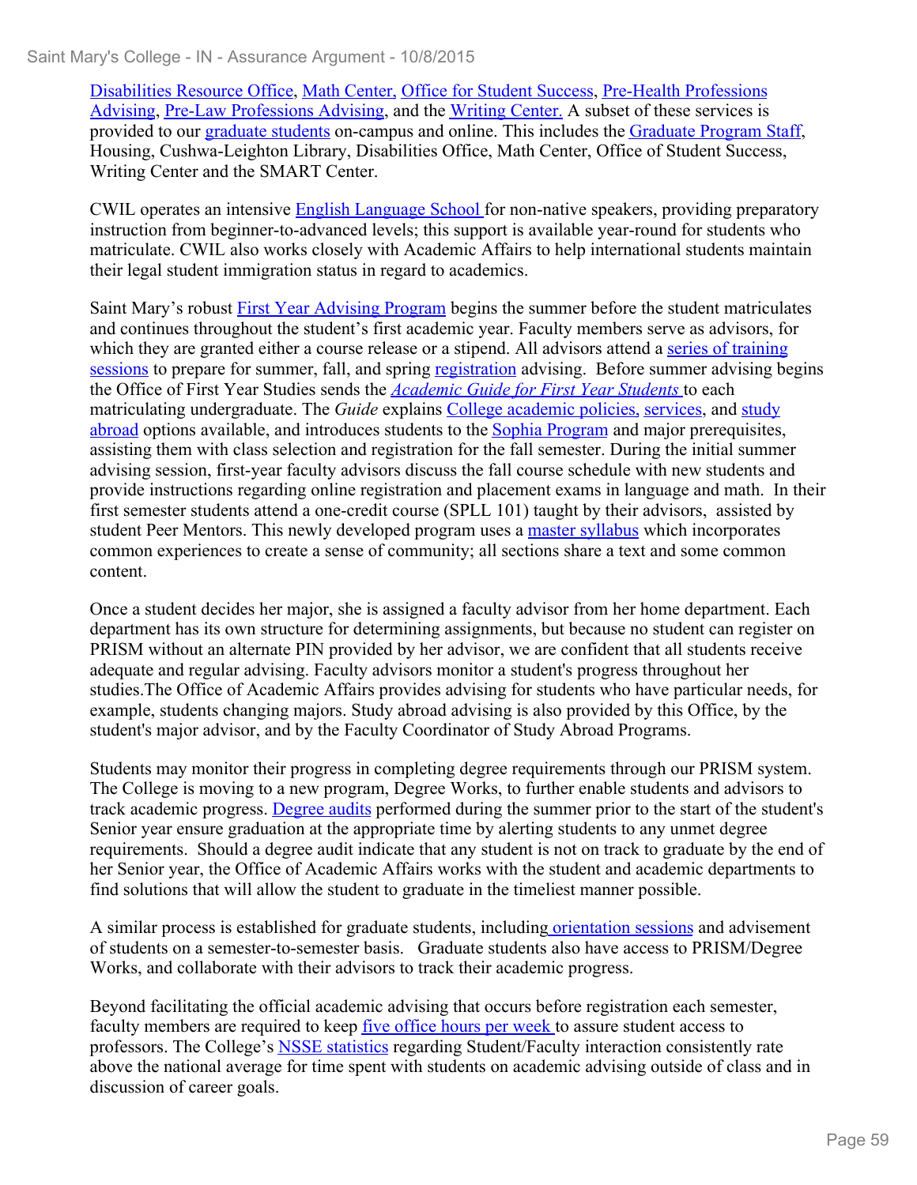Disabilities Resource Office, Math Center, Office for Student Success, Pre-Health Professions Advising, Pre-Law Professions Advising, and the Writing Center. A subset of these services is provided to our graduate students on-campus and online. This includes the Graduate Program Staff, Housing, Cushwa-Leighton Library, Disabilities Office, Math Center, Office of Student Success, Writing Center and the SMART Center.

CWIL operates an intensive English Language School for non-native speakers, providing preparatory instruction from beginner-to-advanced levels; this support is available year-round for students who matriculate. CWIL also works closely with Academic Affairs to help international students maintain their legal student immigration status in regard to academics.

Saint Mary's robust First Year Advising Program begins the summer before the student matriculates and continues throughout the student's first academic year. Faculty members serve as advisors, for which they are granted either a course release or a stipend. All advisors attend a series of training sessions to prepare for summer, fall, and spring registration advising. Before summer advising begins the Office of First Year Studies sends the *Academic Guide for First Year Students* to each matriculating undergraduate. The *Guide* explains College academic policies, services, and study abroad options available, and introduces students to the Sophia Program and major prerequisites, assisting them with class selection and registration for the fall semester. During the initial summer advising session, first-year faculty advisors discuss the fall course schedule with new students and provide instructions regarding online registration and placement exams in language and math. In their first semester students attend a one-credit course (SPLL 101) taught by their advisors, assisted by student Peer Mentors. This newly developed program uses a master syllabus which incorporates common experiences to create a sense of community; all sections share a text and some common content.

Once a student decides her major, she is assigned a faculty advisor from her home department. Each department has its own structure for determining assignments, but because no student can register on PRISM without an alternate PIN provided by her advisor, we are confident that all students receive adequate and regular advising. Faculty advisors monitor a student's progress throughout her studies.The Office of Academic Affairs provides advising for students who have particular needs, for example, students changing majors. Study abroad advising is also provided by this Office, by the student's major advisor, and by the Faculty Coordinator of Study Abroad Programs.

Students may monitor their progress in completing degree requirements through our PRISM system. The College is moving to a new program, Degree Works, to further enable students and advisors to track academic progress. Degree audits performed during the summer prior to the start of the student's Senior year ensure graduation at the appropriate time by alerting students to any unmet degree requirements. Should a degree audit indicate that any student is not on track to graduate by the end of her Senior year, the Office of Academic Affairs works with the student and academic departments to find solutions that will allow the student to graduate in the timeliest manner possible.

A similar process is established for graduate students, including orientation sessions and advisement of students on a semester-to-semester basis. Graduate students also have access to PRISM/Degree Works, and collaborate with their advisors to track their academic progress.

Beyond facilitating the official academic advising that occurs before registration each semester, faculty members are required to keep five office hours per week to assure student access to professors. The College's NSSE statistics regarding Student/Faculty interaction consistently rate above the national average for time spent with students on academic advising outside of class and in discussion of career goals.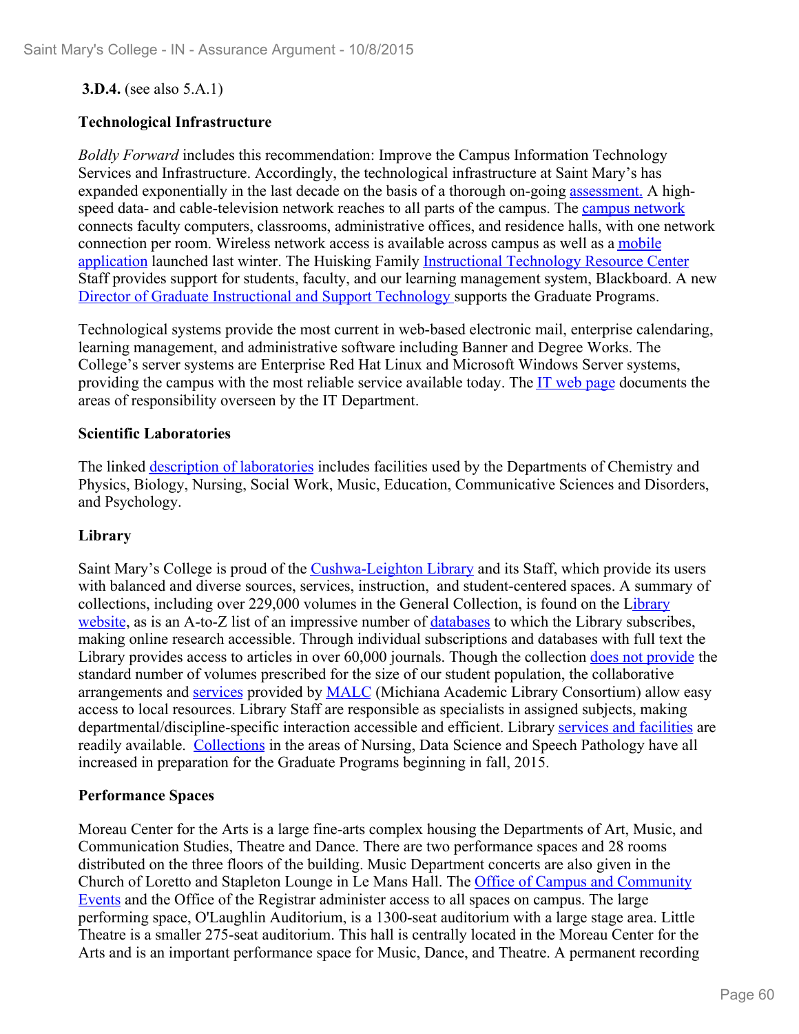**3.D.4.** (see also 5.A.1)

**Technological Infrastructure**

*Boldly Forward* includes this recommendation: Improve the Campus Information Technology Services and Infrastructure. Accordingly, the technological infrastructure at Saint Mary's has expanded exponentially in the last decade on the basis of a thorough on-going assessment. A high-speed data- and cable-television network reaches to all parts of the campus. The campus network connects faculty computers, classrooms, administrative offices, and residence halls, with one network connection per room. Wireless network access is available across campus as well as a mobile application launched last winter. The Huisking Family Instructional Technology Resource Center Staff provides support for students, faculty, and our learning management system, Blackboard. A new Director of Graduate Instructional and Support Technology supports the Graduate Programs.

Technological systems provide the most current in web-based electronic mail, enterprise calendaring, learning management, and administrative software including Banner and Degree Works. The College's server systems are Enterprise Red Hat Linux and Microsoft Windows Server systems, providing the campus with the most reliable service available today. The IT web page documents the areas of responsibility overseen by the IT Department.

**Scientific Laboratories**

The linked description of laboratories includes facilities used by the Departments of Chemistry and Physics, Biology, Nursing, Social Work, Music, Education, Communicative Sciences and Disorders, and Psychology.

**Library**

Saint Mary's College is proud of the Cushwa-Leighton Library and its Staff, which provide its users with balanced and diverse sources, services, instruction, and student-centered spaces. A summary of collections, including over 229,000 volumes in the General Collection, is found on the Library website, as is an A-to-Z list of an impressive number of databases to which the Library subscribes, making online research accessible. Through individual subscriptions and databases with full text the Library provides access to articles in over 60,000 journals. Though the collection does not provide the standard number of volumes prescribed for the size of our student population, the collaborative arrangements and services provided by MALC (Michiana Academic Library Consortium) allow easy access to local resources. Library Staff are responsible as specialists in assigned subjects, making departmental/discipline-specific interaction accessible and efficient. Library services and facilities are readily available. Collections in the areas of Nursing, Data Science and Speech Pathology have all increased in preparation for the Graduate Programs beginning in fall, 2015.

**Performance Spaces**

Moreau Center for the Arts is a large fine-arts complex housing the Departments of Art, Music, and Communication Studies, Theatre and Dance. There are two performance spaces and 28 rooms distributed on the three floors of the building. Music Department concerts are also given in the Church of Loretto and Stapleton Lounge in Le Mans Hall. The Office of Campus and Community Events and the Office of the Registrar administer access to all spaces on campus. The large performing space, O'Laughlin Auditorium, is a 1300-seat auditorium with a large stage area. Little Theatre is a smaller 275-seat auditorium. This hall is centrally located in the Moreau Center for the Arts and is an important performance space for Music, Dance, and Theatre. A permanent recording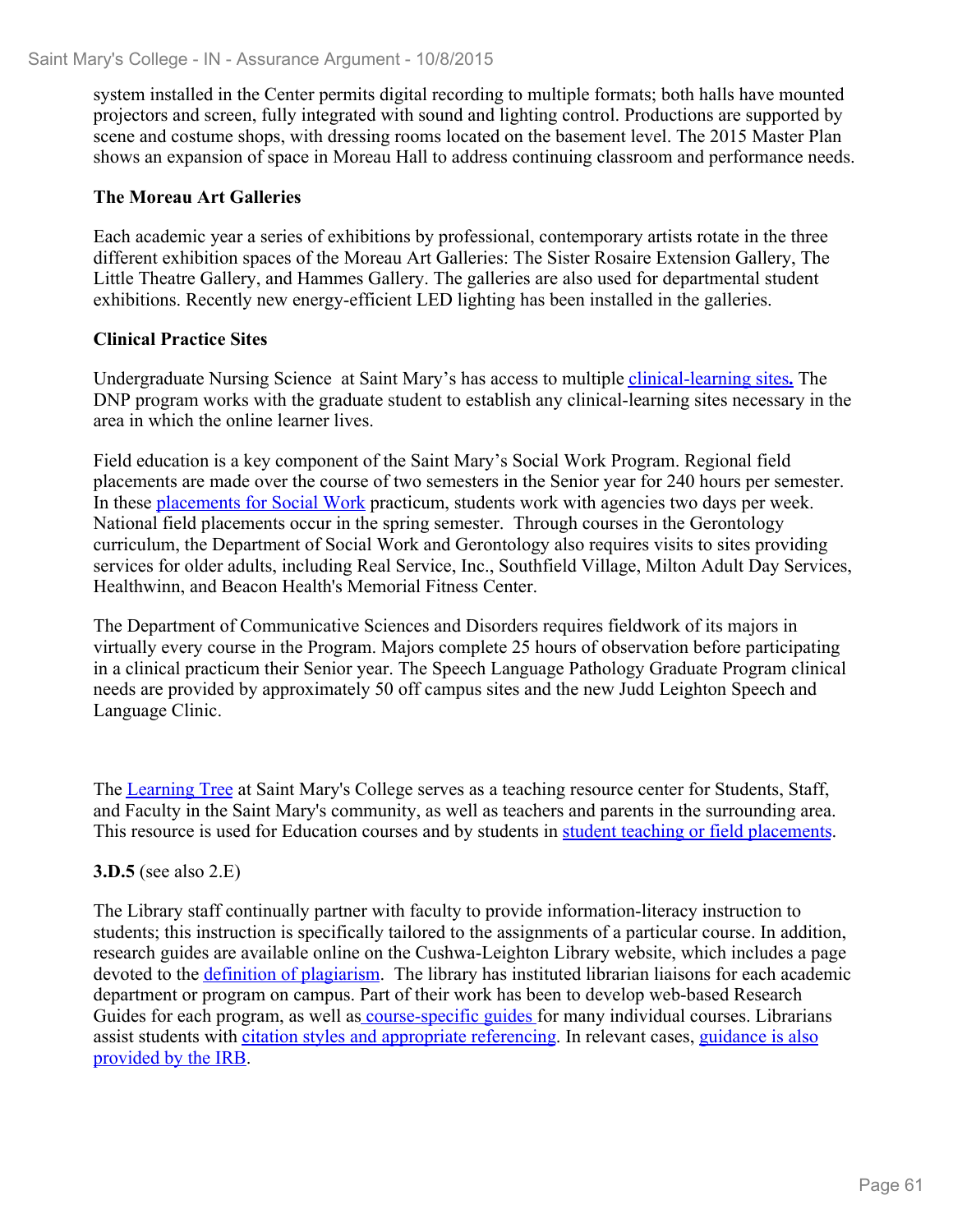system installed in the Center permits digital recording to multiple formats; both halls have mounted projectors and screen, fully integrated with sound and lighting control. Productions are supported by scene and costume shops, with dressing rooms located on the basement level. The 2015 Master Plan shows an expansion of space in Moreau Hall to address continuing classroom and performance needs.

**The Moreau Art Galleries**

Each academic year a series of exhibitions by professional, contemporary artists rotate in the three different exhibition spaces of the Moreau Art Galleries: The Sister Rosaire Extension Gallery, The Little Theatre Gallery, and Hammes Gallery. The galleries are also used for departmental student exhibitions. Recently new energy-efficient LED lighting has been installed in the galleries.

**Clinical Practice Sites**

Undergraduate Nursing Science at Saint Mary's has access to multiple clinical-learning sites**.** The DNP program works with the graduate student to establish any clinical-learning sites necessary in the area in which the online learner lives.

Field education is a key component of the Saint Mary's Social Work Program. Regional field placements are made over the course of two semesters in the Senior year for 240 hours per semester. In these placements for Social Work practicum, students work with agencies two days per week. National field placements occur in the spring semester. Through courses in the Gerontology curriculum, the Department of Social Work and Gerontology also requires visits to sites providing services for older adults, including Real Service, Inc., Southfield Village, Milton Adult Day Services, Healthwinn, and Beacon Health's Memorial Fitness Center.

The Department of Communicative Sciences and Disorders requires fieldwork of its majors in virtually every course in the Program. Majors complete 25 hours of observation before participating in a clinical practicum their Senior year. The Speech Language Pathology Graduate Program clinical needs are provided by approximately 50 off campus sites and the new Judd Leighton Speech and Language Clinic.

The Learning Tree at Saint Mary's College serves as a teaching resource center for Students, Staff, and Faculty in the Saint Mary's community, as well as teachers and parents in the surrounding area. This resource is used for Education courses and by students in student teaching or field placements.

**3.D.5** (see also 2.E)

The Library staff continually partner with faculty to provide information-literacy instruction to students; this instruction is specifically tailored to the assignments of a particular course. In addition, research guides are available online on the Cushwa-Leighton Library website, which includes a page devoted to the definition of plagiarism. The library has instituted librarian liaisons for each academic department or program on campus. Part of their work has been to develop web-based Research Guides for each program, as well as course-specific guides for many individual courses. Librarians assist students with citation styles and appropriate referencing. In relevant cases, guidance is also provided by the IRB.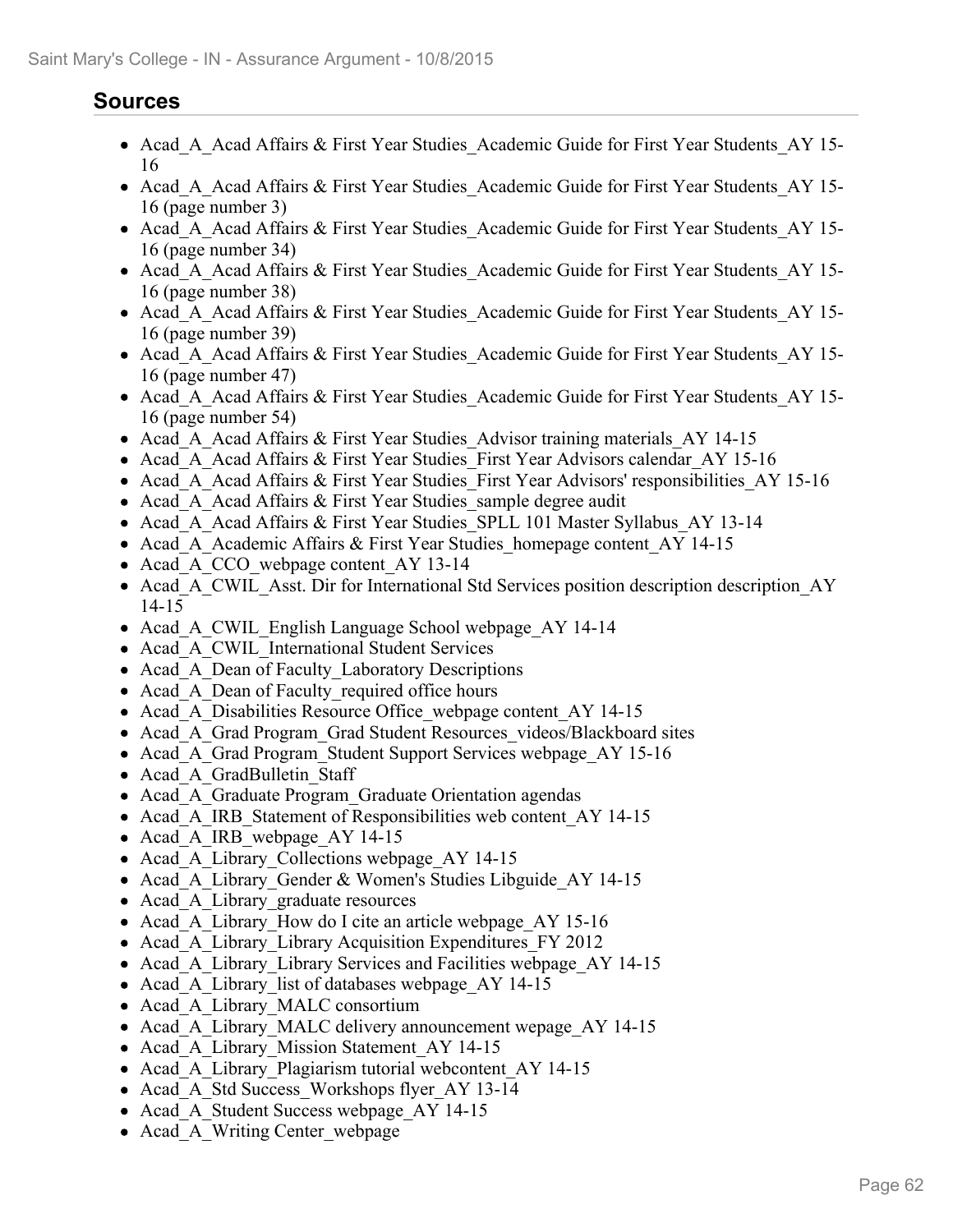## Sources

- Acad_A_Acad Affairs & First Year Studies_Academic Guide for First Year Students_AY 15-16
- Acad_A_Acad Affairs & First Year Studies_Academic Guide for First Year Students_AY 15-16 (page number 3)
- Acad_A_Acad Affairs & First Year Studies_Academic Guide for First Year Students_AY 15-16 (page number 34)
- Acad_A_Acad Affairs & First Year Studies_Academic Guide for First Year Students_AY 15-16 (page number 38)
- Acad_A_Acad Affairs & First Year Studies_Academic Guide for First Year Students_AY 15-16 (page number 39)
- Acad_A_Acad Affairs & First Year Studies_Academic Guide for First Year Students_AY 15-16 (page number 47)
- Acad_A_Acad Affairs & First Year Studies_Academic Guide for First Year Students_AY 15-16 (page number 54)
- Acad_A_Acad Affairs & First Year Studies_Advisor training materials_AY 14-15
- Acad_A_Acad Affairs & First Year Studies_First Year Advisors calendar_AY 15-16
- Acad_A_Acad Affairs & First Year Studies_First Year Advisors' responsibilities_AY 15-16
- Acad_A_Acad Affairs & First Year Studies_sample degree audit
- Acad_A_Acad Affairs & First Year Studies_SPLL 101 Master Syllabus_AY 13-14
- Acad_A_Academic Affairs & First Year Studies_homepage content_AY 14-15
- Acad_A_CCO_webpage content_AY 13-14
- Acad_A_CWIL_Asst. Dir for International Std Services position description description_AY 14-15
- Acad_A_CWIL_English Language School webpage_AY 14-14
- Acad_A_CWIL_International Student Services
- Acad_A_Dean of Faculty_Laboratory Descriptions
- Acad_A_Dean of Faculty_required office hours
- Acad_A_Disabilities Resource Office_webpage content_AY 14-15
- Acad_A_Grad Program_Grad Student Resources_videos/Blackboard sites
- Acad_A_Grad Program_Student Support Services webpage_AY 15-16
- Acad_A_GradBulletin_Staff
- Acad_A_Graduate Program_Graduate Orientation agendas
- Acad_A_IRB_Statement of Responsibilities web content_AY 14-15
- Acad_A_IRB_webpage_AY 14-15
- Acad_A_Library_Collections webpage_AY 14-15
- Acad_A_Library_Gender & Women's Studies Libguide_AY 14-15
- Acad_A_Library_graduate resources
- Acad_A_Library_How do I cite an article webpage_AY 15-16
- Acad_A_Library_Library Acquisition Expenditures_FY 2012
- Acad_A_Library_Library Services and Facilities webpage_AY 14-15
- Acad_A_Library_list of databases webpage_AY 14-15
- Acad_A_Library_MALC consortium
- Acad_A_Library_MALC delivery announcement wepage_AY 14-15
- Acad_A_Library_Mission Statement_AY 14-15
- Acad_A_Library_Plagiarism tutorial webcontent_AY 14-15
- Acad_A_Std Success_Workshops flyer_AY 13-14
- Acad_A_Student Success webpage_AY 14-15
- Acad_A_Writing Center_webpage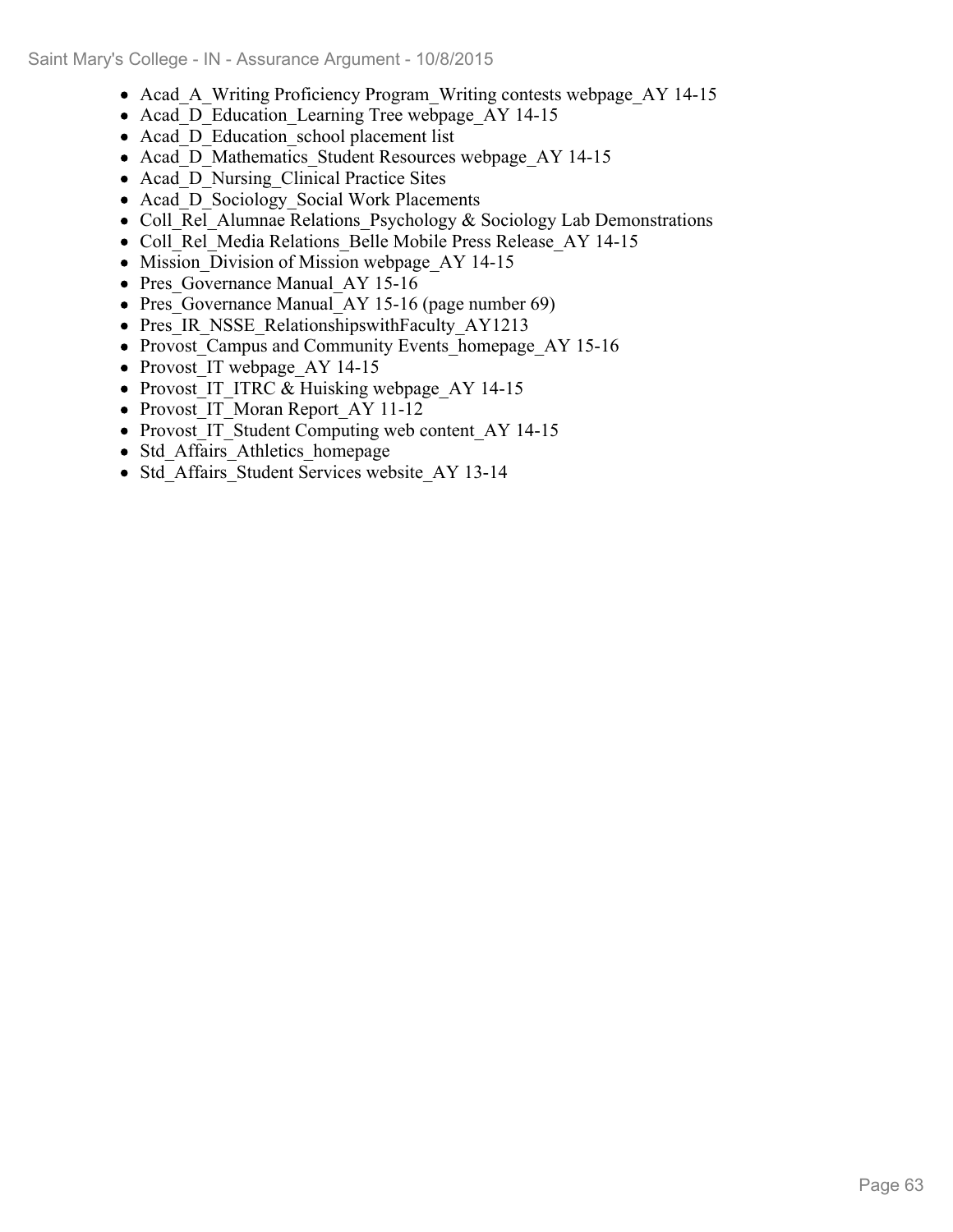- Acad_A_Writing Proficiency Program_Writing contests webpage_AY 14-15
- Acad_D_Education_Learning Tree webpage_AY 14-15
- Acad_D_Education_school placement list
- Acad_D_Mathematics_Student Resources webpage_AY 14-15
- Acad_D_Nursing_Clinical Practice Sites
- Acad_D_Sociology_Social Work Placements
- Coll_Rel_Alumnae Relations_Psychology & Sociology Lab Demonstrations
- Coll_Rel_Media Relations_Belle Mobile Press Release_AY 14-15
- Mission_Division of Mission webpage_AY 14-15
- Pres_Governance Manual_AY 15-16
- Pres_Governance Manual_AY 15-16 (page number 69)
- Pres_IR_NSSE_RelationshipswithFaculty_AY1213
- Provost_Campus and Community Events_homepage_AY 15-16
- Provost_IT webpage_AY 14-15
- Provost_IT_ITRC & Huisking webpage_AY 14-15
- Provost_IT_Moran Report_AY 11-12
- Provost_IT_Student Computing web content_AY 14-15
- Std_Affairs_Athletics_homepage
- Std_Affairs_Student Services website_AY 13-14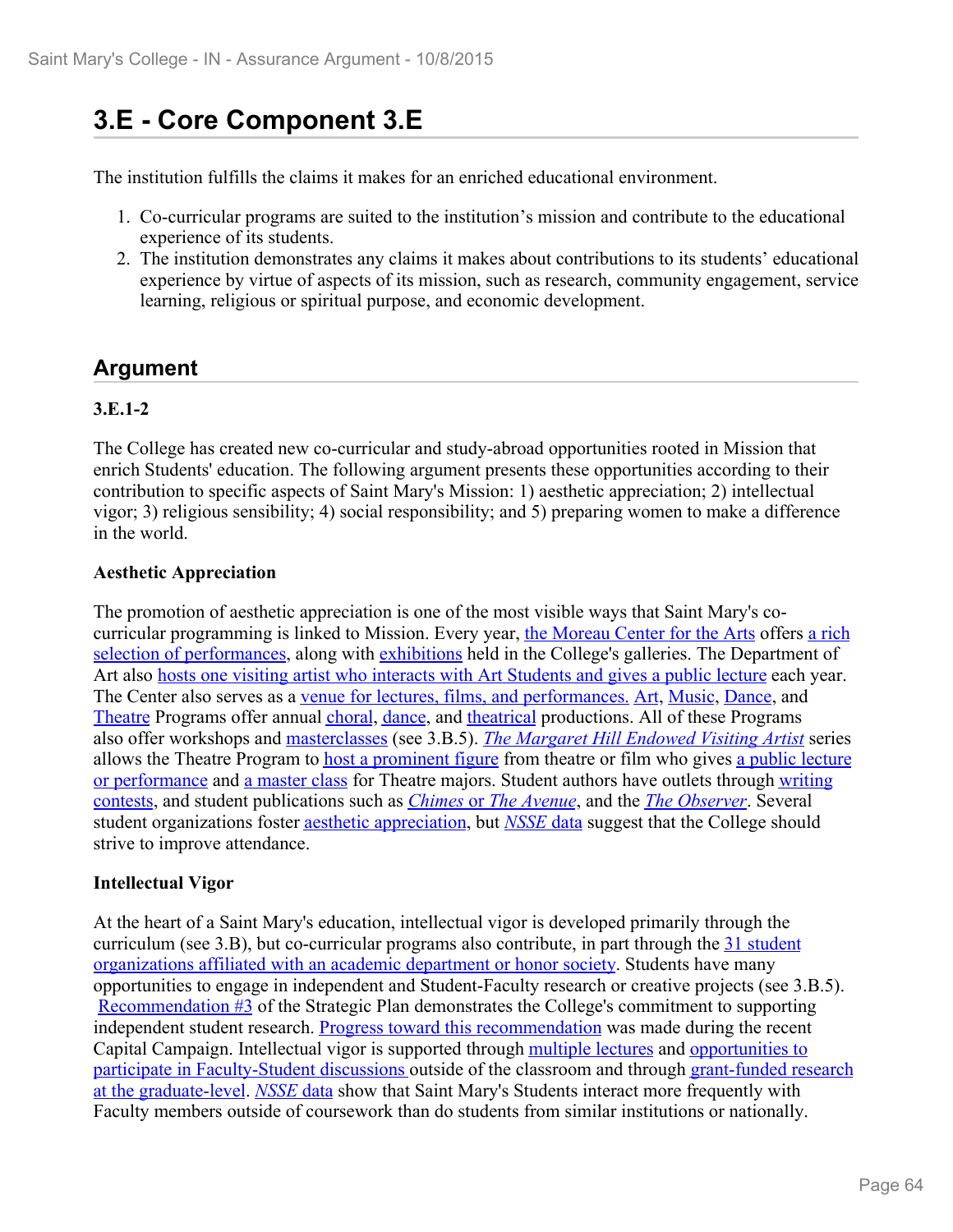# 3.E - Core Component 3.E

The institution fulfills the claims it makes for an enriched educational environment.

1. Co-curricular programs are suited to the institution's mission and contribute to the educational experience of its students.
2. The institution demonstrates any claims it makes about contributions to its students' educational experience by virtue of aspects of its mission, such as research, community engagement, service learning, religious or spiritual purpose, and economic development.

## Argument

**3.E.1-2**

The College has created new co-curricular and study-abroad opportunities rooted in Mission that enrich Students' education. The following argument presents these opportunities according to their contribution to specific aspects of Saint Mary's Mission: 1) aesthetic appreciation; 2) intellectual vigor; 3) religious sensibility; 4) social responsibility; and 5) preparing women to make a difference in the world.

**Aesthetic Appreciation**

The promotion of aesthetic appreciation is one of the most visible ways that Saint Mary's co-curricular programming is linked to Mission. Every year, the Moreau Center for the Arts offers a rich selection of performances, along with exhibitions held in the College's galleries. The Department of Art also hosts one visiting artist who interacts with Art Students and gives a public lecture each year. The Center also serves as a venue for lectures, films, and performances. Art, Music, Dance, and Theatre Programs offer annual choral, dance, and theatrical productions. All of these Programs also offer workshops and masterclasses (see 3.B.5). *The Margaret Hill Endowed Visiting Artist* series allows the Theatre Program to host a prominent figure from theatre or film who gives a public lecture or performance and a master class for Theatre majors. Student authors have outlets through writing contests, and student publications such as *Chimes* or *The Avenue*, and the *The Observer*. Several student organizations foster aesthetic appreciation, but *NSSE* data suggest that the College should strive to improve attendance.

**Intellectual Vigor**

At the heart of a Saint Mary's education, intellectual vigor is developed primarily through the curriculum (see 3.B), but co-curricular programs also contribute, in part through the 31 student organizations affiliated with an academic department or honor society. Students have many opportunities to engage in independent and Student-Faculty research or creative projects (see 3.B.5). Recommendation #3 of the Strategic Plan demonstrates the College's commitment to supporting independent student research. Progress toward this recommendation was made during the recent Capital Campaign. Intellectual vigor is supported through multiple lectures and opportunities to participate in Faculty-Student discussions outside of the classroom and through grant-funded research at the graduate-level. *NSSE* data show that Saint Mary's Students interact more frequently with Faculty members outside of coursework than do students from similar institutions or nationally.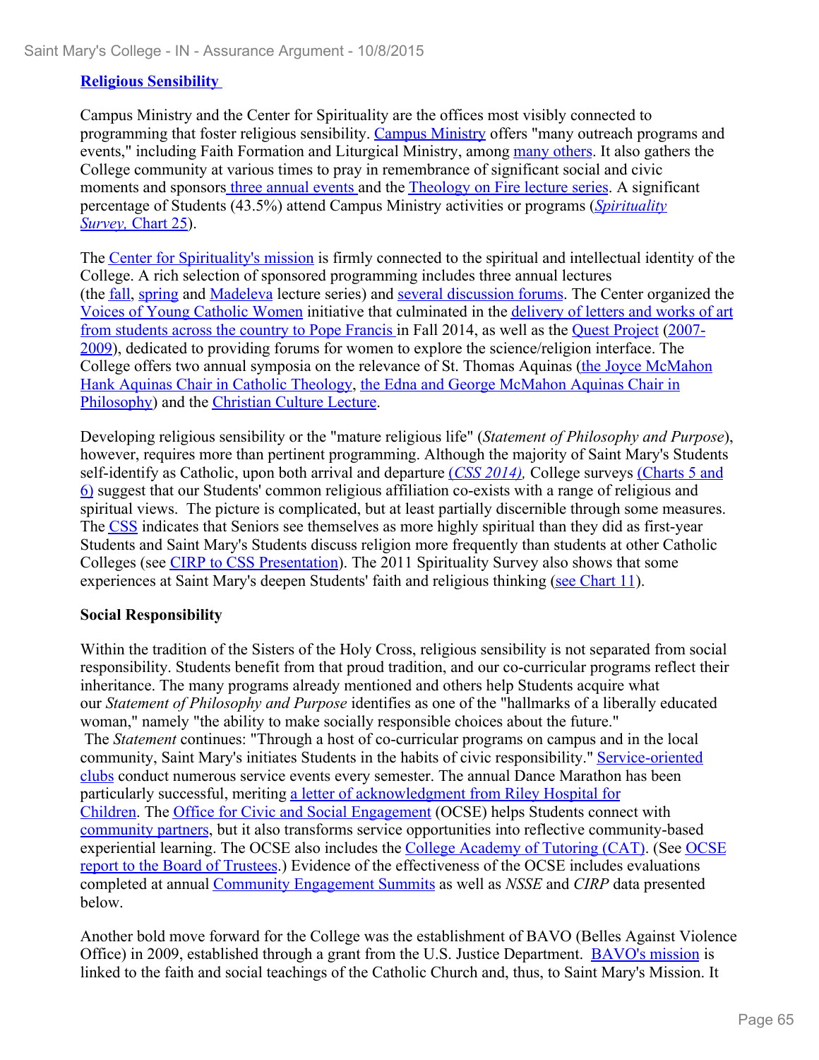**Religious Sensibility**

Campus Ministry and the Center for Spirituality are the offices most visibly connected to programming that foster religious sensibility. Campus Ministry offers "many outreach programs and events," including Faith Formation and Liturgical Ministry, among many others. It also gathers the College community at various times to pray in remembrance of significant social and civic moments and sponsors three annual events and the Theology on Fire lecture series. A significant percentage of Students (43.5%) attend Campus Ministry activities or programs (*Spirituality Survey,* Chart 25).

The Center for Spirituality's mission is firmly connected to the spiritual and intellectual identity of the College. A rich selection of sponsored programming includes three annual lectures (the fall, spring and Madeleva lecture series) and several discussion forums. The Center organized the Voices of Young Catholic Women initiative that culminated in the delivery of letters and works of art from students across the country to Pope Francis in Fall 2014, as well as the Quest Project (2007-2009), dedicated to providing forums for women to explore the science/religion interface. The College offers two annual symposia on the relevance of St. Thomas Aquinas (the Joyce McMahon Hank Aquinas Chair in Catholic Theology, the Edna and George McMahon Aquinas Chair in Philosophy) and the Christian Culture Lecture.

Developing religious sensibility or the "mature religious life" (*Statement of Philosophy and Purpose*), however, requires more than pertinent programming. Although the majority of Saint Mary's Students self-identify as Catholic, upon both arrival and departure *(CSS 2014),* College surveys (Charts 5 and 6) suggest that our Students' common religious affiliation co-exists with a range of religious and spiritual views. The picture is complicated, but at least partially discernible through some measures. The CSS indicates that Seniors see themselves as more highly spiritual than they did as first-year Students and Saint Mary's Students discuss religion more frequently than students at other Catholic Colleges (see CIRP to CSS Presentation). The 2011 Spirituality Survey also shows that some experiences at Saint Mary's deepen Students' faith and religious thinking (see Chart 11).

**Social Responsibility**

Within the tradition of the Sisters of the Holy Cross, religious sensibility is not separated from social responsibility. Students benefit from that proud tradition, and our co-curricular programs reflect their inheritance. The many programs already mentioned and others help Students acquire what our *Statement of Philosophy and Purpose* identifies as one of the "hallmarks of a liberally educated woman," namely "the ability to make socially responsible choices about the future." The *Statement* continues: "Through a host of co-curricular programs on campus and in the local community, Saint Mary's initiates Students in the habits of civic responsibility." Service-oriented clubs conduct numerous service events every semester. The annual Dance Marathon has been particularly successful, meriting a letter of acknowledgment from Riley Hospital for Children. The Office for Civic and Social Engagement (OCSE) helps Students connect with community partners, but it also transforms service opportunities into reflective community-based experiential learning. The OCSE also includes the College Academy of Tutoring (CAT). (See OCSE report to the Board of Trustees.) Evidence of the effectiveness of the OCSE includes evaluations completed at annual Community Engagement Summits as well as *NSSE* and *CIRP* data presented below.

Another bold move forward for the College was the establishment of BAVO (Belles Against Violence Office) in 2009, established through a grant from the U.S. Justice Department. BAVO's mission is linked to the faith and social teachings of the Catholic Church and, thus, to Saint Mary's Mission. It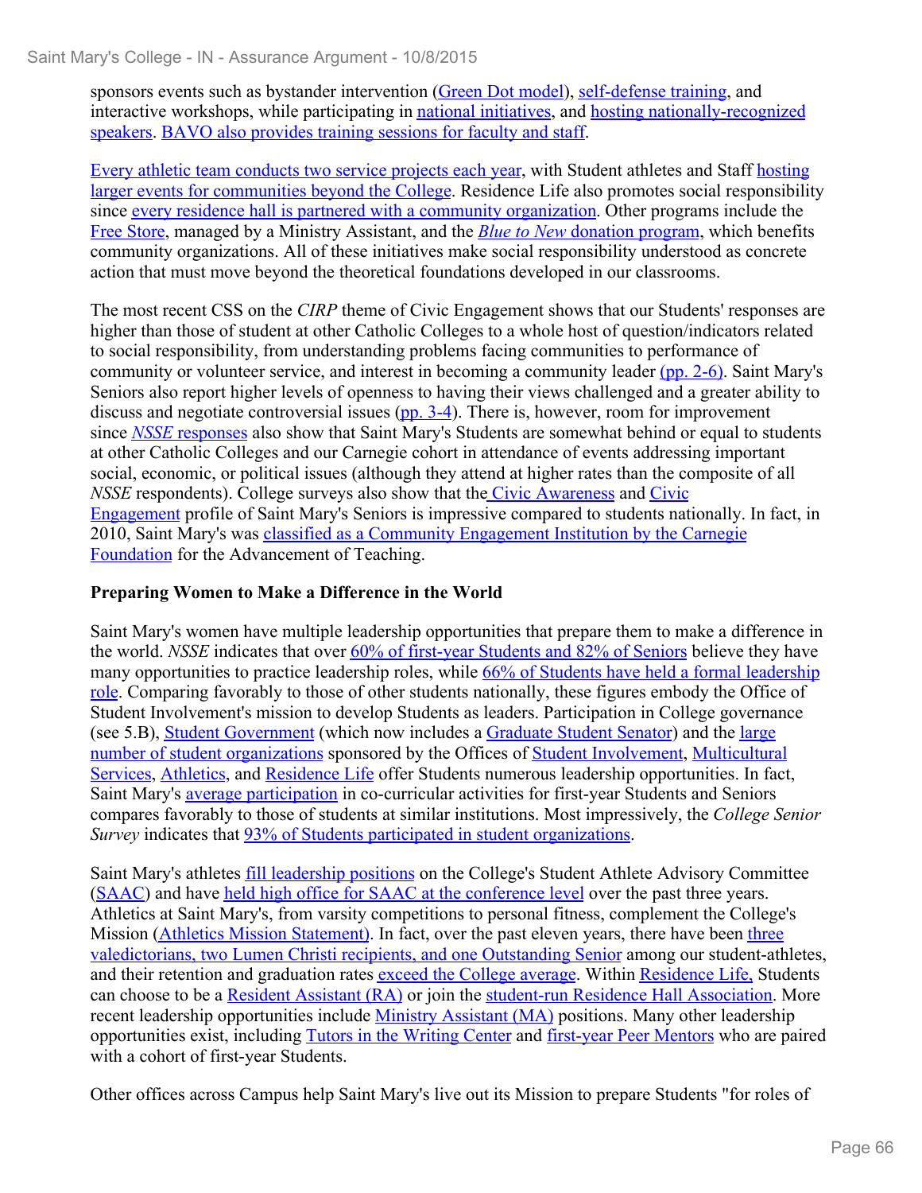sponsors events such as bystander intervention (Green Dot model), self-defense training, and interactive workshops, while participating in national initiatives, and hosting nationally-recognized speakers. BAVO also provides training sessions for faculty and staff.

Every athletic team conducts two service projects each year, with Student athletes and Staff hosting larger events for communities beyond the College. Residence Life also promotes social responsibility since every residence hall is partnered with a community organization. Other programs include the Free Store, managed by a Ministry Assistant, and the *Blue to New* donation program, which benefits community organizations. All of these initiatives make social responsibility understood as concrete action that must move beyond the theoretical foundations developed in our classrooms.

The most recent CSS on the *CIRP* theme of Civic Engagement shows that our Students' responses are higher than those of student at other Catholic Colleges to a whole host of question/indicators related to social responsibility, from understanding problems facing communities to performance of community or volunteer service, and interest in becoming a community leader (pp. 2-6). Saint Mary's Seniors also report higher levels of openness to having their views challenged and a greater ability to discuss and negotiate controversial issues (pp. 3-4). There is, however, room for improvement since *NSSE* responses also show that Saint Mary's Students are somewhat behind or equal to students at other Catholic Colleges and our Carnegie cohort in attendance of events addressing important social, economic, or political issues (although they attend at higher rates than the composite of all *NSSE* respondents). College surveys also show that the Civic Awareness and Civic Engagement profile of Saint Mary's Seniors is impressive compared to students nationally. In fact, in 2010, Saint Mary's was classified as a Community Engagement Institution by the Carnegie Foundation for the Advancement of Teaching.

**Preparing Women to Make a Difference in the World**

Saint Mary's women have multiple leadership opportunities that prepare them to make a difference in the world. *NSSE* indicates that over 60% of first-year Students and 82% of Seniors believe they have many opportunities to practice leadership roles, while 66% of Students have held a formal leadership role. Comparing favorably to those of other students nationally, these figures embody the Office of Student Involvement's mission to develop Students as leaders. Participation in College governance (see 5.B), Student Government (which now includes a Graduate Student Senator) and the large number of student organizations sponsored by the Offices of Student Involvement, Multicultural Services, Athletics, and Residence Life offer Students numerous leadership opportunities. In fact, Saint Mary's average participation in co-curricular activities for first-year Students and Seniors compares favorably to those of students at similar institutions. Most impressively, the *College Senior Survey* indicates that 93% of Students participated in student organizations.

Saint Mary's athletes fill leadership positions on the College's Student Athlete Advisory Committee (SAAC) and have held high office for SAAC at the conference level over the past three years. Athletics at Saint Mary's, from varsity competitions to personal fitness, complement the College's Mission (Athletics Mission Statement). In fact, over the past eleven years, there have been three valedictorians, two Lumen Christi recipients, and one Outstanding Senior among our student-athletes, and their retention and graduation rates exceed the College average. Within Residence Life, Students can choose to be a Resident Assistant (RA) or join the student-run Residence Hall Association. More recent leadership opportunities include Ministry Assistant (MA) positions. Many other leadership opportunities exist, including Tutors in the Writing Center and first-year Peer Mentors who are paired with a cohort of first-year Students.

Other offices across Campus help Saint Mary's live out its Mission to prepare Students "for roles of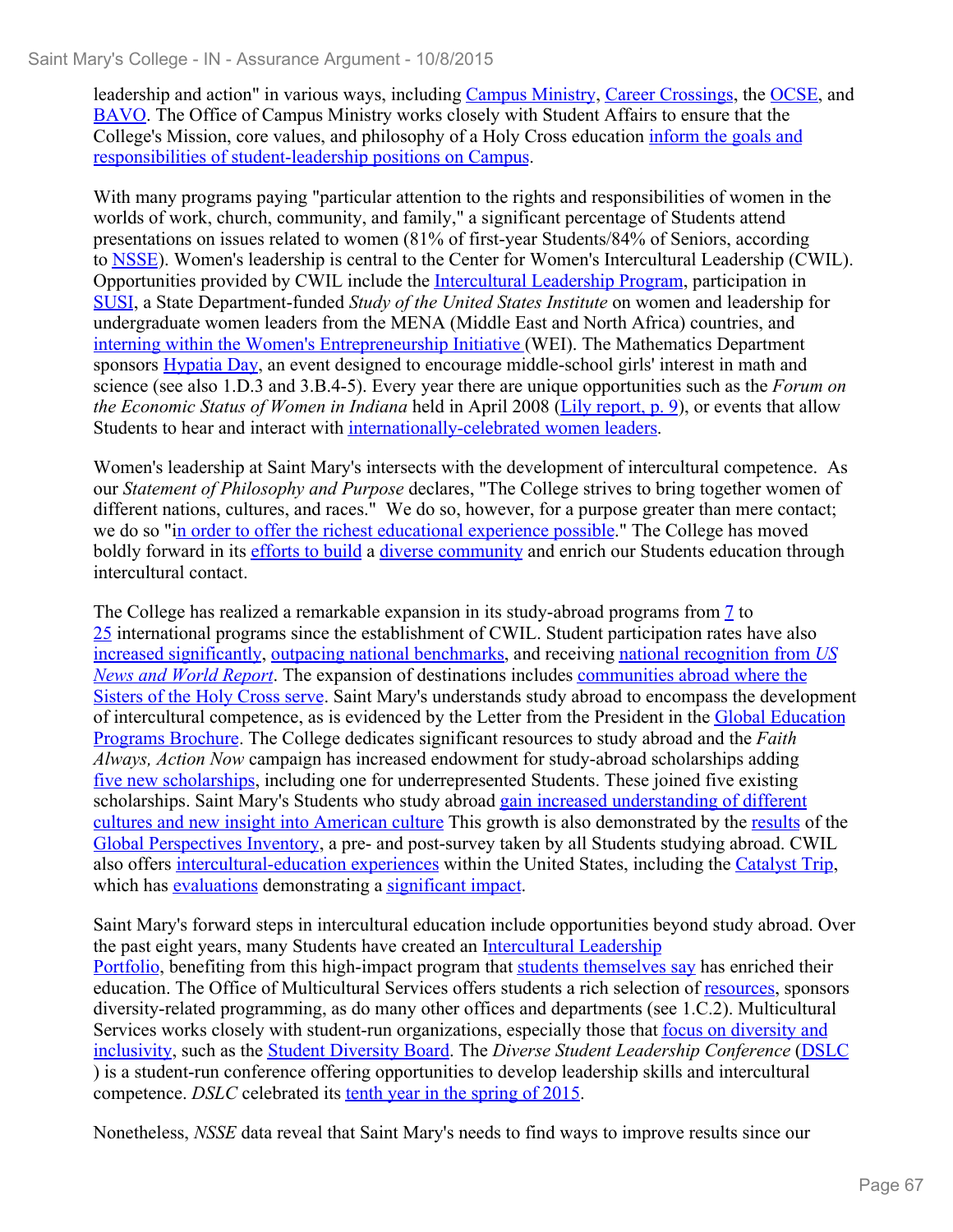leadership and action" in various ways, including Campus Ministry, Career Crossings, the OCSE, and BAVO. The Office of Campus Ministry works closely with Student Affairs to ensure that the College's Mission, core values, and philosophy of a Holy Cross education inform the goals and responsibilities of student-leadership positions on Campus.

With many programs paying "particular attention to the rights and responsibilities of women in the worlds of work, church, community, and family," a significant percentage of Students attend presentations on issues related to women (81% of first-year Students/84% of Seniors, according to NSSE). Women's leadership is central to the Center for Women's Intercultural Leadership (CWIL). Opportunities provided by CWIL include the Intercultural Leadership Program, participation in SUSI, a State Department-funded *Study of the United States Institute* on women and leadership for undergraduate women leaders from the MENA (Middle East and North Africa) countries, and interning within the Women's Entrepreneurship Initiative (WEI). The Mathematics Department sponsors Hypatia Day, an event designed to encourage middle-school girls' interest in math and science (see also 1.D.3 and 3.B.4-5). Every year there are unique opportunities such as the *Forum on the Economic Status of Women in Indiana* held in April 2008 (Lily report, p. 9), or events that allow Students to hear and interact with internationally-celebrated women leaders.

Women's leadership at Saint Mary's intersects with the development of intercultural competence. As our *Statement of Philosophy and Purpose* declares, "The College strives to bring together women of different nations, cultures, and races." We do so, however, for a purpose greater than mere contact; we do so "in order to offer the richest educational experience possible." The College has moved boldly forward in its efforts to build a diverse community and enrich our Students education through intercultural contact.

The College has realized a remarkable expansion in its study-abroad programs from 7 to 25 international programs since the establishment of CWIL. Student participation rates have also increased significantly, outpacing national benchmarks, and receiving national recognition from *US News and World Report*. The expansion of destinations includes communities abroad where the Sisters of the Holy Cross serve. Saint Mary's understands study abroad to encompass the development of intercultural competence, as is evidenced by the Letter from the President in the Global Education Programs Brochure. The College dedicates significant resources to study abroad and the *Faith Always, Action Now* campaign has increased endowment for study-abroad scholarships adding five new scholarships, including one for underrepresented Students. These joined five existing scholarships. Saint Mary's Students who study abroad gain increased understanding of different cultures and new insight into American culture This growth is also demonstrated by the results of the Global Perspectives Inventory, a pre- and post-survey taken by all Students studying abroad. CWIL also offers intercultural-education experiences within the United States, including the Catalyst Trip, which has evaluations demonstrating a significant impact.

Saint Mary's forward steps in intercultural education include opportunities beyond study abroad. Over the past eight years, many Students have created an Intercultural Leadership Portfolio, benefiting from this high-impact program that students themselves say has enriched their education. The Office of Multicultural Services offers students a rich selection of resources, sponsors diversity-related programming, as do many other offices and departments (see 1.C.2). Multicultural Services works closely with student-run organizations, especially those that focus on diversity and inclusivity, such as the Student Diversity Board. The *Diverse Student Leadership Conference* (DSLC) is a student-run conference offering opportunities to develop leadership skills and intercultural competence. *DSLC* celebrated its tenth year in the spring of 2015.

Nonetheless, *NSSE* data reveal that Saint Mary's needs to find ways to improve results since our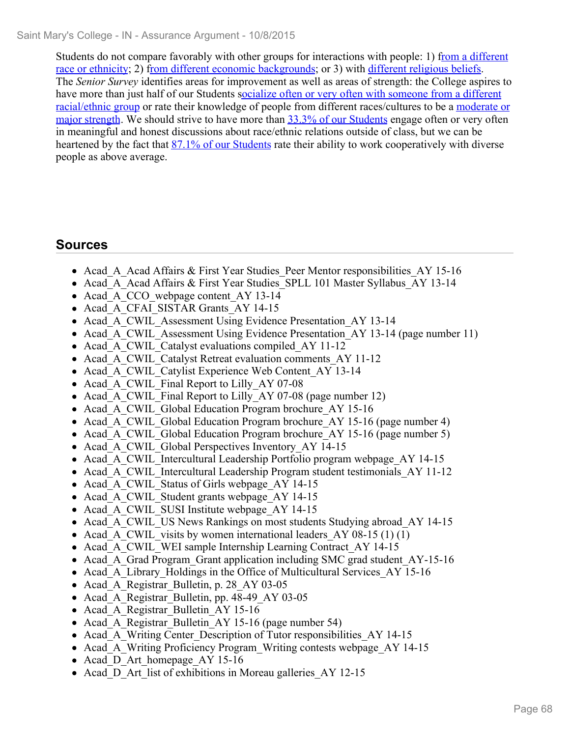Students do not compare favorably with other groups for interactions with people: 1) from a different race or ethnicity; 2) from different economic backgrounds; or 3) with different religious beliefs. The *Senior Survey* identifies areas for improvement as well as areas of strength: the College aspires to have more than just half of our Students socialize often or very often with someone from a different racial/ethnic group or rate their knowledge of people from different races/cultures to be a moderate or major strength. We should strive to have more than 33.3% of our Students engage often or very often in meaningful and honest discussions about race/ethnic relations outside of class, but we can be heartened by the fact that 87.1% of our Students rate their ability to work cooperatively with diverse people as above average.

## Sources

- Acad_A_Acad Affairs & First Year Studies_Peer Mentor responsibilities_AY 15-16
- Acad_A_Acad Affairs & First Year Studies_SPLL 101 Master Syllabus_AY 13-14
- Acad_A_CCO_webpage content_AY 13-14
- Acad_A_CFAI_SISTAR Grants_AY 14-15
- Acad_A_CWIL_Assessment Using Evidence Presentation_AY 13-14
- Acad_A_CWIL_Assessment Using Evidence Presentation_AY 13-14 (page number 11)
- Acad_A_CWIL_Catalyst evaluations compiled_AY 11-12
- Acad_A_CWIL_Catalyst Retreat evaluation comments_AY 11-12
- Acad_A_CWIL_Catylist Experience Web Content_AY 13-14
- Acad_A_CWIL_Final Report to Lilly_AY 07-08
- Acad_A_CWIL_Final Report to Lilly_AY 07-08 (page number 12)
- Acad_A_CWIL_Global Education Program brochure_AY 15-16
- Acad_A_CWIL_Global Education Program brochure_AY 15-16 (page number 4)
- Acad_A_CWIL_Global Education Program brochure_AY 15-16 (page number 5)
- Acad_A_CWIL_Global Perspectives Inventory_AY 14-15
- Acad_A_CWIL_Intercultural Leadership Portfolio program webpage_AY 14-15
- Acad_A_CWIL_Intercultural Leadership Program student testimonials_AY 11-12
- Acad_A_CWIL_Status of Girls webpage_AY 14-15
- Acad_A_CWIL_Student grants webpage_AY 14-15
- Acad_A_CWIL_SUSI Institute webpage_AY 14-15
- Acad_A_CWIL_US News Rankings on most students Studying abroad_AY 14-15
- Acad_A_CWIL_visits by women international leaders_AY 08-15 (1) (1)
- Acad_A_CWIL_WEI sample Internship Learning Contract_AY 14-15
- Acad_A_Grad Program_Grant application including SMC grad student_AY-15-16
- Acad_A_Library_Holdings in the Office of Multicultural Services_AY 15-16
- Acad_A_Registrar_Bulletin, p. 28_AY 03-05
- Acad_A_Registrar_Bulletin, pp. 48-49_AY 03-05
- Acad_A_Registrar_Bulletin_AY 15-16
- Acad_A_Registrar_Bulletin_AY 15-16 (page number 54)
- Acad_A_Writing Center_Description of Tutor responsibilities_AY 14-15
- Acad_A_Writing Proficiency Program_Writing contests webpage_AY 14-15
- Acad_D_Art_homepage_AY 15-16
- Acad_D_Art_list of exhibitions in Moreau galleries_AY 12-15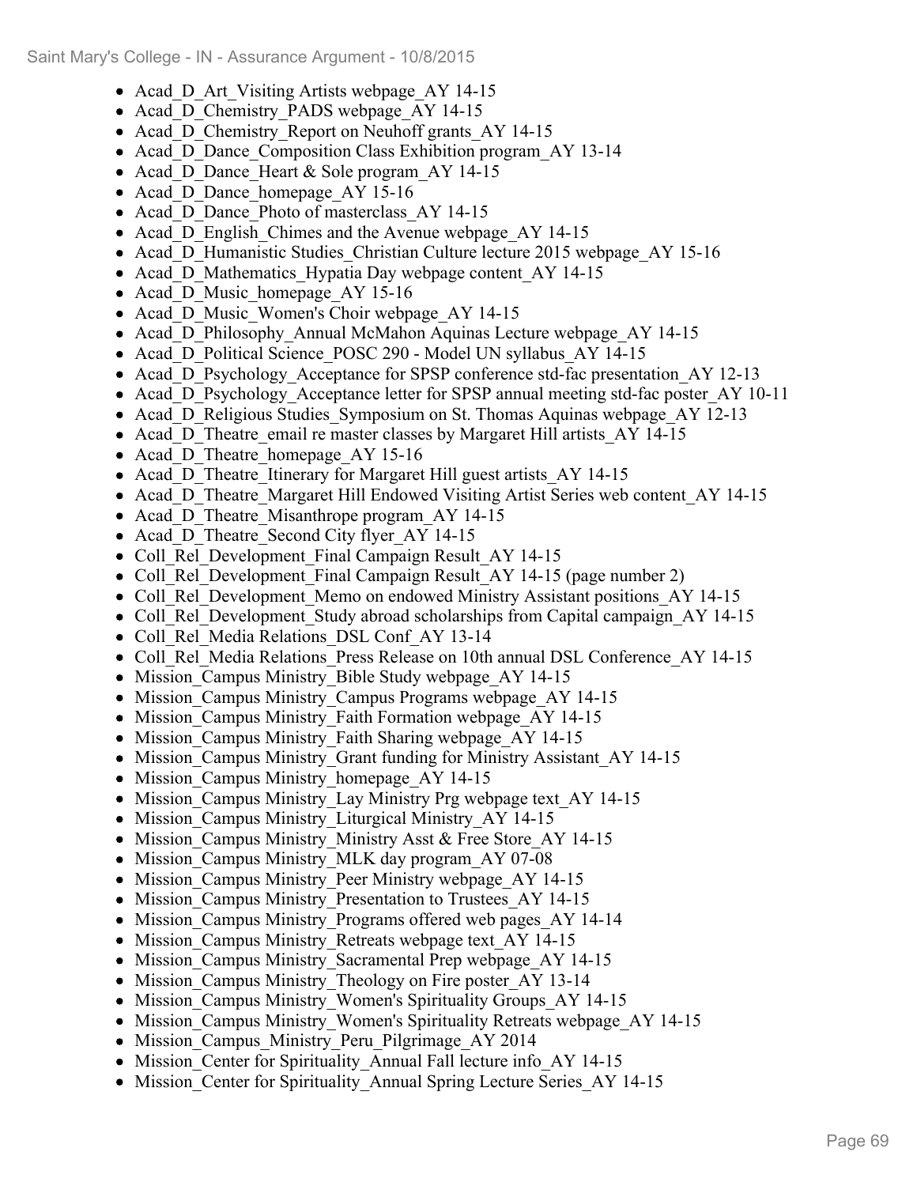- Acad_D_Art_Visiting Artists webpage_AY 14-15
- Acad_D_Chemistry_PADS webpage_AY 14-15
- Acad_D_Chemistry_Report on Neuhoff grants_AY 14-15
- Acad_D_Dance_Composition Class Exhibition program_AY 13-14
- Acad_D_Dance_Heart & Sole program_AY 14-15
- Acad_D_Dance_homepage_AY 15-16
- Acad_D_Dance_Photo of masterclass_AY 14-15
- Acad_D_English_Chimes and the Avenue webpage_AY 14-15
- Acad_D_Humanistic Studies_Christian Culture lecture 2015 webpage_AY 15-16
- Acad_D_Mathematics_Hypatia Day webpage content_AY 14-15
- Acad_D_Music_homepage_AY 15-16
- Acad_D_Music_Women's Choir webpage_AY 14-15
- Acad_D_Philosophy_Annual McMahon Aquinas Lecture webpage_AY 14-15
- Acad_D_Political Science_POSC 290 - Model UN syllabus_AY 14-15
- Acad_D_Psychology_Acceptance for SPSP conference std-fac presentation_AY 12-13
- Acad_D_Psychology_Acceptance letter for SPSP annual meeting std-fac poster_AY 10-11
- Acad_D_Religious Studies_Symposium on St. Thomas Aquinas webpage_AY 12-13
- Acad_D_Theatre_email re master classes by Margaret Hill artists_AY 14-15
- Acad_D_Theatre_homepage_AY 15-16
- Acad_D_Theatre_Itinerary for Margaret Hill guest artists_AY 14-15
- Acad_D_Theatre_Margaret Hill Endowed Visiting Artist Series web content_AY 14-15
- Acad_D_Theatre_Misanthrope program_AY 14-15
- Acad_D_Theatre_Second City flyer_AY 14-15
- Coll_Rel_Development_Final Campaign Result_AY 14-15
- Coll_Rel_Development_Final Campaign Result_AY 14-15 (page number 2)
- Coll_Rel_Development_Memo on endowed Ministry Assistant positions_AY 14-15
- Coll_Rel_Development_Study abroad scholarships from Capital campaign_AY 14-15
- Coll_Rel_Media Relations_DSL Conf_AY 13-14
- Coll_Rel_Media Relations_Press Release on 10th annual DSL Conference_AY 14-15
- Mission_Campus Ministry_Bible Study webpage_AY 14-15
- Mission_Campus Ministry_Campus Programs webpage_AY 14-15
- Mission_Campus Ministry_Faith Formation webpage_AY 14-15
- Mission_Campus Ministry_Faith Sharing webpage_AY 14-15
- Mission_Campus Ministry_Grant funding for Ministry Assistant_AY 14-15
- Mission_Campus Ministry_homepage_AY 14-15
- Mission_Campus Ministry_Lay Ministry Prg webpage text_AY 14-15
- Mission_Campus Ministry_Liturgical Ministry_AY 14-15
- Mission_Campus Ministry_Ministry Asst & Free Store_AY 14-15
- Mission_Campus Ministry_MLK day program_AY 07-08
- Mission_Campus Ministry_Peer Ministry webpage_AY 14-15
- Mission_Campus Ministry_Presentation to Trustees_AY 14-15
- Mission_Campus Ministry_Programs offered web pages_AY 14-14
- Mission_Campus Ministry_Retreats webpage text_AY 14-15
- Mission_Campus Ministry_Sacramental Prep webpage_AY 14-15
- Mission_Campus Ministry_Theology on Fire poster_AY 13-14
- Mission_Campus Ministry_Women's Spirituality Groups_AY 14-15
- Mission_Campus Ministry_Women's Spirituality Retreats webpage_AY 14-15
- Mission_Campus_Ministry_Peru_Pilgrimage_AY 2014
- Mission_Center for Spirituality_Annual Fall lecture info_AY 14-15
- Mission_Center for Spirituality_Annual Spring Lecture Series_AY 14-15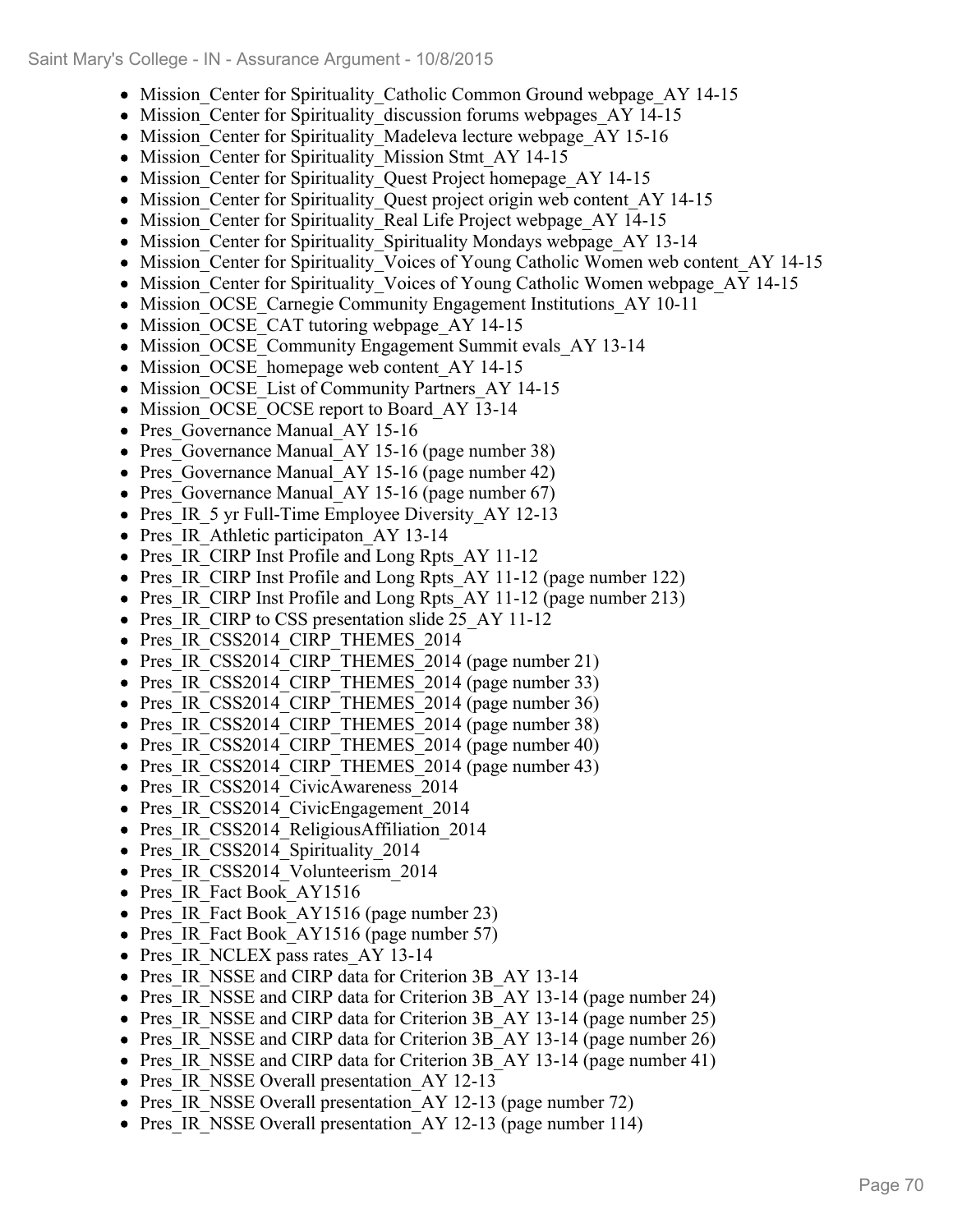- Mission_Center for Spirituality_Catholic Common Ground webpage_AY 14-15
- Mission_Center for Spirituality_discussion forums webpages_AY 14-15
- Mission_Center for Spirituality_Madeleva lecture webpage_AY 15-16
- Mission_Center for Spirituality_Mission Stmt_AY 14-15
- Mission_Center for Spirituality_Quest Project homepage_AY 14-15
- Mission_Center for Spirituality_Quest project origin web content_AY 14-15
- Mission_Center for Spirituality_Real Life Project webpage_AY 14-15
- Mission_Center for Spirituality_Spirituality Mondays webpage_AY 13-14
- Mission_Center for Spirituality_Voices of Young Catholic Women web content_AY 14-15
- Mission_Center for Spirituality_Voices of Young Catholic Women webpage_AY 14-15
- Mission_OCSE_Carnegie Community Engagement Institutions_AY 10-11
- Mission_OCSE_CAT tutoring webpage_AY 14-15
- Mission_OCSE_Community Engagement Summit evals_AY 13-14
- Mission_OCSE_homepage web content_AY 14-15
- Mission_OCSE_List of Community Partners_AY 14-15
- Mission_OCSE_OCSE report to Board_AY 13-14
- Pres_Governance Manual_AY 15-16
- Pres_Governance Manual_AY 15-16 (page number 38)
- Pres_Governance Manual_AY 15-16 (page number 42)
- Pres_Governance Manual_AY 15-16 (page number 67)
- Pres_IR_5 yr Full-Time Employee Diversity_AY 12-13
- Pres_IR_Athletic participaton_AY 13-14
- Pres_IR_CIRP Inst Profile and Long Rpts_AY 11-12
- Pres_IR_CIRP Inst Profile and Long Rpts_AY 11-12 (page number 122)
- Pres_IR_CIRP Inst Profile and Long Rpts_AY 11-12 (page number 213)
- Pres_IR_CIRP to CSS presentation slide 25_AY 11-12
- Pres_IR_CSS2014_CIRP_THEMES_2014
- Pres_IR_CSS2014_CIRP_THEMES_2014 (page number 21)
- Pres_IR_CSS2014_CIRP_THEMES_2014 (page number 33)
- Pres_IR_CSS2014_CIRP_THEMES_2014 (page number 36)
- Pres_IR_CSS2014_CIRP_THEMES_2014 (page number 38)
- Pres_IR_CSS2014_CIRP_THEMES_2014 (page number 40)
- Pres_IR_CSS2014_CIRP_THEMES_2014 (page number 43)
- Pres_IR_CSS2014_CivicAwareness_2014
- Pres_IR_CSS2014_CivicEngagement_2014
- Pres_IR_CSS2014_ReligiousAffiliation_2014
- Pres_IR_CSS2014_Spirituality_2014
- Pres_IR_CSS2014_Volunteerism_2014
- Pres_IR_Fact Book_AY1516
- Pres_IR_Fact Book_AY1516 (page number 23)
- Pres_IR_Fact Book_AY1516 (page number 57)
- Pres_IR_NCLEX pass rates_AY 13-14
- Pres_IR_NSSE and CIRP data for Criterion 3B_AY 13-14
- Pres_IR_NSSE and CIRP data for Criterion 3B_AY 13-14 (page number 24)
- Pres_IR_NSSE and CIRP data for Criterion 3B_AY 13-14 (page number 25)
- Pres_IR_NSSE and CIRP data for Criterion 3B_AY 13-14 (page number 26)
- Pres_IR_NSSE and CIRP data for Criterion 3B_AY 13-14 (page number 41)
- Pres_IR_NSSE Overall presentation_AY 12-13
- Pres_IR_NSSE Overall presentation_AY 12-13 (page number 72)
- Pres_IR_NSSE Overall presentation_AY 12-13 (page number 114)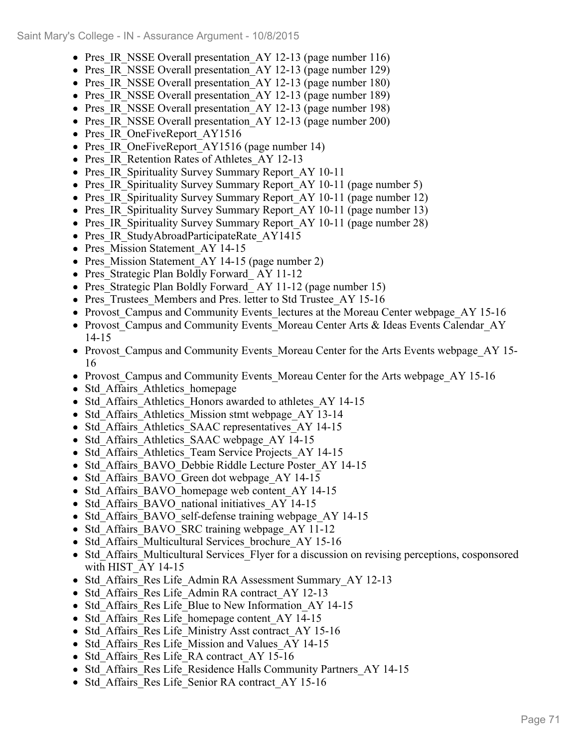- Pres_IR_NSSE Overall presentation_AY 12-13 (page number 116)
- Pres_IR_NSSE Overall presentation_AY 12-13 (page number 129)
- Pres_IR_NSSE Overall presentation_AY 12-13 (page number 180)
- Pres_IR_NSSE Overall presentation_AY 12-13 (page number 189)
- Pres_IR_NSSE Overall presentation_AY 12-13 (page number 198)
- Pres_IR_NSSE Overall presentation_AY 12-13 (page number 200)
- Pres_IR_OneFiveReport_AY1516
- Pres_IR_OneFiveReport_AY1516 (page number 14)
- Pres_IR_Retention Rates of Athletes_AY 12-13
- Pres_IR_Spirituality Survey Summary Report_AY 10-11
- Pres_IR_Spirituality Survey Summary Report_AY 10-11 (page number 5)
- Pres_IR_Spirituality Survey Summary Report_AY 10-11 (page number 12)
- Pres_IR_Spirituality Survey Summary Report_AY 10-11 (page number 13)
- Pres_IR_Spirituality Survey Summary Report_AY 10-11 (page number 28)
- Pres_IR_StudyAbroadParticipateRate_AY1415
- Pres_Mission Statement_AY 14-15
- Pres_Mission Statement_AY 14-15 (page number 2)
- Pres_Strategic Plan Boldly Forward_ AY 11-12
- Pres_Strategic Plan Boldly Forward_ AY 11-12 (page number 15)
- Pres_Trustees_Members and Pres. letter to Std Trustee_AY 15-16
- Provost_Campus and Community Events_lectures at the Moreau Center webpage_AY 15-16
- Provost_Campus and Community Events_Moreau Center Arts & Ideas Events Calendar_AY 14-15
- Provost_Campus and Community Events_Moreau Center for the Arts Events webpage_AY 15-16
- Provost_Campus and Community Events_Moreau Center for the Arts webpage_AY 15-16
- Std_Affairs_Athletics_homepage
- Std_Affairs_Athletics_Honors awarded to athletes_AY 14-15
- Std_Affairs_Athletics_Mission stmt webpage_AY 13-14
- Std_Affairs_Athletics_SAAC representatives_AY 14-15
- Std_Affairs_Athletics_SAAC webpage_AY 14-15
- Std_Affairs_Athletics_Team Service Projects_AY 14-15
- Std_Affairs_BAVO_Debbie Riddle Lecture Poster_AY 14-15
- Std_Affairs_BAVO_Green dot webpage_AY 14-15
- Std_Affairs_BAVO_homepage web content_AY 14-15
- Std_Affairs_BAVO_national initiatives_AY 14-15
- Std_Affairs_BAVO_self-defense training webpage_AY 14-15
- Std_Affairs_BAVO_SRC training webpage_AY 11-12
- Std_Affairs_Multicultural Services_brochure_AY 15-16
- Std_Affairs_Multicultural Services_Flyer for a discussion on revising perceptions, cosponsored with HIST_AY 14-15
- Std_Affairs_Res Life_Admin RA Assessment Summary_AY 12-13
- Std_Affairs_Res Life_Admin RA contract_AY 12-13
- Std_Affairs_Res Life_Blue to New Information_AY 14-15
- Std_Affairs_Res Life_homepage content_AY 14-15
- Std_Affairs_Res Life_Ministry Asst contract_AY 15-16
- Std_Affairs_Res Life_Mission and Values_AY 14-15
- Std_Affairs_Res Life_RA contract_AY 15-16
- Std_Affairs_Res Life_Residence Halls Community Partners_AY 14-15
- Std_Affairs_Res Life_Senior RA contract_AY 15-16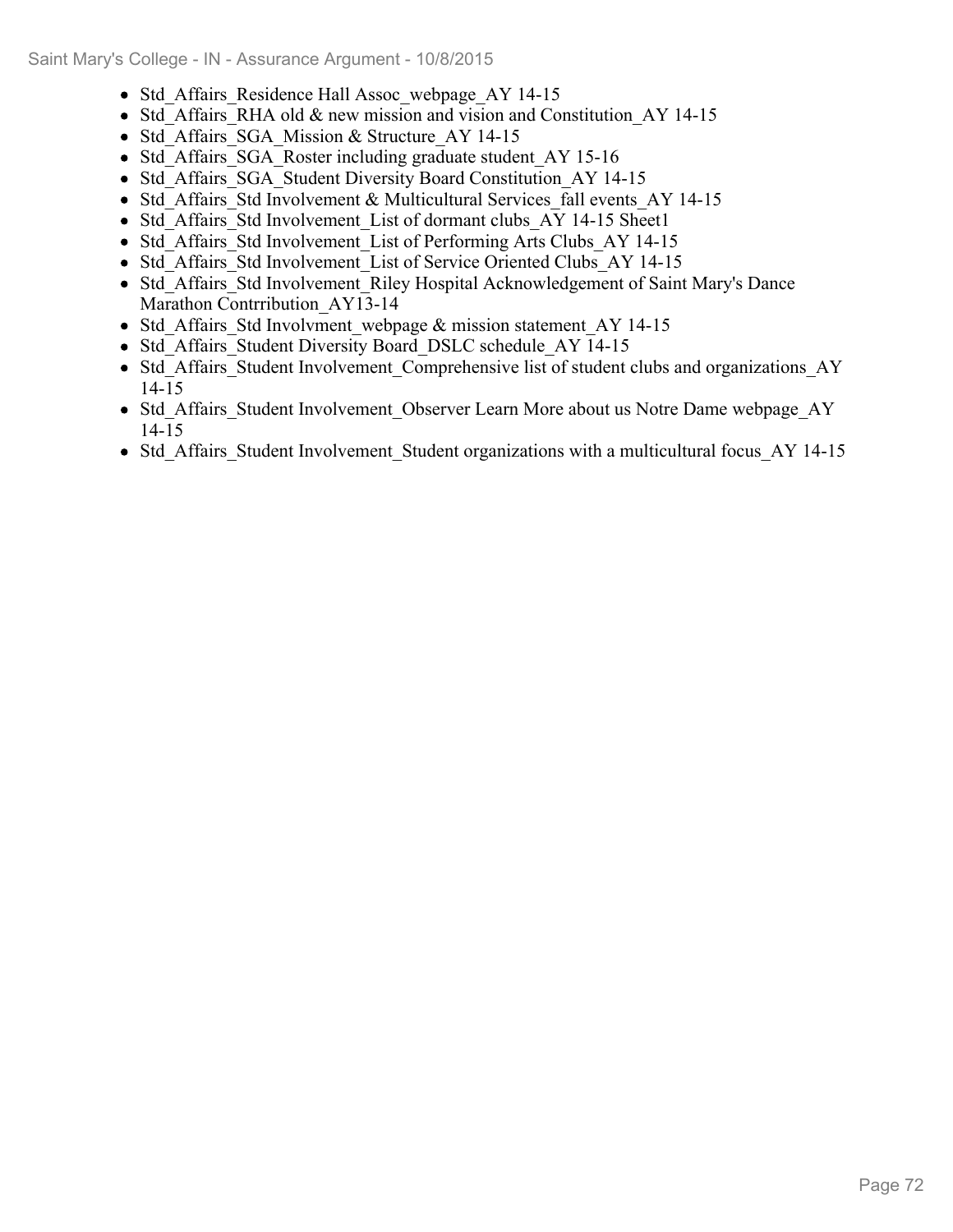- Std_Affairs_Residence Hall Assoc_webpage_AY 14-15
- Std_Affairs_RHA old & new mission and vision and Constitution_AY 14-15
- Std_Affairs_SGA_Mission & Structure_AY 14-15
- Std_Affairs_SGA_Roster including graduate student_AY 15-16
- Std_Affairs_SGA_Student Diversity Board Constitution_AY 14-15
- Std_Affairs_Std Involvement & Multicultural Services_fall events_AY 14-15
- Std_Affairs_Std Involvement_List of dormant clubs_AY 14-15 Sheet1
- Std_Affairs_Std Involvement_List of Performing Arts Clubs_AY 14-15
- Std_Affairs_Std Involvement_List of Service Oriented Clubs_AY 14-15
- Std_Affairs_Std Involvement_Riley Hospital Acknowledgement of Saint Mary's Dance Marathon Contrribution_AY13-14
- Std_Affairs_Std Involvment_webpage & mission statement_AY 14-15
- Std_Affairs_Student Diversity Board_DSLC schedule_AY 14-15
- Std_Affairs_Student Involvement_Comprehensive list of student clubs and organizations_AY 14-15
- Std_Affairs_Student Involvement_Observer Learn More about us Notre Dame webpage_AY 14-15
- Std_Affairs_Student Involvement_Student organizations with a multicultural focus_AY 14-15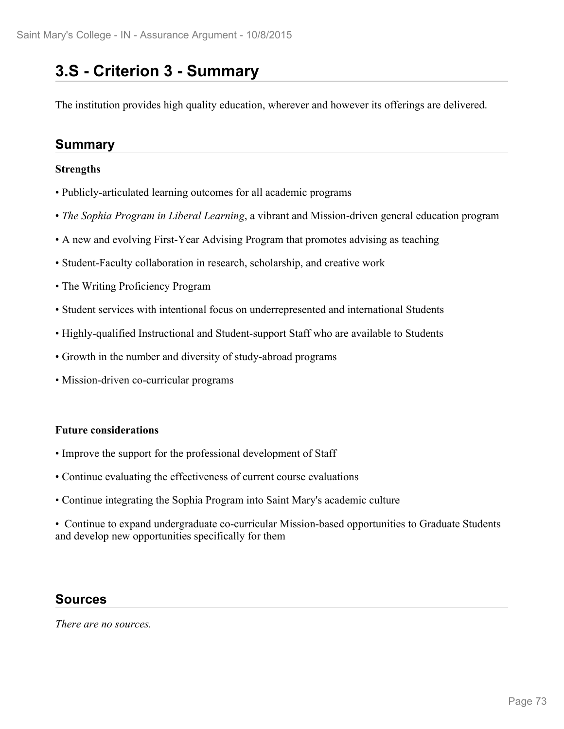# 3.S - Criterion 3 - Summary

The institution provides high quality education, wherever and however its offerings are delivered.

## Summary

**Strengths**

- Publicly-articulated learning outcomes for all academic programs
- *The Sophia Program in Liberal Learning*, a vibrant and Mission-driven general education program
- A new and evolving First-Year Advising Program that promotes advising as teaching
- Student-Faculty collaboration in research, scholarship, and creative work
- The Writing Proficiency Program
- Student services with intentional focus on underrepresented and international Students
- Highly-qualified Instructional and Student-support Staff who are available to Students
- Growth in the number and diversity of study-abroad programs
- Mission-driven co-curricular programs

**Future considerations**

- Improve the support for the professional development of Staff
- Continue evaluating the effectiveness of current course evaluations
- Continue integrating the Sophia Program into Saint Mary's academic culture
- Continue to expand undergraduate co-curricular Mission-based opportunities to Graduate Students and develop new opportunities specifically for them

## Sources

*There are no sources.*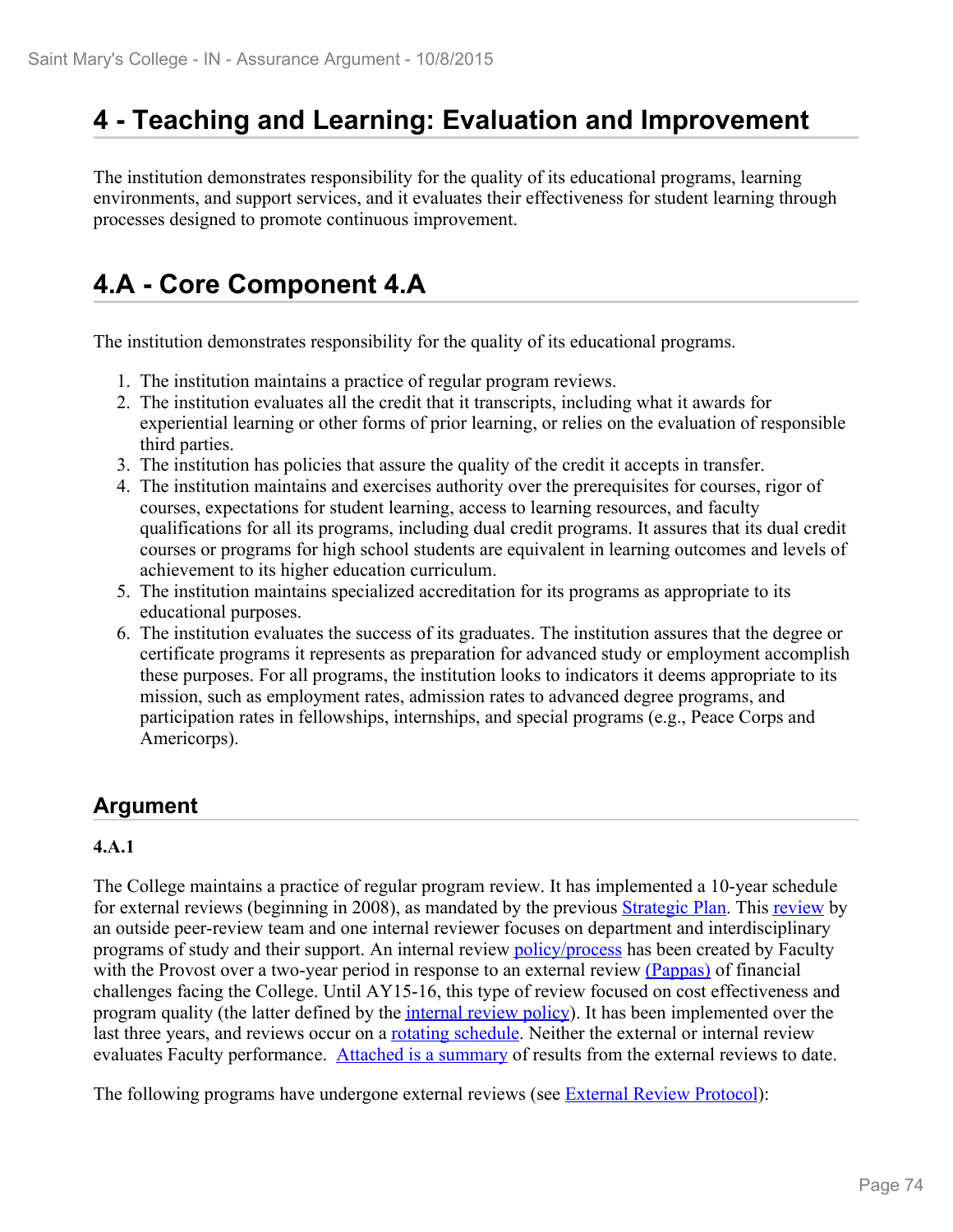# 4 - Teaching and Learning: Evaluation and Improvement

The institution demonstrates responsibility for the quality of its educational programs, learning environments, and support services, and it evaluates their effectiveness for student learning through processes designed to promote continuous improvement.

# 4.A - Core Component 4.A

The institution demonstrates responsibility for the quality of its educational programs.

1. The institution maintains a practice of regular program reviews.
2. The institution evaluates all the credit that it transcripts, including what it awards for experiential learning or other forms of prior learning, or relies on the evaluation of responsible third parties.
3. The institution has policies that assure the quality of the credit it accepts in transfer.
4. The institution maintains and exercises authority over the prerequisites for courses, rigor of courses, expectations for student learning, access to learning resources, and faculty qualifications for all its programs, including dual credit programs. It assures that its dual credit courses or programs for high school students are equivalent in learning outcomes and levels of achievement to its higher education curriculum.
5. The institution maintains specialized accreditation for its programs as appropriate to its educational purposes.
6. The institution evaluates the success of its graduates. The institution assures that the degree or certificate programs it represents as preparation for advanced study or employment accomplish these purposes. For all programs, the institution looks to indicators it deems appropriate to its mission, such as employment rates, admission rates to advanced degree programs, and participation rates in fellowships, internships, and special programs (e.g., Peace Corps and Americorps).

## Argument

**4.A.1**

The College maintains a practice of regular program review. It has implemented a 10-year schedule for external reviews (beginning in 2008), as mandated by the previous Strategic Plan. This review by an outside peer-review team and one internal reviewer focuses on department and interdisciplinary programs of study and their support. An internal review policy/process has been created by Faculty with the Provost over a two-year period in response to an external review (Pappas) of financial challenges facing the College. Until AY15-16, this type of review focused on cost effectiveness and program quality (the latter defined by the internal review policy). It has been implemented over the last three years, and reviews occur on a rotating schedule. Neither the external or internal review evaluates Faculty performance. Attached is a summary of results from the external reviews to date.

The following programs have undergone external reviews (see External Review Protocol):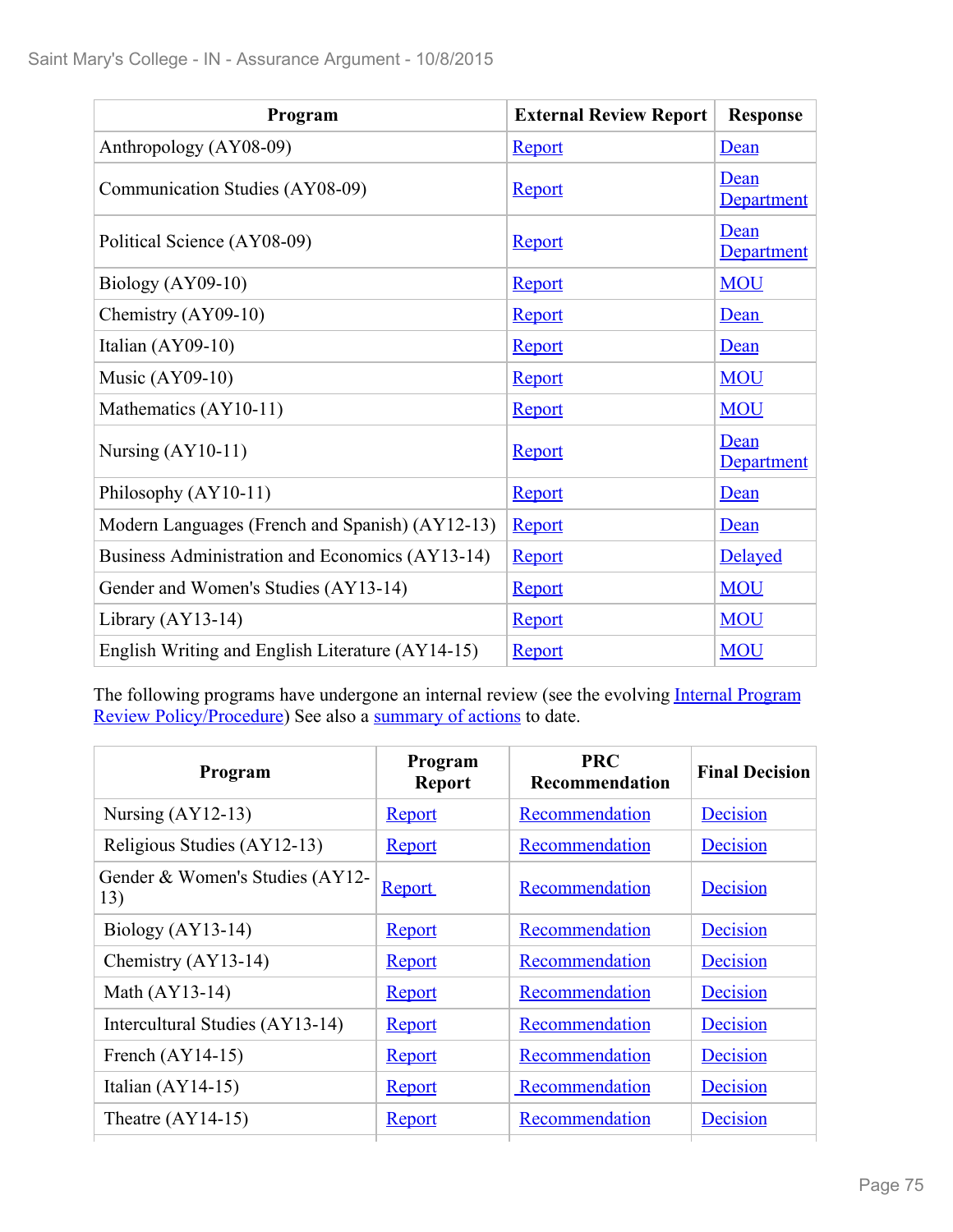| Program | External Review Report | Response |
|---|---|---|
| Anthropology (AY08-09) | Report | Dean |
| Communication Studies (AY08-09) | Report | Dean Department |
| Political Science (AY08-09) | Report | Dean Department |
| Biology (AY09-10) | Report | MOU |
| Chemistry (AY09-10) | Report | Dean |
| Italian (AY09-10) | Report | Dean |
| Music (AY09-10) | Report | MOU |
| Mathematics (AY10-11) | Report | MOU |
| Nursing (AY10-11) | Report | Dean Department |
| Philosophy (AY10-11) | Report | Dean |
| Modern Languages (French and Spanish) (AY12-13) | Report | Dean |
| Business Administration and Economics (AY13-14) | Report | Delayed |
| Gender and Women's Studies (AY13-14) | Report | MOU |
| Library (AY13-14) | Report | MOU |
| English Writing and English Literature (AY14-15) | Report | MOU |

The following programs have undergone an internal review (see the evolving Internal Program Review Policy/Procedure) See also a summary of actions to date.

| Program | Program Report | PRC Recommendation | Final Decision |
|---|---|---|---|
| Nursing (AY12-13) | Report | Recommendation | Decision |
| Religious Studies (AY12-13) | Report | Recommendation | Decision |
| Gender & Women's Studies (AY12-13) | Report | Recommendation | Decision |
| Biology (AY13-14) | Report | Recommendation | Decision |
| Chemistry (AY13-14) | Report | Recommendation | Decision |
| Math (AY13-14) | Report | Recommendation | Decision |
| Intercultural Studies (AY13-14) | Report | Recommendation | Decision |
| French (AY14-15) | Report | Recommendation | Decision |
| Italian (AY14-15) | Report | Recommendation | Decision |
| Theatre (AY14-15) | Report | Recommendation | Decision |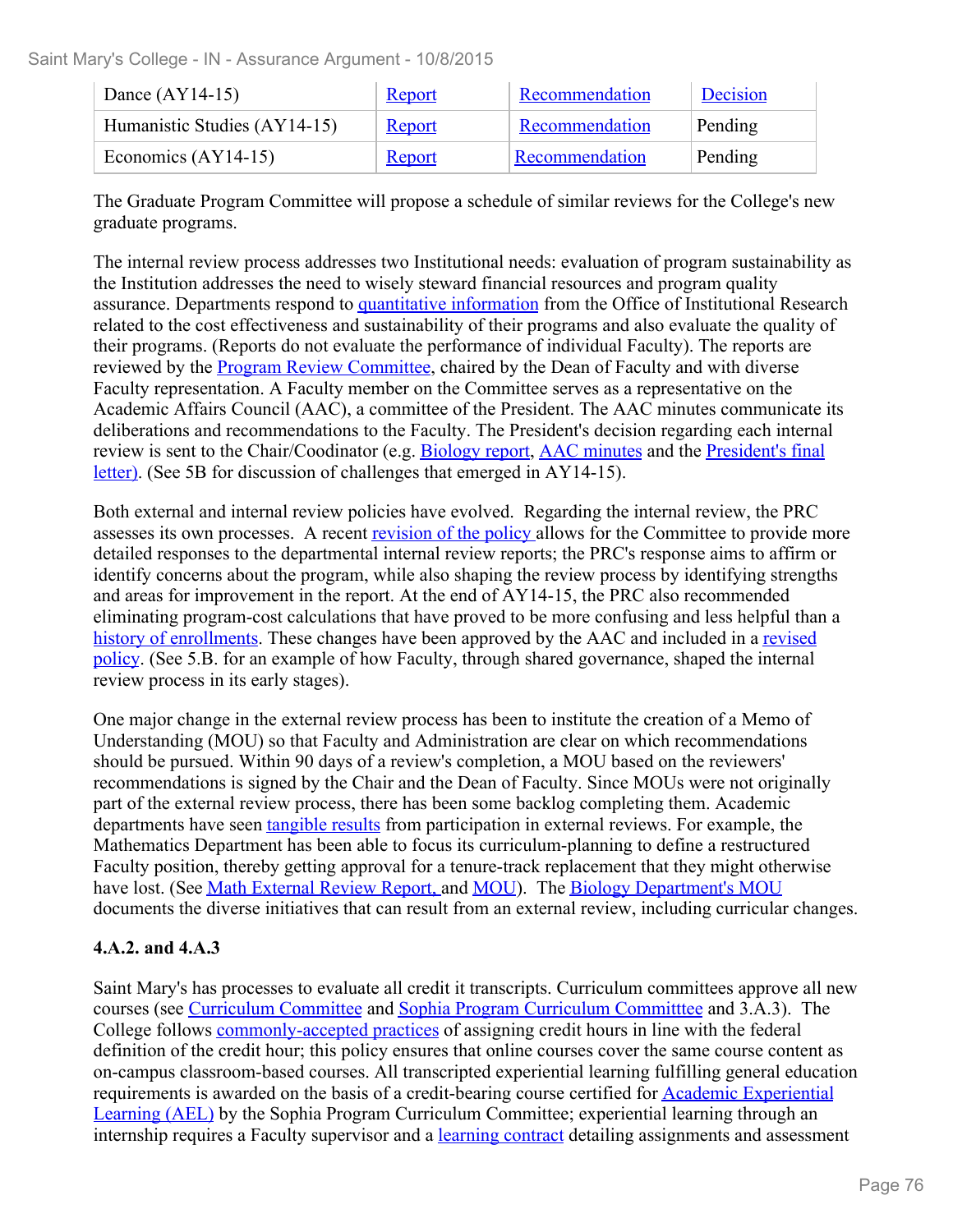| Dance (AY14-15) | Report | Recommendation | Decision |
| --- | --- | --- | --- |
| Humanistic Studies (AY14-15) | Report | Recommendation | Pending |
| Economics (AY14-15) | Report | Recommendation | Pending |

The Graduate Program Committee will propose a schedule of similar reviews for the College's new graduate programs.

The internal review process addresses two Institutional needs: evaluation of program sustainability as the Institution addresses the need to wisely steward financial resources and program quality assurance. Departments respond to quantitative information from the Office of Institutional Research related to the cost effectiveness and sustainability of their programs and also evaluate the quality of their programs. (Reports do not evaluate the performance of individual Faculty). The reports are reviewed by the Program Review Committee, chaired by the Dean of Faculty and with diverse Faculty representation. A Faculty member on the Committee serves as a representative on the Academic Affairs Council (AAC), a committee of the President. The AAC minutes communicate its deliberations and recommendations to the Faculty. The President's decision regarding each internal review is sent to the Chair/Coodinator (e.g. Biology report, AAC minutes and the President's final letter). (See 5B for discussion of challenges that emerged in AY14-15).

Both external and internal review policies have evolved. Regarding the internal review, the PRC assesses its own processes. A recent revision of the policy allows for the Committee to provide more detailed responses to the departmental internal review reports; the PRC's response aims to affirm or identify concerns about the program, while also shaping the review process by identifying strengths and areas for improvement in the report. At the end of AY14-15, the PRC also recommended eliminating program-cost calculations that have proved to be more confusing and less helpful than a history of enrollments. These changes have been approved by the AAC and included in a revised policy. (See 5.B. for an example of how Faculty, through shared governance, shaped the internal review process in its early stages).

One major change in the external review process has been to institute the creation of a Memo of Understanding (MOU) so that Faculty and Administration are clear on which recommendations should be pursued. Within 90 days of a review's completion, a MOU based on the reviewers' recommendations is signed by the Chair and the Dean of Faculty. Since MOUs were not originally part of the external review process, there has been some backlog completing them. Academic departments have seen tangible results from participation in external reviews. For example, the Mathematics Department has been able to focus its curriculum-planning to define a restructured Faculty position, thereby getting approval for a tenure-track replacement that they might otherwise have lost. (See Math External Review Report, and MOU). The Biology Department's MOU documents the diverse initiatives that can result from an external review, including curricular changes.

**4.A.2. and 4.A.3**

Saint Mary's has processes to evaluate all credit it transcripts. Curriculum committees approve all new courses (see Curriculum Committee and Sophia Program Curriculum Committtee and 3.A.3). The College follows commonly-accepted practices of assigning credit hours in line with the federal definition of the credit hour; this policy ensures that online courses cover the same course content as on-campus classroom-based courses. All transcripted experiential learning fulfilling general education requirements is awarded on the basis of a credit-bearing course certified for Academic Experiential Learning (AEL) by the Sophia Program Curriculum Committee; experiential learning through an internship requires a Faculty supervisor and a learning contract detailing assignments and assessment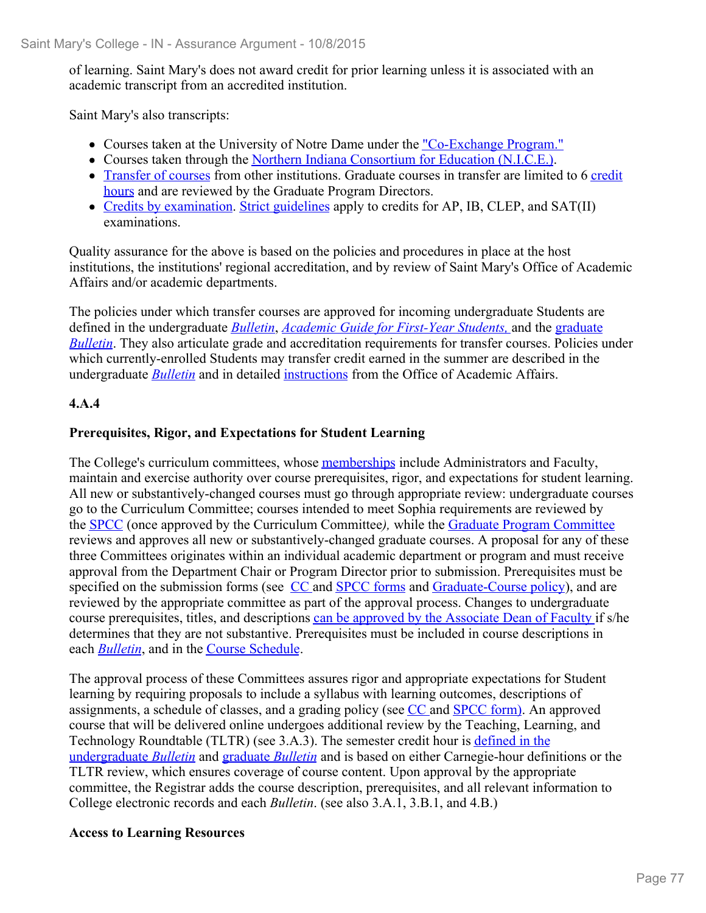of learning. Saint Mary's does not award credit for prior learning unless it is associated with an academic transcript from an accredited institution.

Saint Mary's also transcripts:

- Courses taken at the University of Notre Dame under the "Co-Exchange Program."
- Courses taken through the Northern Indiana Consortium for Education (N.I.C.E.).
- Transfer of courses from other institutions. Graduate courses in transfer are limited to 6 credit hours and are reviewed by the Graduate Program Directors.
- Credits by examination. Strict guidelines apply to credits for AP, IB, CLEP, and SAT(II) examinations.

Quality assurance for the above is based on the policies and procedures in place at the host institutions, the institutions' regional accreditation, and by review of Saint Mary's Office of Academic Affairs and/or academic departments.

The policies under which transfer courses are approved for incoming undergraduate Students are defined in the undergraduate *Bulletin*, *Academic Guide for First-Year Students,* and the graduate *Bulletin*. They also articulate grade and accreditation requirements for transfer courses. Policies under which currently-enrolled Students may transfer credit earned in the summer are described in the undergraduate *Bulletin* and in detailed instructions from the Office of Academic Affairs.

**4.A.4**

**Prerequisites, Rigor, and Expectations for Student Learning**

The College's curriculum committees, whose memberships include Administrators and Faculty, maintain and exercise authority over course prerequisites, rigor, and expectations for student learning. All new or substantively-changed courses must go through appropriate review: undergraduate courses go to the Curriculum Committee; courses intended to meet Sophia requirements are reviewed by the SPCC (once approved by the Curriculum Committee*),* while the Graduate Program Committee reviews and approves all new or substantively-changed graduate courses. A proposal for any of these three Committees originates within an individual academic department or program and must receive approval from the Department Chair or Program Director prior to submission. Prerequisites must be specified on the submission forms (see CC and SPCC forms and Graduate-Course policy), and are reviewed by the appropriate committee as part of the approval process. Changes to undergraduate course prerequisites, titles, and descriptions can be approved by the Associate Dean of Faculty if s/he determines that they are not substantive. Prerequisites must be included in course descriptions in each *Bulletin*, and in the Course Schedule.

The approval process of these Committees assures rigor and appropriate expectations for Student learning by requiring proposals to include a syllabus with learning outcomes, descriptions of assignments, a schedule of classes, and a grading policy (see CC and SPCC form). An approved course that will be delivered online undergoes additional review by the Teaching, Learning, and Technology Roundtable (TLTR) (see 3.A.3). The semester credit hour is defined in the undergraduate *Bulletin* and graduate *Bulletin* and is based on either Carnegie-hour definitions or the TLTR review, which ensures coverage of course content. Upon approval by the appropriate committee, the Registrar adds the course description, prerequisites, and all relevant information to College electronic records and each *Bulletin*. (see also 3.A.1, 3.B.1, and 4.B.)

**Access to Learning Resources**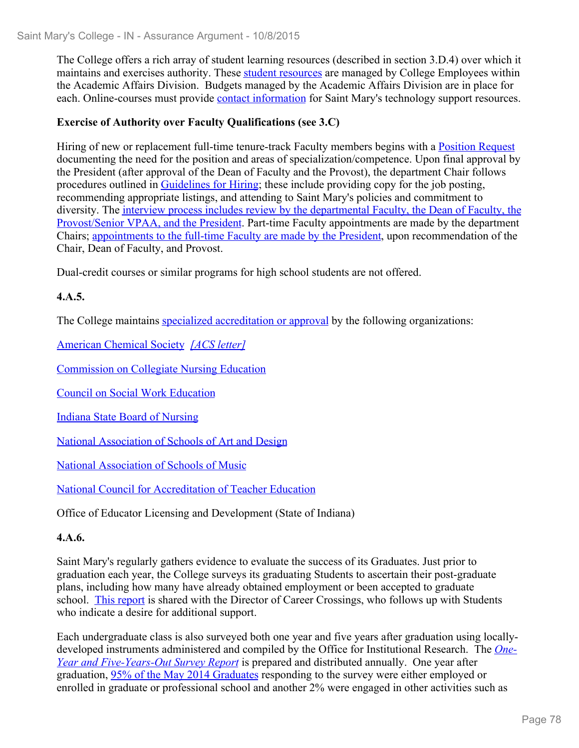The College offers a rich array of student learning resources (described in section 3.D.4) over which it maintains and exercises authority. These student resources are managed by College Employees within the Academic Affairs Division. Budgets managed by the Academic Affairs Division are in place for each. Online-courses must provide contact information for Saint Mary's technology support resources.

**Exercise of Authority over Faculty Qualifications (see 3.C)**

Hiring of new or replacement full-time tenure-track Faculty members begins with a Position Request documenting the need for the position and areas of specialization/competence. Upon final approval by the President (after approval of the Dean of Faculty and the Provost), the department Chair follows procedures outlined in Guidelines for Hiring; these include providing copy for the job posting, recommending appropriate listings, and attending to Saint Mary's policies and commitment to diversity. The interview process includes review by the departmental Faculty, the Dean of Faculty, the Provost/Senior VPAA, and the President. Part-time Faculty appointments are made by the department Chairs; appointments to the full-time Faculty are made by the President, upon recommendation of the Chair, Dean of Faculty, and Provost.

Dual-credit courses or similar programs for high school students are not offered.

**4.A.5.**

The College maintains specialized accreditation or approval by the following organizations:

American Chemical Society *[ACS letter]*

Commission on Collegiate Nursing Education

Council on Social Work Education

Indiana State Board of Nursing

National Association of Schools of Art and Design

National Association of Schools of Music

National Council for Accreditation of Teacher Education

Office of Educator Licensing and Development (State of Indiana)

**4.A.6.**

Saint Mary's regularly gathers evidence to evaluate the success of its Graduates. Just prior to graduation each year, the College surveys its graduating Students to ascertain their post-graduate plans, including how many have already obtained employment or been accepted to graduate school. This report is shared with the Director of Career Crossings, who follows up with Students who indicate a desire for additional support.

Each undergraduate class is also surveyed both one year and five years after graduation using locally-developed instruments administered and compiled by the Office for Institutional Research. The *One-Year and Five-Years-Out Survey Report* is prepared and distributed annually. One year after graduation, 95% of the May 2014 Graduates responding to the survey were either employed or enrolled in graduate or professional school and another 2% were engaged in other activities such as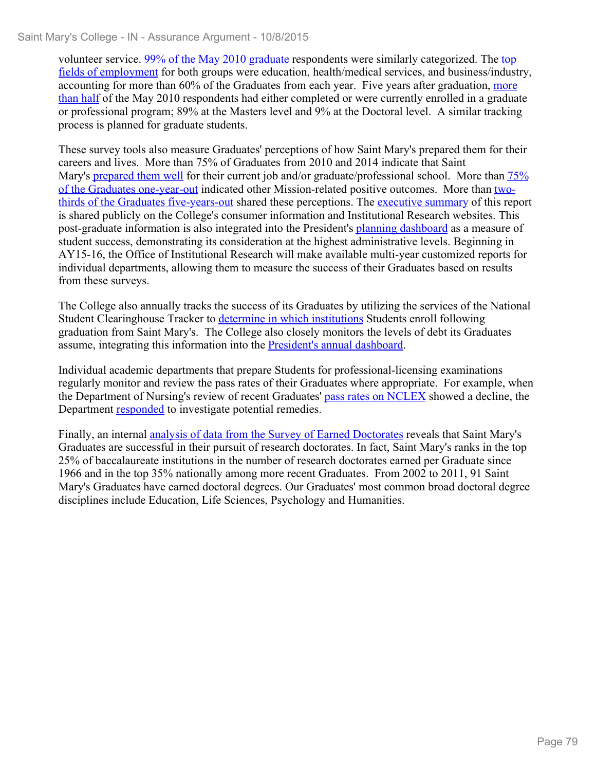volunteer service. 99% of the May 2010 graduate respondents were similarly categorized. The top fields of employment for both groups were education, health/medical services, and business/industry, accounting for more than 60% of the Graduates from each year. Five years after graduation, more than half of the May 2010 respondents had either completed or were currently enrolled in a graduate or professional program; 89% at the Masters level and 9% at the Doctoral level. A similar tracking process is planned for graduate students.

These survey tools also measure Graduates' perceptions of how Saint Mary's prepared them for their careers and lives. More than 75% of Graduates from 2010 and 2014 indicate that Saint Mary's prepared them well for their current job and/or graduate/professional school. More than 75% of the Graduates one-year-out indicated other Mission-related positive outcomes. More than two-thirds of the Graduates five-years-out shared these perceptions. The executive summary of this report is shared publicly on the College's consumer information and Institutional Research websites. This post-graduate information is also integrated into the President's planning dashboard as a measure of student success, demonstrating its consideration at the highest administrative levels. Beginning in AY15-16, the Office of Institutional Research will make available multi-year customized reports for individual departments, allowing them to measure the success of their Graduates based on results from these surveys.

The College also annually tracks the success of its Graduates by utilizing the services of the National Student Clearinghouse Tracker to determine in which institutions Students enroll following graduation from Saint Mary's. The College also closely monitors the levels of debt its Graduates assume, integrating this information into the President's annual dashboard.

Individual academic departments that prepare Students for professional-licensing examinations regularly monitor and review the pass rates of their Graduates where appropriate. For example, when the Department of Nursing's review of recent Graduates' pass rates on NCLEX showed a decline, the Department responded to investigate potential remedies.

Finally, an internal analysis of data from the Survey of Earned Doctorates reveals that Saint Mary's Graduates are successful in their pursuit of research doctorates. In fact, Saint Mary's ranks in the top 25% of baccalaureate institutions in the number of research doctorates earned per Graduate since 1966 and in the top 35% nationally among more recent Graduates. From 2002 to 2011, 91 Saint Mary's Graduates have earned doctoral degrees. Our Graduates' most common broad doctoral degree disciplines include Education, Life Sciences, Psychology and Humanities.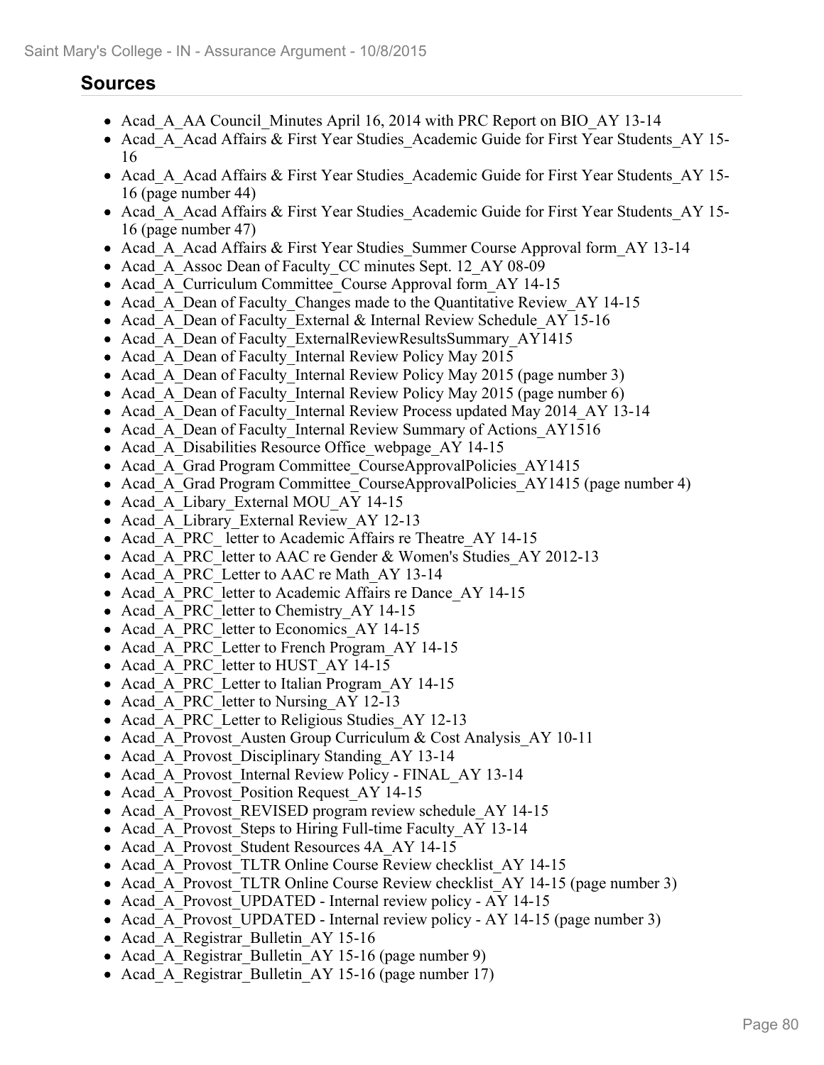## Sources

- Acad_A_AA Council_Minutes April 16, 2014 with PRC Report on BIO_AY 13-14
- Acad_A_Acad Affairs & First Year Studies_Academic Guide for First Year Students_AY 15-16
- Acad_A_Acad Affairs & First Year Studies_Academic Guide for First Year Students_AY 15-16 (page number 44)
- Acad_A_Acad Affairs & First Year Studies_Academic Guide for First Year Students_AY 15-16 (page number 47)
- Acad_A_Acad Affairs & First Year Studies_Summer Course Approval form_AY 13-14
- Acad_A_Assoc Dean of Faculty_CC minutes Sept. 12_AY 08-09
- Acad_A_Curriculum Committee_Course Approval form_AY 14-15
- Acad_A_Dean of Faculty_Changes made to the Quantitative Review_AY 14-15
- Acad_A_Dean of Faculty_External & Internal Review Schedule_AY 15-16
- Acad_A_Dean of Faculty_ExternalReviewResultsSummary_AY1415
- Acad_A_Dean of Faculty_Internal Review Policy May 2015
- Acad_A_Dean of Faculty_Internal Review Policy May 2015 (page number 3)
- Acad_A_Dean of Faculty_Internal Review Policy May 2015 (page number 6)
- Acad_A_Dean of Faculty_Internal Review Process updated May 2014_AY 13-14
- Acad_A_Dean of Faculty_Internal Review Summary of Actions_AY1516
- Acad_A_Disabilities Resource Office_webpage_AY 14-15
- Acad_A_Grad Program Committee_CourseApprovalPolicies_AY1415
- Acad_A_Grad Program Committee_CourseApprovalPolicies_AY1415 (page number 4)
- Acad_A_Libary_External MOU_AY 14-15
- Acad_A_Library_External Review_AY 12-13
- Acad_A_PRC_ letter to Academic Affairs re Theatre_AY 14-15
- Acad_A_PRC_letter to AAC re Gender & Women's Studies_AY 2012-13
- Acad_A_PRC_Letter to AAC re Math_AY 13-14
- Acad_A_PRC_letter to Academic Affairs re Dance_AY 14-15
- Acad_A_PRC_letter to Chemistry_AY 14-15
- Acad_A_PRC_letter to Economics_AY 14-15
- Acad_A_PRC_Letter to French Program_AY 14-15
- Acad_A_PRC_letter to HUST_AY 14-15
- Acad_A_PRC_Letter to Italian Program_AY 14-15
- Acad_A_PRC_letter to Nursing_AY 12-13
- Acad_A_PRC_Letter to Religious Studies_AY 12-13
- Acad_A_Provost_Austen Group Curriculum & Cost Analysis_AY 10-11
- Acad_A_Provost_Disciplinary Standing_AY 13-14
- Acad_A_Provost_Internal Review Policy - FINAL_AY 13-14
- Acad_A_Provost_Position Request_AY 14-15
- Acad_A_Provost_REVISED program review schedule_AY 14-15
- Acad_A_Provost_Steps to Hiring Full-time Faculty_AY 13-14
- Acad_A_Provost_Student Resources 4A_AY 14-15
- Acad_A_Provost_TLTR Online Course Review checklist_AY 14-15
- Acad_A_Provost_TLTR Online Course Review checklist_AY 14-15 (page number 3)
- Acad_A_Provost_UPDATED - Internal review policy - AY 14-15
- Acad_A_Provost_UPDATED - Internal review policy - AY 14-15 (page number 3)
- Acad_A_Registrar_Bulletin_AY 15-16
- Acad_A_Registrar_Bulletin_AY 15-16 (page number 9)
- Acad_A_Registrar_Bulletin_AY 15-16 (page number 17)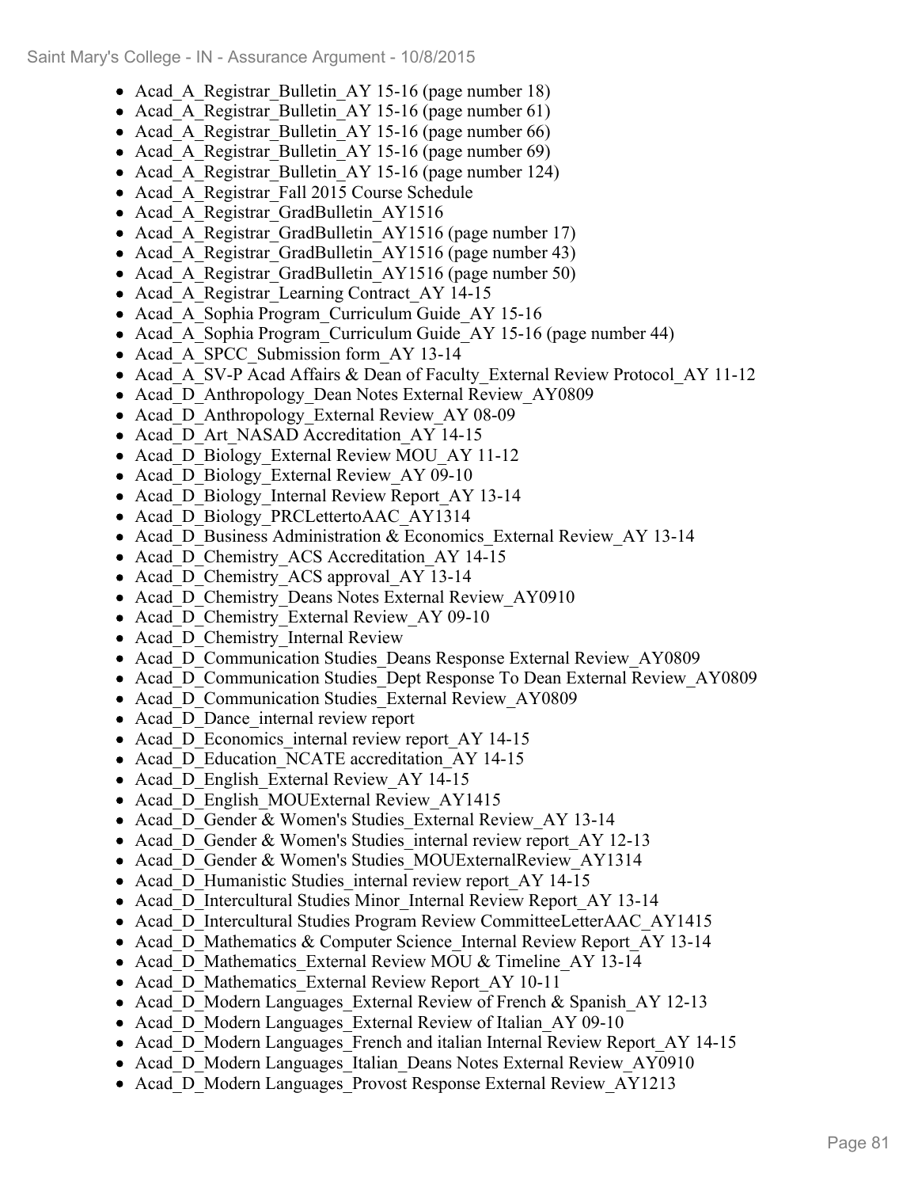- Acad_A_Registrar_Bulletin_AY 15-16 (page number 18)
- Acad_A_Registrar_Bulletin_AY 15-16 (page number 61)
- Acad_A_Registrar_Bulletin_AY 15-16 (page number 66)
- Acad_A_Registrar_Bulletin_AY 15-16 (page number 69)
- Acad_A_Registrar_Bulletin_AY 15-16 (page number 124)
- Acad_A_Registrar_Fall 2015 Course Schedule
- Acad_A_Registrar_GradBulletin_AY1516
- Acad_A_Registrar_GradBulletin_AY1516 (page number 17)
- Acad_A_Registrar_GradBulletin_AY1516 (page number 43)
- Acad_A_Registrar_GradBulletin_AY1516 (page number 50)
- Acad_A_Registrar_Learning Contract_AY 14-15
- Acad_A_Sophia Program_Curriculum Guide_AY 15-16
- Acad_A_Sophia Program_Curriculum Guide_AY 15-16 (page number 44)
- Acad_A_SPCC_Submission form_AY 13-14
- Acad_A_SV-P Acad Affairs & Dean of Faculty_External Review Protocol_AY 11-12
- Acad_D_Anthropology_Dean Notes External Review_AY0809
- Acad_D_Anthropology_External Review_AY 08-09
- Acad_D_Art_NASAD Accreditation_AY 14-15
- Acad_D_Biology_External Review MOU_AY 11-12
- Acad_D_Biology_External Review_AY 09-10
- Acad_D_Biology_Internal Review Report_AY 13-14
- Acad_D_Biology_PRCLettertoAAC_AY1314
- Acad_D_Business Administration & Economics_External Review_AY 13-14
- Acad_D_Chemistry_ACS Accreditation_AY 14-15
- Acad_D_Chemistry_ACS approval_AY 13-14
- Acad_D_Chemistry_Deans Notes External Review_AY0910
- Acad_D_Chemistry_External Review_AY 09-10
- Acad_D_Chemistry_Internal Review
- Acad_D_Communication Studies_Deans Response External Review_AY0809
- Acad_D_Communication Studies_Dept Response To Dean External Review_AY0809
- Acad_D_Communication Studies_External Review_AY0809
- Acad_D_Dance_internal review report
- Acad_D_Economics_internal review report_AY 14-15
- Acad_D_Education_NCATE accreditation_AY 14-15
- Acad_D_English_External Review_AY 14-15
- Acad_D_English_MOUExternal Review_AY1415
- Acad_D_Gender & Women's Studies_External Review_AY 13-14
- Acad_D_Gender & Women's Studies_internal review report_AY 12-13
- Acad_D_Gender & Women's Studies_MOUExternalReview_AY1314
- Acad_D_Humanistic Studies_internal review report_AY 14-15
- Acad_D_Intercultural Studies Minor_Internal Review Report_AY 13-14
- Acad_D_Intercultural Studies Program Review CommitteeLetterAAC_AY1415
- Acad_D_Mathematics & Computer Science_Internal Review Report_AY 13-14
- Acad_D_Mathematics_External Review MOU & Timeline_AY 13-14
- Acad_D_Mathematics_External Review Report_AY 10-11
- Acad_D_Modern Languages_External Review of French & Spanish_AY 12-13
- Acad_D_Modern Languages_External Review of Italian_AY 09-10
- Acad_D_Modern Languages_French and italian Internal Review Report_AY 14-15
- Acad_D_Modern Languages_Italian_Deans Notes External Review_AY0910
- Acad_D_Modern Languages_Provost Response External Review_AY1213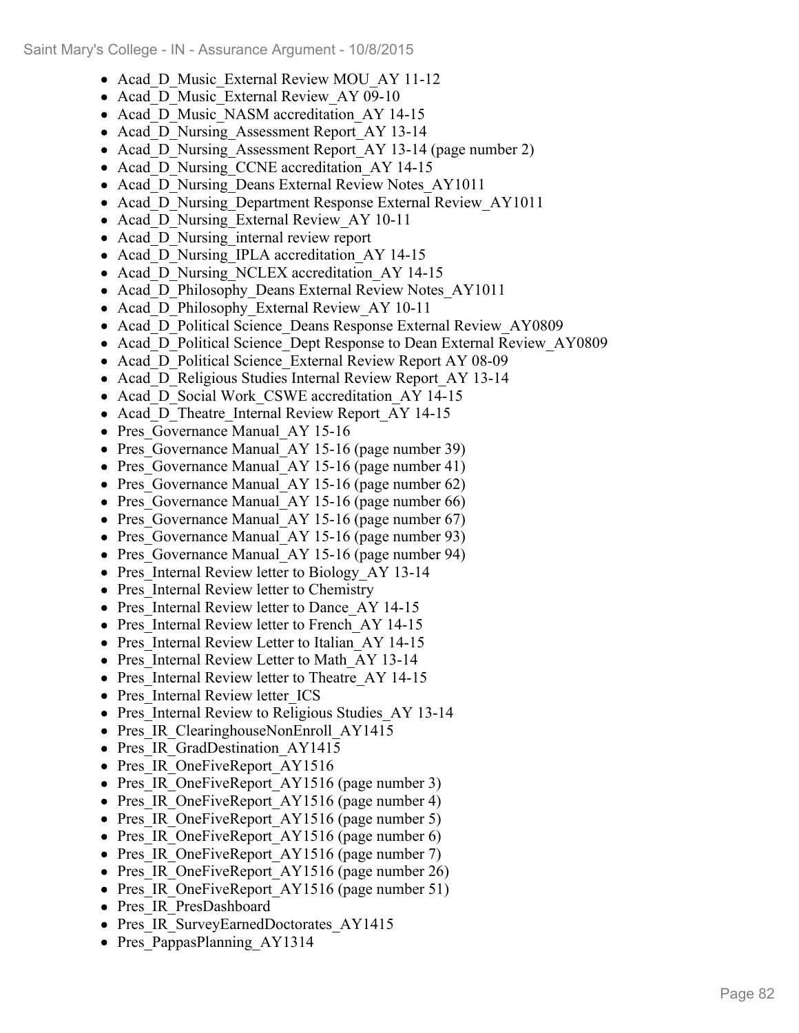- Acad_D_Music_External Review MOU_AY 11-12
- Acad_D_Music_External Review_AY 09-10
- Acad_D_Music_NASM accreditation_AY 14-15
- Acad_D_Nursing_Assessment Report_AY 13-14
- Acad_D_Nursing_Assessment Report_AY 13-14 (page number 2)
- Acad_D_Nursing_CCNE accreditation_AY 14-15
- Acad_D_Nursing_Deans External Review Notes_AY1011
- Acad_D_Nursing_Department Response External Review_AY1011
- Acad_D_Nursing_External Review_AY 10-11
- Acad_D_Nursing_internal review report
- Acad_D_Nursing_IPLA accreditation_AY 14-15
- Acad_D_Nursing_NCLEX accreditation_AY 14-15
- Acad_D_Philosophy_Deans External Review Notes_AY1011
- Acad_D_Philosophy_External Review_AY 10-11
- Acad_D_Political Science_Deans Response External Review_AY0809
- Acad_D_Political Science_Dept Response to Dean External Review_AY0809
- Acad_D_Political Science_External Review Report AY 08-09
- Acad_D_Religious Studies Internal Review Report_AY 13-14
- Acad_D_Social Work_CSWE accreditation_AY 14-15
- Acad_D_Theatre_Internal Review Report_AY 14-15
- Pres_Governance Manual_AY 15-16
- Pres_Governance Manual_AY 15-16 (page number 39)
- Pres_Governance Manual_AY 15-16 (page number 41)
- Pres_Governance Manual_AY 15-16 (page number 62)
- Pres_Governance Manual_AY 15-16 (page number 66)
- Pres_Governance Manual_AY 15-16 (page number 67)
- Pres_Governance Manual_AY 15-16 (page number 93)
- Pres_Governance Manual_AY 15-16 (page number 94)
- Pres_Internal Review letter to Biology_AY 13-14
- Pres_Internal Review letter to Chemistry
- Pres_Internal Review letter to Dance_AY 14-15
- Pres_Internal Review letter to French_AY 14-15
- Pres_Internal Review Letter to Italian_AY 14-15
- Pres_Internal Review Letter to Math_AY 13-14
- Pres_Internal Review letter to Theatre_AY 14-15
- Pres_Internal Review letter_ICS
- Pres_Internal Review to Religious Studies_AY 13-14
- Pres_IR_ClearinghouseNonEnroll_AY1415
- Pres_IR_GradDestination_AY1415
- Pres_IR_OneFiveReport_AY1516
- Pres_IR_OneFiveReport_AY1516 (page number 3)
- Pres_IR_OneFiveReport_AY1516 (page number 4)
- Pres_IR_OneFiveReport_AY1516 (page number 5)
- Pres_IR_OneFiveReport_AY1516 (page number 6)
- Pres_IR_OneFiveReport_AY1516 (page number 7)
- Pres_IR_OneFiveReport_AY1516 (page number 26)
- Pres_IR_OneFiveReport_AY1516 (page number 51)
- Pres_IR_PresDashboard
- Pres_IR_SurveyEarnedDoctorates_AY1415
- Pres_PappasPlanning_AY1314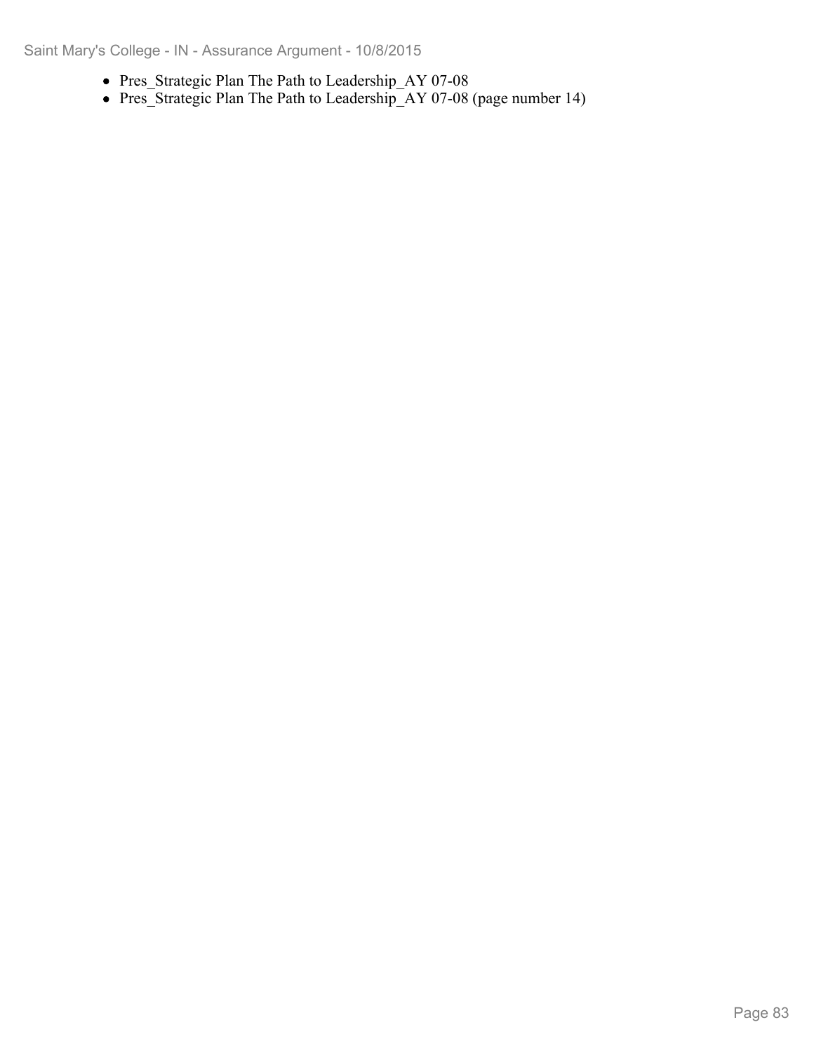- Pres_Strategic Plan The Path to Leadership_AY 07-08
- Pres_Strategic Plan The Path to Leadership_AY 07-08 (page number 14)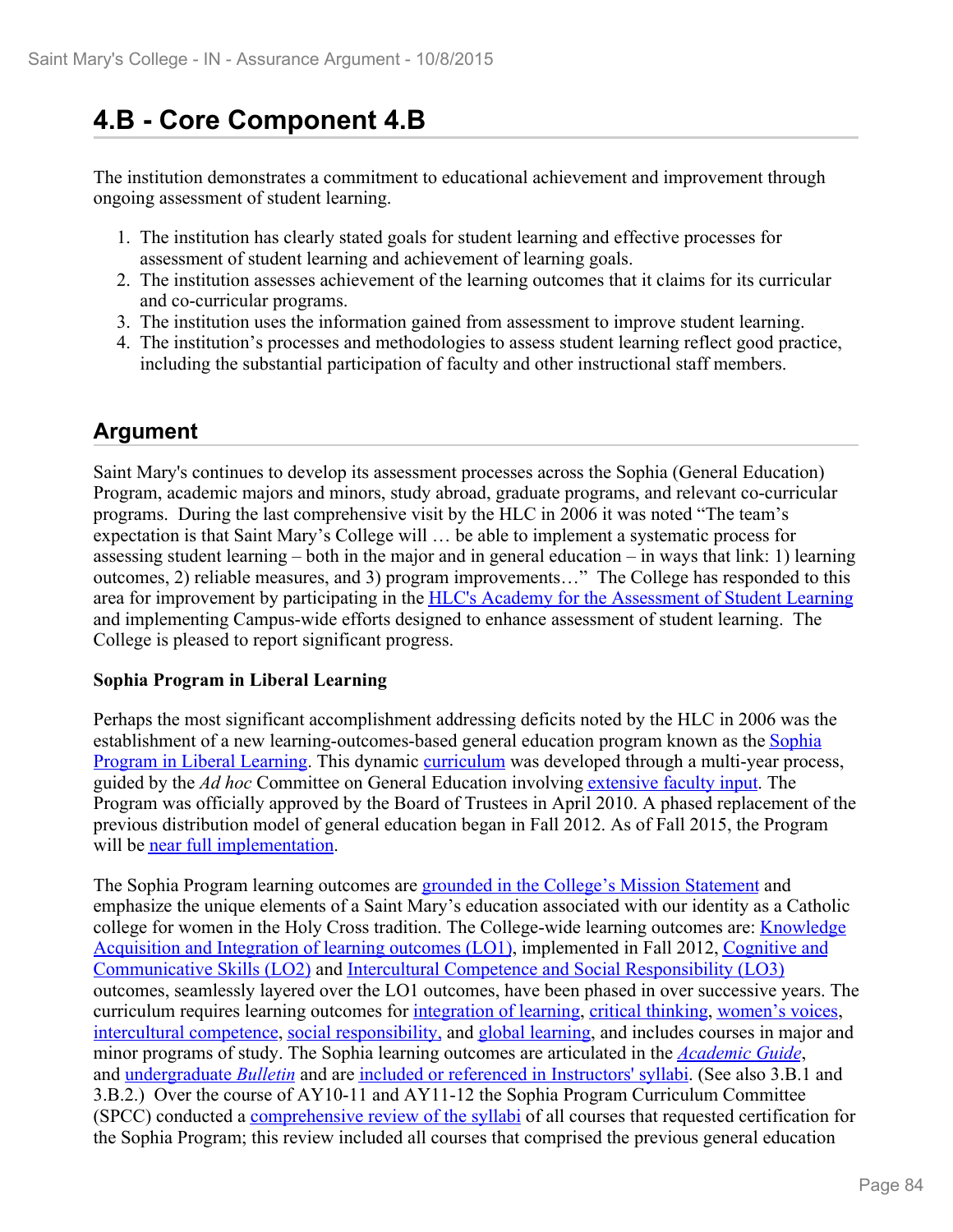## 4.B - Core Component 4.B

The institution demonstrates a commitment to educational achievement and improvement through ongoing assessment of student learning.

1. The institution has clearly stated goals for student learning and effective processes for assessment of student learning and achievement of learning goals.
2. The institution assesses achievement of the learning outcomes that it claims for its curricular and co-curricular programs.
3. The institution uses the information gained from assessment to improve student learning.
4. The institution's processes and methodologies to assess student learning reflect good practice, including the substantial participation of faculty and other instructional staff members.

## Argument

Saint Mary's continues to develop its assessment processes across the Sophia (General Education) Program, academic majors and minors, study abroad, graduate programs, and relevant co-curricular programs. During the last comprehensive visit by the HLC in 2006 it was noted "The team's expectation is that Saint Mary's College will … be able to implement a systematic process for assessing student learning – both in the major and in general education – in ways that link: 1) learning outcomes, 2) reliable measures, and 3) program improvements…" The College has responded to this area for improvement by participating in the HLC's Academy for the Assessment of Student Learning and implementing Campus-wide efforts designed to enhance assessment of student learning. The College is pleased to report significant progress.

**Sophia Program in Liberal Learning**

Perhaps the most significant accomplishment addressing deficits noted by the HLC in 2006 was the establishment of a new learning-outcomes-based general education program known as the Sophia Program in Liberal Learning. This dynamic curriculum was developed through a multi-year process, guided by the *Ad hoc* Committee on General Education involving extensive faculty input. The Program was officially approved by the Board of Trustees in April 2010. A phased replacement of the previous distribution model of general education began in Fall 2012. As of Fall 2015, the Program will be near full implementation.

The Sophia Program learning outcomes are grounded in the College's Mission Statement and emphasize the unique elements of a Saint Mary's education associated with our identity as a Catholic college for women in the Holy Cross tradition. The College-wide learning outcomes are: Knowledge Acquisition and Integration of learning outcomes (LO1), implemented in Fall 2012, Cognitive and Communicative Skills (LO2) and Intercultural Competence and Social Responsibility (LO3) outcomes, seamlessly layered over the LO1 outcomes, have been phased in over successive years. The curriculum requires learning outcomes for integration of learning, critical thinking, women's voices, intercultural competence, social responsibility, and global learning, and includes courses in major and minor programs of study. The Sophia learning outcomes are articulated in the *Academic Guide*, and undergraduate *Bulletin* and are included or referenced in Instructors' syllabi. (See also 3.B.1 and 3.B.2.) Over the course of AY10-11 and AY11-12 the Sophia Program Curriculum Committee (SPCC) conducted a comprehensive review of the syllabi of all courses that requested certification for the Sophia Program; this review included all courses that comprised the previous general education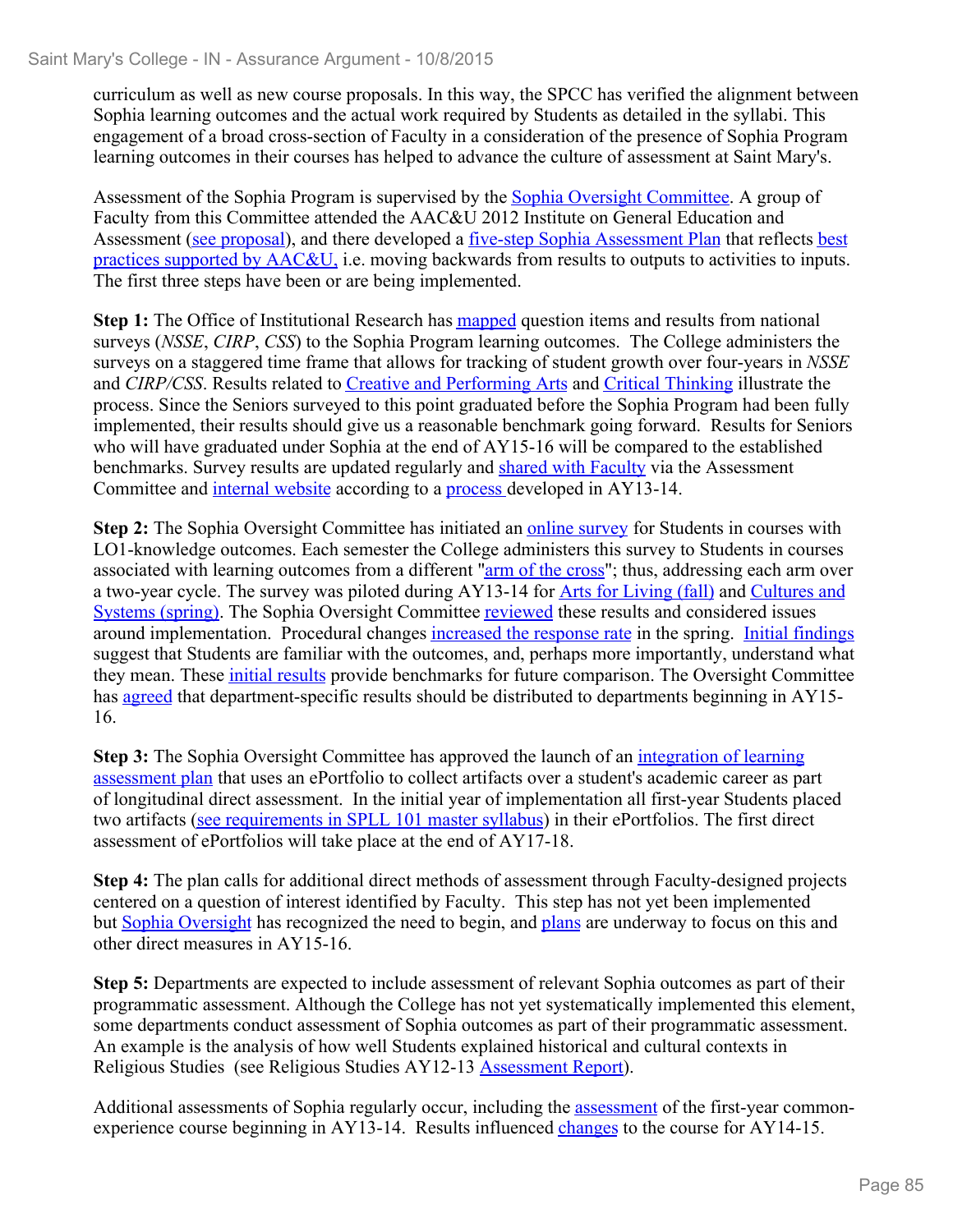curriculum as well as new course proposals. In this way, the SPCC has verified the alignment between Sophia learning outcomes and the actual work required by Students as detailed in the syllabi. This engagement of a broad cross-section of Faculty in a consideration of the presence of Sophia Program learning outcomes in their courses has helped to advance the culture of assessment at Saint Mary's.

Assessment of the Sophia Program is supervised by the Sophia Oversight Committee. A group of Faculty from this Committee attended the AAC&U 2012 Institute on General Education and Assessment (see proposal), and there developed a five-step Sophia Assessment Plan that reflects best practices supported by AAC&U, i.e. moving backwards from results to outputs to activities to inputs. The first three steps have been or are being implemented.

**Step 1:** The Office of Institutional Research has mapped question items and results from national surveys (*NSSE*, *CIRP*, *CSS*) to the Sophia Program learning outcomes. The College administers the surveys on a staggered time frame that allows for tracking of student growth over four-years in *NSSE* and *CIRP/CSS*. Results related to Creative and Performing Arts and Critical Thinking illustrate the process. Since the Seniors surveyed to this point graduated before the Sophia Program had been fully implemented, their results should give us a reasonable benchmark going forward. Results for Seniors who will have graduated under Sophia at the end of AY15-16 will be compared to the established benchmarks. Survey results are updated regularly and shared with Faculty via the Assessment Committee and internal website according to a process developed in AY13-14.

**Step 2:** The Sophia Oversight Committee has initiated an online survey for Students in courses with LO1-knowledge outcomes. Each semester the College administers this survey to Students in courses associated with learning outcomes from a different "arm of the cross"; thus, addressing each arm over a two-year cycle. The survey was piloted during AY13-14 for Arts for Living (fall) and Cultures and Systems (spring). The Sophia Oversight Committee reviewed these results and considered issues around implementation. Procedural changes increased the response rate in the spring. Initial findings suggest that Students are familiar with the outcomes, and, perhaps more importantly, understand what they mean. These initial results provide benchmarks for future comparison. The Oversight Committee has agreed that department-specific results should be distributed to departments beginning in AY15-16.

**Step 3:** The Sophia Oversight Committee has approved the launch of an integration of learning assessment plan that uses an ePortfolio to collect artifacts over a student's academic career as part of longitudinal direct assessment. In the initial year of implementation all first-year Students placed two artifacts (see requirements in SPLL 101 master syllabus) in their ePortfolios. The first direct assessment of ePortfolios will take place at the end of AY17-18.

**Step 4:** The plan calls for additional direct methods of assessment through Faculty-designed projects centered on a question of interest identified by Faculty. This step has not yet been implemented but Sophia Oversight has recognized the need to begin, and plans are underway to focus on this and other direct measures in AY15-16.

**Step 5:** Departments are expected to include assessment of relevant Sophia outcomes as part of their programmatic assessment. Although the College has not yet systematically implemented this element, some departments conduct assessment of Sophia outcomes as part of their programmatic assessment. An example is the analysis of how well Students explained historical and cultural contexts in Religious Studies (see Religious Studies AY12-13 Assessment Report).

Additional assessments of Sophia regularly occur, including the assessment of the first-year common-experience course beginning in AY13-14. Results influenced changes to the course for AY14-15.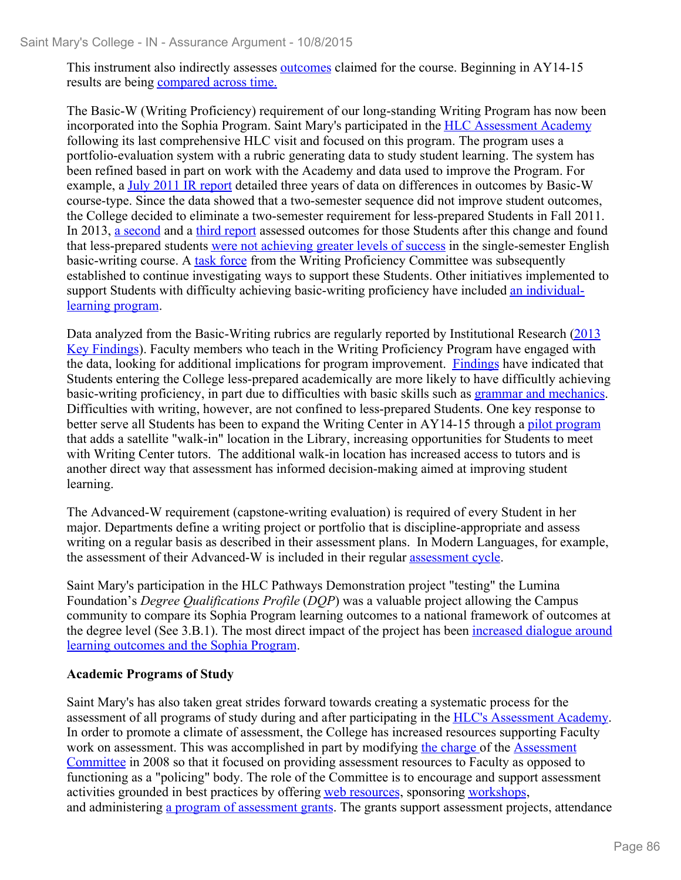This instrument also indirectly assesses outcomes claimed for the course. Beginning in AY14-15 results are being compared across time.

The Basic-W (Writing Proficiency) requirement of our long-standing Writing Program has now been incorporated into the Sophia Program. Saint Mary's participated in the HLC Assessment Academy following its last comprehensive HLC visit and focused on this program. The program uses a portfolio-evaluation system with a rubric generating data to study student learning. The system has been refined based in part on work with the Academy and data used to improve the Program. For example, a July 2011 IR report detailed three years of data on differences in outcomes by Basic-W course-type. Since the data showed that a two-semester sequence did not improve student outcomes, the College decided to eliminate a two-semester requirement for less-prepared Students in Fall 2011. In 2013, a second and a third report assessed outcomes for those Students after this change and found that less-prepared students were not achieving greater levels of success in the single-semester English basic-writing course. A task force from the Writing Proficiency Committee was subsequently established to continue investigating ways to support these Students. Other initiatives implemented to support Students with difficulty achieving basic-writing proficiency have included an individual-learning program.

Data analyzed from the Basic-Writing rubrics are regularly reported by Institutional Research (2013 Key Findings). Faculty members who teach in the Writing Proficiency Program have engaged with the data, looking for additional implications for program improvement. Findings have indicated that Students entering the College less-prepared academically are more likely to have difficultly achieving basic-writing proficiency, in part due to difficulties with basic skills such as grammar and mechanics. Difficulties with writing, however, are not confined to less-prepared Students. One key response to better serve all Students has been to expand the Writing Center in AY14-15 through a pilot program that adds a satellite "walk-in" location in the Library, increasing opportunities for Students to meet with Writing Center tutors. The additional walk-in location has increased access to tutors and is another direct way that assessment has informed decision-making aimed at improving student learning.

The Advanced-W requirement (capstone-writing evaluation) is required of every Student in her major. Departments define a writing project or portfolio that is discipline-appropriate and assess writing on a regular basis as described in their assessment plans. In Modern Languages, for example, the assessment of their Advanced-W is included in their regular assessment cycle.

Saint Mary's participation in the HLC Pathways Demonstration project "testing" the Lumina Foundation's *Degree Qualifications Profile* (*DQP*) was a valuable project allowing the Campus community to compare its Sophia Program learning outcomes to a national framework of outcomes at the degree level (See 3.B.1). The most direct impact of the project has been increased dialogue around learning outcomes and the Sophia Program.

**Academic Programs of Study**

Saint Mary's has also taken great strides forward towards creating a systematic process for the assessment of all programs of study during and after participating in the HLC's Assessment Academy. In order to promote a climate of assessment, the College has increased resources supporting Faculty work on assessment. This was accomplished in part by modifying the charge of the Assessment Committee in 2008 so that it focused on providing assessment resources to Faculty as opposed to functioning as a "policing" body. The role of the Committee is to encourage and support assessment activities grounded in best practices by offering web resources, sponsoring workshops, and administering a program of assessment grants. The grants support assessment projects, attendance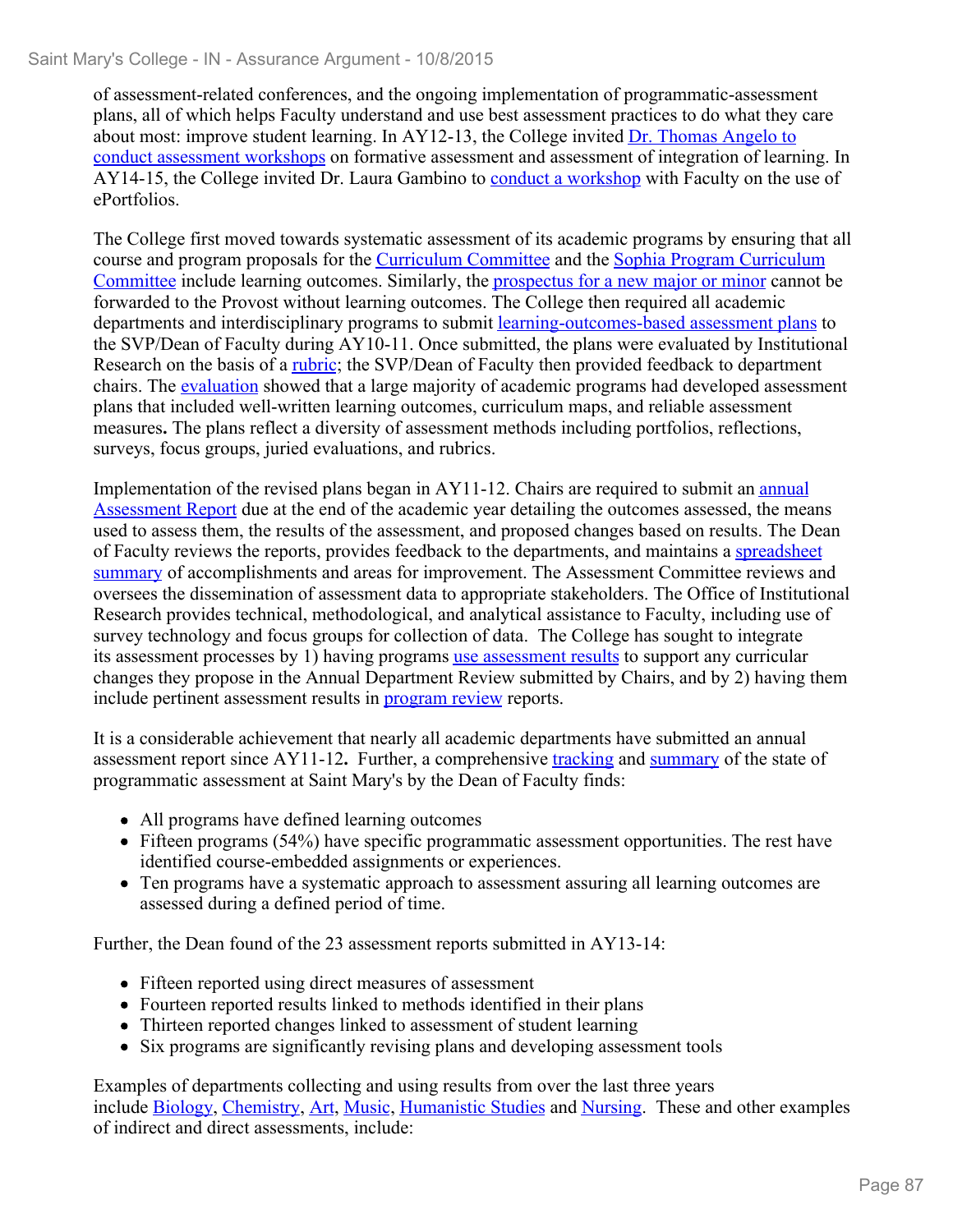of assessment-related conferences, and the ongoing implementation of programmatic-assessment plans, all of which helps Faculty understand and use best assessment practices to do what they care about most: improve student learning. In AY12-13, the College invited Dr. Thomas Angelo to conduct assessment workshops on formative assessment and assessment of integration of learning. In AY14-15, the College invited Dr. Laura Gambino to conduct a workshop with Faculty on the use of ePortfolios.

The College first moved towards systematic assessment of its academic programs by ensuring that all course and program proposals for the Curriculum Committee and the Sophia Program Curriculum Committee include learning outcomes. Similarly, the prospectus for a new major or minor cannot be forwarded to the Provost without learning outcomes. The College then required all academic departments and interdisciplinary programs to submit learning-outcomes-based assessment plans to the SVP/Dean of Faculty during AY10-11. Once submitted, the plans were evaluated by Institutional Research on the basis of a rubric; the SVP/Dean of Faculty then provided feedback to department chairs. The evaluation showed that a large majority of academic programs had developed assessment plans that included well-written learning outcomes, curriculum maps, and reliable assessment measures**.** The plans reflect a diversity of assessment methods including portfolios, reflections, surveys, focus groups, juried evaluations, and rubrics.

Implementation of the revised plans began in AY11-12. Chairs are required to submit an annual Assessment Report due at the end of the academic year detailing the outcomes assessed, the means used to assess them, the results of the assessment, and proposed changes based on results. The Dean of Faculty reviews the reports, provides feedback to the departments, and maintains a spreadsheet summary of accomplishments and areas for improvement. The Assessment Committee reviews and oversees the dissemination of assessment data to appropriate stakeholders. The Office of Institutional Research provides technical, methodological, and analytical assistance to Faculty, including use of survey technology and focus groups for collection of data. The College has sought to integrate its assessment processes by 1) having programs use assessment results to support any curricular changes they propose in the Annual Department Review submitted by Chairs, and by 2) having them include pertinent assessment results in program review reports.

It is a considerable achievement that nearly all academic departments have submitted an annual assessment report since AY11-12**.** Further, a comprehensive tracking and summary of the state of programmatic assessment at Saint Mary's by the Dean of Faculty finds:

- All programs have defined learning outcomes
- Fifteen programs (54%) have specific programmatic assessment opportunities. The rest have identified course-embedded assignments or experiences.
- Ten programs have a systematic approach to assessment assuring all learning outcomes are assessed during a defined period of time.

Further, the Dean found of the 23 assessment reports submitted in AY13-14:

- Fifteen reported using direct measures of assessment
- Fourteen reported results linked to methods identified in their plans
- Thirteen reported changes linked to assessment of student learning
- Six programs are significantly revising plans and developing assessment tools

Examples of departments collecting and using results from over the last three years include Biology, Chemistry, Art, Music, Humanistic Studies and Nursing. These and other examples of indirect and direct assessments, include: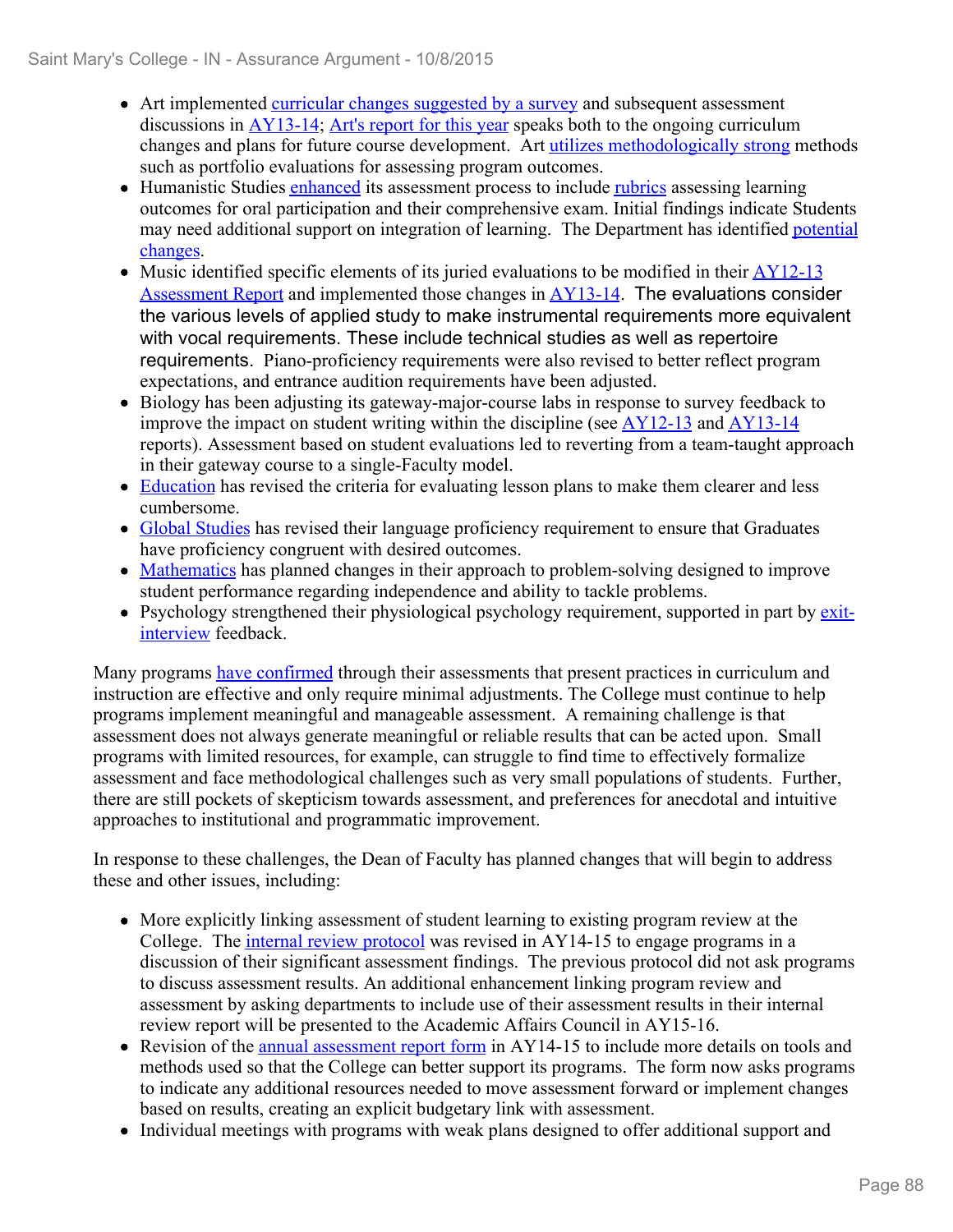- Art implemented curricular changes suggested by a survey and subsequent assessment discussions in AY13-14; Art's report for this year speaks both to the ongoing curriculum changes and plans for future course development. Art utilizes methodologically strong methods such as portfolio evaluations for assessing program outcomes.
- Humanistic Studies enhanced its assessment process to include rubrics assessing learning outcomes for oral participation and their comprehensive exam. Initial findings indicate Students may need additional support on integration of learning. The Department has identified potential changes.
- Music identified specific elements of its juried evaluations to be modified in their AY12-13 Assessment Report and implemented those changes in AY13-14. The evaluations consider the various levels of applied study to make instrumental requirements more equivalent with vocal requirements. These include technical studies as well as repertoire requirements. Piano-proficiency requirements were also revised to better reflect program expectations, and entrance audition requirements have been adjusted.
- Biology has been adjusting its gateway-major-course labs in response to survey feedback to improve the impact on student writing within the discipline (see AY12-13 and AY13-14 reports). Assessment based on student evaluations led to reverting from a team-taught approach in their gateway course to a single-Faculty model.
- Education has revised the criteria for evaluating lesson plans to make them clearer and less cumbersome.
- Global Studies has revised their language proficiency requirement to ensure that Graduates have proficiency congruent with desired outcomes.
- Mathematics has planned changes in their approach to problem-solving designed to improve student performance regarding independence and ability to tackle problems.
- Psychology strengthened their physiological psychology requirement, supported in part by exit-interview feedback.

Many programs have confirmed through their assessments that present practices in curriculum and instruction are effective and only require minimal adjustments. The College must continue to help programs implement meaningful and manageable assessment. A remaining challenge is that assessment does not always generate meaningful or reliable results that can be acted upon. Small programs with limited resources, for example, can struggle to find time to effectively formalize assessment and face methodological challenges such as very small populations of students. Further, there are still pockets of skepticism towards assessment, and preferences for anecdotal and intuitive approaches to institutional and programmatic improvement.

In response to these challenges, the Dean of Faculty has planned changes that will begin to address these and other issues, including:

- More explicitly linking assessment of student learning to existing program review at the College. The internal review protocol was revised in AY14-15 to engage programs in a discussion of their significant assessment findings. The previous protocol did not ask programs to discuss assessment results. An additional enhancement linking program review and assessment by asking departments to include use of their assessment results in their internal review report will be presented to the Academic Affairs Council in AY15-16.
- Revision of the annual assessment report form in AY14-15 to include more details on tools and methods used so that the College can better support its programs. The form now asks programs to indicate any additional resources needed to move assessment forward or implement changes based on results, creating an explicit budgetary link with assessment.
- Individual meetings with programs with weak plans designed to offer additional support and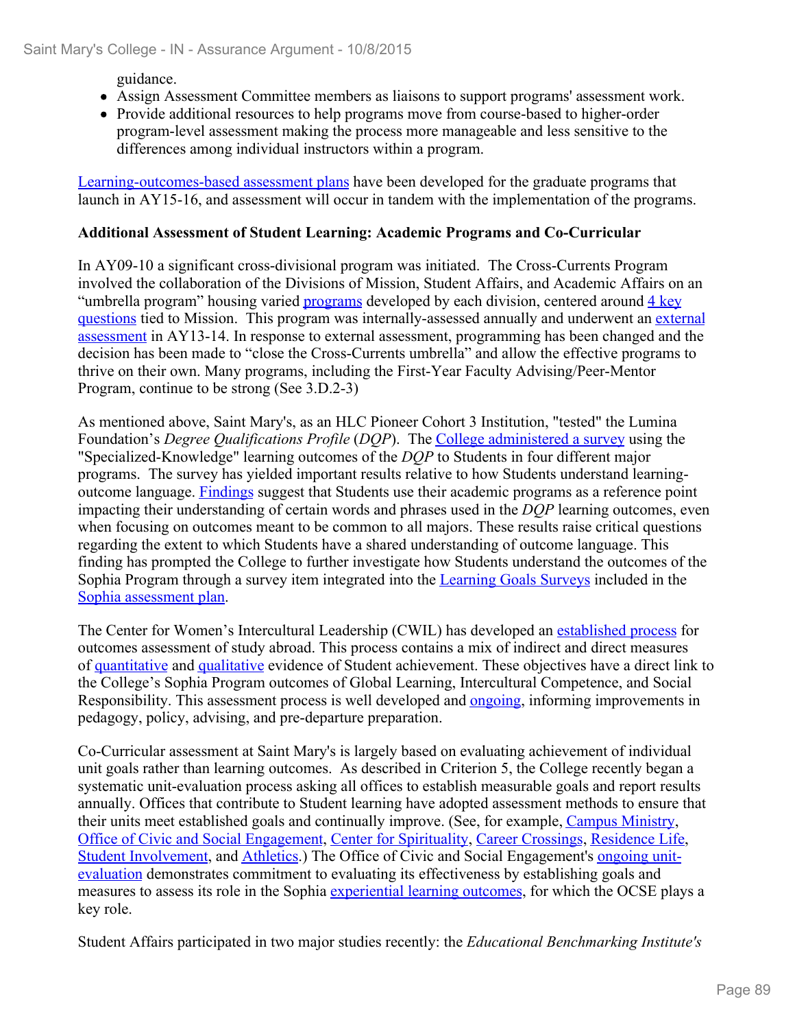guidance.

- Assign Assessment Committee members as liaisons to support programs' assessment work.
- Provide additional resources to help programs move from course-based to higher-order program-level assessment making the process more manageable and less sensitive to the differences among individual instructors within a program.

Learning-outcomes-based assessment plans have been developed for the graduate programs that launch in AY15-16, and assessment will occur in tandem with the implementation of the programs.

**Additional Assessment of Student Learning: Academic Programs and Co-Curricular**

In AY09-10 a significant cross-divisional program was initiated. The Cross-Currents Program involved the collaboration of the Divisions of Mission, Student Affairs, and Academic Affairs on an "umbrella program" housing varied programs developed by each division, centered around 4 key questions tied to Mission. This program was internally-assessed annually and underwent an external assessment in AY13-14. In response to external assessment, programming has been changed and the decision has been made to "close the Cross-Currents umbrella" and allow the effective programs to thrive on their own. Many programs, including the First-Year Faculty Advising/Peer-Mentor Program, continue to be strong (See 3.D.2-3)

As mentioned above, Saint Mary's, as an HLC Pioneer Cohort 3 Institution, "tested" the Lumina Foundation's *Degree Qualifications Profile* (*DQP*). The College administered a survey using the "Specialized-Knowledge" learning outcomes of the *DQP* to Students in four different major programs. The survey has yielded important results relative to how Students understand learning-outcome language. Findings suggest that Students use their academic programs as a reference point impacting their understanding of certain words and phrases used in the *DQP* learning outcomes, even when focusing on outcomes meant to be common to all majors. These results raise critical questions regarding the extent to which Students have a shared understanding of outcome language. This finding has prompted the College to further investigate how Students understand the outcomes of the Sophia Program through a survey item integrated into the Learning Goals Surveys included in the Sophia assessment plan.

The Center for Women's Intercultural Leadership (CWIL) has developed an established process for outcomes assessment of study abroad. This process contains a mix of indirect and direct measures of quantitative and qualitative evidence of Student achievement. These objectives have a direct link to the College's Sophia Program outcomes of Global Learning, Intercultural Competence, and Social Responsibility. This assessment process is well developed and ongoing, informing improvements in pedagogy, policy, advising, and pre-departure preparation.

Co-Curricular assessment at Saint Mary's is largely based on evaluating achievement of individual unit goals rather than learning outcomes. As described in Criterion 5, the College recently began a systematic unit-evaluation process asking all offices to establish measurable goals and report results annually. Offices that contribute to Student learning have adopted assessment methods to ensure that their units meet established goals and continually improve. (See, for example, Campus Ministry, Office of Civic and Social Engagement, Center for Spirituality, Career Crossings, Residence Life, Student Involvement, and Athletics.) The Office of Civic and Social Engagement's ongoing unit-evaluation demonstrates commitment to evaluating its effectiveness by establishing goals and measures to assess its role in the Sophia experiential learning outcomes, for which the OCSE plays a key role.

Student Affairs participated in two major studies recently: the *Educational Benchmarking Institute's*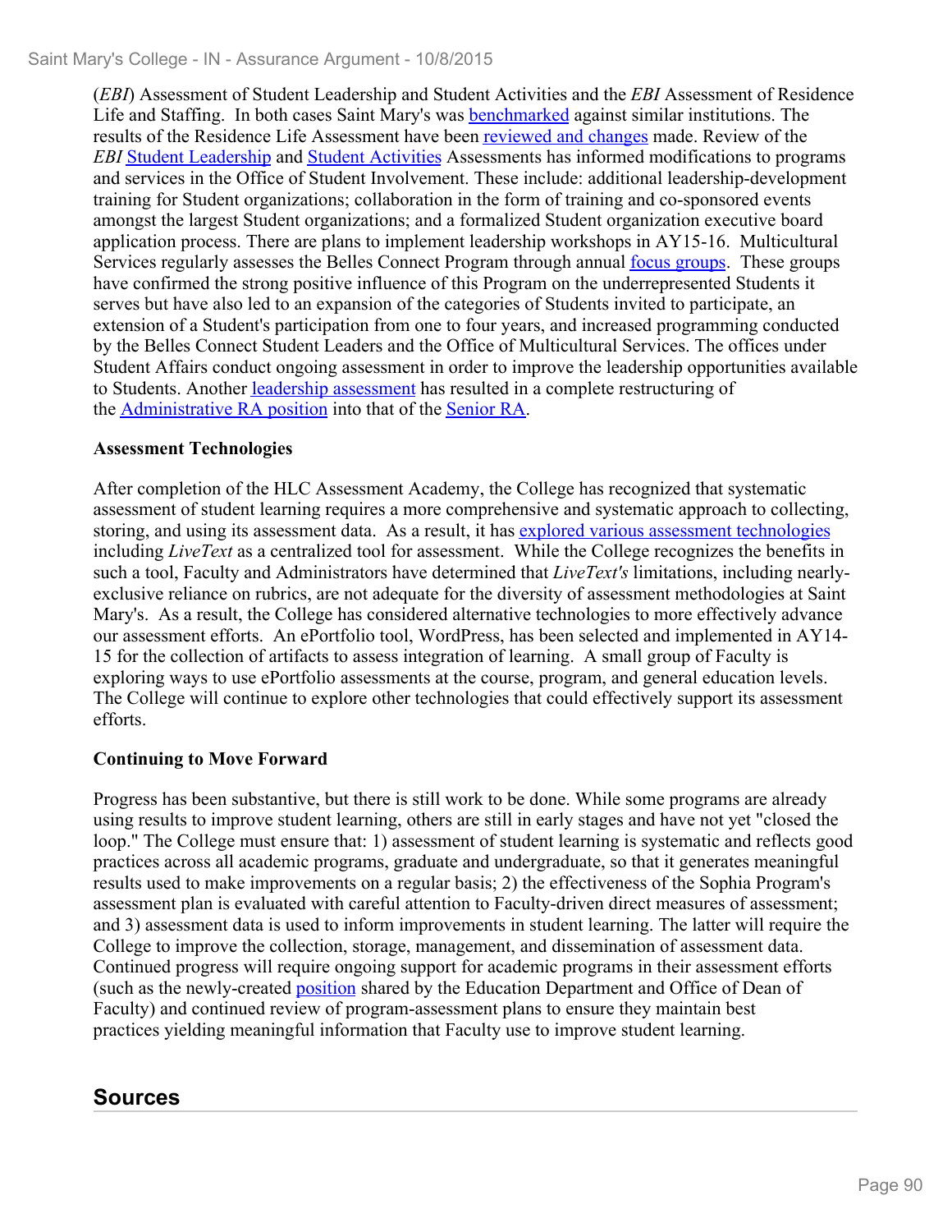(*EBI*) Assessment of Student Leadership and Student Activities and the *EBI* Assessment of Residence Life and Staffing. In both cases Saint Mary's was benchmarked against similar institutions. The results of the Residence Life Assessment have been reviewed and changes made. Review of the *EBI* Student Leadership and Student Activities Assessments has informed modifications to programs and services in the Office of Student Involvement. These include: additional leadership-development training for Student organizations; collaboration in the form of training and co-sponsored events amongst the largest Student organizations; and a formalized Student organization executive board application process. There are plans to implement leadership workshops in AY15-16. Multicultural Services regularly assesses the Belles Connect Program through annual focus groups. These groups have confirmed the strong positive influence of this Program on the underrepresented Students it serves but have also led to an expansion of the categories of Students invited to participate, an extension of a Student's participation from one to four years, and increased programming conducted by the Belles Connect Student Leaders and the Office of Multicultural Services. The offices under Student Affairs conduct ongoing assessment in order to improve the leadership opportunities available to Students. Another leadership assessment has resulted in a complete restructuring of the Administrative RA position into that of the Senior RA.

**Assessment Technologies**

After completion of the HLC Assessment Academy, the College has recognized that systematic assessment of student learning requires a more comprehensive and systematic approach to collecting, storing, and using its assessment data. As a result, it has explored various assessment technologies including *LiveText* as a centralized tool for assessment. While the College recognizes the benefits in such a tool, Faculty and Administrators have determined that *LiveText's* limitations, including nearly-exclusive reliance on rubrics, are not adequate for the diversity of assessment methodologies at Saint Mary's. As a result, the College has considered alternative technologies to more effectively advance our assessment efforts. An ePortfolio tool, WordPress, has been selected and implemented in AY14-15 for the collection of artifacts to assess integration of learning. A small group of Faculty is exploring ways to use ePortfolio assessments at the course, program, and general education levels. The College will continue to explore other technologies that could effectively support its assessment efforts.

**Continuing to Move Forward**

Progress has been substantive, but there is still work to be done. While some programs are already using results to improve student learning, others are still in early stages and have not yet "closed the loop." The College must ensure that: 1) assessment of student learning is systematic and reflects good practices across all academic programs, graduate and undergraduate, so that it generates meaningful results used to make improvements on a regular basis; 2) the effectiveness of the Sophia Program's assessment plan is evaluated with careful attention to Faculty-driven direct measures of assessment; and 3) assessment data is used to inform improvements in student learning. The latter will require the College to improve the collection, storage, management, and dissemination of assessment data. Continued progress will require ongoing support for academic programs in their assessment efforts (such as the newly-created position shared by the Education Department and Office of Dean of Faculty) and continued review of program-assessment plans to ensure they maintain best practices yielding meaningful information that Faculty use to improve student learning.

## Sources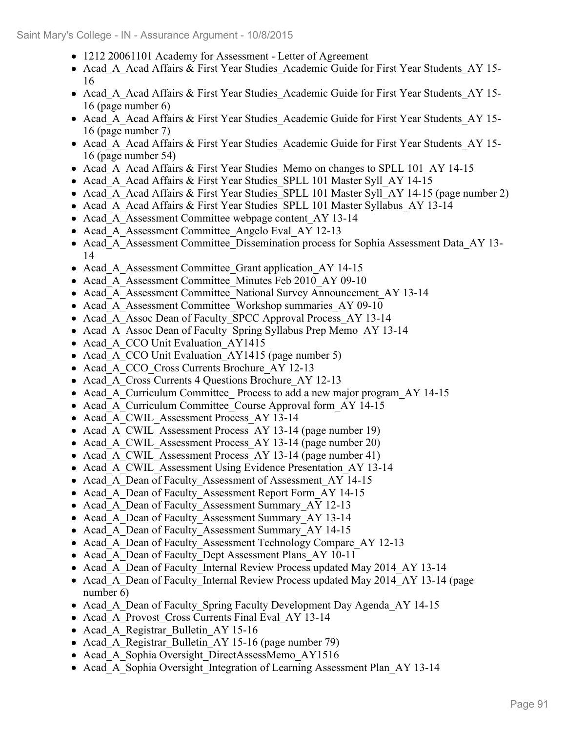- 1212 20061101 Academy for Assessment - Letter of Agreement
- Acad_A_Acad Affairs & First Year Studies_Academic Guide for First Year Students_AY 15-16
- Acad_A_Acad Affairs & First Year Studies_Academic Guide for First Year Students_AY 15-16 (page number 6)
- Acad_A_Acad Affairs & First Year Studies_Academic Guide for First Year Students_AY 15-16 (page number 7)
- Acad_A_Acad Affairs & First Year Studies_Academic Guide for First Year Students_AY 15-16 (page number 54)
- Acad_A_Acad Affairs & First Year Studies_Memo on changes to SPLL 101_AY 14-15
- Acad_A_Acad Affairs & First Year Studies_SPLL 101 Master Syll_AY 14-15
- Acad_A_Acad Affairs & First Year Studies_SPLL 101 Master Syll_AY 14-15 (page number 2)
- Acad_A_Acad Affairs & First Year Studies_SPLL 101 Master Syllabus_AY 13-14
- Acad_A_Assessment Committee webpage content_AY 13-14
- Acad_A_Assessment Committee_Angelo Eval_AY 12-13
- Acad_A_Assessment Committee_Dissemination process for Sophia Assessment Data_AY 13-14
- Acad_A_Assessment Committee_Grant application_AY 14-15
- Acad_A_Assessment Committee_Minutes Feb 2010_AY 09-10
- Acad_A_Assessment Committee_National Survey Announcement_AY 13-14
- Acad_A_Assessment Committee_Workshop summaries_AY 09-10
- Acad_A_Assoc Dean of Faculty_SPCC Approval Process_AY 13-14
- Acad_A_Assoc Dean of Faculty_Spring Syllabus Prep Memo_AY 13-14
- Acad_A_CCO Unit Evaluation_AY1415
- Acad_A_CCO Unit Evaluation_AY1415 (page number 5)
- Acad_A_CCO_Cross Currents Brochure_AY 12-13
- Acad_A_Cross Currents 4 Questions Brochure_AY 12-13
- Acad_A_Curriculum Committee_ Process to add a new major program_AY 14-15
- Acad_A_Curriculum Committee_Course Approval form_AY 14-15
- Acad_A_CWIL_Assessment Process_AY 13-14
- Acad_A_CWIL_Assessment Process_AY 13-14 (page number 19)
- Acad_A_CWIL_Assessment Process_AY 13-14 (page number 20)
- Acad_A_CWIL_Assessment Process_AY 13-14 (page number 41)
- Acad_A_CWIL_Assessment Using Evidence Presentation_AY 13-14
- Acad_A_Dean of Faculty_Assessment of Assessment_AY 14-15
- Acad_A_Dean of Faculty_Assessment Report Form_AY 14-15
- Acad_A_Dean of Faculty_Assessment Summary_AY 12-13
- Acad_A_Dean of Faculty_Assessment Summary_AY 13-14
- Acad_A_Dean of Faculty_Assessment Summary_AY 14-15
- Acad_A_Dean of Faculty_Assessment Technology Compare_AY 12-13
- Acad_A_Dean of Faculty_Dept Assessment Plans_AY 10-11
- Acad_A_Dean of Faculty_Internal Review Process updated May 2014_AY 13-14
- Acad_A_Dean of Faculty_Internal Review Process updated May 2014_AY 13-14 (page number 6)
- Acad_A_Dean of Faculty_Spring Faculty Development Day Agenda_AY 14-15
- Acad_A_Provost_Cross Currents Final Eval_AY 13-14
- Acad_A_Registrar_Bulletin_AY 15-16
- Acad_A_Registrar_Bulletin_AY 15-16 (page number 79)
- Acad_A_Sophia Oversight_DirectAssessMemo_AY1516
- Acad_A_Sophia Oversight_Integration of Learning Assessment Plan_AY 13-14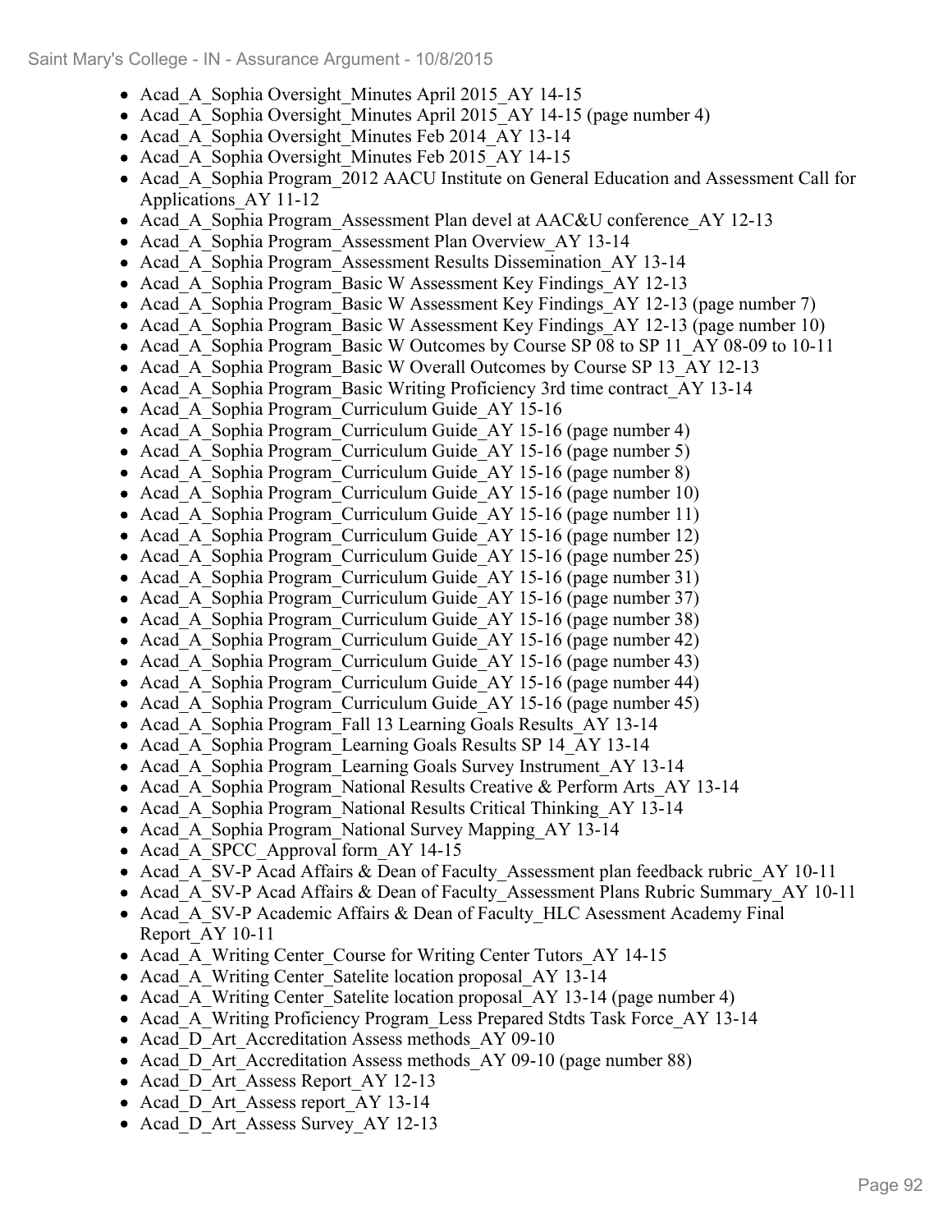- Acad_A_Sophia Oversight_Minutes April 2015_AY 14-15
- Acad_A_Sophia Oversight_Minutes April 2015_AY 14-15 (page number 4)
- Acad_A_Sophia Oversight_Minutes Feb 2014_AY 13-14
- Acad_A_Sophia Oversight_Minutes Feb 2015_AY 14-15
- Acad_A_Sophia Program_2012 AACU Institute on General Education and Assessment Call for Applications_AY 11-12
- Acad_A_Sophia Program_Assessment Plan devel at AAC&U conference_AY 12-13
- Acad_A_Sophia Program_Assessment Plan Overview_AY 13-14
- Acad_A_Sophia Program_Assessment Results Dissemination_AY 13-14
- Acad_A_Sophia Program_Basic W Assessment Key Findings_AY 12-13
- Acad_A_Sophia Program_Basic W Assessment Key Findings_AY 12-13 (page number 7)
- Acad_A_Sophia Program_Basic W Assessment Key Findings_AY 12-13 (page number 10)
- Acad_A_Sophia Program_Basic W Outcomes by Course SP 08 to SP 11_AY 08-09 to 10-11
- Acad_A_Sophia Program_Basic W Overall Outcomes by Course SP 13_AY 12-13
- Acad_A_Sophia Program_Basic Writing Proficiency 3rd time contract_AY 13-14
- Acad_A_Sophia Program_Curriculum Guide_AY 15-16
- Acad_A_Sophia Program_Curriculum Guide_AY 15-16 (page number 4)
- Acad_A_Sophia Program_Curriculum Guide_AY 15-16 (page number 5)
- Acad_A_Sophia Program_Curriculum Guide_AY 15-16 (page number 8)
- Acad_A_Sophia Program_Curriculum Guide_AY 15-16 (page number 10)
- Acad_A_Sophia Program_Curriculum Guide_AY 15-16 (page number 11)
- Acad_A_Sophia Program_Curriculum Guide_AY 15-16 (page number 12)
- Acad_A_Sophia Program_Curriculum Guide_AY 15-16 (page number 25)
- Acad_A_Sophia Program_Curriculum Guide_AY 15-16 (page number 31)
- Acad_A_Sophia Program_Curriculum Guide_AY 15-16 (page number 37)
- Acad_A_Sophia Program_Curriculum Guide_AY 15-16 (page number 38)
- Acad_A_Sophia Program_Curriculum Guide_AY 15-16 (page number 42)
- Acad_A_Sophia Program_Curriculum Guide_AY 15-16 (page number 43)
- Acad_A_Sophia Program_Curriculum Guide_AY 15-16 (page number 44)
- Acad_A_Sophia Program_Curriculum Guide_AY 15-16 (page number 45)
- Acad_A_Sophia Program_Fall 13 Learning Goals Results_AY 13-14
- Acad_A_Sophia Program_Learning Goals Results SP 14_AY 13-14
- Acad_A_Sophia Program_Learning Goals Survey Instrument_AY 13-14
- Acad_A_Sophia Program_National Results Creative & Perform Arts_AY 13-14
- Acad_A_Sophia Program_National Results Critical Thinking_AY 13-14
- Acad_A_Sophia Program_National Survey Mapping_AY 13-14
- Acad_A_SPCC_Approval form_AY 14-15
- Acad_A_SV-P Acad Affairs & Dean of Faculty_Assessment plan feedback rubric_AY 10-11
- Acad_A_SV-P Acad Affairs & Dean of Faculty_Assessment Plans Rubric Summary_AY 10-11
- Acad_A_SV-P Academic Affairs & Dean of Faculty_HLC Asessment Academy Final Report_AY 10-11
- Acad_A_Writing Center_Course for Writing Center Tutors_AY 14-15
- Acad_A_Writing Center_Satelite location proposal_AY 13-14
- Acad_A_Writing Center_Satelite location proposal_AY 13-14 (page number 4)
- Acad_A_Writing Proficiency Program_Less Prepared Stdts Task Force_AY 13-14
- Acad_D_Art_Accreditation Assess methods_AY 09-10
- Acad_D_Art_Accreditation Assess methods_AY 09-10 (page number 88)
- Acad_D_Art_Assess Report_AY 12-13
- Acad_D_Art_Assess report_AY 13-14
- Acad_D_Art_Assess Survey_AY 12-13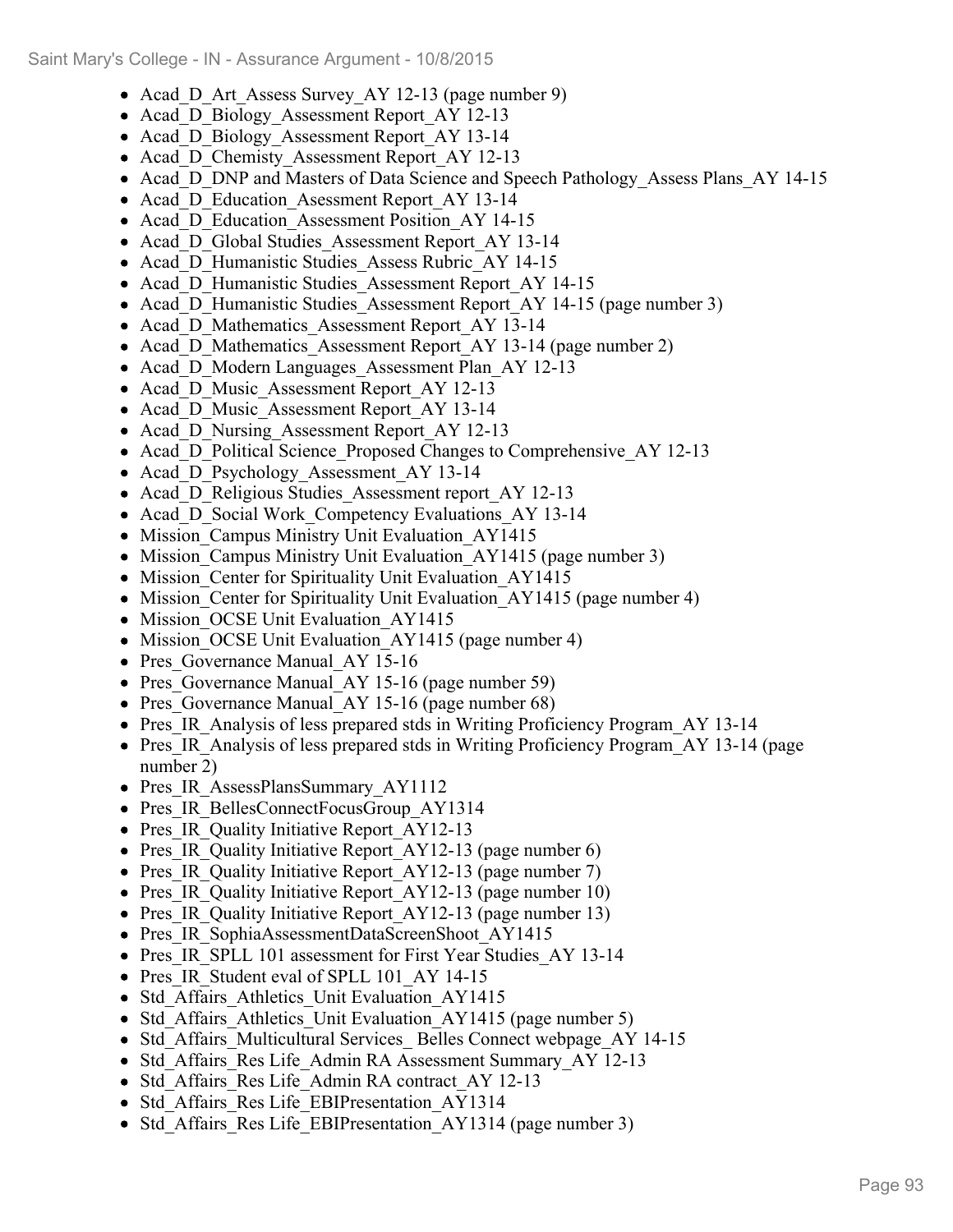- Acad_D_Art_Assess Survey_AY 12-13 (page number 9)
- Acad_D_Biology_Assessment Report_AY 12-13
- Acad_D_Biology_Assessment Report_AY 13-14
- Acad_D_Chemisty_Assessment Report_AY 12-13
- Acad_D_DNP and Masters of Data Science and Speech Pathology_Assess Plans_AY 14-15
- Acad_D_Education_Asessment Report_AY 13-14
- Acad_D_Education_Assessment Position_AY 14-15
- Acad_D_Global Studies_Assessment Report_AY 13-14
- Acad_D_Humanistic Studies_Assess Rubric_AY 14-15
- Acad_D_Humanistic Studies_Assessment Report_AY 14-15
- Acad_D_Humanistic Studies_Assessment Report_AY 14-15 (page number 3)
- Acad_D_Mathematics_Assessment Report_AY 13-14
- Acad_D_Mathematics_Assessment Report_AY 13-14 (page number 2)
- Acad_D_Modern Languages_Assessment Plan_AY 12-13
- Acad_D_Music_Assessment Report_AY 12-13
- Acad_D_Music_Assessment Report_AY 13-14
- Acad_D_Nursing_Assessment Report_AY 12-13
- Acad_D_Political Science_Proposed Changes to Comprehensive_AY 12-13
- Acad_D_Psychology_Assessment_AY 13-14
- Acad_D_Religious Studies_Assessment report_AY 12-13
- Acad_D_Social Work_Competency Evaluations_AY 13-14
- Mission_Campus Ministry Unit Evaluation_AY1415
- Mission_Campus Ministry Unit Evaluation_AY1415 (page number 3)
- Mission_Center for Spirituality Unit Evaluation_AY1415
- Mission_Center for Spirituality Unit Evaluation_AY1415 (page number 4)
- Mission_OCSE Unit Evaluation_AY1415
- Mission_OCSE Unit Evaluation_AY1415 (page number 4)
- Pres_Governance Manual_AY 15-16
- Pres_Governance Manual_AY 15-16 (page number 59)
- Pres_Governance Manual_AY 15-16 (page number 68)
- Pres_IR_Analysis of less prepared stds in Writing Proficiency Program_AY 13-14
- Pres_IR_Analysis of less prepared stds in Writing Proficiency Program_AY 13-14 (page number 2)
- Pres_IR_AssessPlansSummary_AY1112
- Pres_IR_BellesConnectFocusGroup_AY1314
- Pres_IR_Quality Initiative Report_AY12-13
- Pres_IR_Quality Initiative Report_AY12-13 (page number 6)
- Pres_IR_Quality Initiative Report_AY12-13 (page number 7)
- Pres_IR_Quality Initiative Report_AY12-13 (page number 10)
- Pres_IR_Quality Initiative Report_AY12-13 (page number 13)
- Pres_IR_SophiaAssessmentDataScreenShoot_AY1415
- Pres_IR_SPLL 101 assessment for First Year Studies_AY 13-14
- Pres_IR_Student eval of SPLL 101_AY 14-15
- Std_Affairs_Athletics_Unit Evaluation_AY1415
- Std_Affairs_Athletics_Unit Evaluation_AY1415 (page number 5)
- Std_Affairs_Multicultural Services_ Belles Connect webpage_AY 14-15
- Std_Affairs_Res Life_Admin RA Assessment Summary_AY 12-13
- Std_Affairs_Res Life_Admin RA contract_AY 12-13
- Std_Affairs_Res Life_EBIPresentation_AY1314
- Std_Affairs_Res Life_EBIPresentation_AY1314 (page number 3)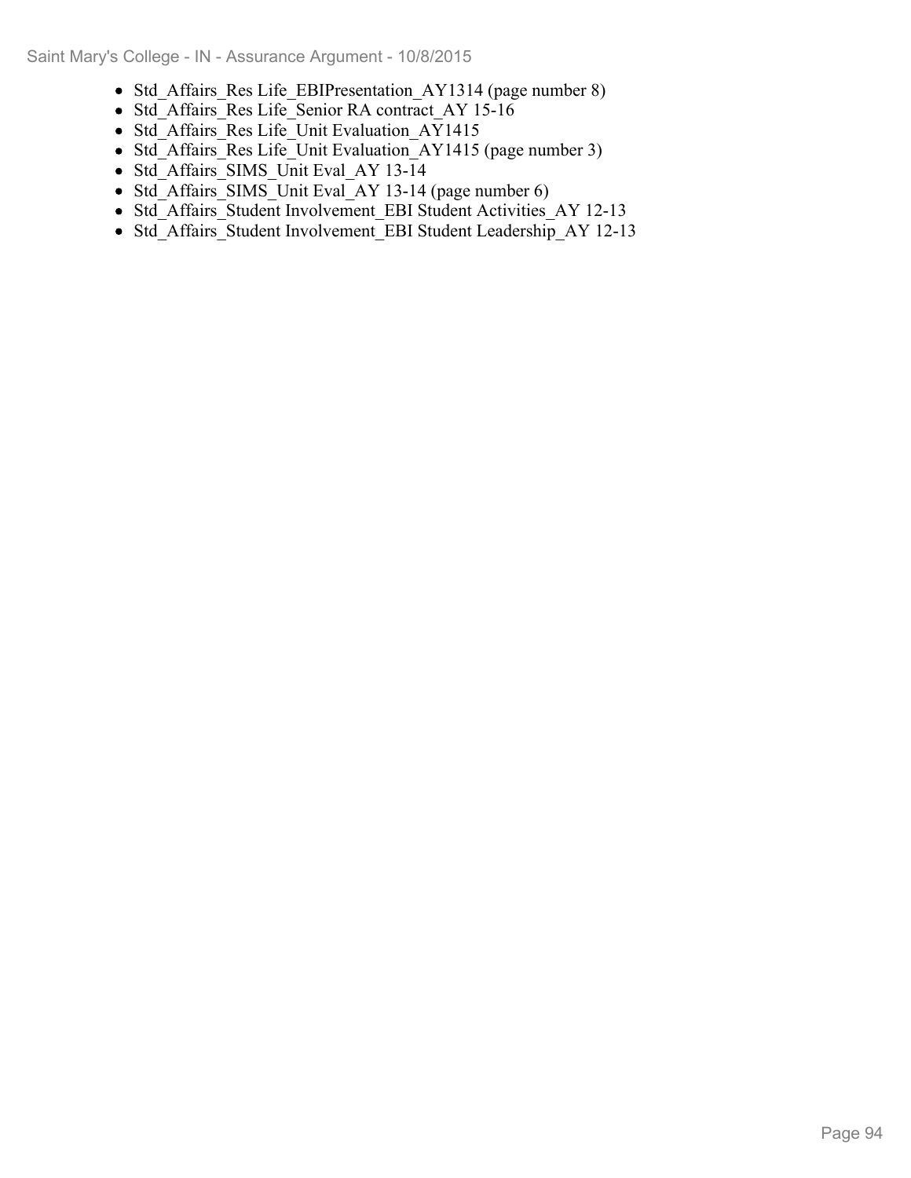- Std_Affairs_Res Life_EBIPresentation_AY1314 (page number 8)
- Std_Affairs_Res Life_Senior RA contract_AY 15-16
- Std_Affairs_Res Life_Unit Evaluation_AY1415
- Std_Affairs_Res Life_Unit Evaluation_AY1415 (page number 3)
- Std_Affairs_SIMS_Unit Eval_AY 13-14
- Std_Affairs_SIMS_Unit Eval_AY 13-14 (page number 6)
- Std_Affairs_Student Involvement_EBI Student Activities_AY 12-13
- Std_Affairs_Student Involvement_EBI Student Leadership_AY 12-13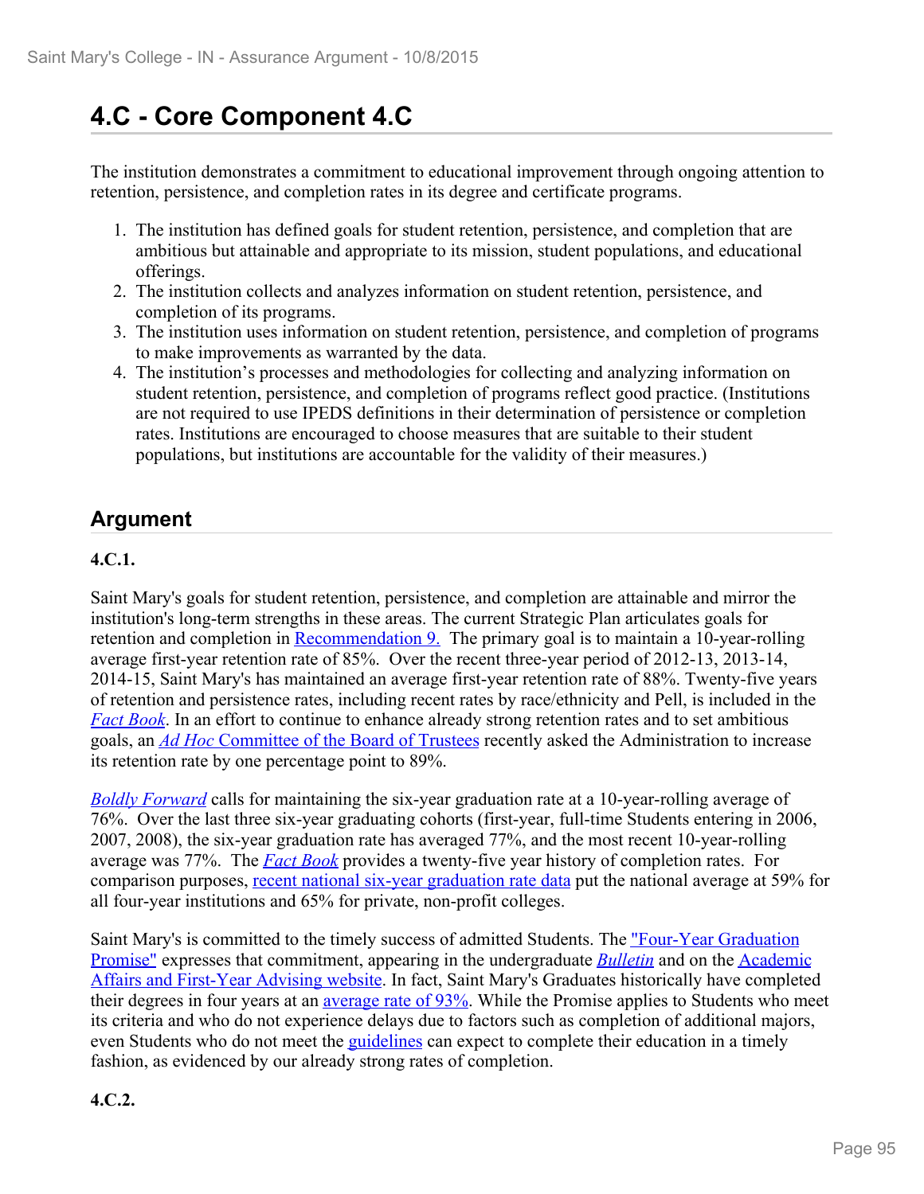# 4.C - Core Component 4.C

The institution demonstrates a commitment to educational improvement through ongoing attention to retention, persistence, and completion rates in its degree and certificate programs.

1. The institution has defined goals for student retention, persistence, and completion that are ambitious but attainable and appropriate to its mission, student populations, and educational offerings.
2. The institution collects and analyzes information on student retention, persistence, and completion of its programs.
3. The institution uses information on student retention, persistence, and completion of programs to make improvements as warranted by the data.
4. The institution's processes and methodologies for collecting and analyzing information on student retention, persistence, and completion of programs reflect good practice. (Institutions are not required to use IPEDS definitions in their determination of persistence or completion rates. Institutions are encouraged to choose measures that are suitable to their student populations, but institutions are accountable for the validity of their measures.)

## Argument

**4.C.1.**

Saint Mary's goals for student retention, persistence, and completion are attainable and mirror the institution's long-term strengths in these areas. The current Strategic Plan articulates goals for retention and completion in Recommendation 9. The primary goal is to maintain a 10-year-rolling average first-year retention rate of 85%. Over the recent three-year period of 2012-13, 2013-14, 2014-15, Saint Mary's has maintained an average first-year retention rate of 88%. Twenty-five years of retention and persistence rates, including recent rates by race/ethnicity and Pell, is included in the *Fact Book*. In an effort to continue to enhance already strong retention rates and to set ambitious goals, an *Ad Hoc* Committee of the Board of Trustees recently asked the Administration to increase its retention rate by one percentage point to 89%.

*Boldly Forward* calls for maintaining the six-year graduation rate at a 10-year-rolling average of 76%. Over the last three six-year graduating cohorts (first-year, full-time Students entering in 2006, 2007, 2008), the six-year graduation rate has averaged 77%, and the most recent 10-year-rolling average was 77%. The *Fact Book* provides a twenty-five year history of completion rates. For comparison purposes, recent national six-year graduation rate data put the national average at 59% for all four-year institutions and 65% for private, non-profit colleges.

Saint Mary's is committed to the timely success of admitted Students. The "Four-Year Graduation Promise" expresses that commitment, appearing in the undergraduate *Bulletin* and on the Academic Affairs and First-Year Advising website. In fact, Saint Mary's Graduates historically have completed their degrees in four years at an average rate of 93%. While the Promise applies to Students who meet its criteria and who do not experience delays due to factors such as completion of additional majors, even Students who do not meet the guidelines can expect to complete their education in a timely fashion, as evidenced by our already strong rates of completion.

**4.C.2.**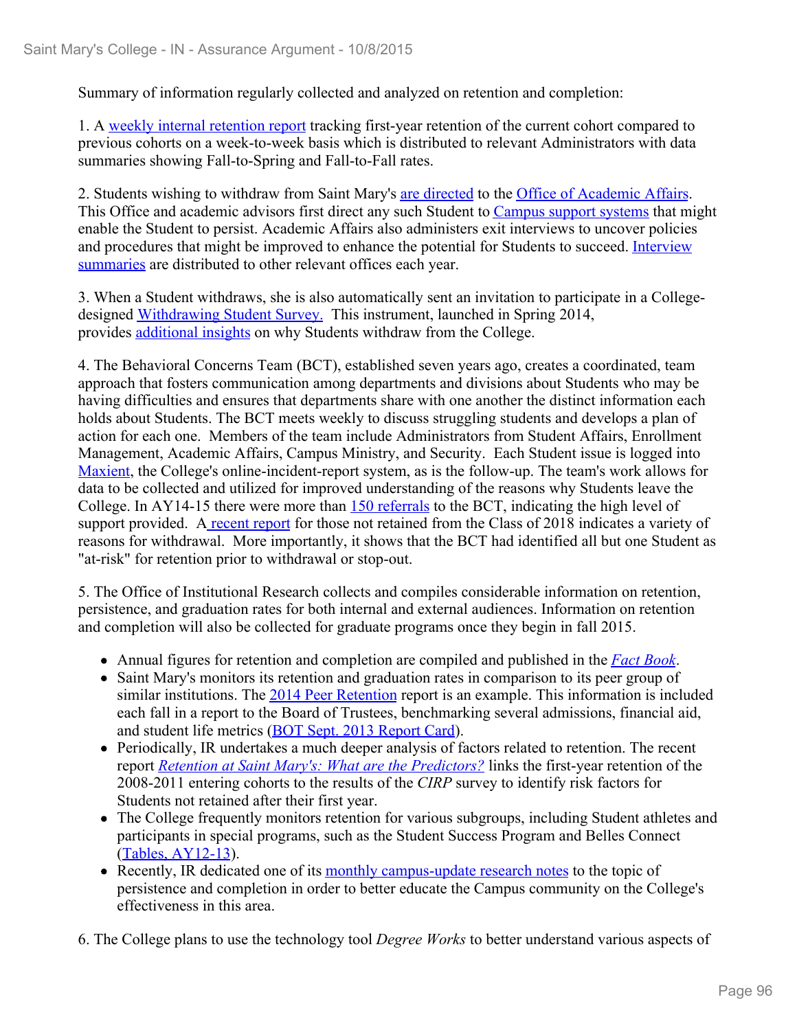Summary of information regularly collected and analyzed on retention and completion:

1. A weekly internal retention report tracking first-year retention of the current cohort compared to previous cohorts on a week-to-week basis which is distributed to relevant Administrators with data summaries showing Fall-to-Spring and Fall-to-Fall rates.

2. Students wishing to withdraw from Saint Mary's are directed to the Office of Academic Affairs. This Office and academic advisors first direct any such Student to Campus support systems that might enable the Student to persist. Academic Affairs also administers exit interviews to uncover policies and procedures that might be improved to enhance the potential for Students to succeed. Interview summaries are distributed to other relevant offices each year.

3. When a Student withdraws, she is also automatically sent an invitation to participate in a College-designed Withdrawing Student Survey. This instrument, launched in Spring 2014, provides additional insights on why Students withdraw from the College.

4. The Behavioral Concerns Team (BCT), established seven years ago, creates a coordinated, team approach that fosters communication among departments and divisions about Students who may be having difficulties and ensures that departments share with one another the distinct information each holds about Students. The BCT meets weekly to discuss struggling students and develops a plan of action for each one. Members of the team include Administrators from Student Affairs, Enrollment Management, Academic Affairs, Campus Ministry, and Security. Each Student issue is logged into Maxient, the College's online-incident-report system, as is the follow-up. The team's work allows for data to be collected and utilized for improved understanding of the reasons why Students leave the College. In AY14-15 there were more than 150 referrals to the BCT, indicating the high level of support provided. A recent report for those not retained from the Class of 2018 indicates a variety of reasons for withdrawal. More importantly, it shows that the BCT had identified all but one Student as "at-risk" for retention prior to withdrawal or stop-out.

5. The Office of Institutional Research collects and compiles considerable information on retention, persistence, and graduation rates for both internal and external audiences. Information on retention and completion will also be collected for graduate programs once they begin in fall 2015.

- Annual figures for retention and completion are compiled and published in the *Fact Book*.
- Saint Mary's monitors its retention and graduation rates in comparison to its peer group of similar institutions. The 2014 Peer Retention report is an example. This information is included each fall in a report to the Board of Trustees, benchmarking several admissions, financial aid, and student life metrics (BOT Sept. 2013 Report Card).
- Periodically, IR undertakes a much deeper analysis of factors related to retention. The recent report *Retention at Saint Mary's: What are the Predictors?* links the first-year retention of the 2008-2011 entering cohorts to the results of the *CIRP* survey to identify risk factors for Students not retained after their first year.
- The College frequently monitors retention for various subgroups, including Student athletes and participants in special programs, such as the Student Success Program and Belles Connect (Tables, AY12-13).
- Recently, IR dedicated one of its monthly campus-update research notes to the topic of persistence and completion in order to better educate the Campus community on the College's effectiveness in this area.

6. The College plans to use the technology tool *Degree Works* to better understand various aspects of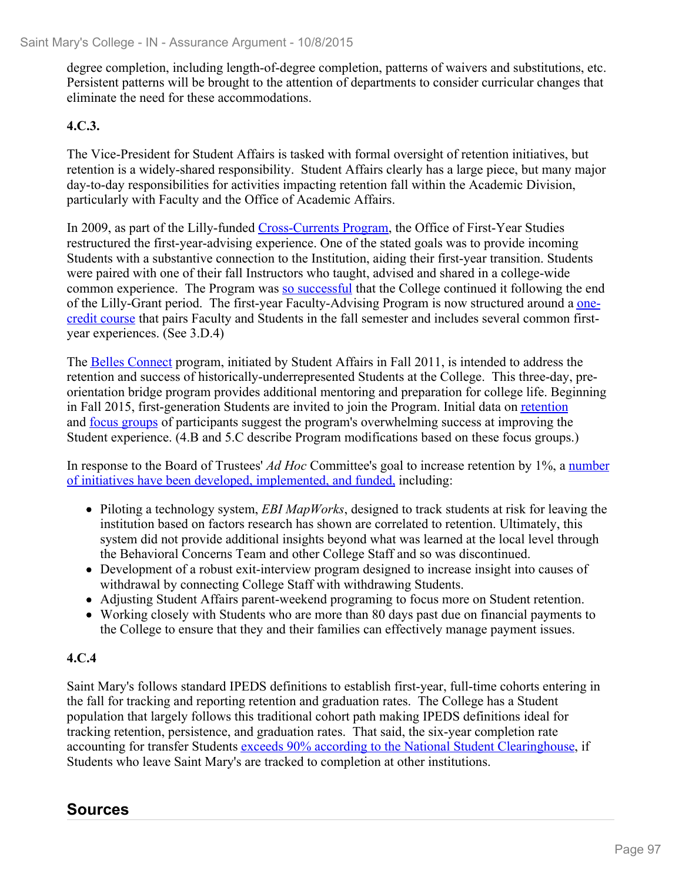degree completion, including length-of-degree completion, patterns of waivers and substitutions, etc. Persistent patterns will be brought to the attention of departments to consider curricular changes that eliminate the need for these accommodations.

**4.C.3.**

The Vice-President for Student Affairs is tasked with formal oversight of retention initiatives, but retention is a widely-shared responsibility. Student Affairs clearly has a large piece, but many major day-to-day responsibilities for activities impacting retention fall within the Academic Division, particularly with Faculty and the Office of Academic Affairs.

In 2009, as part of the Lilly-funded Cross-Currents Program, the Office of First-Year Studies restructured the first-year-advising experience. One of the stated goals was to provide incoming Students with a substantive connection to the Institution, aiding their first-year transition. Students were paired with one of their fall Instructors who taught, advised and shared in a college-wide common experience. The Program was so successful that the College continued it following the end of the Lilly-Grant period. The first-year Faculty-Advising Program is now structured around a one-credit course that pairs Faculty and Students in the fall semester and includes several common first-year experiences. (See 3.D.4)

The Belles Connect program, initiated by Student Affairs in Fall 2011, is intended to address the retention and success of historically-underrepresented Students at the College. This three-day, pre-orientation bridge program provides additional mentoring and preparation for college life. Beginning in Fall 2015, first-generation Students are invited to join the Program. Initial data on retention and focus groups of participants suggest the program's overwhelming success at improving the Student experience. (4.B and 5.C describe Program modifications based on these focus groups.)

In response to the Board of Trustees' *Ad Hoc* Committee's goal to increase retention by 1%, a number of initiatives have been developed, implemented, and funded, including:

- Piloting a technology system, *EBI MapWorks*, designed to track students at risk for leaving the institution based on factors research has shown are correlated to retention. Ultimately, this system did not provide additional insights beyond what was learned at the local level through the Behavioral Concerns Team and other College Staff and so was discontinued.
- Development of a robust exit-interview program designed to increase insight into causes of withdrawal by connecting College Staff with withdrawing Students.
- Adjusting Student Affairs parent-weekend programing to focus more on Student retention.
- Working closely with Students who are more than 80 days past due on financial payments to the College to ensure that they and their families can effectively manage payment issues.

**4.C.4**

Saint Mary's follows standard IPEDS definitions to establish first-year, full-time cohorts entering in the fall for tracking and reporting retention and graduation rates. The College has a Student population that largely follows this traditional cohort path making IPEDS definitions ideal for tracking retention, persistence, and graduation rates. That said, the six-year completion rate accounting for transfer Students exceeds 90% according to the National Student Clearinghouse, if Students who leave Saint Mary's are tracked to completion at other institutions.

## Sources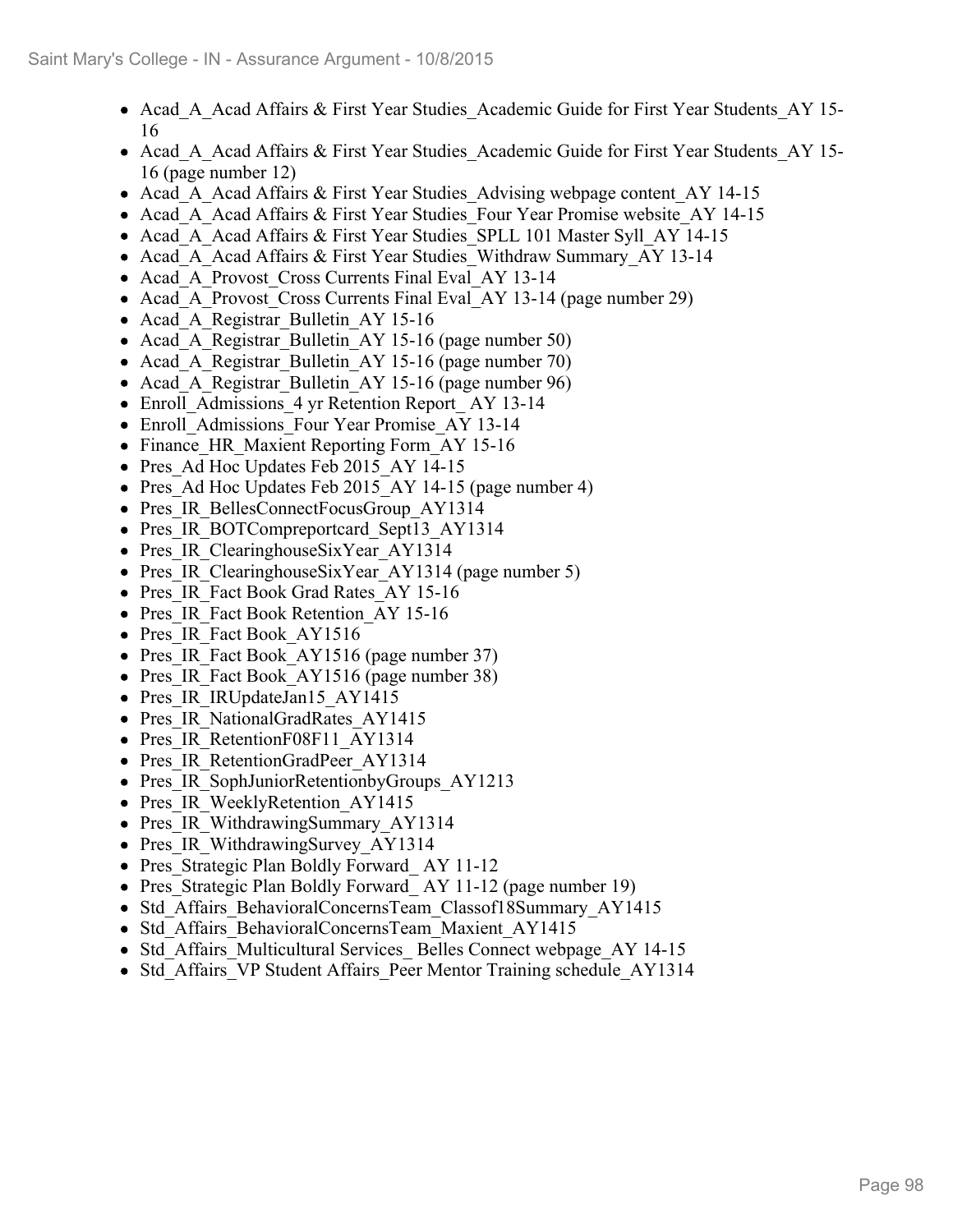- Acad_A_Acad Affairs & First Year Studies_Academic Guide for First Year Students_AY 15-16
- Acad_A_Acad Affairs & First Year Studies_Academic Guide for First Year Students_AY 15-16 (page number 12)
- Acad_A_Acad Affairs & First Year Studies_Advising webpage content_AY 14-15
- Acad_A_Acad Affairs & First Year Studies_Four Year Promise website_AY 14-15
- Acad_A_Acad Affairs & First Year Studies_SPLL 101 Master Syll_AY 14-15
- Acad_A_Acad Affairs & First Year Studies_Withdraw Summary_AY 13-14
- Acad_A_Provost_Cross Currents Final Eval_AY 13-14
- Acad_A_Provost_Cross Currents Final Eval_AY 13-14 (page number 29)
- Acad_A_Registrar_Bulletin_AY 15-16
- Acad_A_Registrar_Bulletin_AY 15-16 (page number 50)
- Acad_A_Registrar_Bulletin_AY 15-16 (page number 70)
- Acad_A_Registrar_Bulletin_AY 15-16 (page number 96)
- Enroll_Admissions_4 yr Retention Report_ AY 13-14
- Enroll_Admissions_Four Year Promise_AY 13-14
- Finance_HR_Maxient Reporting Form_AY 15-16
- Pres_Ad Hoc Updates Feb 2015_AY 14-15
- Pres_Ad Hoc Updates Feb 2015_AY 14-15 (page number 4)
- Pres_IR_BellesConnectFocusGroup_AY1314
- Pres_IR_BOTCompreportcard_Sept13_AY1314
- Pres_IR_ClearinghouseSixYear_AY1314
- Pres_IR_ClearinghouseSixYear_AY1314 (page number 5)
- Pres_IR_Fact Book Grad Rates_AY 15-16
- Pres_IR_Fact Book Retention_AY 15-16
- Pres_IR_Fact Book_AY1516
- Pres_IR_Fact Book_AY1516 (page number 37)
- Pres_IR_Fact Book_AY1516 (page number 38)
- Pres_IR_IRUpdateJan15_AY1415
- Pres_IR_NationalGradRates_AY1415
- Pres_IR_RetentionF08F11_AY1314
- Pres_IR_RetentionGradPeer_AY1314
- Pres_IR_SophJuniorRetentionbyGroups_AY1213
- Pres_IR_WeeklyRetention_AY1415
- Pres_IR_WithdrawingSummary_AY1314
- Pres_IR_WithdrawingSurvey_AY1314
- Pres_Strategic Plan Boldly Forward_ AY 11-12
- Pres_Strategic Plan Boldly Forward_ AY 11-12 (page number 19)
- Std_Affairs_BehavioralConcernsTeam_Classof18Summary_AY1415
- Std_Affairs_BehavioralConcernsTeam_Maxient_AY1415
- Std_Affairs_Multicultural Services_ Belles Connect webpage_AY 14-15
- Std_Affairs_VP Student Affairs_Peer Mentor Training schedule_AY1314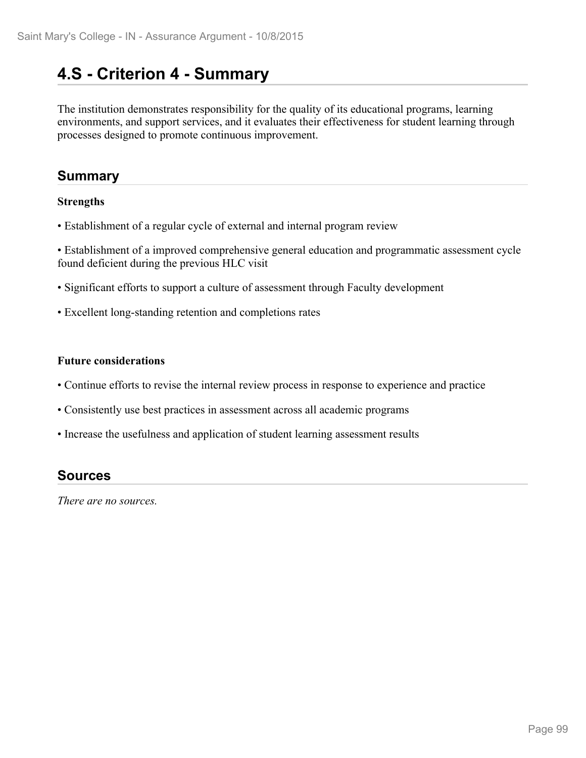# 4.S - Criterion 4 - Summary

The institution demonstrates responsibility for the quality of its educational programs, learning environments, and support services, and it evaluates their effectiveness for student learning through processes designed to promote continuous improvement.

## Summary

**Strengths**

• Establishment of a regular cycle of external and internal program review

• Establishment of a improved comprehensive general education and programmatic assessment cycle found deficient during the previous HLC visit

• Significant efforts to support a culture of assessment through Faculty development

• Excellent long-standing retention and completions rates

**Future considerations**

• Continue efforts to revise the internal review process in response to experience and practice

• Consistently use best practices in assessment across all academic programs

• Increase the usefulness and application of student learning assessment results

## Sources

*There are no sources.*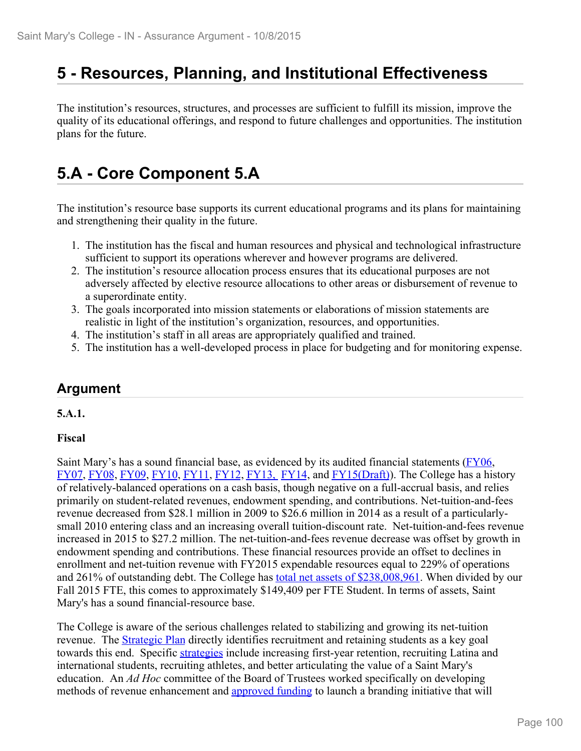# 5 - Resources, Planning, and Institutional Effectiveness

The institution's resources, structures, and processes are sufficient to fulfill its mission, improve the quality of its educational offerings, and respond to future challenges and opportunities. The institution plans for the future.

# 5.A - Core Component 5.A

The institution's resource base supports its current educational programs and its plans for maintaining and strengthening their quality in the future.

1. The institution has the fiscal and human resources and physical and technological infrastructure sufficient to support its operations wherever and however programs are delivered.
2. The institution's resource allocation process ensures that its educational purposes are not adversely affected by elective resource allocations to other areas or disbursement of revenue to a superordinate entity.
3. The goals incorporated into mission statements or elaborations of mission statements are realistic in light of the institution's organization, resources, and opportunities.
4. The institution's staff in all areas are appropriately qualified and trained.
5. The institution has a well-developed process in place for budgeting and for monitoring expense.

## Argument

**5.A.1.**

**Fiscal**

Saint Mary's has a sound financial base, as evidenced by its audited financial statements (FY06, FY07, FY08, FY09, FY10, FY11, FY12, FY13, FY14, and FY15(Draft)). The College has a history of relatively-balanced operations on a cash basis, though negative on a full-accrual basis, and relies primarily on student-related revenues, endowment spending, and contributions. Net-tuition-and-fees revenue decreased from $28.1 million in 2009 to $26.6 million in 2014 as a result of a particularly-small 2010 entering class and an increasing overall tuition-discount rate. Net-tuition-and-fees revenue increased in 2015 to $27.2 million. The net-tuition-and-fees revenue decrease was offset by growth in endowment spending and contributions. These financial resources provide an offset to declines in enrollment and net-tuition revenue with FY2015 expendable resources equal to 229% of operations and 261% of outstanding debt. The College has total net assets of $238,008,961. When divided by our Fall 2015 FTE, this comes to approximately $149,409 per FTE Student. In terms of assets, Saint Mary's has a sound financial-resource base.

The College is aware of the serious challenges related to stabilizing and growing its net-tuition revenue. The Strategic Plan directly identifies recruitment and retaining students as a key goal towards this end. Specific strategies include increasing first-year retention, recruiting Latina and international students, recruiting athletes, and better articulating the value of a Saint Mary's education. An *Ad Hoc* committee of the Board of Trustees worked specifically on developing methods of revenue enhancement and approved funding to launch a branding initiative that will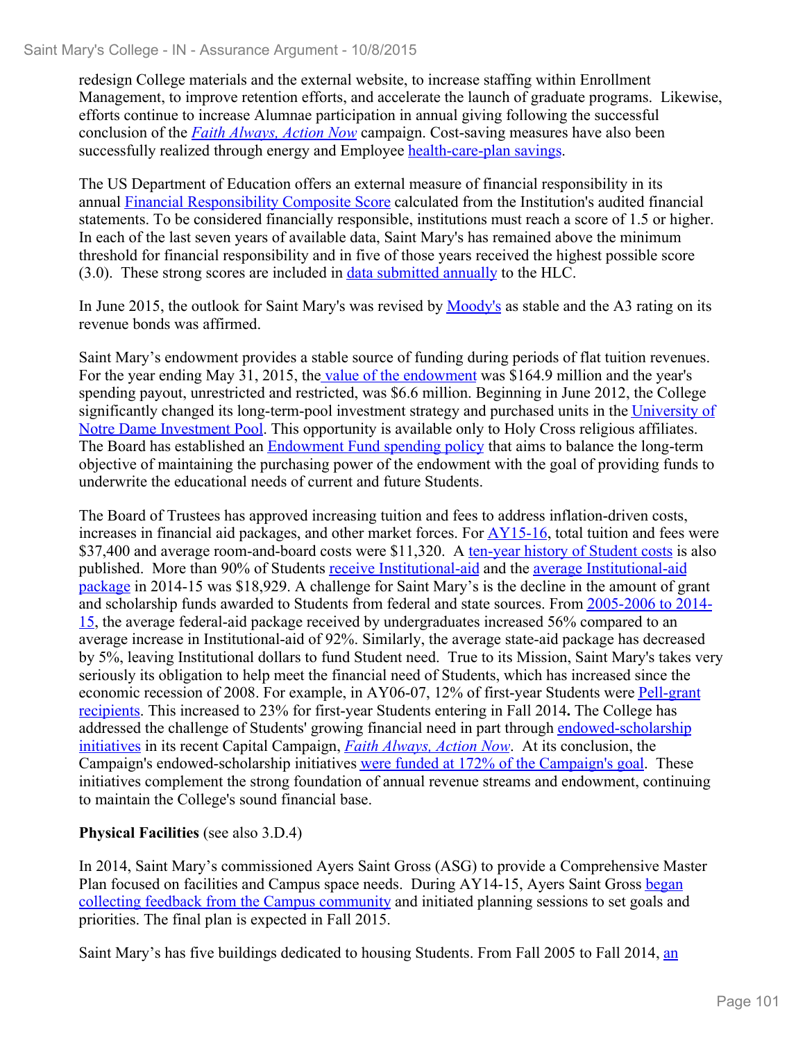redesign College materials and the external website, to increase staffing within Enrollment Management, to improve retention efforts, and accelerate the launch of graduate programs. Likewise, efforts continue to increase Alumnae participation in annual giving following the successful conclusion of the *Faith Always, Action Now* campaign. Cost-saving measures have also been successfully realized through energy and Employee health-care-plan savings.

The US Department of Education offers an external measure of financial responsibility in its annual Financial Responsibility Composite Score calculated from the Institution's audited financial statements. To be considered financially responsible, institutions must reach a score of 1.5 or higher. In each of the last seven years of available data, Saint Mary's has remained above the minimum threshold for financial responsibility and in five of those years received the highest possible score (3.0). These strong scores are included in data submitted annually to the HLC.

In June 2015, the outlook for Saint Mary's was revised by Moody's as stable and the A3 rating on its revenue bonds was affirmed.

Saint Mary's endowment provides a stable source of funding during periods of flat tuition revenues. For the year ending May 31, 2015, the value of the endowment was $164.9 million and the year's spending payout, unrestricted and restricted, was $6.6 million. Beginning in June 2012, the College significantly changed its long-term-pool investment strategy and purchased units in the University of Notre Dame Investment Pool. This opportunity is available only to Holy Cross religious affiliates. The Board has established an Endowment Fund spending policy that aims to balance the long-term objective of maintaining the purchasing power of the endowment with the goal of providing funds to underwrite the educational needs of current and future Students.

The Board of Trustees has approved increasing tuition and fees to address inflation-driven costs, increases in financial aid packages, and other market forces. For AY15-16, total tuition and fees were $37,400 and average room-and-board costs were $11,320. A ten-year history of Student costs is also published. More than 90% of Students receive Institutional-aid and the average Institutional-aid package in 2014-15 was $18,929. A challenge for Saint Mary's is the decline in the amount of grant and scholarship funds awarded to Students from federal and state sources. From 2005-2006 to 2014-15, the average federal-aid package received by undergraduates increased 56% compared to an average increase in Institutional-aid of 92%. Similarly, the average state-aid package has decreased by 5%, leaving Institutional dollars to fund Student need. True to its Mission, Saint Mary's takes very seriously its obligation to help meet the financial need of Students, which has increased since the economic recession of 2008. For example, in AY06-07, 12% of first-year Students were Pell-grant recipients. This increased to 23% for first-year Students entering in Fall 2014**.** The College has addressed the challenge of Students' growing financial need in part through endowed-scholarship initiatives in its recent Capital Campaign, *Faith Always, Action Now*. At its conclusion, the Campaign's endowed-scholarship initiatives were funded at 172% of the Campaign's goal. These initiatives complement the strong foundation of annual revenue streams and endowment, continuing to maintain the College's sound financial base.

**Physical Facilities** (see also 3.D.4)

In 2014, Saint Mary's commissioned Ayers Saint Gross (ASG) to provide a Comprehensive Master Plan focused on facilities and Campus space needs. During AY14-15, Ayers Saint Gross began collecting feedback from the Campus community and initiated planning sessions to set goals and priorities. The final plan is expected in Fall 2015.

Saint Mary's has five buildings dedicated to housing Students. From Fall 2005 to Fall 2014, an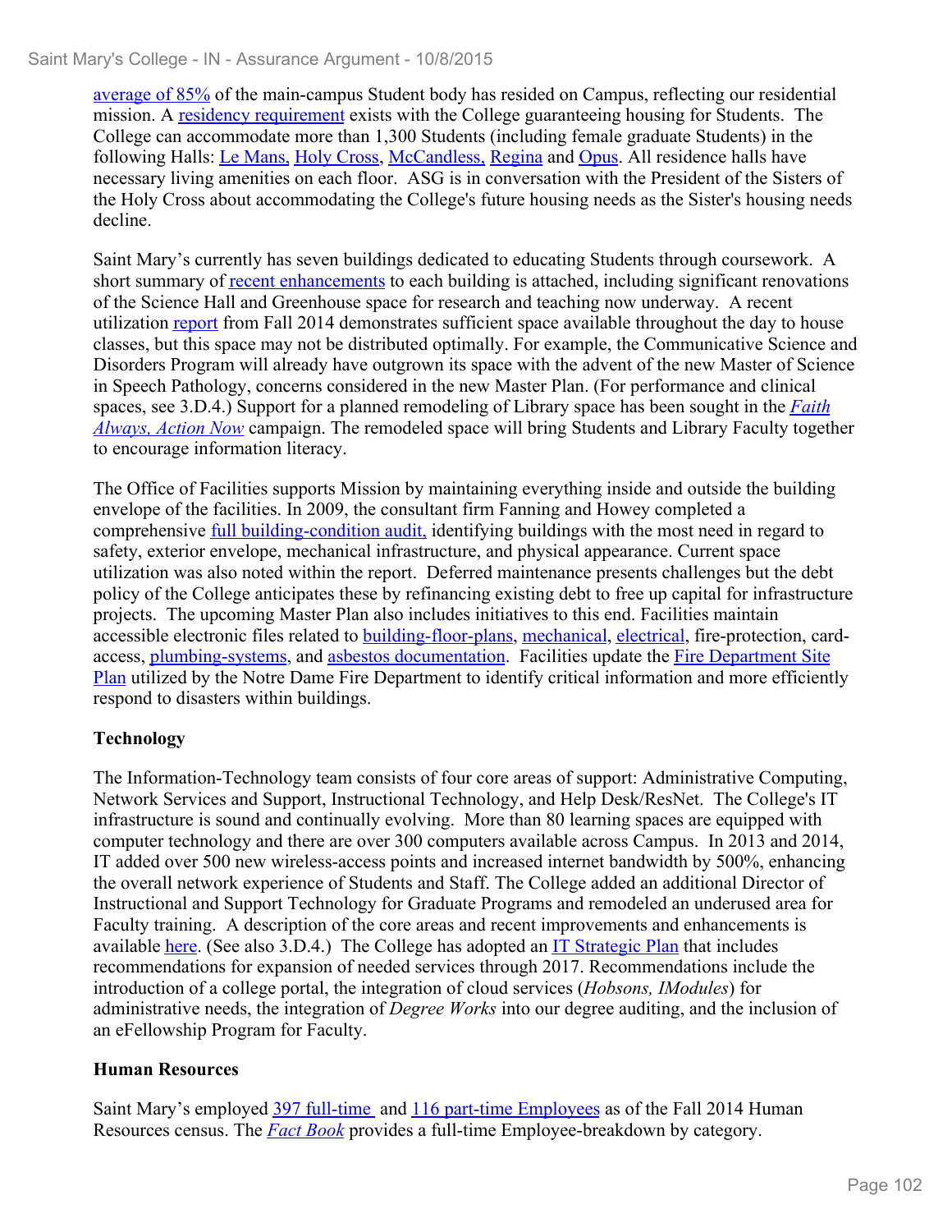average of 85% of the main-campus Student body has resided on Campus, reflecting our residential mission. A residency requirement exists with the College guaranteeing housing for Students. The College can accommodate more than 1,300 Students (including female graduate Students) in the following Halls: Le Mans, Holy Cross, McCandless, Regina and Opus. All residence halls have necessary living amenities on each floor. ASG is in conversation with the President of the Sisters of the Holy Cross about accommodating the College's future housing needs as the Sister's housing needs decline.

Saint Mary's currently has seven buildings dedicated to educating Students through coursework. A short summary of recent enhancements to each building is attached, including significant renovations of the Science Hall and Greenhouse space for research and teaching now underway. A recent utilization report from Fall 2014 demonstrates sufficient space available throughout the day to house classes, but this space may not be distributed optimally. For example, the Communicative Science and Disorders Program will already have outgrown its space with the advent of the new Master of Science in Speech Pathology, concerns considered in the new Master Plan. (For performance and clinical spaces, see 3.D.4.) Support for a planned remodeling of Library space has been sought in the *Faith Always, Action Now* campaign. The remodeled space will bring Students and Library Faculty together to encourage information literacy.

The Office of Facilities supports Mission by maintaining everything inside and outside the building envelope of the facilities. In 2009, the consultant firm Fanning and Howey completed a comprehensive full building-condition audit, identifying buildings with the most need in regard to safety, exterior envelope, mechanical infrastructure, and physical appearance. Current space utilization was also noted within the report. Deferred maintenance presents challenges but the debt policy of the College anticipates these by refinancing existing debt to free up capital for infrastructure projects. The upcoming Master Plan also includes initiatives to this end. Facilities maintain accessible electronic files related to building-floor-plans, mechanical, electrical, fire-protection, card-access, plumbing-systems, and asbestos documentation. Facilities update the Fire Department Site Plan utilized by the Notre Dame Fire Department to identify critical information and more efficiently respond to disasters within buildings.

**Technology**

The Information-Technology team consists of four core areas of support: Administrative Computing, Network Services and Support, Instructional Technology, and Help Desk/ResNet. The College's IT infrastructure is sound and continually evolving. More than 80 learning spaces are equipped with computer technology and there are over 300 computers available across Campus. In 2013 and 2014, IT added over 500 new wireless-access points and increased internet bandwidth by 500%, enhancing the overall network experience of Students and Staff. The College added an additional Director of Instructional and Support Technology for Graduate Programs and remodeled an underused area for Faculty training. A description of the core areas and recent improvements and enhancements is available here. (See also 3.D.4.) The College has adopted an IT Strategic Plan that includes recommendations for expansion of needed services through 2017. Recommendations include the introduction of a college portal, the integration of cloud services (*Hobsons, IModules*) for administrative needs, the integration of *Degree Works* into our degree auditing, and the inclusion of an eFellowship Program for Faculty.

**Human Resources**

Saint Mary's employed 397 full-time and 116 part-time Employees as of the Fall 2014 Human Resources census. The *Fact Book* provides a full-time Employee-breakdown by category.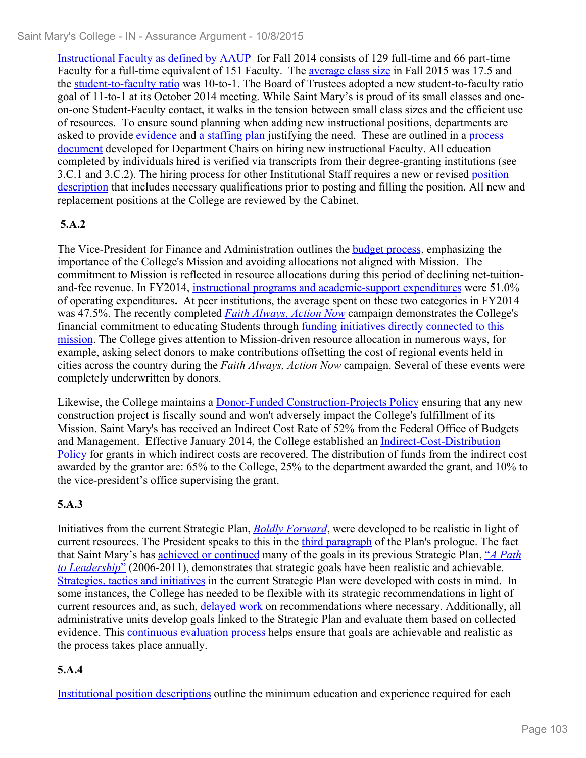Instructional Faculty as defined by AAUP for Fall 2014 consists of 129 full-time and 66 part-time Faculty for a full-time equivalent of 151 Faculty. The average class size in Fall 2015 was 17.5 and the student-to-faculty ratio was 10-to-1. The Board of Trustees adopted a new student-to-faculty ratio goal of 11-to-1 at its October 2014 meeting. While Saint Mary's is proud of its small classes and one-on-one Student-Faculty contact, it walks in the tension between small class sizes and the efficient use of resources. To ensure sound planning when adding new instructional positions, departments are asked to provide evidence and a staffing plan justifying the need. These are outlined in a process document developed for Department Chairs on hiring new instructional Faculty. All education completed by individuals hired is verified via transcripts from their degree-granting institutions (see 3.C.1 and 3.C.2). The hiring process for other Institutional Staff requires a new or revised position description that includes necessary qualifications prior to posting and filling the position. All new and replacement positions at the College are reviewed by the Cabinet.

**5.A.2**

The Vice-President for Finance and Administration outlines the budget process, emphasizing the importance of the College's Mission and avoiding allocations not aligned with Mission. The commitment to Mission is reflected in resource allocations during this period of declining net-tuition-and-fee revenue. In FY2014, instructional programs and academic-support expenditures were 51.0% of operating expenditures**.** At peer institutions, the average spent on these two categories in FY2014 was 47.5%. The recently completed *Faith Always, Action Now* campaign demonstrates the College's financial commitment to educating Students through funding initiatives directly connected to this mission. The College gives attention to Mission-driven resource allocation in numerous ways, for example, asking select donors to make contributions offsetting the cost of regional events held in cities across the country during the *Faith Always, Action Now* campaign. Several of these events were completely underwritten by donors.

Likewise, the College maintains a Donor-Funded Construction-Projects Policy ensuring that any new construction project is fiscally sound and won't adversely impact the College's fulfillment of its Mission. Saint Mary's has received an Indirect Cost Rate of 52% from the Federal Office of Budgets and Management. Effective January 2014, the College established an Indirect-Cost-Distribution Policy for grants in which indirect costs are recovered. The distribution of funds from the indirect cost awarded by the grantor are: 65% to the College, 25% to the department awarded the grant, and 10% to the vice-president's office supervising the grant.

**5.A.3**

Initiatives from the current Strategic Plan, *Boldly Forward*, were developed to be realistic in light of current resources. The President speaks to this in the third paragraph of the Plan's prologue. The fact that Saint Mary's has achieved or continued many of the goals in its previous Strategic Plan, "*A Path to Leadership*" (2006-2011), demonstrates that strategic goals have been realistic and achievable. Strategies, tactics and initiatives in the current Strategic Plan were developed with costs in mind. In some instances, the College has needed to be flexible with its strategic recommendations in light of current resources and, as such, delayed work on recommendations where necessary. Additionally, all administrative units develop goals linked to the Strategic Plan and evaluate them based on collected evidence. This continuous evaluation process helps ensure that goals are achievable and realistic as the process takes place annually.

**5.A.4**

Institutional position descriptions outline the minimum education and experience required for each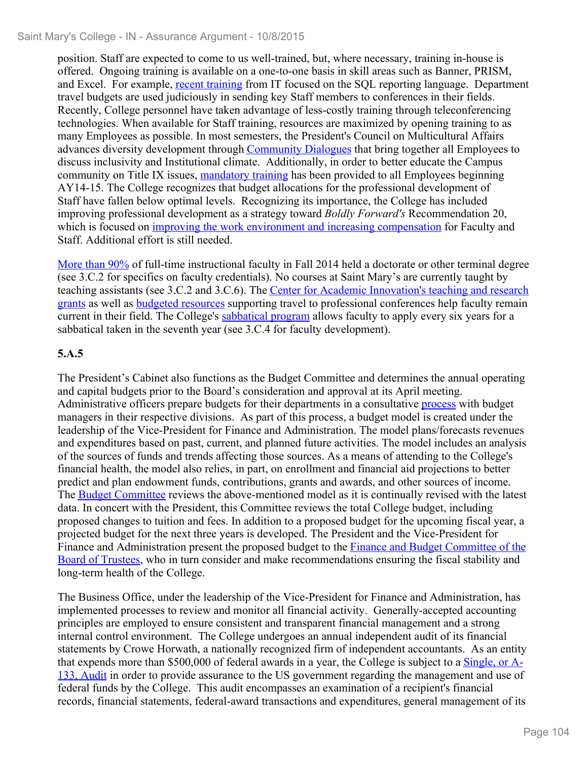position. Staff are expected to come to us well-trained, but, where necessary, training in-house is offered. Ongoing training is available on a one-to-one basis in skill areas such as Banner, PRISM, and Excel. For example, recent training from IT focused on the SQL reporting language. Department travel budgets are used judiciously in sending key Staff members to conferences in their fields. Recently, College personnel have taken advantage of less-costly training through teleconferencing technologies. When available for Staff training, resources are maximized by opening training to as many Employees as possible. In most semesters, the President's Council on Multicultural Affairs advances diversity development through Community Dialogues that bring together all Employees to discuss inclusivity and Institutional climate. Additionally, in order to better educate the Campus community on Title IX issues, mandatory training has been provided to all Employees beginning AY14-15. The College recognizes that budget allocations for the professional development of Staff have fallen below optimal levels. Recognizing its importance, the College has included improving professional development as a strategy toward *Boldly Forward's* Recommendation 20, which is focused on improving the work environment and increasing compensation for Faculty and Staff. Additional effort is still needed.

More than 90% of full-time instructional faculty in Fall 2014 held a doctorate or other terminal degree (see 3.C.2 for specifics on faculty credentials). No courses at Saint Mary's are currently taught by teaching assistants (see 3.C.2 and 3.C.6). The Center for Academic Innovation's teaching and research grants as well as budgeted resources supporting travel to professional conferences help faculty remain current in their field. The College's sabbatical program allows faculty to apply every six years for a sabbatical taken in the seventh year (see 3.C.4 for faculty development).

**5.A.5**

The President's Cabinet also functions as the Budget Committee and determines the annual operating and capital budgets prior to the Board's consideration and approval at its April meeting. Administrative officers prepare budgets for their departments in a consultative process with budget managers in their respective divisions. As part of this process, a budget model is created under the leadership of the Vice-President for Finance and Administration. The model plans/forecasts revenues and expenditures based on past, current, and planned future activities. The model includes an analysis of the sources of funds and trends affecting those sources. As a means of attending to the College's financial health, the model also relies, in part, on enrollment and financial aid projections to better predict and plan endowment funds, contributions, grants and awards, and other sources of income. The Budget Committee reviews the above-mentioned model as it is continually revised with the latest data. In concert with the President, this Committee reviews the total College budget, including proposed changes to tuition and fees. In addition to a proposed budget for the upcoming fiscal year, a projected budget for the next three years is developed. The President and the Vice-President for Finance and Administration present the proposed budget to the Finance and Budget Committee of the Board of Trustees, who in turn consider and make recommendations ensuring the fiscal stability and long-term health of the College.

The Business Office, under the leadership of the Vice-President for Finance and Administration, has implemented processes to review and monitor all financial activity. Generally-accepted accounting principles are employed to ensure consistent and transparent financial management and a strong internal control environment. The College undergoes an annual independent audit of its financial statements by Crowe Horwath, a nationally recognized firm of independent accountants. As an entity that expends more than $500,000 of federal awards in a year, the College is subject to a Single, or A-133, Audit in order to provide assurance to the US government regarding the management and use of federal funds by the College. This audit encompasses an examination of a recipient's financial records, financial statements, federal-award transactions and expenditures, general management of its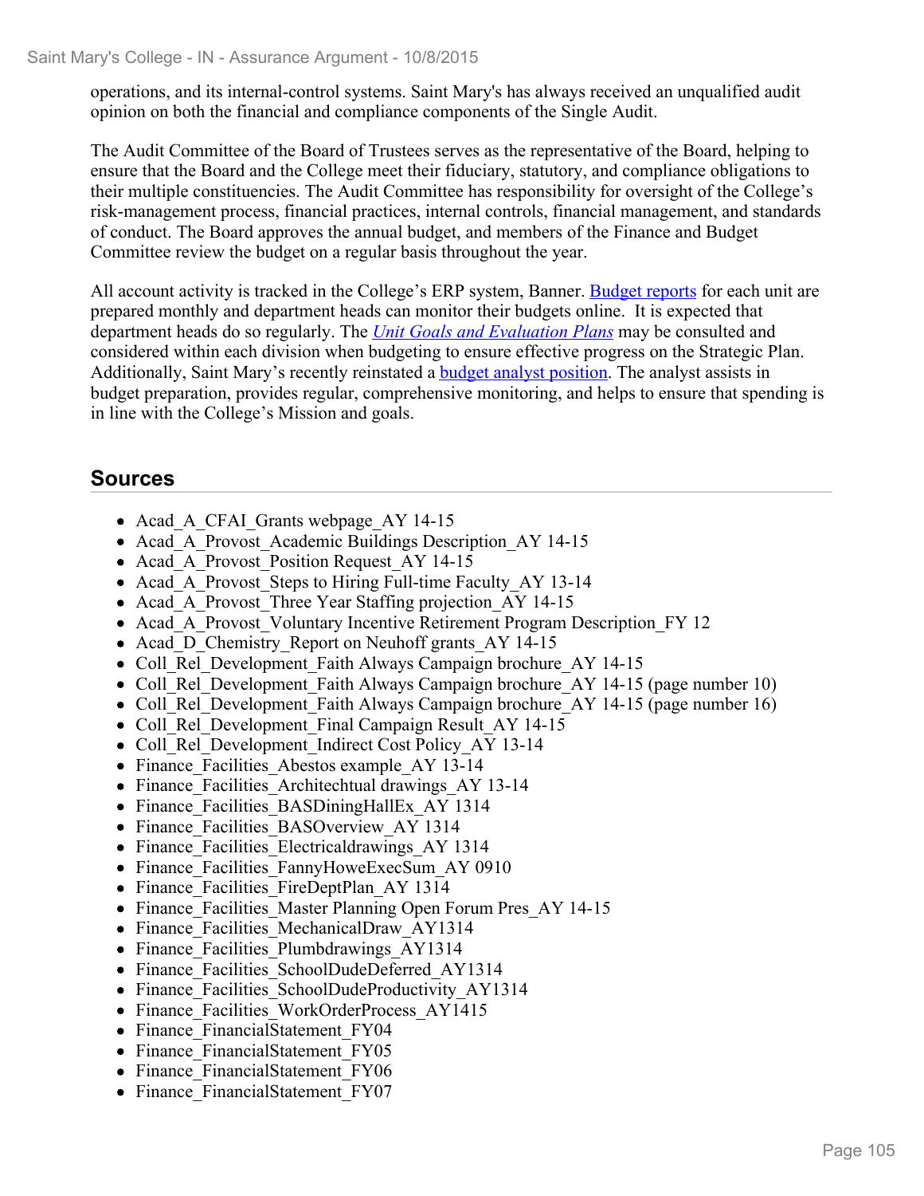operations, and its internal-control systems. Saint Mary's has always received an unqualified audit opinion on both the financial and compliance components of the Single Audit.

The Audit Committee of the Board of Trustees serves as the representative of the Board, helping to ensure that the Board and the College meet their fiduciary, statutory, and compliance obligations to their multiple constituencies. The Audit Committee has responsibility for oversight of the College's risk-management process, financial practices, internal controls, financial management, and standards of conduct. The Board approves the annual budget, and members of the Finance and Budget Committee review the budget on a regular basis throughout the year.

All account activity is tracked in the College's ERP system, Banner. Budget reports for each unit are prepared monthly and department heads can monitor their budgets online. It is expected that department heads do so regularly. The *Unit Goals and Evaluation Plans* may be consulted and considered within each division when budgeting to ensure effective progress on the Strategic Plan. Additionally, Saint Mary's recently reinstated a budget analyst position. The analyst assists in budget preparation, provides regular, comprehensive monitoring, and helps to ensure that spending is in line with the College's Mission and goals.

## Sources

- Acad_A_CFAI_Grants webpage_AY 14-15
- Acad_A_Provost_Academic Buildings Description_AY 14-15
- Acad_A_Provost_Position Request_AY 14-15
- Acad_A_Provost_Steps to Hiring Full-time Faculty_AY 13-14
- Acad_A_Provost_Three Year Staffing projection_AY 14-15
- Acad_A_Provost_Voluntary Incentive Retirement Program Description_FY 12
- Acad_D_Chemistry_Report on Neuhoff grants_AY 14-15
- Coll_Rel_Development_Faith Always Campaign brochure_AY 14-15
- Coll_Rel_Development_Faith Always Campaign brochure_AY 14-15 (page number 10)
- Coll_Rel_Development_Faith Always Campaign brochure_AY 14-15 (page number 16)
- Coll_Rel_Development_Final Campaign Result_AY 14-15
- Coll_Rel_Development_Indirect Cost Policy_AY 13-14
- Finance_Facilities_Abestos example_AY 13-14
- Finance_Facilities_Architechtual drawings_AY 13-14
- Finance_Facilities_BASDiningHallEx_AY 1314
- Finance_Facilities_BASOverview_AY 1314
- Finance_Facilities_Electricaldrawings_AY 1314
- Finance_Facilities_FannyHoweExecSum_AY 0910
- Finance_Facilities_FireDeptPlan_AY 1314
- Finance_Facilities_Master Planning Open Forum Pres_AY 14-15
- Finance_Facilities_MechanicalDraw_AY1314
- Finance_Facilities_Plumbdrawings_AY1314
- Finance_Facilities_SchoolDudeDeferred_AY1314
- Finance_Facilities_SchoolDudeProductivity_AY1314
- Finance_Facilities_WorkOrderProcess_AY1415
- Finance_FinancialStatement_FY04
- Finance_FinancialStatement_FY05
- Finance_FinancialStatement_FY06
- Finance_FinancialStatement_FY07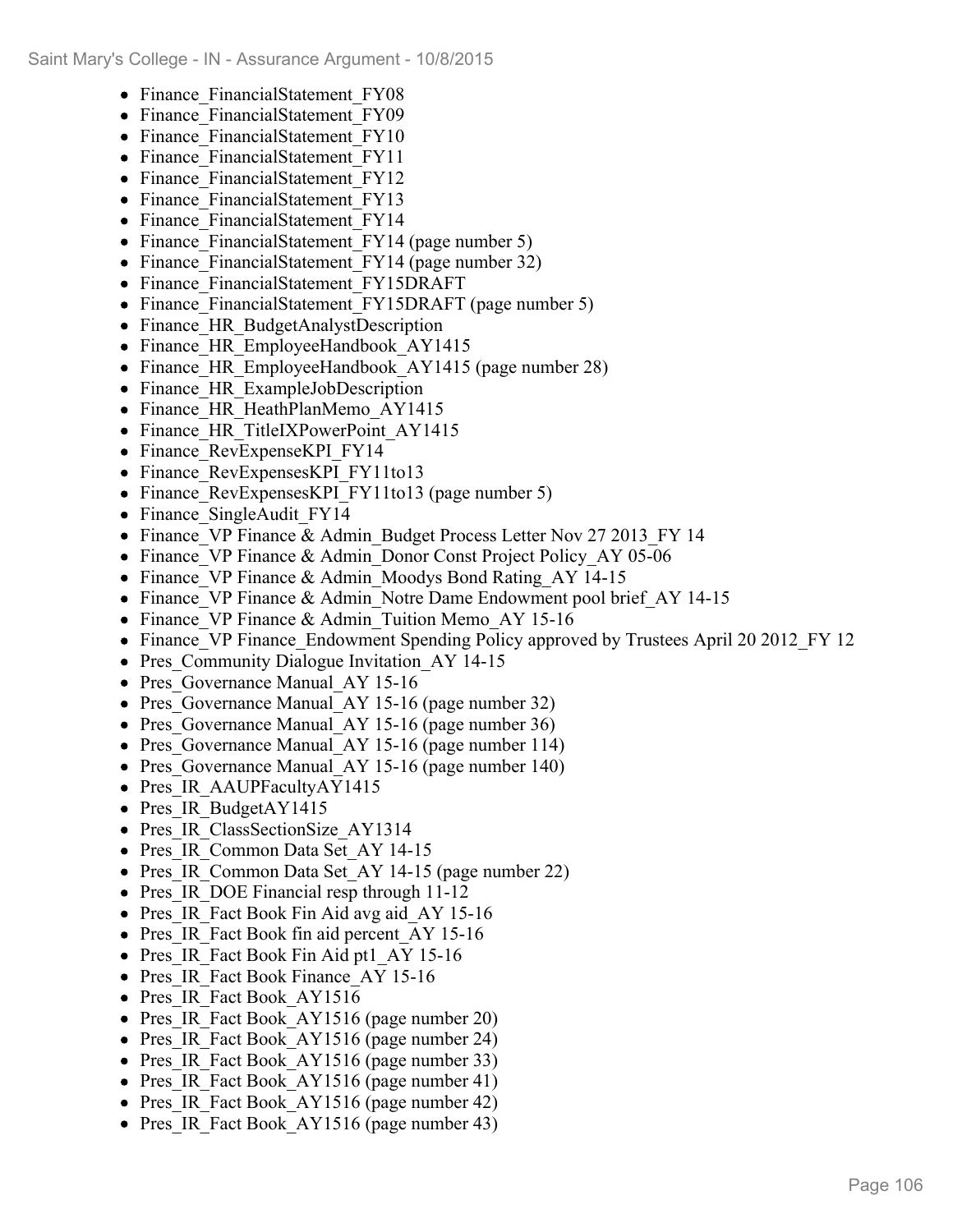- Finance_FinancialStatement_FY08
- Finance_FinancialStatement_FY09
- Finance_FinancialStatement_FY10
- Finance_FinancialStatement_FY11
- Finance_FinancialStatement_FY12
- Finance_FinancialStatement_FY13
- Finance_FinancialStatement_FY14
- Finance_FinancialStatement_FY14 (page number 5)
- Finance_FinancialStatement_FY14 (page number 32)
- Finance_FinancialStatement_FY15DRAFT
- Finance_FinancialStatement_FY15DRAFT (page number 5)
- Finance_HR_BudgetAnalystDescription
- Finance_HR_EmployeeHandbook_AY1415
- Finance_HR_EmployeeHandbook_AY1415 (page number 28)
- Finance_HR_ExampleJobDescription
- Finance_HR_HeathPlanMemo_AY1415
- Finance_HR_TitleIXPowerPoint_AY1415
- Finance_RevExpenseKPI_FY14
- Finance_RevExpensesKPI_FY11to13
- Finance_RevExpensesKPI_FY11to13 (page number 5)
- Finance_SingleAudit_FY14
- Finance_VP Finance & Admin_Budget Process Letter Nov 27 2013_FY 14
- Finance_VP Finance & Admin_Donor Const Project Policy_AY 05-06
- Finance_VP Finance & Admin_Moodys Bond Rating_AY 14-15
- Finance_VP Finance & Admin_Notre Dame Endowment pool brief_AY 14-15
- Finance_VP Finance & Admin_Tuition Memo_AY 15-16
- Finance_VP Finance_Endowment Spending Policy approved by Trustees April 20 2012_FY 12
- Pres_Community Dialogue Invitation_AY 14-15
- Pres_Governance Manual_AY 15-16
- Pres_Governance Manual_AY 15-16 (page number 32)
- Pres_Governance Manual_AY 15-16 (page number 36)
- Pres_Governance Manual_AY 15-16 (page number 114)
- Pres_Governance Manual_AY 15-16 (page number 140)
- Pres_IR_AAUPFacultyAY1415
- Pres_IR_BudgetAY1415
- Pres_IR_ClassSectionSize_AY1314
- Pres_IR_Common Data Set_AY 14-15
- Pres_IR_Common Data Set_AY 14-15 (page number 22)
- Pres_IR_DOE Financial resp through 11-12
- Pres_IR_Fact Book Fin Aid avg aid_AY 15-16
- Pres_IR_Fact Book fin aid percent_AY 15-16
- Pres_IR_Fact Book Fin Aid pt1_AY 15-16
- Pres_IR_Fact Book Finance_AY 15-16
- Pres_IR_Fact Book_AY1516
- Pres_IR_Fact Book_AY1516 (page number 20)
- Pres_IR_Fact Book_AY1516 (page number 24)
- Pres_IR_Fact Book_AY1516 (page number 33)
- Pres_IR_Fact Book_AY1516 (page number 41)
- Pres_IR_Fact Book_AY1516 (page number 42)
- Pres_IR_Fact Book_AY1516 (page number 43)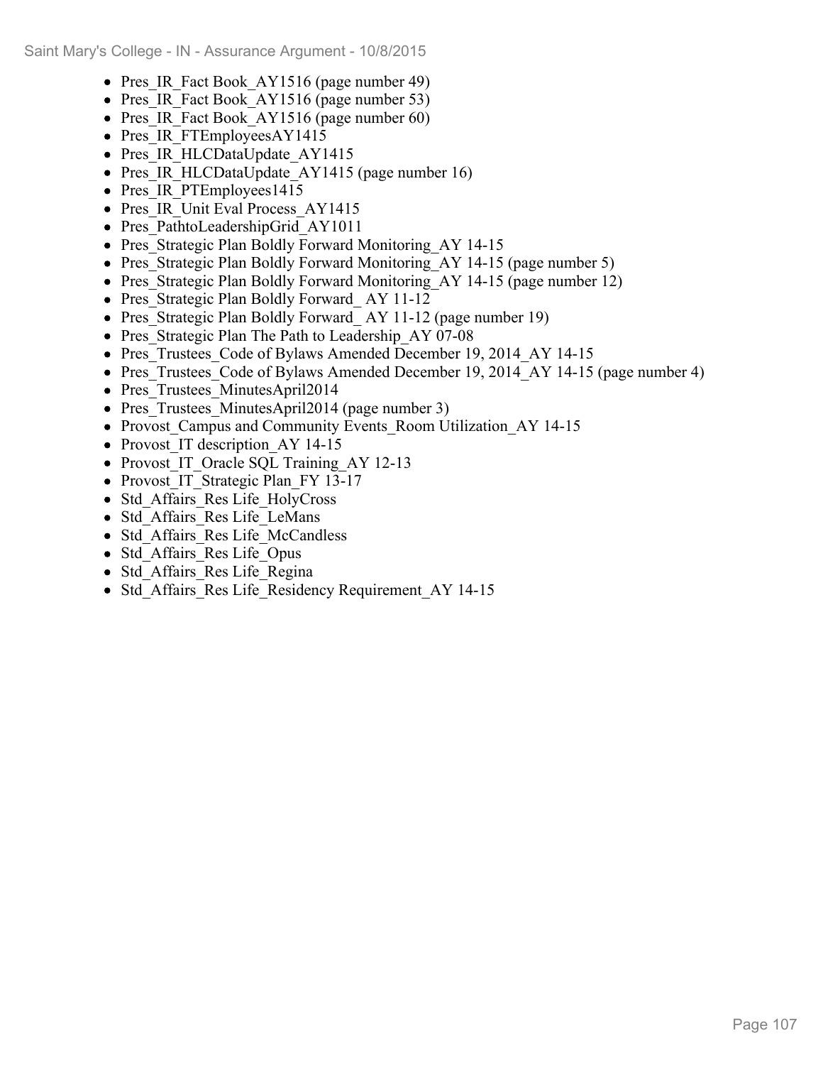- Pres_IR_Fact Book_AY1516 (page number 49)
- Pres_IR_Fact Book_AY1516 (page number 53)
- Pres_IR_Fact Book_AY1516 (page number 60)
- Pres_IR_FTEmployeesAY1415
- Pres_IR_HLCDataUpdate_AY1415
- Pres_IR_HLCDataUpdate_AY1415 (page number 16)
- Pres_IR_PTEmployees1415
- Pres_IR_Unit Eval Process_AY1415
- Pres_PathtoLeadershipGrid_AY1011
- Pres_Strategic Plan Boldly Forward Monitoring_AY 14-15
- Pres_Strategic Plan Boldly Forward Monitoring_AY 14-15 (page number 5)
- Pres_Strategic Plan Boldly Forward Monitoring_AY 14-15 (page number 12)
- Pres_Strategic Plan Boldly Forward_ AY 11-12
- Pres_Strategic Plan Boldly Forward_ AY 11-12 (page number 19)
- Pres_Strategic Plan The Path to Leadership_AY 07-08
- Pres_Trustees_Code of Bylaws Amended December 19, 2014_AY 14-15
- Pres_Trustees_Code of Bylaws Amended December 19, 2014_AY 14-15 (page number 4)
- Pres_Trustees_MinutesApril2014
- Pres_Trustees_MinutesApril2014 (page number 3)
- Provost_Campus and Community Events_Room Utilization_AY 14-15
- Provost_IT description_AY 14-15
- Provost_IT_Oracle SQL Training_AY 12-13
- Provost_IT_Strategic Plan_FY 13-17
- Std_Affairs_Res Life_HolyCross
- Std_Affairs_Res Life_LeMans
- Std_Affairs_Res Life_McCandless
- Std_Affairs_Res Life_Opus
- Std_Affairs_Res Life_Regina
- Std_Affairs_Res Life_Residency Requirement_AY 14-15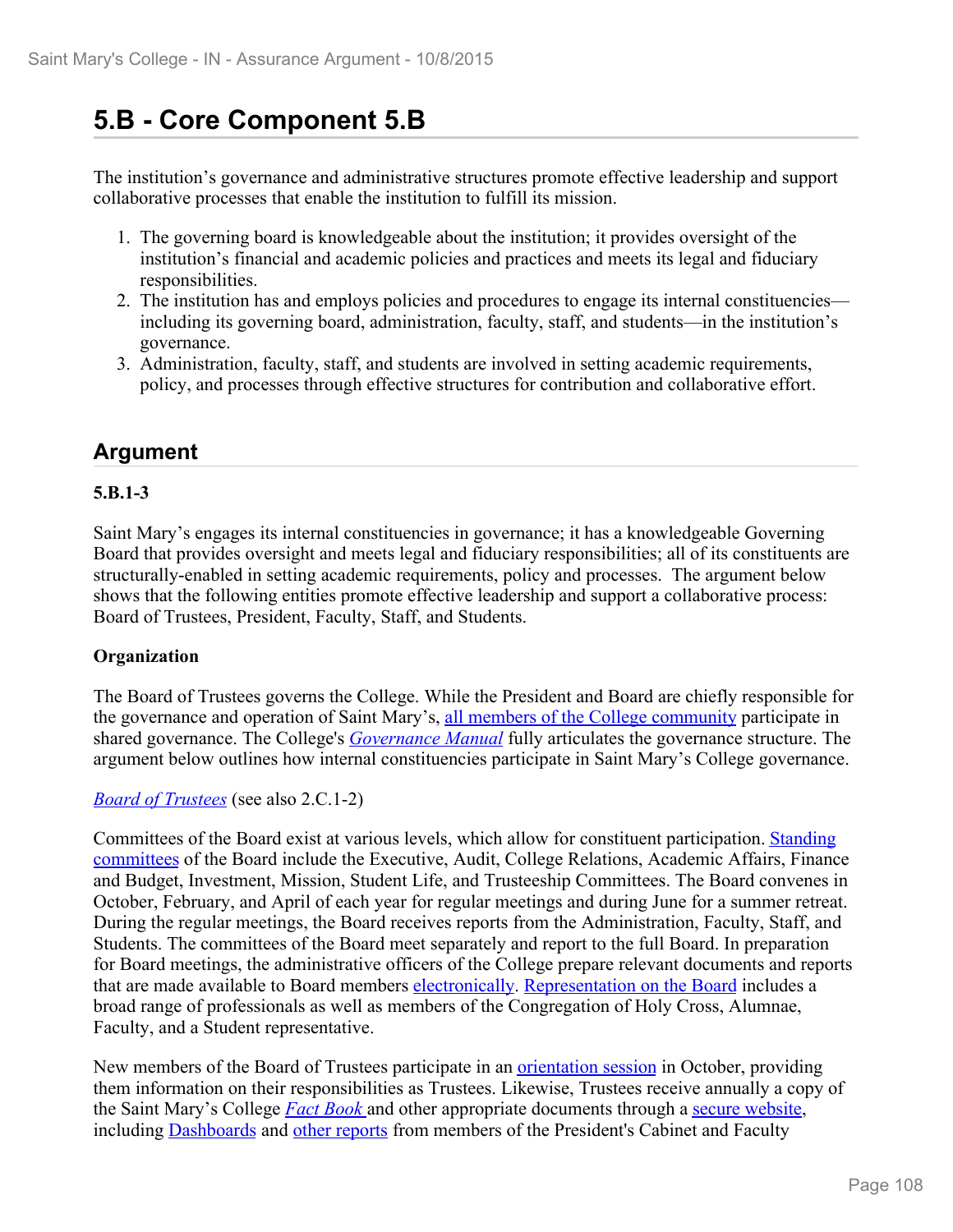# 5.B - Core Component 5.B

The institution's governance and administrative structures promote effective leadership and support collaborative processes that enable the institution to fulfill its mission.

1. The governing board is knowledgeable about the institution; it provides oversight of the institution's financial and academic policies and practices and meets its legal and fiduciary responsibilities.
2. The institution has and employs policies and procedures to engage its internal constituencies—including its governing board, administration, faculty, staff, and students—in the institution's governance.
3. Administration, faculty, staff, and students are involved in setting academic requirements, policy, and processes through effective structures for contribution and collaborative effort.

## Argument

**5.B.1-3**

Saint Mary's engages its internal constituencies in governance; it has a knowledgeable Governing Board that provides oversight and meets legal and fiduciary responsibilities; all of its constituents are structurally-enabled in setting academic requirements, policy and processes. The argument below shows that the following entities promote effective leadership and support a collaborative process: Board of Trustees, President, Faculty, Staff, and Students.

**Organization**

The Board of Trustees governs the College. While the President and Board are chiefly responsible for the governance and operation of Saint Mary's, all members of the College community participate in shared governance. The College's *Governance Manual* fully articulates the governance structure. The argument below outlines how internal constituencies participate in Saint Mary's College governance.

*Board of Trustees* (see also 2.C.1-2)

Committees of the Board exist at various levels, which allow for constituent participation. Standing committees of the Board include the Executive, Audit, College Relations, Academic Affairs, Finance and Budget, Investment, Mission, Student Life, and Trusteeship Committees. The Board convenes in October, February, and April of each year for regular meetings and during June for a summer retreat. During the regular meetings, the Board receives reports from the Administration, Faculty, Staff, and Students. The committees of the Board meet separately and report to the full Board. In preparation for Board meetings, the administrative officers of the College prepare relevant documents and reports that are made available to Board members electronically. Representation on the Board includes a broad range of professionals as well as members of the Congregation of Holy Cross, Alumnae, Faculty, and a Student representative.

New members of the Board of Trustees participate in an orientation session in October, providing them information on their responsibilities as Trustees. Likewise, Trustees receive annually a copy of the Saint Mary's College *Fact Book* and other appropriate documents through a secure website, including Dashboards and other reports from members of the President's Cabinet and Faculty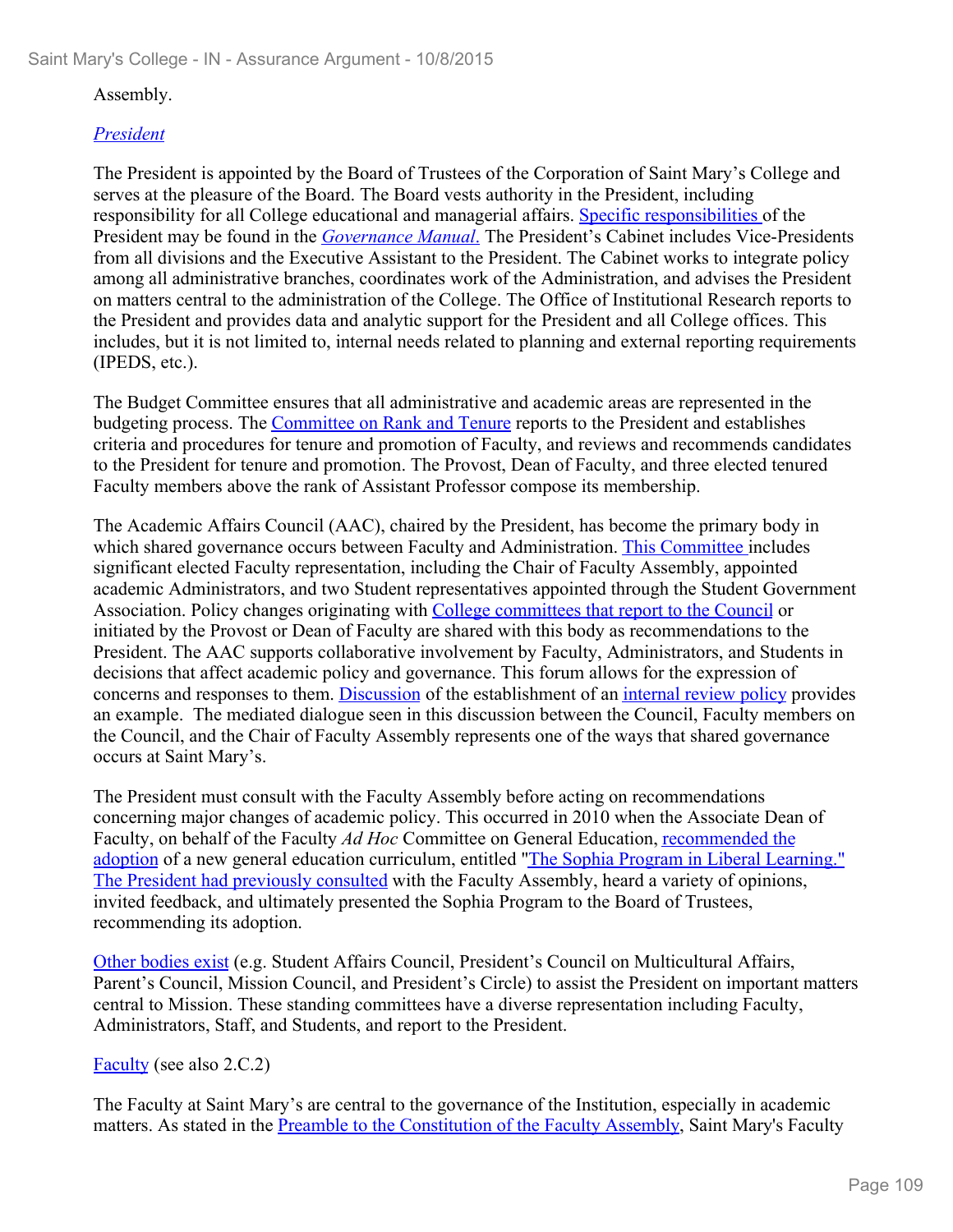Assembly.

*President*

The President is appointed by the Board of Trustees of the Corporation of Saint Mary's College and serves at the pleasure of the Board. The Board vests authority in the President, including responsibility for all College educational and managerial affairs. Specific responsibilities of the President may be found in the *Governance Manual*. The President's Cabinet includes Vice-Presidents from all divisions and the Executive Assistant to the President. The Cabinet works to integrate policy among all administrative branches, coordinates work of the Administration, and advises the President on matters central to the administration of the College. The Office of Institutional Research reports to the President and provides data and analytic support for the President and all College offices. This includes, but it is not limited to, internal needs related to planning and external reporting requirements (IPEDS, etc.).

The Budget Committee ensures that all administrative and academic areas are represented in the budgeting process. The Committee on Rank and Tenure reports to the President and establishes criteria and procedures for tenure and promotion of Faculty, and reviews and recommends candidates to the President for tenure and promotion. The Provost, Dean of Faculty, and three elected tenured Faculty members above the rank of Assistant Professor compose its membership.

The Academic Affairs Council (AAC), chaired by the President, has become the primary body in which shared governance occurs between Faculty and Administration. This Committee includes significant elected Faculty representation, including the Chair of Faculty Assembly, appointed academic Administrators, and two Student representatives appointed through the Student Government Association. Policy changes originating with College committees that report to the Council or initiated by the Provost or Dean of Faculty are shared with this body as recommendations to the President. The AAC supports collaborative involvement by Faculty, Administrators, and Students in decisions that affect academic policy and governance. This forum allows for the expression of concerns and responses to them. Discussion of the establishment of an internal review policy provides an example. The mediated dialogue seen in this discussion between the Council, Faculty members on the Council, and the Chair of Faculty Assembly represents one of the ways that shared governance occurs at Saint Mary's.

The President must consult with the Faculty Assembly before acting on recommendations concerning major changes of academic policy. This occurred in 2010 when the Associate Dean of Faculty, on behalf of the Faculty *Ad Hoc* Committee on General Education, recommended the adoption of a new general education curriculum, entitled "The Sophia Program in Liberal Learning." The President had previously consulted with the Faculty Assembly, heard a variety of opinions, invited feedback, and ultimately presented the Sophia Program to the Board of Trustees, recommending its adoption.

Other bodies exist (e.g. Student Affairs Council, President's Council on Multicultural Affairs, Parent's Council, Mission Council, and President's Circle) to assist the President on important matters central to Mission. These standing committees have a diverse representation including Faculty, Administrators, Staff, and Students, and report to the President.

Faculty (see also 2.C.2)

The Faculty at Saint Mary's are central to the governance of the Institution, especially in academic matters. As stated in the Preamble to the Constitution of the Faculty Assembly, Saint Mary's Faculty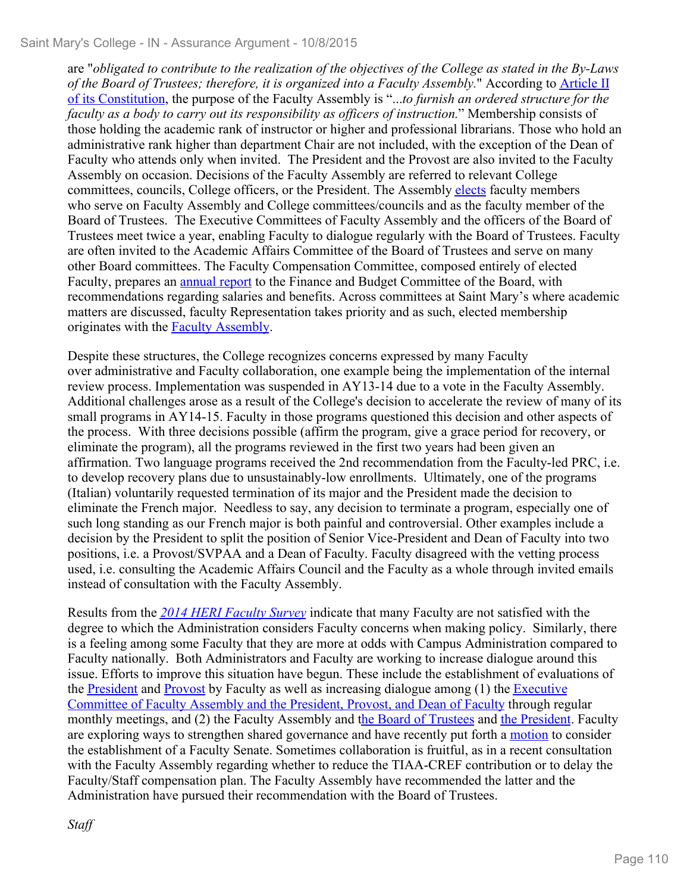are "*obligated to contribute to the realization of the objectives of the College as stated in the By-Laws of the Board of Trustees; therefore, it is organized into a Faculty Assembly.*" According to Article II of its Constitution, the purpose of the Faculty Assembly is "...*to furnish an ordered structure for the faculty as a body to carry out its responsibility as officers of instruction.*" Membership consists of those holding the academic rank of instructor or higher and professional librarians. Those who hold an administrative rank higher than department Chair are not included, with the exception of the Dean of Faculty who attends only when invited. The President and the Provost are also invited to the Faculty Assembly on occasion. Decisions of the Faculty Assembly are referred to relevant College committees, councils, College officers, or the President. The Assembly elects faculty members who serve on Faculty Assembly and College committees/councils and as the faculty member of the Board of Trustees. The Executive Committees of Faculty Assembly and the officers of the Board of Trustees meet twice a year, enabling Faculty to dialogue regularly with the Board of Trustees. Faculty are often invited to the Academic Affairs Committee of the Board of Trustees and serve on many other Board committees. The Faculty Compensation Committee, composed entirely of elected Faculty, prepares an annual report to the Finance and Budget Committee of the Board, with recommendations regarding salaries and benefits. Across committees at Saint Mary's where academic matters are discussed, faculty Representation takes priority and as such, elected membership originates with the Faculty Assembly.

Despite these structures, the College recognizes concerns expressed by many Faculty over administrative and Faculty collaboration, one example being the implementation of the internal review process. Implementation was suspended in AY13-14 due to a vote in the Faculty Assembly. Additional challenges arose as a result of the College's decision to accelerate the review of many of its small programs in AY14-15. Faculty in those programs questioned this decision and other aspects of the process. With three decisions possible (affirm the program, give a grace period for recovery, or eliminate the program), all the programs reviewed in the first two years had been given an affirmation. Two language programs received the 2nd recommendation from the Faculty-led PRC, i.e. to develop recovery plans due to unsustainably-low enrollments. Ultimately, one of the programs (Italian) voluntarily requested termination of its major and the President made the decision to eliminate the French major. Needless to say, any decision to terminate a program, especially one of such long standing as our French major is both painful and controversial. Other examples include a decision by the President to split the position of Senior Vice-President and Dean of Faculty into two positions, i.e. a Provost/SVPAA and a Dean of Faculty. Faculty disagreed with the vetting process used, i.e. consulting the Academic Affairs Council and the Faculty as a whole through invited emails instead of consultation with the Faculty Assembly.

Results from the *2014 HERI Faculty Survey* indicate that many Faculty are not satisfied with the degree to which the Administration considers Faculty concerns when making policy. Similarly, there is a feeling among some Faculty that they are more at odds with Campus Administration compared to Faculty nationally. Both Administrators and Faculty are working to increase dialogue around this issue. Efforts to improve this situation have begun. These include the establishment of evaluations of the President and Provost by Faculty as well as increasing dialogue among (1) the Executive Committee of Faculty Assembly and the President, Provost, and Dean of Faculty through regular monthly meetings, and (2) the Faculty Assembly and the Board of Trustees and the President. Faculty are exploring ways to strengthen shared governance and have recently put forth a motion to consider the establishment of a Faculty Senate. Sometimes collaboration is fruitful, as in a recent consultation with the Faculty Assembly regarding whether to reduce the TIAA-CREF contribution or to delay the Faculty/Staff compensation plan. The Faculty Assembly have recommended the latter and the Administration have pursued their recommendation with the Board of Trustees.

*Staff*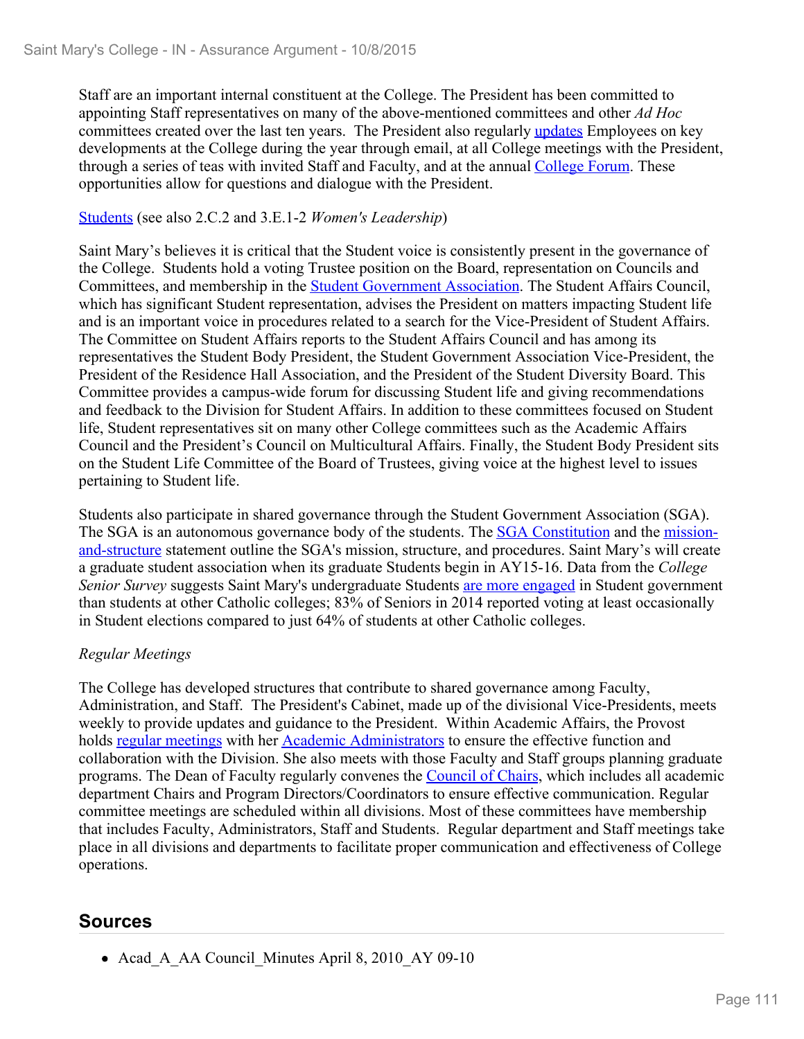Staff are an important internal constituent at the College. The President has been committed to appointing Staff representatives on many of the above-mentioned committees and other *Ad Hoc* committees created over the last ten years. The President also regularly updates Employees on key developments at the College during the year through email, at all College meetings with the President, through a series of teas with invited Staff and Faculty, and at the annual College Forum. These opportunities allow for questions and dialogue with the President.

Students (see also 2.C.2 and 3.E.1-2 *Women's Leadership*)

Saint Mary's believes it is critical that the Student voice is consistently present in the governance of the College. Students hold a voting Trustee position on the Board, representation on Councils and Committees, and membership in the Student Government Association. The Student Affairs Council, which has significant Student representation, advises the President on matters impacting Student life and is an important voice in procedures related to a search for the Vice-President of Student Affairs. The Committee on Student Affairs reports to the Student Affairs Council and has among its representatives the Student Body President, the Student Government Association Vice-President, the President of the Residence Hall Association, and the President of the Student Diversity Board. This Committee provides a campus-wide forum for discussing Student life and giving recommendations and feedback to the Division for Student Affairs. In addition to these committees focused on Student life, Student representatives sit on many other College committees such as the Academic Affairs Council and the President's Council on Multicultural Affairs. Finally, the Student Body President sits on the Student Life Committee of the Board of Trustees, giving voice at the highest level to issues pertaining to Student life.

Students also participate in shared governance through the Student Government Association (SGA). The SGA is an autonomous governance body of the students. The SGA Constitution and the mission-and-structure statement outline the SGA's mission, structure, and procedures. Saint Mary's will create a graduate student association when its graduate Students begin in AY15-16. Data from the *College Senior Survey* suggests Saint Mary's undergraduate Students are more engaged in Student government than students at other Catholic colleges; 83% of Seniors in 2014 reported voting at least occasionally in Student elections compared to just 64% of students at other Catholic colleges.

*Regular Meetings*

The College has developed structures that contribute to shared governance among Faculty, Administration, and Staff. The President's Cabinet, made up of the divisional Vice-Presidents, meets weekly to provide updates and guidance to the President. Within Academic Affairs, the Provost holds regular meetings with her Academic Administrators to ensure the effective function and collaboration with the Division. She also meets with those Faculty and Staff groups planning graduate programs. The Dean of Faculty regularly convenes the Council of Chairs, which includes all academic department Chairs and Program Directors/Coordinators to ensure effective communication. Regular committee meetings are scheduled within all divisions. Most of these committees have membership that includes Faculty, Administrators, Staff and Students. Regular department and Staff meetings take place in all divisions and departments to facilitate proper communication and effectiveness of College operations.

## Sources

- Acad_A_AA Council_Minutes April 8, 2010_AY 09-10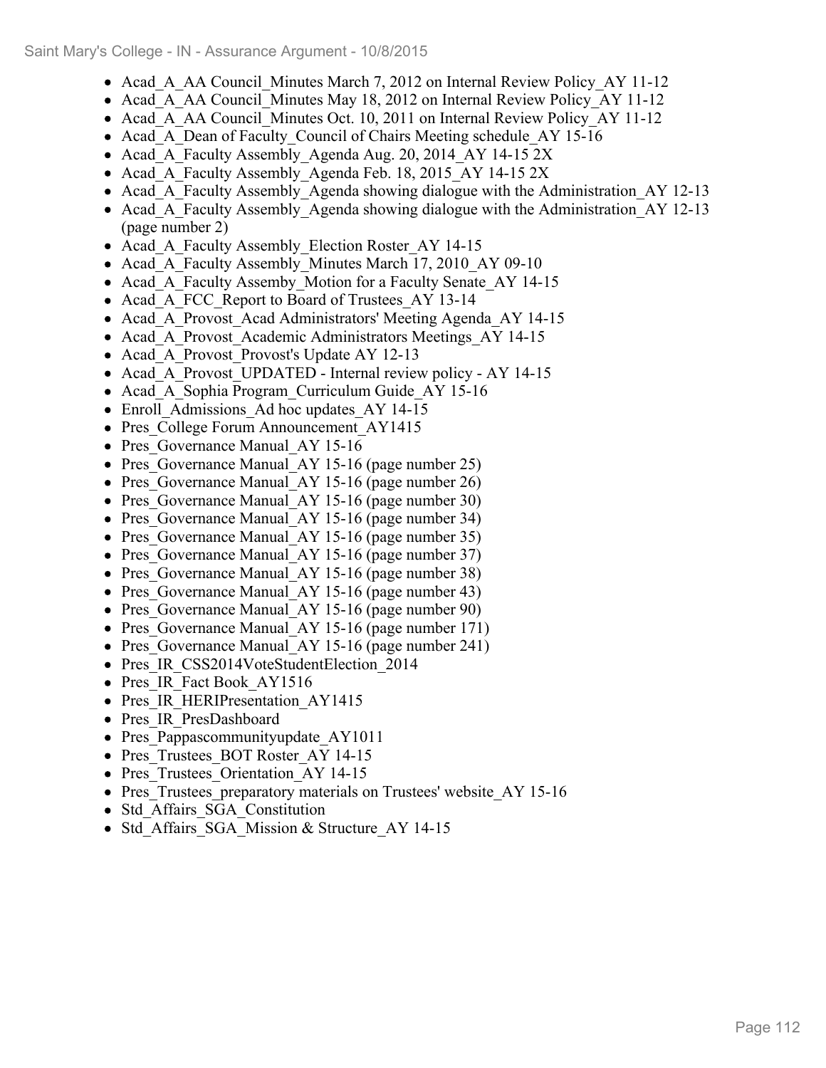- Acad_A_AA Council_Minutes March 7, 2012 on Internal Review Policy_AY 11-12
- Acad_A_AA Council_Minutes May 18, 2012 on Internal Review Policy_AY 11-12
- Acad_A_AA Council_Minutes Oct. 10, 2011 on Internal Review Policy_AY 11-12
- Acad_A_Dean of Faculty_Council of Chairs Meeting schedule_AY 15-16
- Acad_A_Faculty Assembly_Agenda Aug. 20, 2014_AY 14-15 2X
- Acad_A_Faculty Assembly_Agenda Feb. 18, 2015_AY 14-15 2X
- Acad_A_Faculty Assembly_Agenda showing dialogue with the Administration_AY 12-13
- Acad_A_Faculty Assembly_Agenda showing dialogue with the Administration_AY 12-13 (page number 2)
- Acad_A_Faculty Assembly_Election Roster_AY 14-15
- Acad_A_Faculty Assembly_Minutes March 17, 2010_AY 09-10
- Acad_A_Faculty Assemby_Motion for a Faculty Senate_AY 14-15
- Acad_A_FCC_Report to Board of Trustees_AY 13-14
- Acad_A_Provost_Acad Administrators' Meeting Agenda_AY 14-15
- Acad_A_Provost_Academic Administrators Meetings_AY 14-15
- Acad_A_Provost_Provost's Update AY 12-13
- Acad_A_Provost_UPDATED - Internal review policy - AY 14-15
- Acad_A_Sophia Program_Curriculum Guide_AY 15-16
- Enroll_Admissions_Ad hoc updates_AY 14-15
- Pres_College Forum Announcement_AY1415
- Pres_Governance Manual_AY 15-16
- Pres_Governance Manual_AY 15-16 (page number 25)
- Pres_Governance Manual_AY 15-16 (page number 26)
- Pres_Governance Manual_AY 15-16 (page number 30)
- Pres_Governance Manual_AY 15-16 (page number 34)
- Pres_Governance Manual_AY 15-16 (page number 35)
- Pres_Governance Manual_AY 15-16 (page number 37)
- Pres_Governance Manual_AY 15-16 (page number 38)
- Pres_Governance Manual_AY 15-16 (page number 43)
- Pres_Governance Manual_AY 15-16 (page number 90)
- Pres_Governance Manual_AY 15-16 (page number 171)
- Pres_Governance Manual_AY 15-16 (page number 241)
- Pres_IR_CSS2014VoteStudentElection_2014
- Pres_IR_Fact Book_AY1516
- Pres_IR_HERIPresentation_AY1415
- Pres_IR_PresDashboard
- Pres_Pappascommunityupdate_AY1011
- Pres_Trustees_BOT Roster_AY 14-15
- Pres_Trustees_Orientation_AY 14-15
- Pres_Trustees_preparatory materials on Trustees' website_AY 15-16
- Std_Affairs_SGA_Constitution
- Std_Affairs_SGA_Mission & Structure_AY 14-15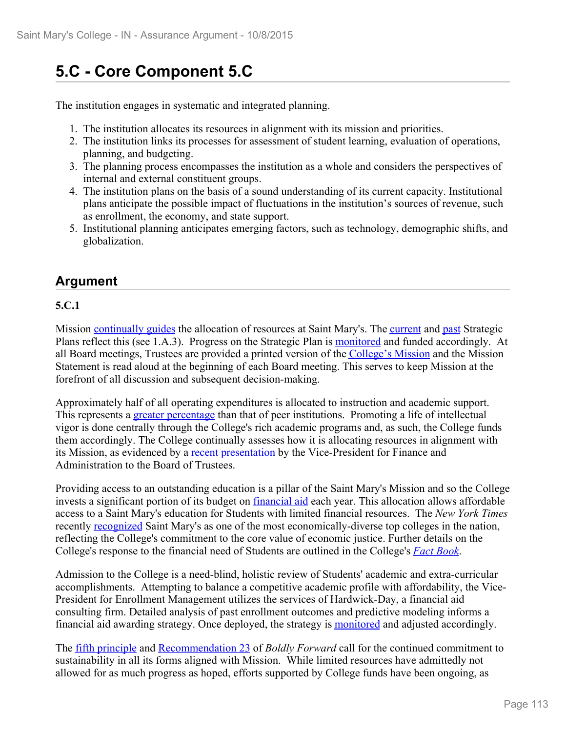# 5.C - Core Component 5.C

The institution engages in systematic and integrated planning.

1. The institution allocates its resources in alignment with its mission and priorities.
2. The institution links its processes for assessment of student learning, evaluation of operations, planning, and budgeting.
3. The planning process encompasses the institution as a whole and considers the perspectives of internal and external constituent groups.
4. The institution plans on the basis of a sound understanding of its current capacity. Institutional plans anticipate the possible impact of fluctuations in the institution's sources of revenue, such as enrollment, the economy, and state support.
5. Institutional planning anticipates emerging factors, such as technology, demographic shifts, and globalization.

## Argument

**5.C.1**

Mission continually guides the allocation of resources at Saint Mary's. The current and past Strategic Plans reflect this (see 1.A.3). Progress on the Strategic Plan is monitored and funded accordingly. At all Board meetings, Trustees are provided a printed version of the College's Mission and the Mission Statement is read aloud at the beginning of each Board meeting. This serves to keep Mission at the forefront of all discussion and subsequent decision-making.

Approximately half of all operating expenditures is allocated to instruction and academic support. This represents a greater percentage than that of peer institutions. Promoting a life of intellectual vigor is done centrally through the College's rich academic programs and, as such, the College funds them accordingly. The College continually assesses how it is allocating resources in alignment with its Mission, as evidenced by a recent presentation by the Vice-President for Finance and Administration to the Board of Trustees.

Providing access to an outstanding education is a pillar of the Saint Mary's Mission and so the College invests a significant portion of its budget on financial aid each year. This allocation allows affordable access to a Saint Mary's education for Students with limited financial resources. The *New York Times* recently recognized Saint Mary's as one of the most economically-diverse top colleges in the nation, reflecting the College's commitment to the core value of economic justice. Further details on the College's response to the financial need of Students are outlined in the College's *Fact Book*.

Admission to the College is a need-blind, holistic review of Students' academic and extra-curricular accomplishments. Attempting to balance a competitive academic profile with affordability, the Vice-President for Enrollment Management utilizes the services of Hardwick-Day, a financial aid consulting firm. Detailed analysis of past enrollment outcomes and predictive modeling informs a financial aid awarding strategy. Once deployed, the strategy is monitored and adjusted accordingly.

The fifth principle and Recommendation 23 of *Boldly Forward* call for the continued commitment to sustainability in all its forms aligned with Mission. While limited resources have admittedly not allowed for as much progress as hoped, efforts supported by College funds have been ongoing, as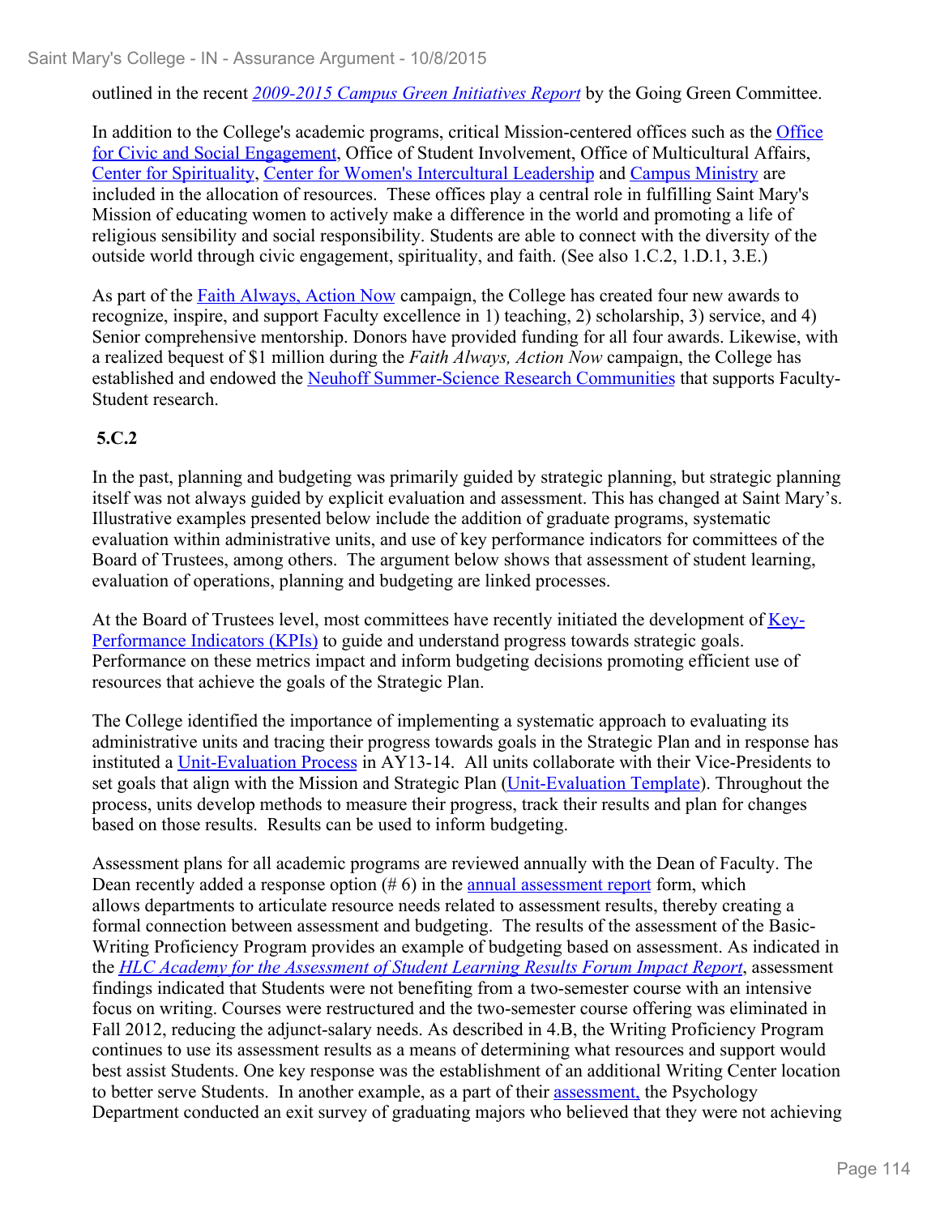outlined in the recent *2009-2015 Campus Green Initiatives Report* by the Going Green Committee.

In addition to the College's academic programs, critical Mission-centered offices such as the Office for Civic and Social Engagement, Office of Student Involvement, Office of Multicultural Affairs, Center for Spirituality, Center for Women's Intercultural Leadership and Campus Ministry are included in the allocation of resources. These offices play a central role in fulfilling Saint Mary's Mission of educating women to actively make a difference in the world and promoting a life of religious sensibility and social responsibility. Students are able to connect with the diversity of the outside world through civic engagement, spirituality, and faith. (See also 1.C.2, 1.D.1, 3.E.)

As part of the Faith Always, Action Now campaign, the College has created four new awards to recognize, inspire, and support Faculty excellence in 1) teaching, 2) scholarship, 3) service, and 4) Senior comprehensive mentorship. Donors have provided funding for all four awards. Likewise, with a realized bequest of $1 million during the *Faith Always, Action Now* campaign, the College has established and endowed the Neuhoff Summer-Science Research Communities that supports Faculty-Student research.

**5.C.2**

In the past, planning and budgeting was primarily guided by strategic planning, but strategic planning itself was not always guided by explicit evaluation and assessment. This has changed at Saint Mary's. Illustrative examples presented below include the addition of graduate programs, systematic evaluation within administrative units, and use of key performance indicators for committees of the Board of Trustees, among others. The argument below shows that assessment of student learning, evaluation of operations, planning and budgeting are linked processes.

At the Board of Trustees level, most committees have recently initiated the development of Key-Performance Indicators (KPIs) to guide and understand progress towards strategic goals. Performance on these metrics impact and inform budgeting decisions promoting efficient use of resources that achieve the goals of the Strategic Plan.

The College identified the importance of implementing a systematic approach to evaluating its administrative units and tracing their progress towards goals in the Strategic Plan and in response has instituted a Unit-Evaluation Process in AY13-14. All units collaborate with their Vice-Presidents to set goals that align with the Mission and Strategic Plan (Unit-Evaluation Template). Throughout the process, units develop methods to measure their progress, track their results and plan for changes based on those results. Results can be used to inform budgeting.

Assessment plans for all academic programs are reviewed annually with the Dean of Faculty. The Dean recently added a response option (# 6) in the annual assessment report form, which allows departments to articulate resource needs related to assessment results, thereby creating a formal connection between assessment and budgeting. The results of the assessment of the Basic-Writing Proficiency Program provides an example of budgeting based on assessment. As indicated in the *HLC Academy for the Assessment of Student Learning Results Forum Impact Report*, assessment findings indicated that Students were not benefiting from a two-semester course with an intensive focus on writing. Courses were restructured and the two-semester course offering was eliminated in Fall 2012, reducing the adjunct-salary needs. As described in 4.B, the Writing Proficiency Program continues to use its assessment results as a means of determining what resources and support would best assist Students. One key response was the establishment of an additional Writing Center location to better serve Students. In another example, as a part of their assessment, the Psychology Department conducted an exit survey of graduating majors who believed that they were not achieving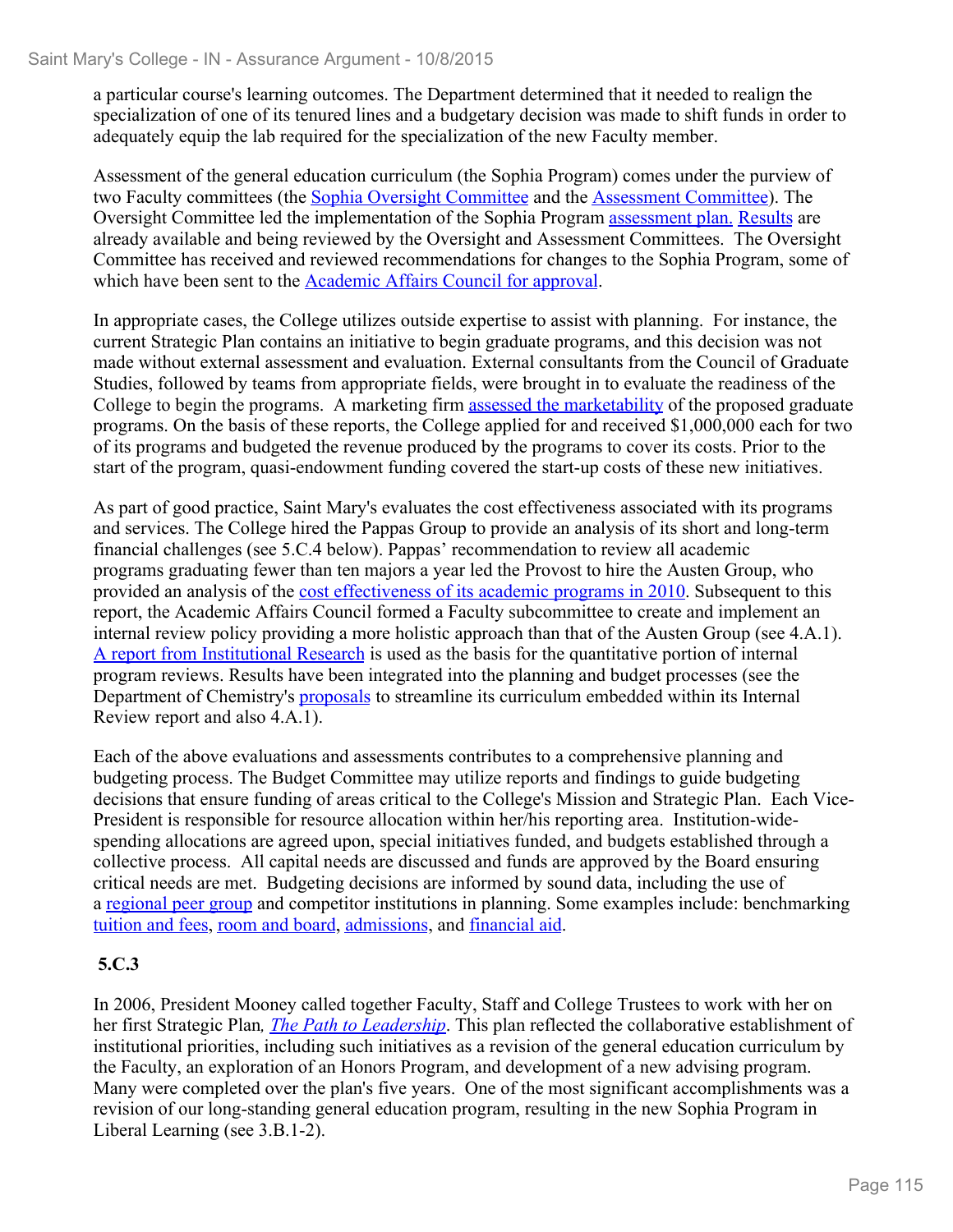a particular course's learning outcomes. The Department determined that it needed to realign the specialization of one of its tenured lines and a budgetary decision was made to shift funds in order to adequately equip the lab required for the specialization of the new Faculty member.

Assessment of the general education curriculum (the Sophia Program) comes under the purview of two Faculty committees (the Sophia Oversight Committee and the Assessment Committee). The Oversight Committee led the implementation of the Sophia Program assessment plan. Results are already available and being reviewed by the Oversight and Assessment Committees. The Oversight Committee has received and reviewed recommendations for changes to the Sophia Program, some of which have been sent to the Academic Affairs Council for approval.

In appropriate cases, the College utilizes outside expertise to assist with planning. For instance, the current Strategic Plan contains an initiative to begin graduate programs, and this decision was not made without external assessment and evaluation. External consultants from the Council of Graduate Studies, followed by teams from appropriate fields, were brought in to evaluate the readiness of the College to begin the programs. A marketing firm assessed the marketability of the proposed graduate programs. On the basis of these reports, the College applied for and received $1,000,000 each for two of its programs and budgeted the revenue produced by the programs to cover its costs. Prior to the start of the program, quasi-endowment funding covered the start-up costs of these new initiatives.

As part of good practice, Saint Mary's evaluates the cost effectiveness associated with its programs and services. The College hired the Pappas Group to provide an analysis of its short and long-term financial challenges (see 5.C.4 below). Pappas' recommendation to review all academic programs graduating fewer than ten majors a year led the Provost to hire the Austen Group, who provided an analysis of the cost effectiveness of its academic programs in 2010. Subsequent to this report, the Academic Affairs Council formed a Faculty subcommittee to create and implement an internal review policy providing a more holistic approach than that of the Austen Group (see 4.A.1). A report from Institutional Research is used as the basis for the quantitative portion of internal program reviews. Results have been integrated into the planning and budget processes (see the Department of Chemistry's proposals to streamline its curriculum embedded within its Internal Review report and also 4.A.1).

Each of the above evaluations and assessments contributes to a comprehensive planning and budgeting process. The Budget Committee may utilize reports and findings to guide budgeting decisions that ensure funding of areas critical to the College's Mission and Strategic Plan. Each Vice-President is responsible for resource allocation within her/his reporting area. Institution-wide-spending allocations are agreed upon, special initiatives funded, and budgets established through a collective process. All capital needs are discussed and funds are approved by the Board ensuring critical needs are met. Budgeting decisions are informed by sound data, including the use of a regional peer group and competitor institutions in planning. Some examples include: benchmarking tuition and fees, room and board, admissions, and financial aid.

**5.C.3**

In 2006, President Mooney called together Faculty, Staff and College Trustees to work with her on her first Strategic Plan, *The Path to Leadership*. This plan reflected the collaborative establishment of institutional priorities, including such initiatives as a revision of the general education curriculum by the Faculty, an exploration of an Honors Program, and development of a new advising program. Many were completed over the plan's five years. One of the most significant accomplishments was a revision of our long-standing general education program, resulting in the new Sophia Program in Liberal Learning (see 3.B.1-2).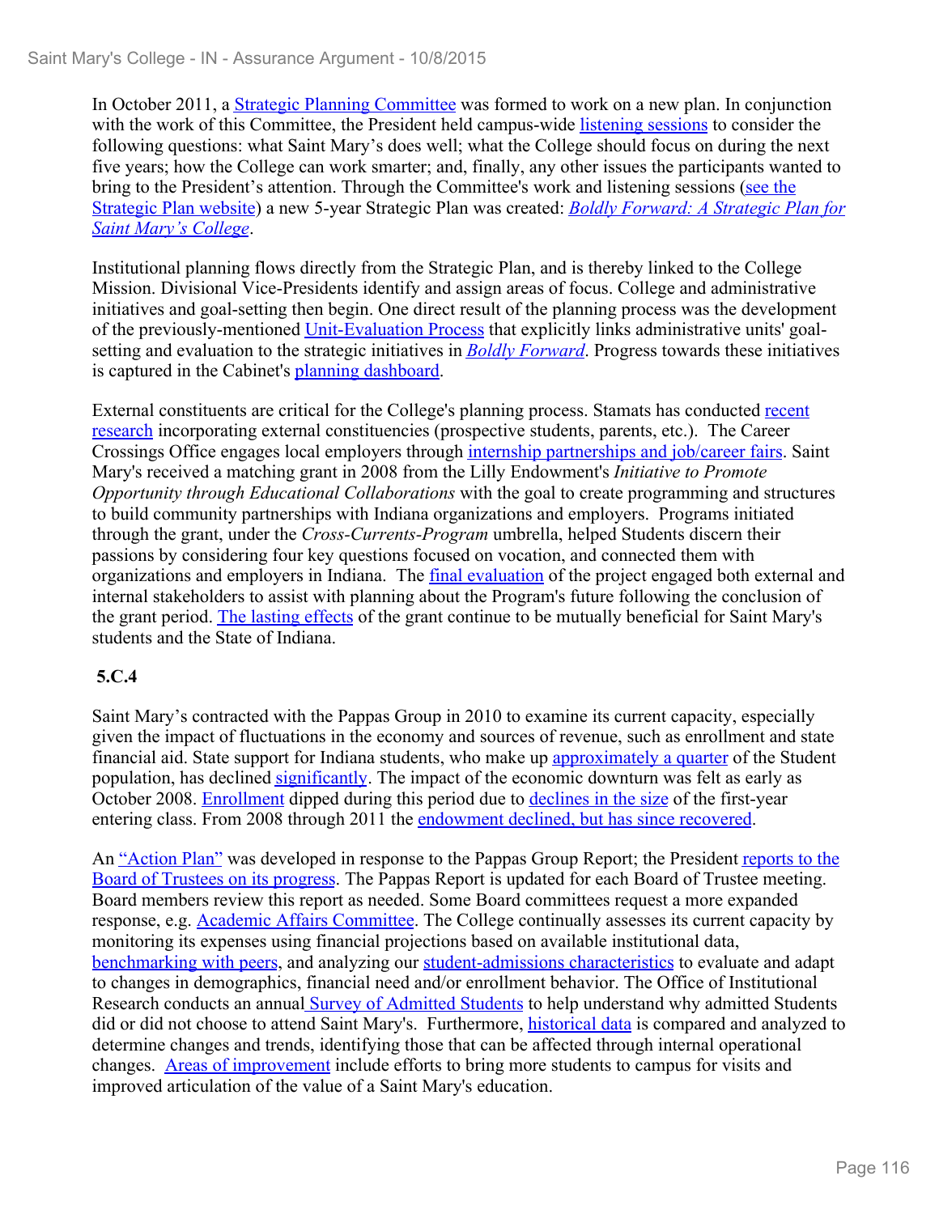In October 2011, a Strategic Planning Committee was formed to work on a new plan. In conjunction with the work of this Committee, the President held campus-wide listening sessions to consider the following questions: what Saint Mary's does well; what the College should focus on during the next five years; how the College can work smarter; and, finally, any other issues the participants wanted to bring to the President's attention. Through the Committee's work and listening sessions (see the Strategic Plan website) a new 5-year Strategic Plan was created: *Boldly Forward: A Strategic Plan for Saint Mary's College*.

Institutional planning flows directly from the Strategic Plan, and is thereby linked to the College Mission. Divisional Vice-Presidents identify and assign areas of focus. College and administrative initiatives and goal-setting then begin. One direct result of the planning process was the development of the previously-mentioned Unit-Evaluation Process that explicitly links administrative units' goal-setting and evaluation to the strategic initiatives in *Boldly Forward*. Progress towards these initiatives is captured in the Cabinet's planning dashboard.

External constituents are critical for the College's planning process. Stamats has conducted recent research incorporating external constituencies (prospective students, parents, etc.). The Career Crossings Office engages local employers through internship partnerships and job/career fairs. Saint Mary's received a matching grant in 2008 from the Lilly Endowment's *Initiative to Promote Opportunity through Educational Collaborations* with the goal to create programming and structures to build community partnerships with Indiana organizations and employers. Programs initiated through the grant, under the *Cross-Currents-Program* umbrella, helped Students discern their passions by considering four key questions focused on vocation, and connected them with organizations and employers in Indiana. The final evaluation of the project engaged both external and internal stakeholders to assist with planning about the Program's future following the conclusion of the grant period. The lasting effects of the grant continue to be mutually beneficial for Saint Mary's students and the State of Indiana.

**5.C.4**

Saint Mary's contracted with the Pappas Group in 2010 to examine its current capacity, especially given the impact of fluctuations in the economy and sources of revenue, such as enrollment and state financial aid. State support for Indiana students, who make up approximately a quarter of the Student population, has declined significantly. The impact of the economic downturn was felt as early as October 2008. Enrollment dipped during this period due to declines in the size of the first-year entering class. From 2008 through 2011 the endowment declined, but has since recovered.

An "Action Plan" was developed in response to the Pappas Group Report; the President reports to the Board of Trustees on its progress. The Pappas Report is updated for each Board of Trustee meeting. Board members review this report as needed. Some Board committees request a more expanded response, e.g. Academic Affairs Committee. The College continually assesses its current capacity by monitoring its expenses using financial projections based on available institutional data, benchmarking with peers, and analyzing our student-admissions characteristics to evaluate and adapt to changes in demographics, financial need and/or enrollment behavior. The Office of Institutional Research conducts an annual Survey of Admitted Students to help understand why admitted Students did or did not choose to attend Saint Mary's. Furthermore, historical data is compared and analyzed to determine changes and trends, identifying those that can be affected through internal operational changes. Areas of improvement include efforts to bring more students to campus for visits and improved articulation of the value of a Saint Mary's education.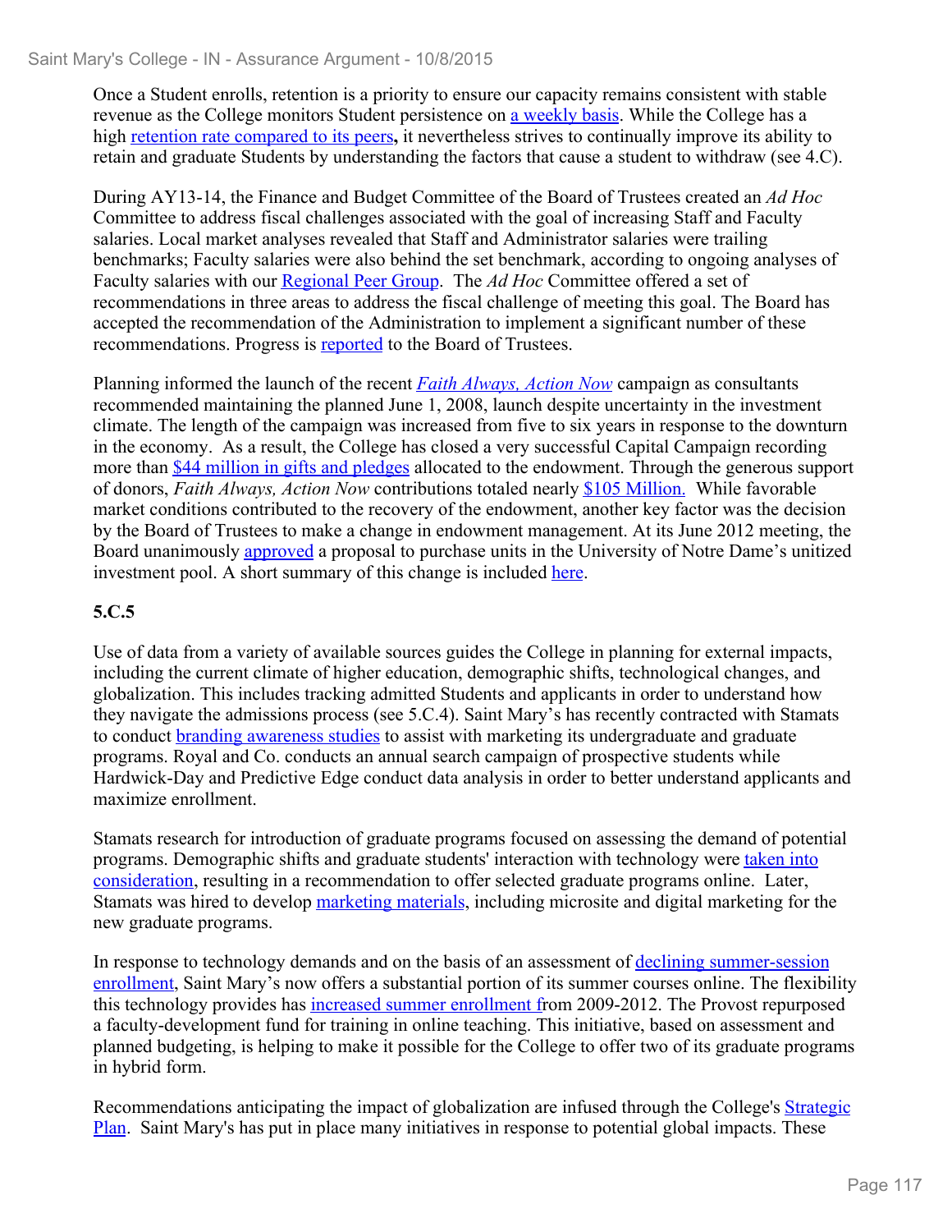Once a Student enrolls, retention is a priority to ensure our capacity remains consistent with stable revenue as the College monitors Student persistence on a weekly basis. While the College has a high retention rate compared to its peers**,** it nevertheless strives to continually improve its ability to retain and graduate Students by understanding the factors that cause a student to withdraw (see 4.C).

During AY13-14, the Finance and Budget Committee of the Board of Trustees created an *Ad Hoc* Committee to address fiscal challenges associated with the goal of increasing Staff and Faculty salaries. Local market analyses revealed that Staff and Administrator salaries were trailing benchmarks; Faculty salaries were also behind the set benchmark, according to ongoing analyses of Faculty salaries with our Regional Peer Group. The *Ad Hoc* Committee offered a set of recommendations in three areas to address the fiscal challenge of meeting this goal. The Board has accepted the recommendation of the Administration to implement a significant number of these recommendations. Progress is reported to the Board of Trustees.

Planning informed the launch of the recent *Faith Always, Action Now* campaign as consultants recommended maintaining the planned June 1, 2008, launch despite uncertainty in the investment climate. The length of the campaign was increased from five to six years in response to the downturn in the economy. As a result, the College has closed a very successful Capital Campaign recording more than $44 million in gifts and pledges allocated to the endowment. Through the generous support of donors, *Faith Always, Action Now* contributions totaled nearly $105 Million. While favorable market conditions contributed to the recovery of the endowment, another key factor was the decision by the Board of Trustees to make a change in endowment management. At its June 2012 meeting, the Board unanimously approved a proposal to purchase units in the University of Notre Dame's unitized investment pool. A short summary of this change is included here.

**5.C.5**

Use of data from a variety of available sources guides the College in planning for external impacts, including the current climate of higher education, demographic shifts, technological changes, and globalization. This includes tracking admitted Students and applicants in order to understand how they navigate the admissions process (see 5.C.4). Saint Mary's has recently contracted with Stamats to conduct branding awareness studies to assist with marketing its undergraduate and graduate programs. Royal and Co. conducts an annual search campaign of prospective students while Hardwick-Day and Predictive Edge conduct data analysis in order to better understand applicants and maximize enrollment.

Stamats research for introduction of graduate programs focused on assessing the demand of potential programs. Demographic shifts and graduate students' interaction with technology were taken into consideration, resulting in a recommendation to offer selected graduate programs online. Later, Stamats was hired to develop marketing materials, including microsite and digital marketing for the new graduate programs.

In response to technology demands and on the basis of an assessment of declining summer-session enrollment, Saint Mary's now offers a substantial portion of its summer courses online. The flexibility this technology provides has increased summer enrollment from 2009-2012. The Provost repurposed a faculty-development fund for training in online teaching. This initiative, based on assessment and planned budgeting, is helping to make it possible for the College to offer two of its graduate programs in hybrid form.

Recommendations anticipating the impact of globalization are infused through the College's Strategic Plan. Saint Mary's has put in place many initiatives in response to potential global impacts. These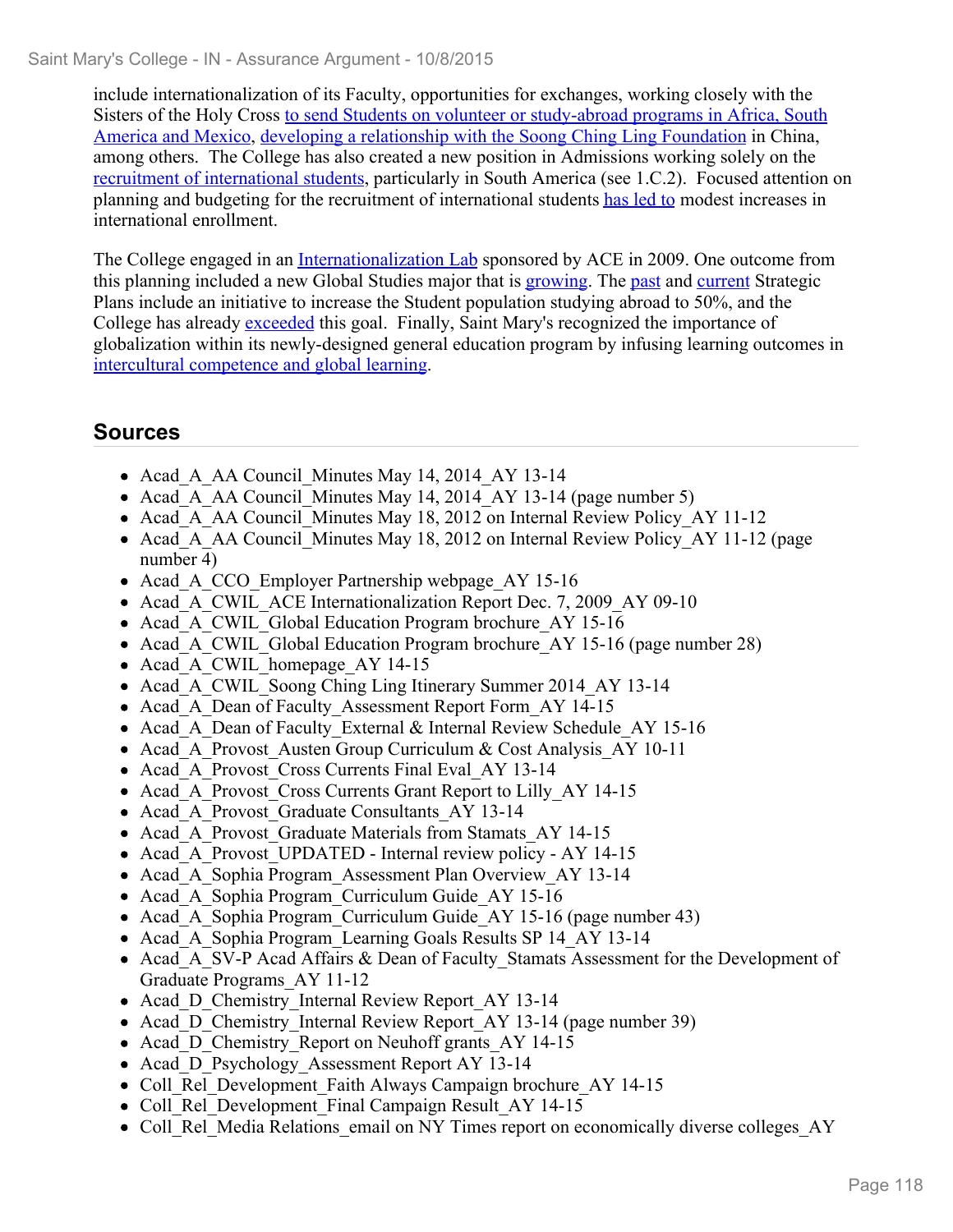include internationalization of its Faculty, opportunities for exchanges, working closely with the Sisters of the Holy Cross to send Students on volunteer or study-abroad programs in Africa, South America and Mexico, developing a relationship with the Soong Ching Ling Foundation in China, among others. The College has also created a new position in Admissions working solely on the recruitment of international students, particularly in South America (see 1.C.2). Focused attention on planning and budgeting for the recruitment of international students has led to modest increases in international enrollment.

The College engaged in an Internationalization Lab sponsored by ACE in 2009. One outcome from this planning included a new Global Studies major that is growing. The past and current Strategic Plans include an initiative to increase the Student population studying abroad to 50%, and the College has already exceeded this goal. Finally, Saint Mary's recognized the importance of globalization within its newly-designed general education program by infusing learning outcomes in intercultural competence and global learning.

## Sources

- Acad_A_AA Council_Minutes May 14, 2014_AY 13-14
- Acad_A_AA Council_Minutes May 14, 2014_AY 13-14 (page number 5)
- Acad_A_AA Council_Minutes May 18, 2012 on Internal Review Policy_AY 11-12
- Acad_A_AA Council_Minutes May 18, 2012 on Internal Review Policy_AY 11-12 (page number 4)
- Acad_A_CCO_Employer Partnership webpage_AY 15-16
- Acad_A_CWIL_ACE Internationalization Report Dec. 7, 2009_AY 09-10
- Acad_A_CWIL_Global Education Program brochure_AY 15-16
- Acad_A_CWIL_Global Education Program brochure_AY 15-16 (page number 28)
- Acad_A_CWIL_homepage_AY 14-15
- Acad_A_CWIL_Soong Ching Ling Itinerary Summer 2014_AY 13-14
- Acad_A_Dean of Faculty_Assessment Report Form_AY 14-15
- Acad_A_Dean of Faculty_External & Internal Review Schedule_AY 15-16
- Acad_A_Provost_Austen Group Curriculum & Cost Analysis_AY 10-11
- Acad_A_Provost_Cross Currents Final Eval_AY 13-14
- Acad_A_Provost_Cross Currents Grant Report to Lilly_AY 14-15
- Acad_A_Provost_Graduate Consultants_AY 13-14
- Acad_A_Provost_Graduate Materials from Stamats_AY 14-15
- Acad_A_Provost_UPDATED - Internal review policy - AY 14-15
- Acad_A_Sophia Program_Assessment Plan Overview_AY 13-14
- Acad_A_Sophia Program_Curriculum Guide_AY 15-16
- Acad_A_Sophia Program_Curriculum Guide_AY 15-16 (page number 43)
- Acad_A_Sophia Program_Learning Goals Results SP 14_AY 13-14
- Acad_A_SV-P Acad Affairs & Dean of Faculty_Stamats Assessment for the Development of Graduate Programs_AY 11-12
- Acad_D_Chemistry_Internal Review Report_AY 13-14
- Acad_D_Chemistry_Internal Review Report_AY 13-14 (page number 39)
- Acad_D_Chemistry_Report on Neuhoff grants_AY 14-15
- Acad_D_Psychology_Assessment Report AY 13-14
- Coll_Rel_Development_Faith Always Campaign brochure_AY 14-15
- Coll_Rel_Development_Final Campaign Result_AY 14-15
- Coll_Rel_Media Relations_email on NY Times report on economically diverse colleges_AY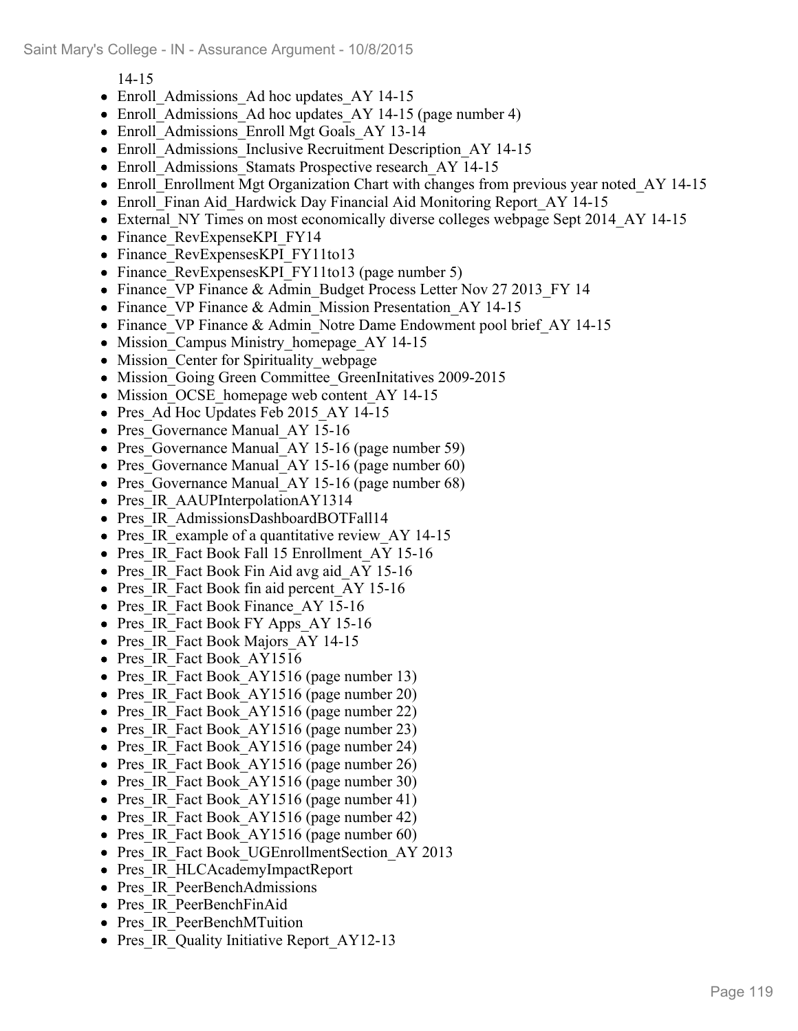14-15

- Enroll_Admissions_Ad hoc updates_AY 14-15
- Enroll_Admissions_Ad hoc updates_AY 14-15 (page number 4)
- Enroll_Admissions_Enroll Mgt Goals_AY 13-14
- Enroll_Admissions_Inclusive Recruitment Description_AY 14-15
- Enroll_Admissions_Stamats Prospective research_AY 14-15
- Enroll_Enrollment Mgt Organization Chart with changes from previous year noted_AY 14-15
- Enroll_Finan Aid_Hardwick Day Financial Aid Monitoring Report_AY 14-15
- External_NY Times on most economically diverse colleges webpage Sept 2014_AY 14-15
- Finance_RevExpenseKPI_FY14
- Finance_RevExpensesKPI_FY11to13
- Finance_RevExpensesKPI_FY11to13 (page number 5)
- Finance_VP Finance & Admin_Budget Process Letter Nov 27 2013_FY 14
- Finance_VP Finance & Admin_Mission Presentation_AY 14-15
- Finance_VP Finance & Admin_Notre Dame Endowment pool brief_AY 14-15
- Mission_Campus Ministry_homepage_AY 14-15
- Mission_Center for Spirituality_webpage
- Mission_Going Green Committee_GreenInitatives 2009-2015
- Mission_OCSE_homepage web content_AY 14-15
- Pres_Ad Hoc Updates Feb 2015_AY 14-15
- Pres_Governance Manual_AY 15-16
- Pres_Governance Manual_AY 15-16 (page number 59)
- Pres_Governance Manual_AY 15-16 (page number 60)
- Pres_Governance Manual_AY 15-16 (page number 68)
- Pres_IR_AAUPInterpolationAY1314
- Pres_IR_AdmissionsDashboardBOTFall14
- Pres_IR_example of a quantitative review_AY 14-15
- Pres_IR_Fact Book Fall 15 Enrollment_AY 15-16
- Pres_IR_Fact Book Fin Aid avg aid_AY 15-16
- Pres_IR_Fact Book fin aid percent_AY 15-16
- Pres_IR_Fact Book Finance_AY 15-16
- Pres_IR_Fact Book FY Apps_AY 15-16
- Pres_IR_Fact Book Majors_AY 14-15
- Pres_IR_Fact Book_AY1516
- Pres_IR_Fact Book_AY1516 (page number 13)
- Pres_IR_Fact Book_AY1516 (page number 20)
- Pres_IR_Fact Book_AY1516 (page number 22)
- Pres_IR_Fact Book_AY1516 (page number 23)
- Pres_IR_Fact Book_AY1516 (page number 24)
- Pres_IR_Fact Book_AY1516 (page number 26)
- Pres_IR_Fact Book_AY1516 (page number 30)
- Pres_IR_Fact Book_AY1516 (page number 41)
- Pres_IR_Fact Book_AY1516 (page number 42)
- Pres_IR_Fact Book_AY1516 (page number 60)
- Pres_IR_Fact Book_UGEnrollmentSection_AY 2013
- Pres_IR_HLCAcademyImpactReport
- Pres_IR_PeerBenchAdmissions
- Pres_IR_PeerBenchFinAid
- Pres_IR_PeerBenchMTuition
- Pres_IR_Quality Initiative Report_AY12-13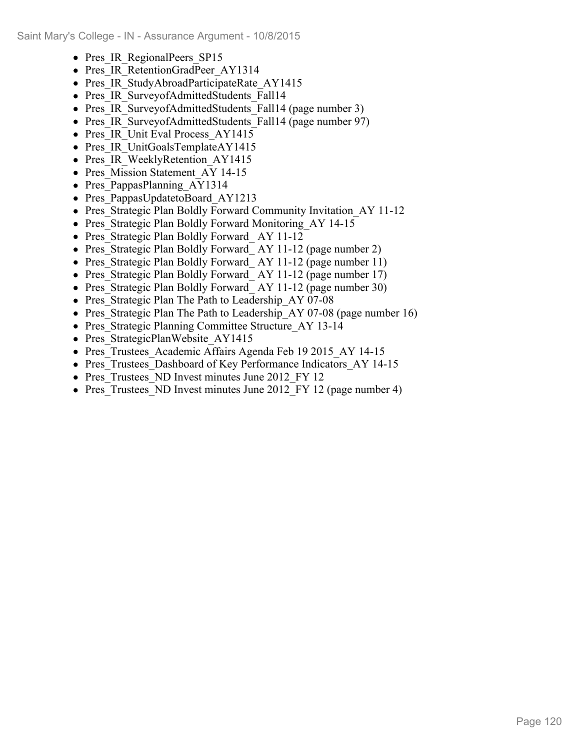- Pres_IR_RegionalPeers_SP15
- Pres_IR_RetentionGradPeer_AY1314
- Pres_IR_StudyAbroadParticipateRate_AY1415
- Pres_IR_SurveyofAdmittedStudents_Fall14
- Pres_IR_SurveyofAdmittedStudents_Fall14 (page number 3)
- Pres_IR_SurveyofAdmittedStudents_Fall14 (page number 97)
- Pres_IR_Unit Eval Process_AY1415
- Pres_IR_UnitGoalsTemplateAY1415
- Pres_IR_WeeklyRetention_AY1415
- Pres_Mission Statement_AY 14-15
- Pres_PappasPlanning_AY1314
- Pres_PappasUpdatetoBoard_AY1213
- Pres_Strategic Plan Boldly Forward Community Invitation_AY 11-12
- Pres_Strategic Plan Boldly Forward Monitoring_AY 14-15
- Pres_Strategic Plan Boldly Forward_ AY 11-12
- Pres_Strategic Plan Boldly Forward_ AY 11-12 (page number 2)
- Pres_Strategic Plan Boldly Forward_ AY 11-12 (page number 11)
- Pres_Strategic Plan Boldly Forward_ AY 11-12 (page number 17)
- Pres_Strategic Plan Boldly Forward_ AY 11-12 (page number 30)
- Pres_Strategic Plan The Path to Leadership_AY 07-08
- Pres_Strategic Plan The Path to Leadership_AY 07-08 (page number 16)
- Pres_Strategic Planning Committee Structure_AY 13-14
- Pres_StrategicPlanWebsite_AY1415
- Pres_Trustees_Academic Affairs Agenda Feb 19 2015_AY 14-15
- Pres_Trustees_Dashboard of Key Performance Indicators_AY 14-15
- Pres_Trustees_ND Invest minutes June 2012_FY 12
- Pres_Trustees_ND Invest minutes June 2012_FY 12 (page number 4)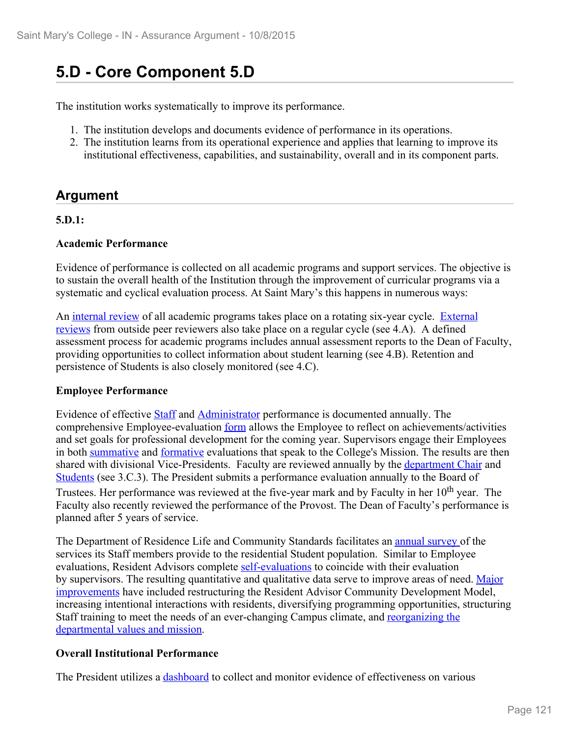# 5.D - Core Component 5.D

The institution works systematically to improve its performance.

1. The institution develops and documents evidence of performance in its operations.
2. The institution learns from its operational experience and applies that learning to improve its institutional effectiveness, capabilities, and sustainability, overall and in its component parts.

## Argument

**5.D.1:**

**Academic Performance**

Evidence of performance is collected on all academic programs and support services. The objective is to sustain the overall health of the Institution through the improvement of curricular programs via a systematic and cyclical evaluation process. At Saint Mary's this happens in numerous ways:

An internal review of all academic programs takes place on a rotating six-year cycle. External reviews from outside peer reviewers also take place on a regular cycle (see 4.A). A defined assessment process for academic programs includes annual assessment reports to the Dean of Faculty, providing opportunities to collect information about student learning (see 4.B). Retention and persistence of Students is also closely monitored (see 4.C).

**Employee Performance**

Evidence of effective Staff and Administrator performance is documented annually. The comprehensive Employee-evaluation form allows the Employee to reflect on achievements/activities and set goals for professional development for the coming year. Supervisors engage their Employees in both summative and formative evaluations that speak to the College's Mission. The results are then shared with divisional Vice-Presidents. Faculty are reviewed annually by the department Chair and Students (see 3.C.3). The President submits a performance evaluation annually to the Board of Trustees. Her performance was reviewed at the five-year mark and by Faculty in her 10th year. The Faculty also recently reviewed the performance of the Provost. The Dean of Faculty's performance is planned after 5 years of service.

The Department of Residence Life and Community Standards facilitates an annual survey of the services its Staff members provide to the residential Student population. Similar to Employee evaluations, Resident Advisors complete self-evaluations to coincide with their evaluation by supervisors. The resulting quantitative and qualitative data serve to improve areas of need. Major improvements have included restructuring the Resident Advisor Community Development Model, increasing intentional interactions with residents, diversifying programming opportunities, structuring Staff training to meet the needs of an ever-changing Campus climate, and reorganizing the departmental values and mission.

**Overall Institutional Performance**

The President utilizes a dashboard to collect and monitor evidence of effectiveness on various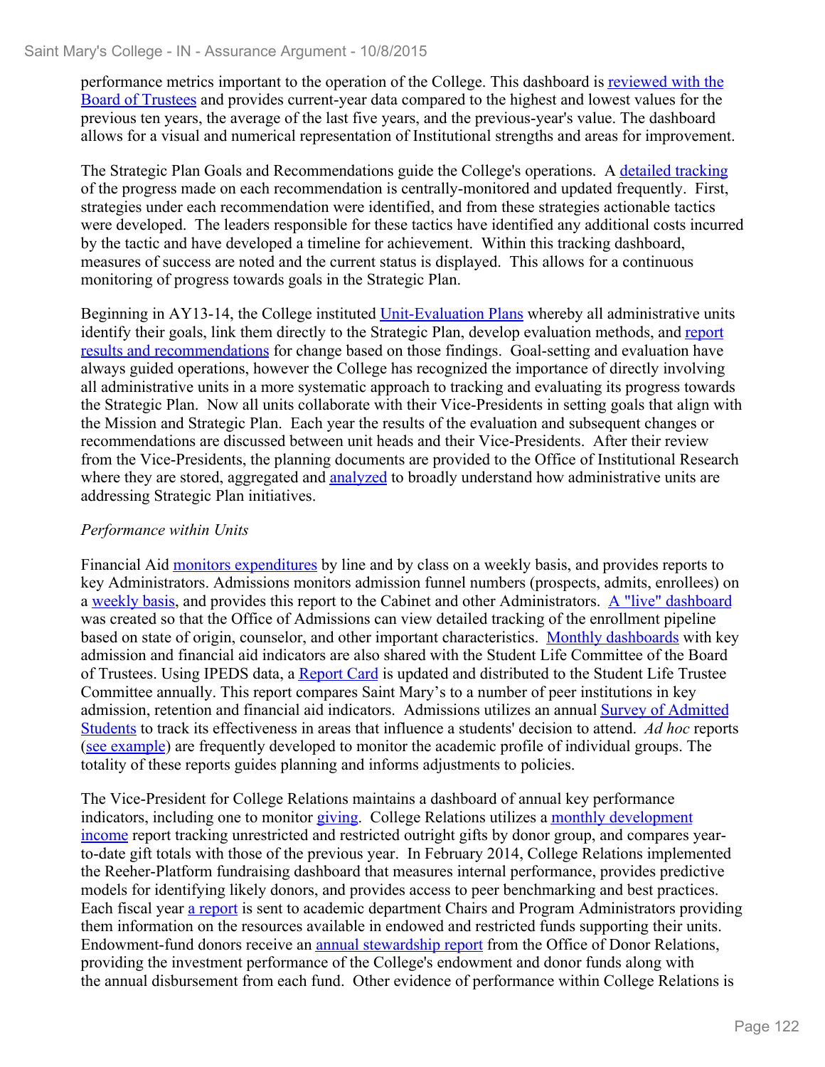performance metrics important to the operation of the College. This dashboard is reviewed with the Board of Trustees and provides current-year data compared to the highest and lowest values for the previous ten years, the average of the last five years, and the previous-year's value. The dashboard allows for a visual and numerical representation of Institutional strengths and areas for improvement.

The Strategic Plan Goals and Recommendations guide the College's operations. A detailed tracking of the progress made on each recommendation is centrally-monitored and updated frequently. First, strategies under each recommendation were identified, and from these strategies actionable tactics were developed. The leaders responsible for these tactics have identified any additional costs incurred by the tactic and have developed a timeline for achievement. Within this tracking dashboard, measures of success are noted and the current status is displayed. This allows for a continuous monitoring of progress towards goals in the Strategic Plan.

Beginning in AY13-14, the College instituted Unit-Evaluation Plans whereby all administrative units identify their goals, link them directly to the Strategic Plan, develop evaluation methods, and report results and recommendations for change based on those findings. Goal-setting and evaluation have always guided operations, however the College has recognized the importance of directly involving all administrative units in a more systematic approach to tracking and evaluating its progress towards the Strategic Plan. Now all units collaborate with their Vice-Presidents in setting goals that align with the Mission and Strategic Plan. Each year the results of the evaluation and subsequent changes or recommendations are discussed between unit heads and their Vice-Presidents. After their review from the Vice-Presidents, the planning documents are provided to the Office of Institutional Research where they are stored, aggregated and analyzed to broadly understand how administrative units are addressing Strategic Plan initiatives.

*Performance within Units*

Financial Aid monitors expenditures by line and by class on a weekly basis, and provides reports to key Administrators. Admissions monitors admission funnel numbers (prospects, admits, enrollees) on a weekly basis, and provides this report to the Cabinet and other Administrators. A "live" dashboard was created so that the Office of Admissions can view detailed tracking of the enrollment pipeline based on state of origin, counselor, and other important characteristics. Monthly dashboards with key admission and financial aid indicators are also shared with the Student Life Committee of the Board of Trustees. Using IPEDS data, a Report Card is updated and distributed to the Student Life Trustee Committee annually. This report compares Saint Mary's to a number of peer institutions in key admission, retention and financial aid indicators. Admissions utilizes an annual Survey of Admitted Students to track its effectiveness in areas that influence a students' decision to attend. *Ad hoc* reports (see example) are frequently developed to monitor the academic profile of individual groups. The totality of these reports guides planning and informs adjustments to policies.

The Vice-President for College Relations maintains a dashboard of annual key performance indicators, including one to monitor giving. College Relations utilizes a monthly development income report tracking unrestricted and restricted outright gifts by donor group, and compares year-to-date gift totals with those of the previous year. In February 2014, College Relations implemented the Reeher-Platform fundraising dashboard that measures internal performance, provides predictive models for identifying likely donors, and provides access to peer benchmarking and best practices. Each fiscal year a report is sent to academic department Chairs and Program Administrators providing them information on the resources available in endowed and restricted funds supporting their units. Endowment-fund donors receive an annual stewardship report from the Office of Donor Relations, providing the investment performance of the College's endowment and donor funds along with the annual disbursement from each fund. Other evidence of performance within College Relations is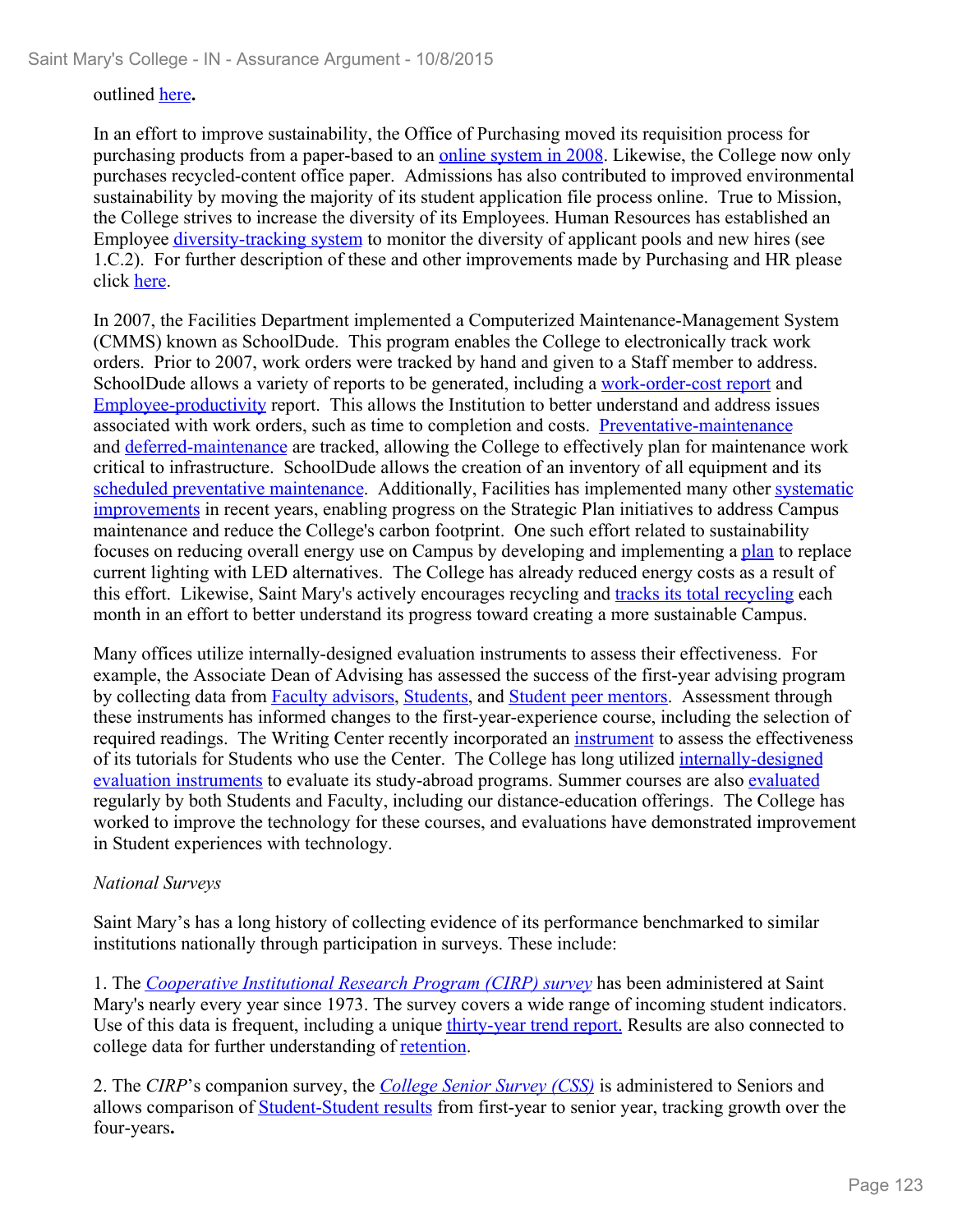outlined here**.**

In an effort to improve sustainability, the Office of Purchasing moved its requisition process for purchasing products from a paper-based to an online system in 2008. Likewise, the College now only purchases recycled-content office paper. Admissions has also contributed to improved environmental sustainability by moving the majority of its student application file process online. True to Mission, the College strives to increase the diversity of its Employees. Human Resources has established an Employee diversity-tracking system to monitor the diversity of applicant pools and new hires (see 1.C.2). For further description of these and other improvements made by Purchasing and HR please click here.

In 2007, the Facilities Department implemented a Computerized Maintenance-Management System (CMMS) known as SchoolDude. This program enables the College to electronically track work orders. Prior to 2007, work orders were tracked by hand and given to a Staff member to address. SchoolDude allows a variety of reports to be generated, including a work-order-cost report and Employee-productivity report. This allows the Institution to better understand and address issues associated with work orders, such as time to completion and costs. Preventative-maintenance and deferred-maintenance are tracked, allowing the College to effectively plan for maintenance work critical to infrastructure. SchoolDude allows the creation of an inventory of all equipment and its scheduled preventative maintenance. Additionally, Facilities has implemented many other systematic improvements in recent years, enabling progress on the Strategic Plan initiatives to address Campus maintenance and reduce the College's carbon footprint. One such effort related to sustainability focuses on reducing overall energy use on Campus by developing and implementing a plan to replace current lighting with LED alternatives. The College has already reduced energy costs as a result of this effort. Likewise, Saint Mary's actively encourages recycling and tracks its total recycling each month in an effort to better understand its progress toward creating a more sustainable Campus.

Many offices utilize internally-designed evaluation instruments to assess their effectiveness. For example, the Associate Dean of Advising has assessed the success of the first-year advising program by collecting data from Faculty advisors, Students, and Student peer mentors. Assessment through these instruments has informed changes to the first-year-experience course, including the selection of required readings. The Writing Center recently incorporated an instrument to assess the effectiveness of its tutorials for Students who use the Center. The College has long utilized internally-designed evaluation instruments to evaluate its study-abroad programs. Summer courses are also evaluated regularly by both Students and Faculty, including our distance-education offerings. The College has worked to improve the technology for these courses, and evaluations have demonstrated improvement in Student experiences with technology.

*National Surveys*

Saint Mary's has a long history of collecting evidence of its performance benchmarked to similar institutions nationally through participation in surveys. These include:

1. The *Cooperative Institutional Research Program (CIRP) survey* has been administered at Saint Mary's nearly every year since 1973. The survey covers a wide range of incoming student indicators. Use of this data is frequent, including a unique thirty-year trend report. Results are also connected to college data for further understanding of retention.

2. The *CIRP*'s companion survey, the *College Senior Survey (CSS)* is administered to Seniors and allows comparison of Student-Student results from first-year to senior year, tracking growth over the four-years**.**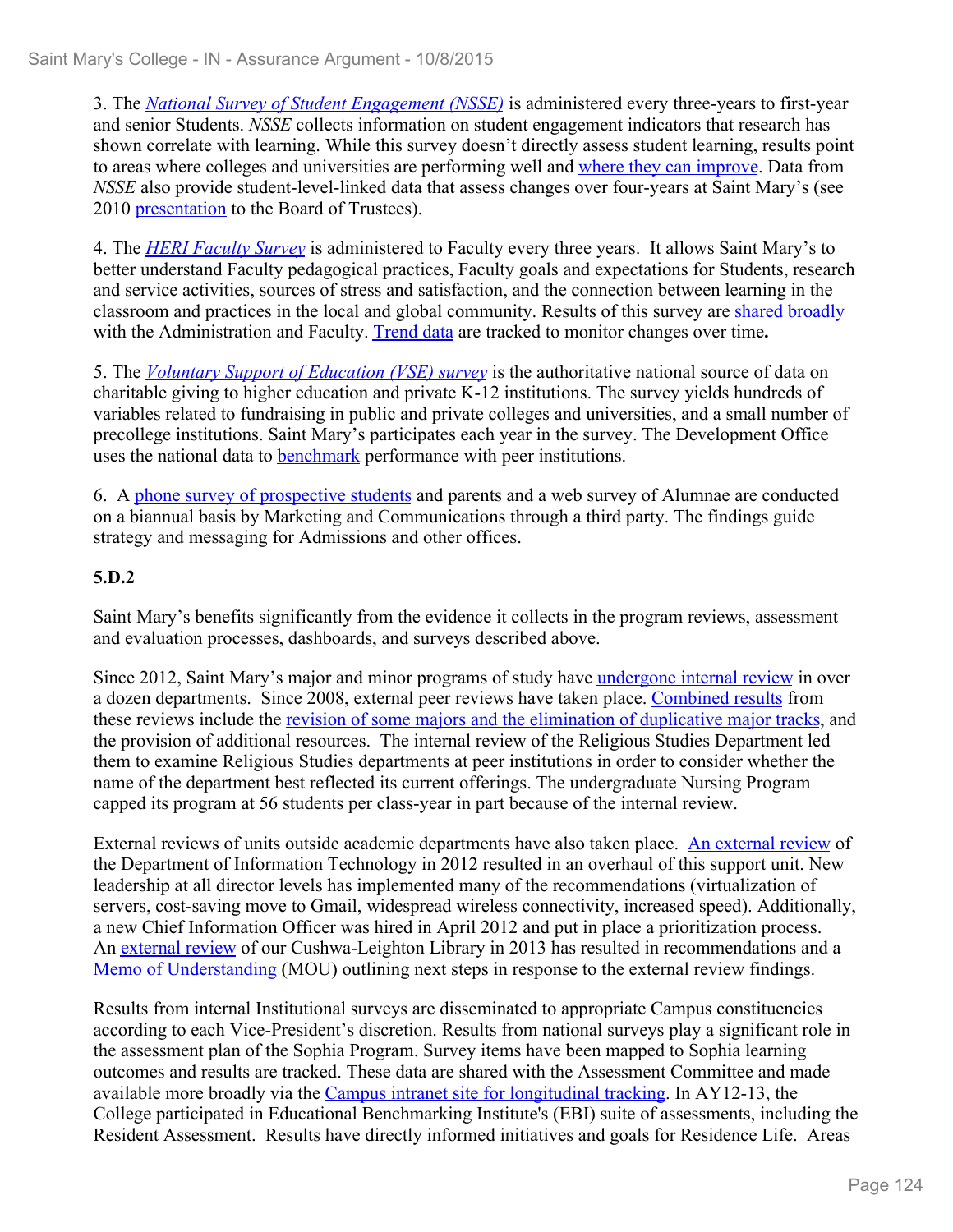3. The *National Survey of Student Engagement (NSSE)* is administered every three-years to first-year and senior Students. *NSSE* collects information on student engagement indicators that research has shown correlate with learning. While this survey doesn't directly assess student learning, results point to areas where colleges and universities are performing well and where they can improve. Data from *NSSE* also provide student-level-linked data that assess changes over four-years at Saint Mary's (see 2010 presentation to the Board of Trustees).

4. The *HERI Faculty Survey* is administered to Faculty every three years. It allows Saint Mary's to better understand Faculty pedagogical practices, Faculty goals and expectations for Students, research and service activities, sources of stress and satisfaction, and the connection between learning in the classroom and practices in the local and global community. Results of this survey are shared broadly with the Administration and Faculty. Trend data are tracked to monitor changes over time**.**

5. The *Voluntary Support of Education (VSE) survey* is the authoritative national source of data on charitable giving to higher education and private K-12 institutions. The survey yields hundreds of variables related to fundraising in public and private colleges and universities, and a small number of precollege institutions. Saint Mary's participates each year in the survey. The Development Office uses the national data to benchmark performance with peer institutions.

6. A phone survey of prospective students and parents and a web survey of Alumnae are conducted on a biannual basis by Marketing and Communications through a third party. The findings guide strategy and messaging for Admissions and other offices.

**5.D.2**

Saint Mary's benefits significantly from the evidence it collects in the program reviews, assessment and evaluation processes, dashboards, and surveys described above.

Since 2012, Saint Mary's major and minor programs of study have undergone internal review in over a dozen departments. Since 2008, external peer reviews have taken place. Combined results from these reviews include the revision of some majors and the elimination of duplicative major tracks, and the provision of additional resources. The internal review of the Religious Studies Department led them to examine Religious Studies departments at peer institutions in order to consider whether the name of the department best reflected its current offerings. The undergraduate Nursing Program capped its program at 56 students per class-year in part because of the internal review.

External reviews of units outside academic departments have also taken place. An external review of the Department of Information Technology in 2012 resulted in an overhaul of this support unit. New leadership at all director levels has implemented many of the recommendations (virtualization of servers, cost-saving move to Gmail, widespread wireless connectivity, increased speed). Additionally, a new Chief Information Officer was hired in April 2012 and put in place a prioritization process. An external review of our Cushwa-Leighton Library in 2013 has resulted in recommendations and a Memo of Understanding (MOU) outlining next steps in response to the external review findings.

Results from internal Institutional surveys are disseminated to appropriate Campus constituencies according to each Vice-President's discretion. Results from national surveys play a significant role in the assessment plan of the Sophia Program. Survey items have been mapped to Sophia learning outcomes and results are tracked. These data are shared with the Assessment Committee and made available more broadly via the Campus intranet site for longitudinal tracking. In AY12-13, the College participated in Educational Benchmarking Institute's (EBI) suite of assessments, including the Resident Assessment. Results have directly informed initiatives and goals for Residence Life. Areas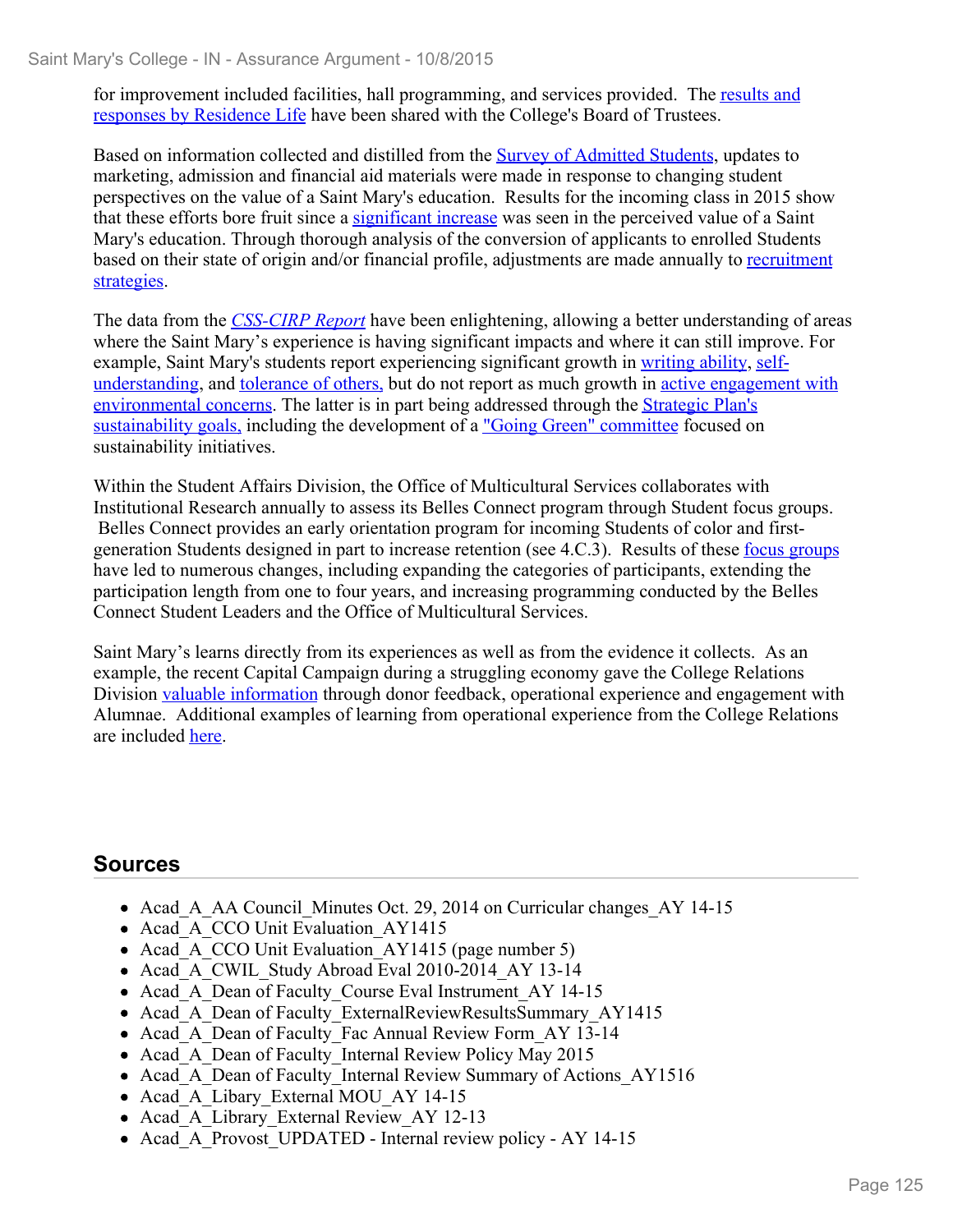for improvement included facilities, hall programming, and services provided. The results and responses by Residence Life have been shared with the College's Board of Trustees.

Based on information collected and distilled from the Survey of Admitted Students, updates to marketing, admission and financial aid materials were made in response to changing student perspectives on the value of a Saint Mary's education. Results for the incoming class in 2015 show that these efforts bore fruit since a significant increase was seen in the perceived value of a Saint Mary's education. Through thorough analysis of the conversion of applicants to enrolled Students based on their state of origin and/or financial profile, adjustments are made annually to recruitment strategies.

The data from the *CSS-CIRP Report* have been enlightening, allowing a better understanding of areas where the Saint Mary's experience is having significant impacts and where it can still improve. For example, Saint Mary's students report experiencing significant growth in writing ability, self-understanding, and tolerance of others, but do not report as much growth in active engagement with environmental concerns. The latter is in part being addressed through the Strategic Plan's sustainability goals, including the development of a "Going Green" committee focused on sustainability initiatives.

Within the Student Affairs Division, the Office of Multicultural Services collaborates with Institutional Research annually to assess its Belles Connect program through Student focus groups. Belles Connect provides an early orientation program for incoming Students of color and first-generation Students designed in part to increase retention (see 4.C.3). Results of these focus groups have led to numerous changes, including expanding the categories of participants, extending the participation length from one to four years, and increasing programming conducted by the Belles Connect Student Leaders and the Office of Multicultural Services.

Saint Mary's learns directly from its experiences as well as from the evidence it collects. As an example, the recent Capital Campaign during a struggling economy gave the College Relations Division valuable information through donor feedback, operational experience and engagement with Alumnae. Additional examples of learning from operational experience from the College Relations are included here.

## Sources

- Acad_A_AA Council_Minutes Oct. 29, 2014 on Curricular changes_AY 14-15
- Acad_A_CCO Unit Evaluation_AY1415
- Acad_A_CCO Unit Evaluation_AY1415 (page number 5)
- Acad_A_CWIL_Study Abroad Eval 2010-2014_AY 13-14
- Acad_A_Dean of Faculty_Course Eval Instrument_AY 14-15
- Acad_A_Dean of Faculty_ExternalReviewResultsSummary_AY1415
- Acad_A_Dean of Faculty_Fac Annual Review Form_AY 13-14
- Acad_A_Dean of Faculty_Internal Review Policy May 2015
- Acad_A_Dean of Faculty_Internal Review Summary of Actions_AY1516
- Acad_A_Libary_External MOU_AY 14-15
- Acad_A_Library_External Review_AY 12-13
- Acad_A_Provost_UPDATED - Internal review policy - AY 14-15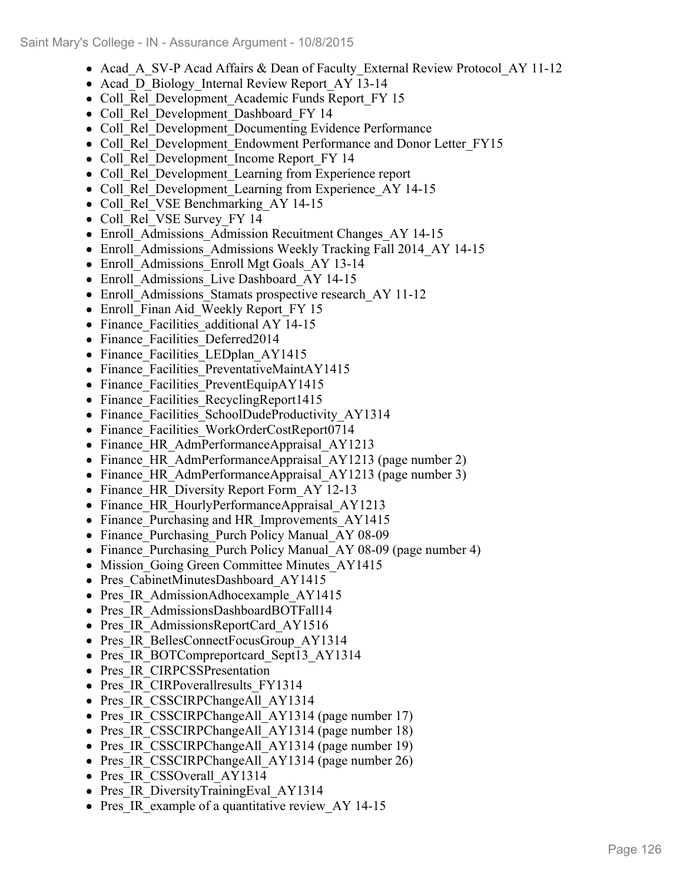- Acad_A_SV-P Acad Affairs & Dean of Faculty_External Review Protocol_AY 11-12
- Acad_D_Biology_Internal Review Report_AY 13-14
- Coll_Rel_Development_Academic Funds Report_FY 15
- Coll_Rel_Development_Dashboard_FY 14
- Coll_Rel_Development_Documenting Evidence Performance
- Coll_Rel_Development_Endowment Performance and Donor Letter_FY15
- Coll_Rel_Development_Income Report_FY 14
- Coll_Rel_Development_Learning from Experience report
- Coll_Rel_Development_Learning from Experience_AY 14-15
- Coll_Rel_VSE Benchmarking_AY 14-15
- Coll_Rel_VSE Survey_FY 14
- Enroll_Admissions_Admission Recuitment Changes_AY 14-15
- Enroll_Admissions_Admissions Weekly Tracking Fall 2014_AY 14-15
- Enroll_Admissions_Enroll Mgt Goals_AY 13-14
- Enroll_Admissions_Live Dashboard_AY 14-15
- Enroll_Admissions_Stamats prospective research_AY 11-12
- Enroll_Finan Aid_Weekly Report_FY 15
- Finance_Facilities_additional AY 14-15
- Finance_Facilities_Deferred2014
- Finance_Facilities_LEDplan_AY1415
- Finance_Facilities_PreventativeMaintAY1415
- Finance_Facilities_PreventEquipAY1415
- Finance_Facilities_RecyclingReport1415
- Finance_Facilities_SchoolDudeProductivity_AY1314
- Finance_Facilities_WorkOrderCostReport0714
- Finance_HR_AdmPerformanceAppraisal_AY1213
- Finance_HR_AdmPerformanceAppraisal_AY1213 (page number 2)
- Finance_HR_AdmPerformanceAppraisal_AY1213 (page number 3)
- Finance_HR_Diversity Report Form_AY 12-13
- Finance_HR_HourlyPerformanceAppraisal_AY1213
- Finance_Purchasing and HR_Improvements_AY1415
- Finance_Purchasing_Purch Policy Manual_AY 08-09
- Finance_Purchasing_Purch Policy Manual_AY 08-09 (page number 4)
- Mission_Going Green Committee Minutes_AY1415
- Pres_CabinetMinutesDashboard_AY1415
- Pres_IR_AdmissionAdhocexample_AY1415
- Pres_IR_AdmissionsDashboardBOTFall14
- Pres_IR_AdmissionsReportCard_AY1516
- Pres_IR_BellesConnectFocusGroup_AY1314
- Pres_IR_BOTCompreportcard_Sept13_AY1314
- Pres_IR_CIRPCSSPresentation
- Pres_IR_CIRPoverallresults_FY1314
- Pres_IR_CSSCIRPChangeAll_AY1314
- Pres_IR_CSSCIRPChangeAll_AY1314 (page number 17)
- Pres_IR_CSSCIRPChangeAll_AY1314 (page number 18)
- Pres_IR_CSSCIRPChangeAll_AY1314 (page number 19)
- Pres_IR_CSSCIRPChangeAll_AY1314 (page number 26)
- Pres_IR_CSSOverall_AY1314
- Pres_IR_DiversityTrainingEval_AY1314
- Pres_IR_example of a quantitative review_AY 14-15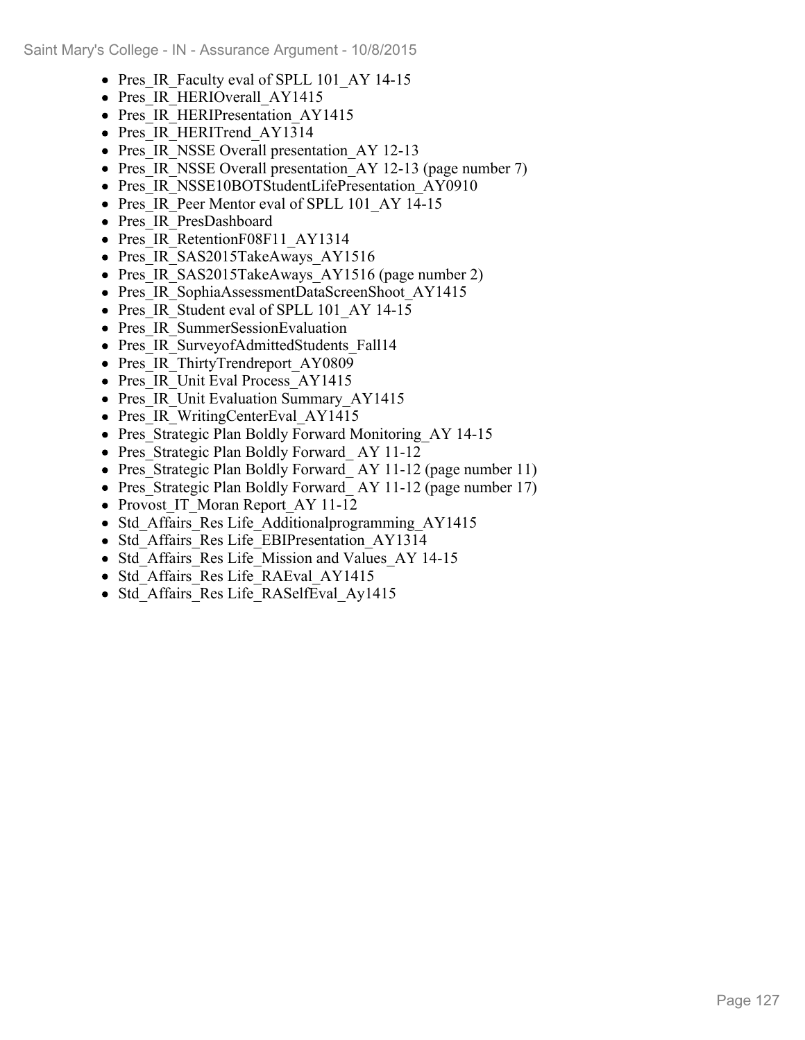- Pres_IR_Faculty eval of SPLL 101_AY 14-15
- Pres_IR_HERIOverall_AY1415
- Pres_IR_HERIPresentation_AY1415
- Pres_IR_HERITrend_AY1314
- Pres_IR_NSSE Overall presentation_AY 12-13
- Pres_IR_NSSE Overall presentation_AY 12-13 (page number 7)
- Pres_IR_NSSE10BOTStudentLifePresentation_AY0910
- Pres_IR_Peer Mentor eval of SPLL 101_AY 14-15
- Pres_IR_PresDashboard
- Pres_IR_RetentionF08F11_AY1314
- Pres_IR_SAS2015TakeAways_AY1516
- Pres_IR_SAS2015TakeAways_AY1516 (page number 2)
- Pres_IR_SophiaAssessmentDataScreenShoot_AY1415
- Pres_IR_Student eval of SPLL 101_AY 14-15
- Pres_IR_SummerSessionEvaluation
- Pres_IR_SurveyofAdmittedStudents_Fall14
- Pres_IR_ThirtyTrendreport_AY0809
- Pres_IR_Unit Eval Process_AY1415
- Pres_IR_Unit Evaluation Summary_AY1415
- Pres_IR_WritingCenterEval_AY1415
- Pres_Strategic Plan Boldly Forward Monitoring_AY 14-15
- Pres_Strategic Plan Boldly Forward_ AY 11-12
- Pres_Strategic Plan Boldly Forward_ AY 11-12 (page number 11)
- Pres_Strategic Plan Boldly Forward_ AY 11-12 (page number 17)
- Provost_IT_Moran Report_AY 11-12
- Std_Affairs_Res Life_Additionalprogramming_AY1415
- Std_Affairs_Res Life_EBIPresentation_AY1314
- Std_Affairs_Res Life_Mission and Values_AY 14-15
- Std_Affairs_Res Life_RAEval_AY1415
- Std_Affairs_Res Life_RASelfEval_Ay1415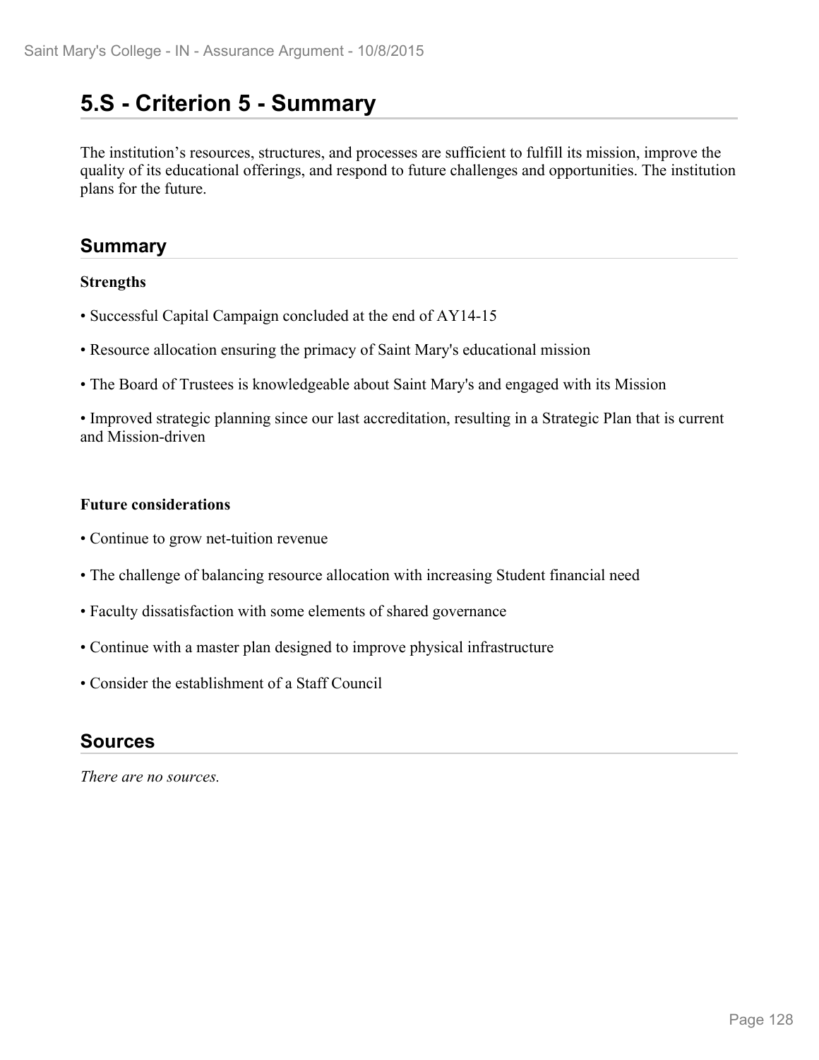# 5.S - Criterion 5 - Summary

The institution's resources, structures, and processes are sufficient to fulfill its mission, improve the quality of its educational offerings, and respond to future challenges and opportunities. The institution plans for the future.

## Summary

**Strengths**

- Successful Capital Campaign concluded at the end of AY14-15
- Resource allocation ensuring the primacy of Saint Mary's educational mission
- The Board of Trustees is knowledgeable about Saint Mary's and engaged with its Mission
- Improved strategic planning since our last accreditation, resulting in a Strategic Plan that is current and Mission-driven

**Future considerations**

- Continue to grow net-tuition revenue
- The challenge of balancing resource allocation with increasing Student financial need
- Faculty dissatisfaction with some elements of shared governance
- Continue with a master plan designed to improve physical infrastructure
- Consider the establishment of a Staff Council

## Sources

*There are no sources.*